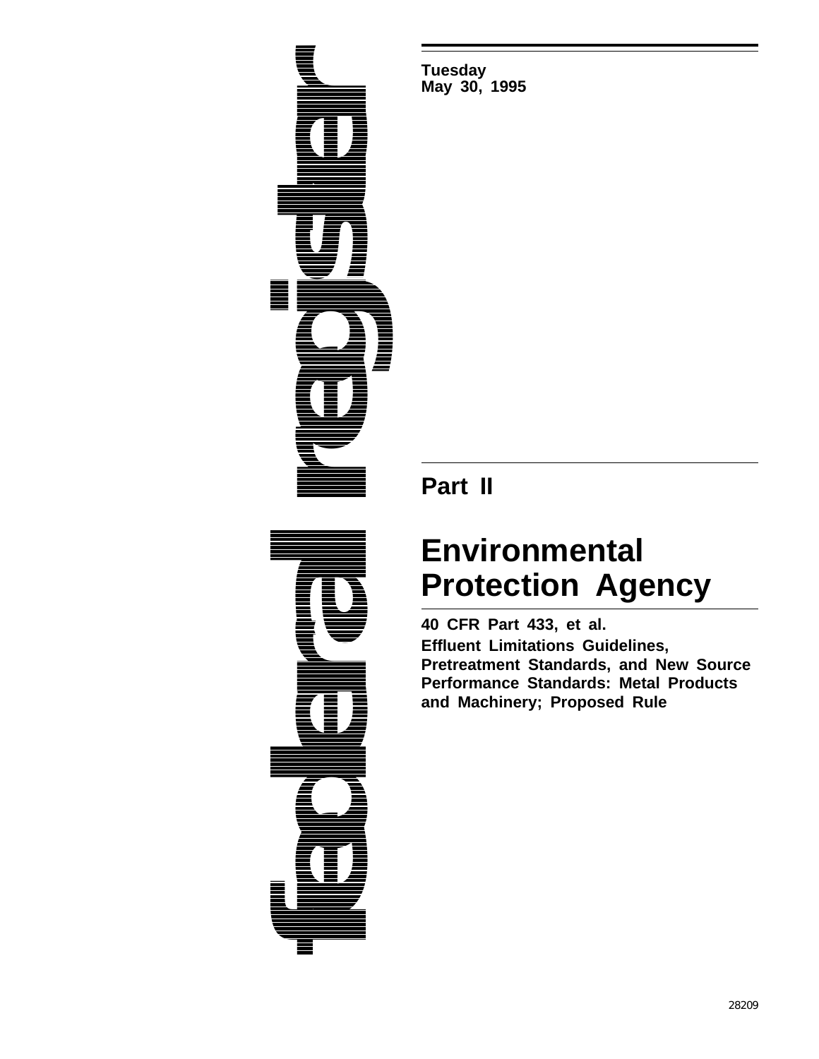federal register

**Tuesday**
**May 30, 1995**

## Part II

# Environmental Protection Agency

**40 CFR Part 433, et al.**

**Effluent Limitations Guidelines, Pretreatment Standards, and New Source Performance Standards: Metal Products and Machinery; Proposed Rule**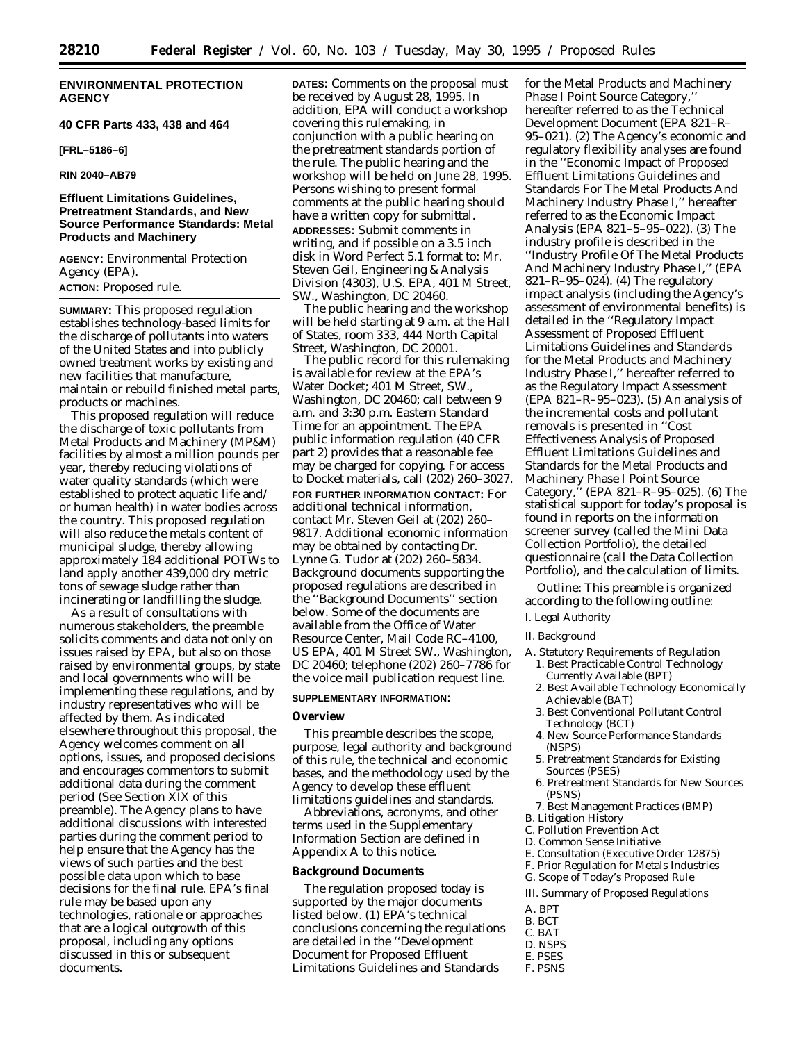# ENVIRONMENTAL PROTECTION AGENCY

**40 CFR Parts 433, 438 and 464**

**[FRL–5186–6]**

**RIN 2040–AB79**

## Effluent Limitations Guidelines, Pretreatment Standards, and New Source Performance Standards: Metal Products and Machinery

**AGENCY:** Environmental Protection Agency (EPA).

**ACTION:** Proposed rule.

**SUMMARY:** This proposed regulation establishes technology-based limits for the discharge of pollutants into waters of the United States and into publicly owned treatment works by existing and new facilities that manufacture, maintain or rebuild finished metal parts, products or machines.

This proposed regulation will reduce the discharge of toxic pollutants from Metal Products and Machinery (MP&M) facilities by almost a million pounds per year, thereby reducing violations of water quality standards (which were established to protect aquatic life and/or human health) in water bodies across the country. This proposed regulation will also reduce the metals content of municipal sludge, thereby allowing approximately 184 additional POTWs to land apply another 439,000 dry metric tons of sewage sludge rather than incinerating or landfilling the sludge.

As a result of consultations with numerous stakeholders, the preamble solicits comments and data not only on issues raised by EPA, but also on those raised by environmental groups, by state and local governments who will be implementing these regulations, and by industry representatives who will be affected by them. As indicated elsewhere throughout this proposal, the Agency welcomes comment on all options, issues, and proposed decisions and encourages commentors to submit additional data during the comment period (See Section XIX of this preamble). The Agency plans to have additional discussions with interested parties during the comment period to help ensure that the Agency has the views of such parties and the best possible data upon which to base decisions for the final rule. EPA's final rule may be based upon any technologies, rationale or approaches that are a logical outgrowth of this proposal, including any options discussed in this or subsequent documents.

**DATES:** Comments on the proposal must be received by August 28, 1995. In addition, EPA will conduct a workshop covering this rulemaking, in conjunction with a public hearing on the pretreatment standards portion of the rule. The public hearing and the workshop will be held on June 28, 1995. Persons wishing to present formal comments at the public hearing should have a written copy for submittal.

**ADDRESSES:** Submit comments in writing, and if possible on a 3.5 inch disk in Word Perfect 5.1 format to: Mr. Steven Geil, Engineering & Analysis Division (4303), U.S. EPA, 401 M Street, SW., Washington, DC 20460.

The public hearing and the workshop will be held starting at 9 a.m. at the Hall of States, room 333, 444 North Capital Street, Washington, DC 20001.

The public record for this rulemaking is available for review at the EPA's Water Docket; 401 M Street, SW., Washington, DC 20460; call between 9 a.m. and 3:30 p.m. Eastern Standard Time for an appointment. The EPA public information regulation (40 CFR part 2) provides that a reasonable fee may be charged for copying. For access to Docket materials, call (202) 260–3027.

**FOR FURTHER INFORMATION CONTACT:** For additional technical information, contact Mr. Steven Geil at (202) 260–9817. Additional economic information may be obtained by contacting Dr. Lynne G. Tudor at (202) 260–5834. Background documents supporting the proposed regulations are described in the "Background Documents" section below. Some of the documents are available from the Office of Water Resource Center, Mail Code RC–4100, US EPA, 401 M Street SW., Washington, DC 20460; telephone (202) 260–7786 for the voice mail publication request line.

**SUPPLEMENTARY INFORMATION:**

### Overview

This preamble describes the scope, purpose, legal authority and background of this rule, the technical and economic bases, and the methodology used by the Agency to develop these effluent limitations guidelines and standards.

Abbreviations, acronyms, and other terms used in the Supplementary Information Section are defined in Appendix A to this notice.

### Background Documents

The regulation proposed today is supported by the major documents listed below. (1) EPA's technical conclusions concerning the regulations are detailed in the "Development Document for Proposed Effluent Limitations Guidelines and Standards for the Metal Products and Machinery Phase I Point Source Category," hereafter referred to as the Technical Development Document (EPA 821–R–95–021). (2) The Agency's economic and regulatory flexibility analyses are found in the "Economic Impact of Proposed Effluent Limitations Guidelines and Standards For The Metal Products And Machinery Industry Phase I," hereafter referred to as the Economic Impact Analysis (EPA 821–5–95–022). (3) The industry profile is described in the "Industry Profile Of The Metal Products And Machinery Industry Phase I," (EPA 821–R–95–024). (4) The regulatory impact analysis (including the Agency's assessment of environmental benefits) is detailed in the "Regulatory Impact Assessment of Proposed Effluent Limitations Guidelines and Standards for the Metal Products and Machinery Industry Phase I," hereafter referred to as the Regulatory Impact Assessment (EPA 821–R–95–023). (5) An analysis of the incremental costs and pollutant removals is presented in "Cost Effectiveness Analysis of Proposed Effluent Limitations Guidelines and Standards for the Metal Products and Machinery Phase I Point Source Category," (EPA 821–R–95–025). (6) The statistical support for today's proposal is found in reports on the information screener survey (called the Mini Data Collection Portfolio), the detailed questionnaire (call the Data Collection Portfolio), and the calculation of limits.

Outline: This preamble is organized according to the following outline:

I. Legal Authority

II. Background

- A. Statutory Requirements of Regulation
  1. Best Practicable Control Technology Currently Available (BPT)
  2. Best Available Technology Economically Achievable (BAT)
  3. Best Conventional Pollutant Control Technology (BCT)
  4. New Source Performance Standards (NSPS)
  5. Pretreatment Standards for Existing Sources (PSES)
  6. Pretreatment Standards for New Sources (PSNS)
  7. Best Management Practices (BMP)
- B. Litigation History
- C. Pollution Prevention Act
- D. Common Sense Initiative
- E. Consultation (Executive Order 12875)
- F. Prior Regulation for Metals Industries
- G. Scope of Today's Proposed Rule

III. Summary of Proposed Regulations

- A. BPT
- B. BCT
- C. BAT
- D. NSPS
- E. PSES
- F. PSNS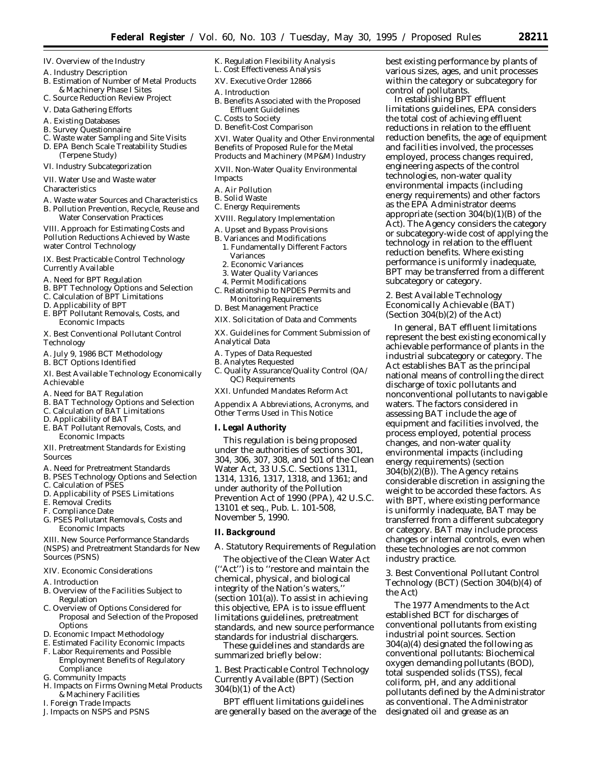IV. Overview of the Industry

A. Industry Description

B. Estimation of Number of Metal Products & Machinery Phase I Sites

C. Source Reduction Review Project

V. Data Gathering Efforts

A. Existing Databases

B. Survey Questionnaire

C. Waste water Sampling and Site Visits

D. EPA Bench Scale Treatability Studies (Terpene Study)

VI. Industry Subcategorization

VII. Water Use and Waste water Characteristics

A. Waste water Sources and Characteristics

B. Pollution Prevention, Recycle, Reuse and Water Conservation Practices

VIII. Approach for Estimating Costs and Pollution Reductions Achieved by Waste water Control Technology

IX. Best Practicable Control Technology Currently Available

A. Need for BPT Regulation

B. BPT Technology Options and Selection

C. Calculation of BPT Limitations

D. Applicability of BPT

E. BPT Pollutant Removals, Costs, and Economic Impacts

X. Best Conventional Pollutant Control Technology

A. July 9, 1986 BCT Methodology

B. BCT Options Identified

XI. Best Available Technology Economically Achievable

A. Need for BAT Regulation

B. BAT Technology Options and Selection

C. Calculation of BAT Limitations

D. Applicability of BAT

E. BAT Pollutant Removals, Costs, and Economic Impacts

XII. Pretreatment Standards for Existing Sources

A. Need for Pretreatment Standards

B. PSES Technology Options and Selection

C. Calculation of PSES

D. Applicability of PSES Limitations

E. Removal Credits

F. Compliance Date

G. PSES Pollutant Removals, Costs and Economic Impacts

XIII. New Source Performance Standards (NSPS) and Pretreatment Standards for New Sources (PSNS)

XIV. Economic Considerations

A. Introduction

B. Overview of the Facilities Subject to Regulation

C. Overview of Options Considered for Proposal and Selection of the Proposed Options

D. Economic Impact Methodology

E. Estimated Facility Economic Impacts

F. Labor Requirements and Possible Employment Benefits of Regulatory Compliance

G. Community Impacts

H. Impacts on Firms Owning Metal Products & Machinery Facilities

I. Foreign Trade Impacts

J. Impacts on NSPS and PSNS

K. Regulation Flexibility Analysis

L. Cost Effectiveness Analysis

XV. Executive Order 12866

A. Introduction

B. Benefits Associated with the Proposed Effluent Guidelines

C. Costs to Society

D. Benefit-Cost Comparison

XVI. Water Quality and Other Environmental Benefits of Proposed Rule for the Metal Products and Machinery (MP&M) Industry

XVII. Non-Water Quality Environmental Impacts

A. Air Pollution

B. Solid Waste

C. Energy Requirements

XVIII. Regulatory Implementation

A. Upset and Bypass Provisions

B. Variances and Modifications

1. Fundamentally Different Factors Variances

2. Economic Variances

3. Water Quality Variances

4. Permit Modifications

C. Relationship to NPDES Permits and Monitoring Requirements

D. Best Management Practice

XIX. Solicitation of Data and Comments

XX. Guidelines for Comment Submission of Analytical Data

A. Types of Data Requested

B. Analytes Requested

C. Quality Assurance/Quality Control (QA/QC) Requirements

XXI. Unfunded Mandates Reform Act

Appendix A Abbreviations, Acronyms, and Other Terms Used in This Notice

## I. Legal Authority

This regulation is being proposed under the authorities of sections 301, 304, 306, 307, 308, and 501 of the Clean Water Act, 33 U.S.C. Sections 1311, 1314, 1316, 1317, 1318, and 1361; and under authority of the Pollution Prevention Act of 1990 (PPA), 42 U.S.C. 13101 et seq., Pub. L. 101-508, November 5, 1990.

## II. Background

### A. Statutory Requirements of Regulation

The objective of the Clean Water Act (''Act'') is to ''restore and maintain the chemical, physical, and biological integrity of the Nation's waters,'' (section 101(a)). To assist in achieving this objective, EPA is to issue effluent limitations guidelines, pretreatment standards, and new source performance standards for industrial dischargers.

These guidelines and standards are summarized briefly below:

#### 1. Best Practicable Control Technology Currently Available (BPT) (Section 304(b)(1) of the Act)

BPT effluent limitations guidelines are generally based on the average of the best existing performance by plants of various sizes, ages, and unit processes within the category or subcategory for control of pollutants.

In establishing BPT effluent limitations guidelines, EPA considers the total cost of achieving effluent reductions in relation to the effluent reduction benefits, the age of equipment and facilities involved, the processes employed, process changes required, engineering aspects of the control technologies, non-water quality environmental impacts (including energy requirements) and other factors as the EPA Administrator deems appropriate (section 304(b)(1)(B) of the Act). The Agency considers the category or subcategory-wide cost of applying the technology in relation to the effluent reduction benefits. Where existing performance is uniformly inadequate, BPT may be transferred from a different subcategory or category.

#### 2. Best Available Technology Economically Achievable (BAT) (Section 304(b)(2) of the Act)

In general, BAT effluent limitations represent the best existing economically achievable performance of plants in the industrial subcategory or category. The Act establishes BAT as the principal national means of controlling the direct discharge of toxic pollutants and nonconventional pollutants to navigable waters. The factors considered in assessing BAT include the age of equipment and facilities involved, the process employed, potential process changes, and non-water quality environmental impacts (including energy requirements) (section 304(b)(2)(B)). The Agency retains considerable discretion in assigning the weight to be accorded these factors. As with BPT, where existing performance is uniformly inadequate, BAT may be transferred from a different subcategory or category. BAT may include process changes or internal controls, even when these technologies are not common industry practice.

#### 3. Best Conventional Pollutant Control Technology (BCT) (Section 304(b)(4) of the Act)

The 1977 Amendments to the Act established BCT for discharges of conventional pollutants from existing industrial point sources. Section 304(a)(4) designated the following as conventional pollutants: Biochemical oxygen demanding pollutants (BOD), total suspended solids (TSS), fecal coliform, pH, and any additional pollutants defined by the Administrator as conventional. The Administrator designated oil and grease as an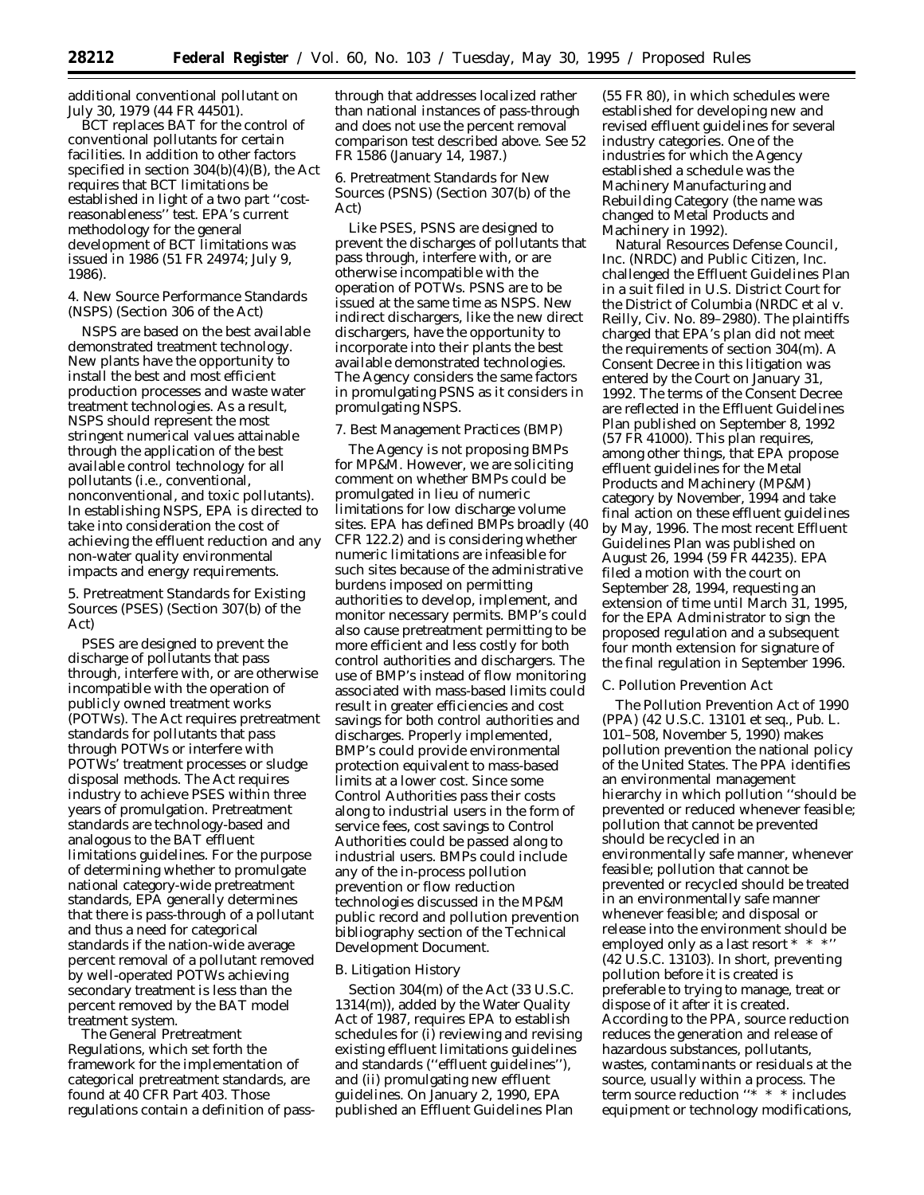additional conventional pollutant on July 30, 1979 (44 FR 44501).

BCT replaces BAT for the control of conventional pollutants for certain facilities. In addition to other factors specified in section 304(b)(4)(B), the Act requires that BCT limitations be established in light of a two part ''cost-reasonableness'' test. EPA's current methodology for the general development of BCT limitations was issued in 1986 (51 FR 24974; July 9, 1986).

4. New Source Performance Standards (NSPS) (Section 306 of the Act)

NSPS are based on the best available demonstrated treatment technology. New plants have the opportunity to install the best and most efficient production processes and waste water treatment technologies. As a result, NSPS should represent the most stringent numerical values attainable through the application of the best available control technology for all pollutants (i.e., conventional, nonconventional, and toxic pollutants). In establishing NSPS, EPA is directed to take into consideration the cost of achieving the effluent reduction and any non-water quality environmental impacts and energy requirements.

5. Pretreatment Standards for Existing Sources (PSES) (Section 307(b) of the Act)

PSES are designed to prevent the discharge of pollutants that pass through, interfere with, or are otherwise incompatible with the operation of publicly owned treatment works (POTWs). The Act requires pretreatment standards for pollutants that pass through POTWs or interfere with POTWs' treatment processes or sludge disposal methods. The Act requires industry to achieve PSES within three years of promulgation. Pretreatment standards are technology-based and analogous to the BAT effluent limitations guidelines. For the purpose of determining whether to promulgate national category-wide pretreatment standards, EPA generally determines that there is pass-through of a pollutant and thus a need for categorical standards if the nation-wide average percent removal of a pollutant removed by well-operated POTWs achieving secondary treatment is less than the percent removed by the BAT model treatment system.

The General Pretreatment Regulations, which set forth the framework for the implementation of categorical pretreatment standards, are found at 40 CFR Part 403. Those regulations contain a definition of pass-through that addresses localized rather than national instances of pass-through and does not use the percent removal comparison test described above. See 52 FR 1586 (January 14, 1987.)

6. Pretreatment Standards for New Sources (PSNS) (Section 307(b) of the Act)

Like PSES, PSNS are designed to prevent the discharges of pollutants that pass through, interfere with, or are otherwise incompatible with the operation of POTWs. PSNS are to be issued at the same time as NSPS. New indirect dischargers, like the new direct dischargers, have the opportunity to incorporate into their plants the best available demonstrated technologies. The Agency considers the same factors in promulgating PSNS as it considers in promulgating NSPS.

7. Best Management Practices (BMP)

The Agency is not proposing BMPs for MP&M. However, we are soliciting comment on whether BMPs could be promulgated in lieu of numeric limitations for low discharge volume sites. EPA has defined BMPs broadly (40 CFR 122.2) and is considering whether numeric limitations are infeasible for such sites because of the administrative burdens imposed on permitting authorities to develop, implement, and monitor necessary permits. BMP's could also cause pretreatment permitting to be more efficient and less costly for both control authorities and dischargers. The use of BMP's instead of flow monitoring associated with mass-based limits could result in greater efficiencies and cost savings for both control authorities and discharges. Properly implemented, BMP's could provide environmental protection equivalent to mass-based limits at a lower cost. Since some Control Authorities pass their costs along to industrial users in the form of service fees, cost savings to Control Authorities could be passed along to industrial users. BMPs could include any of the in-process pollution prevention or flow reduction technologies discussed in the MP&M public record and pollution prevention bibliography section of the Technical Development Document.

*B. Litigation History*

Section 304(m) of the Act (33 U.S.C. 1314(m)), added by the Water Quality Act of 1987, requires EPA to establish schedules for (i) reviewing and revising existing effluent limitations guidelines and standards (''effluent guidelines''), and (ii) promulgating new effluent guidelines. On January 2, 1990, EPA published an Effluent Guidelines Plan (55 FR 80), in which schedules were established for developing new and revised effluent guidelines for several industry categories. One of the industries for which the Agency established a schedule was the Machinery Manufacturing and Rebuilding Category (the name was changed to Metal Products and Machinery in 1992).

Natural Resources Defense Council, Inc. (NRDC) and Public Citizen, Inc. challenged the Effluent Guidelines Plan in a suit filed in U.S. District Court for the District of Columbia (*NRDC et al* v. *Reilly,* Civ. No. 89–2980). The plaintiffs charged that EPA's plan did not meet the requirements of section 304(m). A Consent Decree in this litigation was entered by the Court on January 31, 1992. The terms of the Consent Decree are reflected in the Effluent Guidelines Plan published on September 8, 1992 (57 FR 41000). This plan requires, among other things, that EPA propose effluent guidelines for the Metal Products and Machinery (MP&M) category by November, 1994 and take final action on these effluent guidelines by May, 1996. The most recent Effluent Guidelines Plan was published on August 26, 1994 (59 FR 44235). EPA filed a motion with the court on September 28, 1994, requesting an extension of time until March 31, 1995, for the EPA Administrator to sign the proposed regulation and a subsequent four month extension for signature of the final regulation in September 1996.

*C. Pollution Prevention Act*

The Pollution Prevention Act of 1990 (PPA) (42 U.S.C. 13101 *et seq.*, Pub. L. 101–508, November 5, 1990) makes pollution prevention the national policy of the United States. The PPA identifies an environmental management hierarchy in which pollution ''should be prevented or reduced whenever feasible; pollution that cannot be prevented should be recycled in an environmentally safe manner, whenever feasible; pollution that cannot be prevented or recycled should be treated in an environmentally safe manner whenever feasible; and disposal or release into the environment should be employed only as a last resort * * *'' (42 U.S.C. 13103). In short, preventing pollution before it is created is preferable to trying to manage, treat or dispose of it after it is created. According to the PPA, source reduction reduces the generation and release of hazardous substances, pollutants, wastes, contaminants or residuals at the source, usually within a process. The term source reduction ''* * * includes equipment or technology modifications,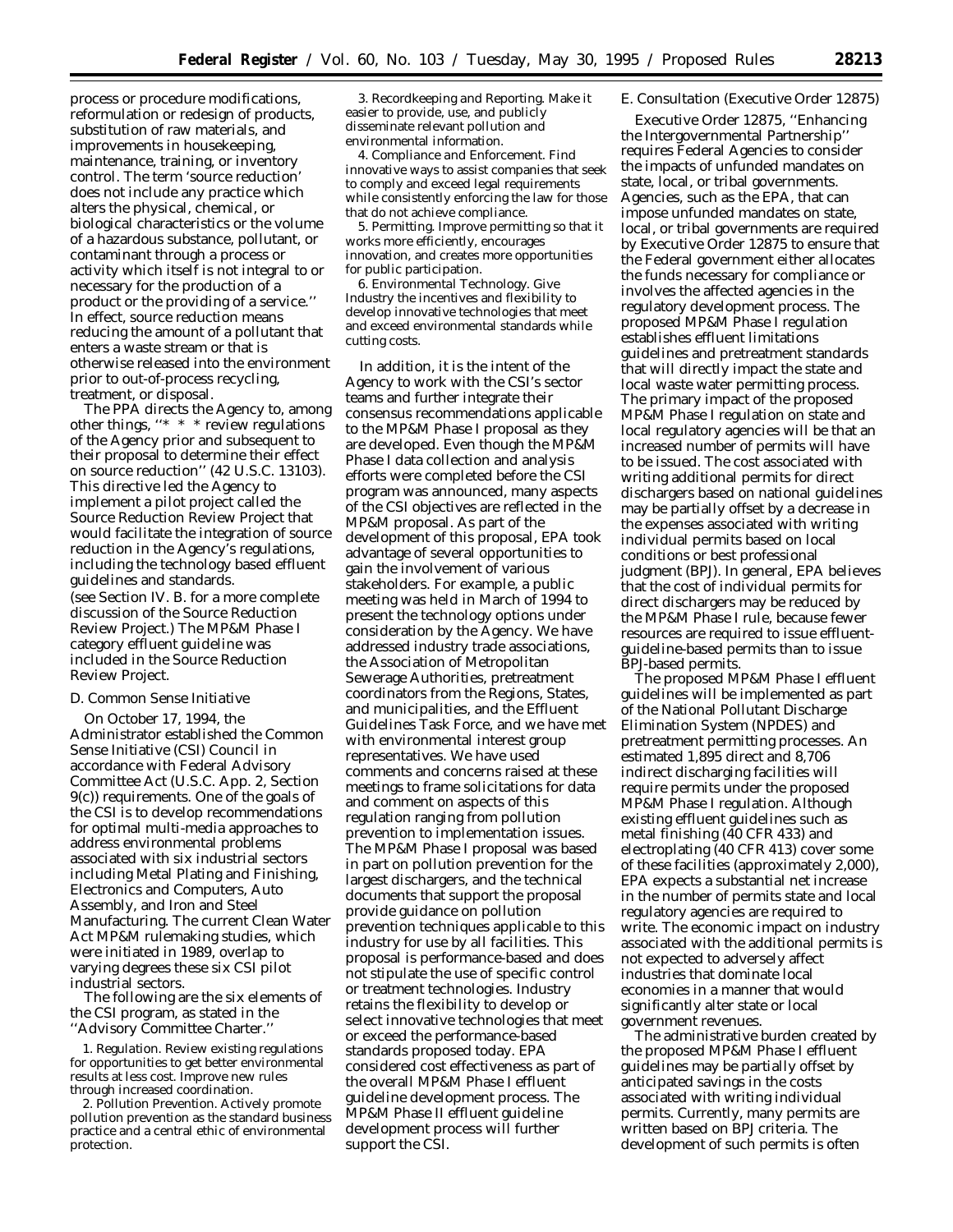process or procedure modifications, reformulation or redesign of products, substitution of raw materials, and improvements in housekeeping, maintenance, training, or inventory control. The term 'source reduction' does not include any practice which alters the physical, chemical, or biological characteristics or the volume of a hazardous substance, pollutant, or contaminant through a process or activity which itself is not integral to or necessary for the production of a product or the providing of a service.'' In effect, source reduction means reducing the amount of a pollutant that enters a waste stream or that is otherwise released into the environment prior to out-of-process recycling, treatment, or disposal.

The PPA directs the Agency to, among other things, ''* * * review regulations of the Agency prior and subsequent to their proposal to determine their effect on source reduction'' (42 U.S.C. 13103). This directive led the Agency to implement a pilot project called the Source Reduction Review Project that would facilitate the integration of source reduction in the Agency's regulations, including the technology based effluent guidelines and standards. (see Section IV. B. for a more complete discussion of the Source Reduction Review Project.) The MP&M Phase I category effluent guideline was included in the Source Reduction Review Project.

### D. Common Sense Initiative

On October 17, 1994, the Administrator established the Common Sense Initiative (CSI) Council in accordance with Federal Advisory Committee Act (U.S.C. App. 2, Section 9(c)) requirements. One of the goals of the CSI is to develop recommendations for optimal multi-media approaches to address environmental problems associated with six industrial sectors including Metal Plating and Finishing, Electronics and Computers, Auto Assembly, and Iron and Steel Manufacturing. The current Clean Water Act MP&M rulemaking studies, which were initiated in 1989, overlap to varying degrees these six CSI pilot industrial sectors.

The following are the six elements of the CSI program, as stated in the ''Advisory Committee Charter.''

1. *Regulation.* Review existing regulations for opportunities to get better environmental results at less cost. Improve new rules through increased coordination.

2. *Pollution Prevention.* Actively promote pollution prevention as the standard business practice and a central ethic of environmental protection.

3. *Recordkeeping and Reporting.* Make it easier to provide, use, and publicly disseminate relevant pollution and environmental information.

4. *Compliance and Enforcement.* Find innovative ways to assist companies that seek to comply and exceed legal requirements while consistently enforcing the law for those that do not achieve compliance.

5. *Permitting.* Improve permitting so that it works more efficiently, encourages innovation, and creates more opportunities for public participation.

6. *Environmental Technology.* Give Industry the incentives and flexibility to develop innovative technologies that meet and exceed environmental standards while cutting costs.

In addition, it is the intent of the Agency to work with the CSI's sector teams and further integrate their consensus recommendations applicable to the MP&M Phase I proposal as they are developed. Even though the MP&M Phase I data collection and analysis efforts were completed before the CSI program was announced, many aspects of the CSI objectives are reflected in the MP&M proposal. As part of the development of this proposal, EPA took advantage of several opportunities to gain the involvement of various stakeholders. For example, a public meeting was held in March of 1994 to present the technology options under consideration by the Agency. We have addressed industry trade associations, the Association of Metropolitan Sewerage Authorities, pretreatment coordinators from the Regions, States, and municipalities, and the Effluent Guidelines Task Force, and we have met with environmental interest group representatives. We have used comments and concerns raised at these meetings to frame solicitations for data and comment on aspects of this regulation ranging from pollution prevention to implementation issues. The MP&M Phase I proposal was based in part on pollution prevention for the largest dischargers, and the technical documents that support the proposal provide guidance on pollution prevention techniques applicable to this industry for use by all facilities. This proposal is performance-based and does not stipulate the use of specific control or treatment technologies. Industry retains the flexibility to develop or select innovative technologies that meet or exceed the performance-based standards proposed today. EPA considered cost effectiveness as part of the overall MP&M Phase I effluent guideline development process. The MP&M Phase II effluent guideline development process will further support the CSI.

### E. Consultation (Executive Order 12875)

Executive Order 12875, ''Enhancing the Intergovernmental Partnership'' requires Federal Agencies to consider the impacts of unfunded mandates on state, local, or tribal governments. Agencies, such as the EPA, that can impose unfunded mandates on state, local, or tribal governments are required by Executive Order 12875 to ensure that the Federal government either allocates the funds necessary for compliance or involves the affected agencies in the regulatory development process. The proposed MP&M Phase I regulation establishes effluent limitations guidelines and pretreatment standards that will directly impact the state and local waste water permitting process. The primary impact of the proposed MP&M Phase I regulation on state and local regulatory agencies will be that an increased number of permits will have to be issued. The cost associated with writing additional permits for direct dischargers based on national guidelines may be partially offset by a decrease in the expenses associated with writing individual permits based on local conditions or best professional judgment (BPJ). In general, EPA believes that the cost of individual permits for direct dischargers may be reduced by the MP&M Phase I rule, because fewer resources are required to issue effluent-guideline-based permits than to issue BPJ-based permits.

The proposed MP&M Phase I effluent guidelines will be implemented as part of the National Pollutant Discharge Elimination System (NPDES) and pretreatment permitting processes. An estimated 1,895 direct and 8,706 indirect discharging facilities will require permits under the proposed MP&M Phase I regulation. Although existing effluent guidelines such as metal finishing (40 CFR 433) and electroplating (40 CFR 413) cover some of these facilities (approximately 2,000), EPA expects a substantial net increase in the number of permits state and local regulatory agencies are required to write. The economic impact on industry associated with the additional permits is not expected to adversely affect industries that dominate local economies in a manner that would significantly alter state or local government revenues.

The administrative burden created by the proposed MP&M Phase I effluent guidelines may be partially offset by anticipated savings in the costs associated with writing individual permits. Currently, many permits are written based on BPJ criteria. The development of such permits is often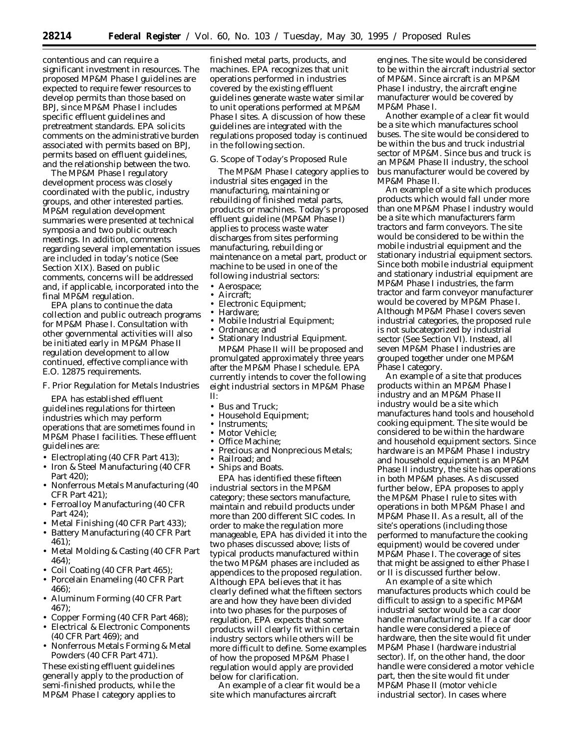contentious and can require a significant investment in resources. The proposed MP&M Phase I guidelines are expected to require fewer resources to develop permits than those based on BPJ, since MP&M Phase I includes specific effluent guidelines and pretreatment standards. EPA solicits comments on the administrative burden associated with permits based on BPJ, permits based on effluent guidelines, and the relationship between the two.

The MP&M Phase I regulatory development process was closely coordinated with the public, industry groups, and other interested parties. MP&M regulation development summaries were presented at technical symposia and two public outreach meetings. In addition, comments regarding several implementation issues are included in today's notice (See Section XIX). Based on public comments, concerns will be addressed and, if applicable, incorporated into the final MP&M regulation.

EPA plans to continue the data collection and public outreach programs for MP&M Phase I. Consultation with other governmental activities will also be initiated early in MP&M Phase II regulation development to allow continued, effective compliance with E.O. 12875 requirements.

*F. Prior Regulation for Metals Industries*

EPA has established effluent guidelines regulations for thirteen industries which may perform operations that are sometimes found in MP&M Phase I facilities. These effluent guidelines are:

- Electroplating (40 CFR Part 413);
- Iron & Steel Manufacturing (40 CFR Part 420);
- Nonferrous Metals Manufacturing (40 CFR Part 421);
- Ferroalloy Manufacturing (40 CFR Part 424);
- Metal Finishing (40 CFR Part 433);
- Battery Manufacturing (40 CFR Part 461);
- Metal Molding & Casting (40 CFR Part 464);
- Coil Coating (40 CFR Part 465);
- Porcelain Enameling (40 CFR Part 466);
- Aluminum Forming (40 CFR Part 467);
- Copper Forming (40 CFR Part 468);
- Electrical & Electronic Components (40 CFR Part 469); and
- Nonferrous Metals Forming & Metal Powders (40 CFR Part 471).

These existing effluent guidelines generally apply to the production of semi-finished products, while the MP&M Phase I category applies to finished metal parts, products, and machines. EPA recognizes that unit operations performed in industries covered by the existing effluent guidelines generate waste water similar to unit operations performed at MP&M Phase I sites. A discussion of how these guidelines are integrated with the regulations proposed today is continued in the following section.

*G. Scope of Today's Proposed Rule*

The MP&M Phase I category applies to industrial sites engaged in the manufacturing, maintaining or rebuilding of finished metal parts, products or machines. Today's proposed effluent guideline (MP&M Phase I) applies to process waste water discharges from sites performing manufacturing, rebuilding or maintenance on a metal part, product or machine to be used in one of the following industrial sectors:

- Aerospace;
- Aircraft;
- Electronic Equipment;
- Hardware;
- Mobile Industrial Equipment;
- Ordnance; and
- Stationary Industrial Equipment.

MP&M Phase II will be proposed and promulgated approximately three years after the MP&M Phase I schedule. EPA currently intends to cover the following eight industrial sectors in MP&M Phase II:

- Bus and Truck;
- Household Equipment;
- Instruments;
- Motor Vehicle;
- Office Machine;
- Precious and Nonprecious Metals;
- Railroad; and
- Ships and Boats.

EPA has identified these fifteen industrial sectors in the MP&M category; these sectors manufacture, maintain and rebuild products under more than 200 different SIC codes. In order to make the regulation more manageable, EPA has divided it into the two phases discussed above; lists of typical products manufactured within the two MP&M phases are included as appendices to the proposed regulation. Although EPA believes that it has clearly defined what the fifteen sectors are and how they have been divided into two phases for the purposes of regulation, EPA expects that some products will clearly fit within certain industry sectors while others will be more difficult to define. Some examples of how the proposed MP&M Phase I regulation would apply are provided below for clarification.

An example of a clear fit would be a site which manufactures aircraft engines. The site would be considered to be within the aircraft industrial sector of MP&M. Since aircraft is an MP&M Phase I industry, the aircraft engine manufacturer would be covered by MP&M Phase I.

Another example of a clear fit would be a site which manufactures school buses. The site would be considered to be within the bus and truck industrial sector of MP&M. Since bus and truck is an MP&M Phase II industry, the school bus manufacturer would be covered by MP&M Phase II.

An example of a site which produces products which would fall under more than one MP&M Phase I industry would be a site which manufacturers farm tractors and farm conveyors. The site would be considered to be within the mobile industrial equipment and the stationary industrial equipment sectors. Since both mobile industrial equipment and stationary industrial equipment are MP&M Phase I industries, the farm tractor and farm conveyor manufacturer would be covered by MP&M Phase I. Although MP&M Phase I covers seven industrial categories, the proposed rule is not subcategorized by industrial sector (See Section VI). Instead, all seven MP&M Phase I industries are grouped together under one MP&M Phase I category.

An example of a site that produces products within an MP&M Phase I industry and an MP&M Phase II industry would be a site which manufactures hand tools and household cooking equipment. The site would be considered to be within the hardware and household equipment sectors. Since hardware is an MP&M Phase I industry and household equipment is an MP&M Phase II industry, the site has operations in both MP&M phases. As discussed further below, EPA proposes to apply the MP&M Phase I rule to sites with operations in both MP&M Phase I and MP&M Phase II. As a result, all of the site's operations (including those performed to manufacture the cooking equipment) would be covered under MP&M Phase I. The coverage of sites that might be assigned to either Phase I or II is discussed further below.

An example of a site which manufactures products which could be difficult to assign to a specific MP&M industrial sector would be a car door handle manufacturing site. If a car door handle were considered a piece of hardware, then the site would fit under MP&M Phase I (hardware industrial sector). If, on the other hand, the door handle were considered a motor vehicle part, then the site would fit under MP&M Phase II (motor vehicle industrial sector). In cases where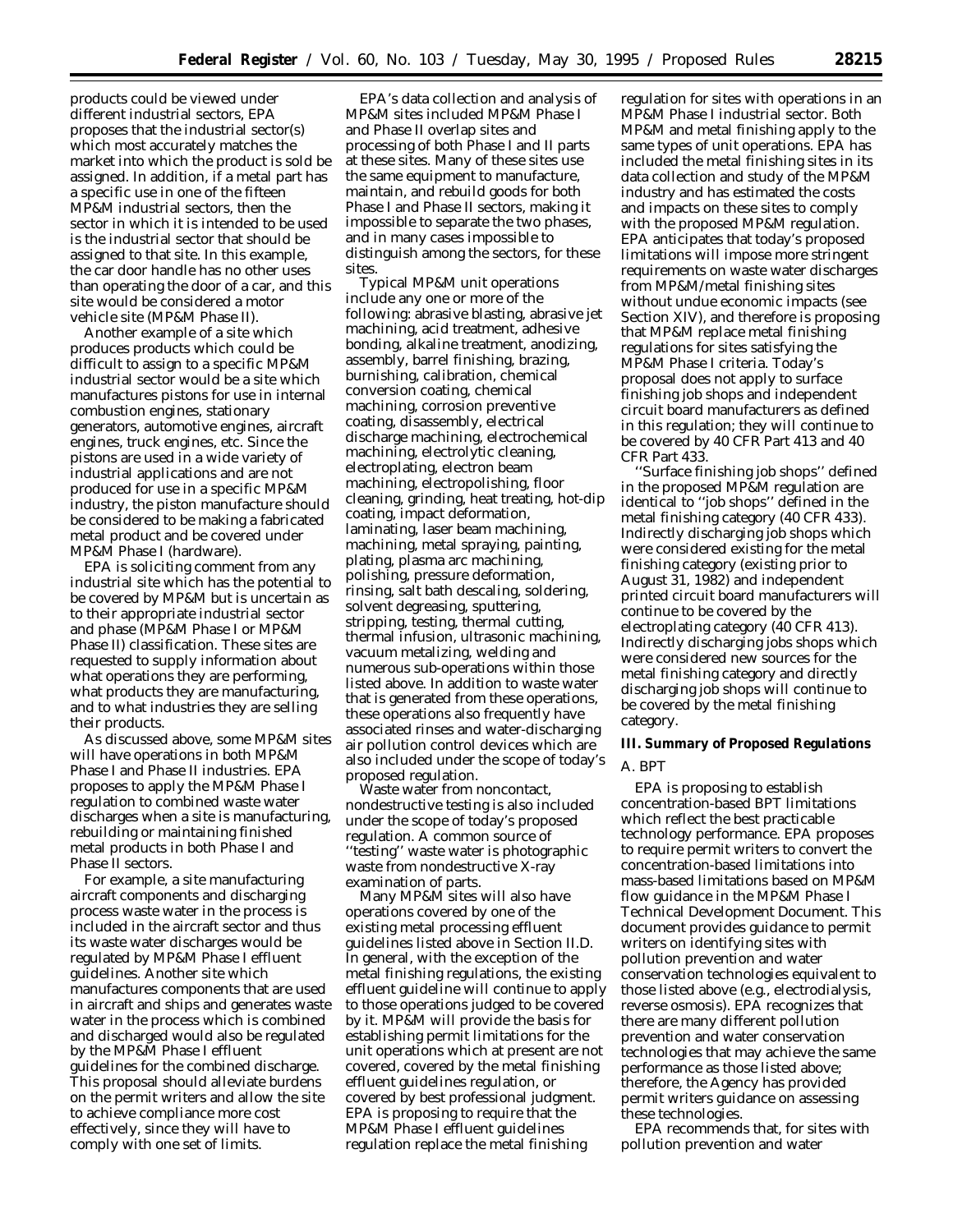products could be viewed under different industrial sectors, EPA proposes that the industrial sector(s) which most accurately matches the market into which the product is sold be assigned. In addition, if a metal part has a specific use in one of the fifteen MP&M industrial sectors, then the sector in which it is intended to be used is the industrial sector that should be assigned to that site. In this example, the car door handle has no other uses than operating the door of a car, and this site would be considered a motor vehicle site (MP&M Phase II).

Another example of a site which produces products which could be difficult to assign to a specific MP&M industrial sector would be a site which manufactures pistons for use in internal combustion engines, stationary generators, automotive engines, aircraft engines, truck engines, etc. Since the pistons are used in a wide variety of industrial applications and are not produced for use in a specific MP&M industry, the piston manufacture should be considered to be making a fabricated metal product and be covered under MP&M Phase I (hardware).

EPA is soliciting comment from any industrial site which has the potential to be covered by MP&M but is uncertain as to their appropriate industrial sector and phase (MP&M Phase I or MP&M Phase II) classification. These sites are requested to supply information about what operations they are performing, what products they are manufacturing, and to what industries they are selling their products.

As discussed above, some MP&M sites will have operations in both MP&M Phase I and Phase II industries. EPA proposes to apply the MP&M Phase I regulation to combined waste water discharges when a site is manufacturing, rebuilding or maintaining finished metal products in both Phase I and Phase II sectors.

For example, a site manufacturing aircraft components and discharging process waste water in the process is included in the aircraft sector and thus its waste water discharges would be regulated by MP&M Phase I effluent guidelines. Another site which manufactures components that are used in aircraft and ships and generates waste water in the process which is combined and discharged would also be regulated by the MP&M Phase I effluent guidelines for the combined discharge. This proposal should alleviate burdens on the permit writers and allow the site to achieve compliance more cost effectively, since they will have to comply with one set of limits.

EPA's data collection and analysis of MP&M sites included MP&M Phase I and Phase II overlap sites and processing of both Phase I and II parts at these sites. Many of these sites use the same equipment to manufacture, maintain, and rebuild goods for both Phase I and Phase II sectors, making it impossible to separate the two phases, and in many cases impossible to distinguish among the sectors, for these sites.

Typical MP&M unit operations include any one or more of the following: abrasive blasting, abrasive jet machining, acid treatment, adhesive bonding, alkaline treatment, anodizing, assembly, barrel finishing, brazing, burnishing, calibration, chemical conversion coating, chemical machining, corrosion preventive coating, disassembly, electrical discharge machining, electrochemical machining, electrolytic cleaning, electroplating, electron beam machining, electropolishing, floor cleaning, grinding, heat treating, hot-dip coating, impact deformation, laminating, laser beam machining, machining, metal spraying, painting, plating, plasma arc machining, polishing, pressure deformation, rinsing, salt bath descaling, soldering, solvent degreasing, sputtering, stripping, testing, thermal cutting, thermal infusion, ultrasonic machining, vacuum metalizing, welding and numerous sub-operations within those listed above. In addition to waste water that is generated from these operations, these operations also frequently have associated rinses and water-discharging air pollution control devices which are also included under the scope of today's proposed regulation.

Waste water from noncontact, nondestructive testing is also included under the scope of today's proposed regulation. A common source of ''testing'' waste water is photographic waste from nondestructive X-ray examination of parts.

Many MP&M sites will also have operations covered by one of the existing metal processing effluent guidelines listed above in Section II.D. In general, with the exception of the metal finishing regulations, the existing effluent guideline will continue to apply to those operations judged to be covered by it. MP&M will provide the basis for establishing permit limitations for the unit operations which at present are not covered, covered by the metal finishing effluent guidelines regulation, or covered by best professional judgment. EPA is proposing to require that the MP&M Phase I effluent guidelines regulation replace the metal finishing regulation for sites with operations in an MP&M Phase I industrial sector. Both MP&M and metal finishing apply to the same types of unit operations. EPA has included the metal finishing sites in its data collection and study of the MP&M industry and has estimated the costs and impacts on these sites to comply with the proposed MP&M regulation. EPA anticipates that today's proposed limitations will impose more stringent requirements on waste water discharges from MP&M/metal finishing sites without undue economic impacts (see Section XIV), and therefore is proposing that MP&M replace metal finishing regulations for sites satisfying the MP&M Phase I criteria. Today's proposal does not apply to surface finishing job shops and independent circuit board manufacturers as defined in this regulation; they will continue to be covered by 40 CFR Part 413 and 40 CFR Part 433.

''Surface finishing job shops'' defined in the proposed MP&M regulation are identical to ''job shops'' defined in the metal finishing category (40 CFR 433). Indirectly discharging job shops which were considered existing for the metal finishing category (existing prior to August 31, 1982) and independent printed circuit board manufacturers will continue to be covered by the electroplating category (40 CFR 413). Indirectly discharging jobs shops which were considered new sources for the metal finishing category and directly discharging job shops will continue to be covered by the metal finishing category.

## III. Summary of Proposed Regulations

### A. BPT

EPA is proposing to establish concentration-based BPT limitations which reflect the best practicable technology performance. EPA proposes to require permit writers to convert the concentration-based limitations into mass-based limitations based on MP&M flow guidance in the MP&M Phase I Technical Development Document. This document provides guidance to permit writers on identifying sites with pollution prevention and water conservation technologies equivalent to those listed above (e.g., electrodialysis, reverse osmosis). EPA recognizes that there are many different pollution prevention and water conservation technologies that may achieve the same performance as those listed above; therefore, the Agency has provided permit writers guidance on assessing these technologies.

EPA recommends that, for sites with pollution prevention and water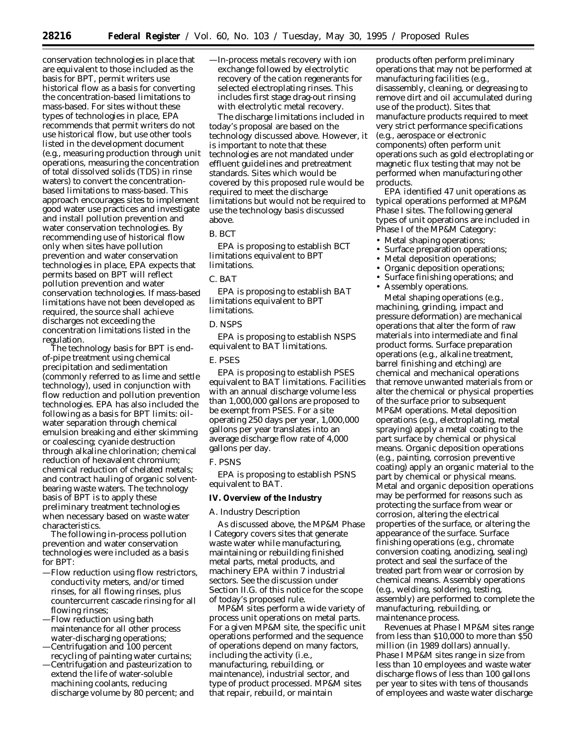conservation technologies in place that are equivalent to those included as the basis for BPT, permit writers use historical flow as a basis for converting the concentration-based limitations to mass-based. For sites without these types of technologies in place, EPA recommends that permit writers do not use historical flow, but use other tools listed in the development document (e.g., measuring production through unit operations, measuring the concentration of total dissolved solids (TDS) in rinse waters) to convert the concentration-based limitations to mass-based. This approach encourages sites to implement good water use practices and investigate and install pollution prevention and water conservation technologies. By recommending use of historical flow only when sites have pollution prevention and water conservation technologies in place, EPA expects that permits based on BPT will reflect pollution prevention and water conservation technologies. If mass-based limitations have not been developed as required, the source shall achieve discharges not exceeding the concentration limitations listed in the regulation.

The technology basis for BPT is end-of-pipe treatment using chemical precipitation and sedimentation (commonly referred to as lime and settle technology), used in conjunction with flow reduction and pollution prevention technologies. EPA has also included the following as a basis for BPT limits: oil-water separation through chemical emulsion breaking and either skimming or coalescing; cyanide destruction through alkaline chlorination; chemical reduction of hexavalent chromium; chemical reduction of chelated metals; and contract hauling of organic solvent-bearing waste waters. The technology basis of BPT is to apply these preliminary treatment technologies when necessary based on waste water characteristics.

The following in-process pollution prevention and water conservation technologies were included as a basis for BPT:

—Flow reduction using flow restrictors, conductivity meters, and/or timed rinses, for all flowing rinses, plus countercurrent cascade rinsing for all flowing rinses;
—Flow reduction using bath maintenance for all other process water-discharging operations;
—Centrifugation and 100 percent recycling of painting water curtains;
—Centrifugation and pasteurization to extend the life of water-soluble machining coolants, reducing discharge volume by 80 percent; and
—In-process metals recovery with ion exchange followed by electrolytic recovery of the cation regenerants for selected electroplating rinses. This includes first stage drag-out rinsing with electrolytic metal recovery.

The discharge limitations included in today's proposal are based on the technology discussed above. However, it is important to note that these technologies are not mandated under effluent guidelines and pretreatment standards. Sites which would be covered by this proposed rule would be required to meet the discharge limitations but would not be required to use the technology basis discussed above.

### B. BCT

EPA is proposing to establish BCT limitations equivalent to BPT limitations.

### C. BAT

EPA is proposing to establish BAT limitations equivalent to BPT limitations.

### D. NSPS

EPA is proposing to establish NSPS equivalent to BAT limitations.

### E. PSES

EPA is proposing to establish PSES equivalent to BAT limitations. Facilities with an annual discharge volume less than 1,000,000 gallons are proposed to be exempt from PSES. For a site operating 250 days per year, 1,000,000 gallons per year translates into an average discharge flow rate of 4,000 gallons per day.

### F. PSNS

EPA is proposing to establish PSNS equivalent to BAT.

## IV. Overview of the Industry

### A. Industry Description

As discussed above, the MP&M Phase I Category covers sites that generate waste water while manufacturing, maintaining or rebuilding finished metal parts, metal products, and machinery EPA within 7 industrial sectors. See the discussion under Section II.G. of this notice for the scope of today's proposed rule.

MP&M sites perform a wide variety of process unit operations on metal parts. For a given MP&M site, the specific unit operations performed and the sequence of operations depend on many factors, including the activity (i.e., manufacturing, rebuilding, or maintenance), industrial sector, and type of product processed. MP&M sites that repair, rebuild, or maintain products often perform preliminary operations that may not be performed at manufacturing facilities (e.g., disassembly, cleaning, or degreasing to remove dirt and oil accumulated during use of the product). Sites that manufacture products required to meet very strict performance specifications (e.g., aerospace or electronic components) often perform unit operations such as gold electroplating or magnetic flux testing that may not be performed when manufacturing other products.

EPA identified 47 unit operations as typical operations performed at MP&M Phase I sites. The following general types of unit operations are included in Phase I of the MP&M Category:

- Metal shaping operations;
- Surface preparation operations;
- Metal deposition operations;
- Organic deposition operations;
- Surface finishing operations; and
- Assembly operations.

Metal shaping operations (e.g., machining, grinding, impact and pressure deformation) are mechanical operations that alter the form of raw materials into intermediate and final product forms. Surface preparation operations (e.g., alkaline treatment, barrel finishing and etching) are chemical and mechanical operations that remove unwanted materials from or alter the chemical or physical properties of the surface prior to subsequent MP&M operations. Metal deposition operations (e.g., electroplating, metal spraying) apply a metal coating to the part surface by chemical or physical means. Organic deposition operations (e.g., painting, corrosion preventive coating) apply an organic material to the part by chemical or physical means. Metal and organic deposition operations may be performed for reasons such as protecting the surface from wear or corrosion, altering the electrical properties of the surface, or altering the appearance of the surface. Surface finishing operations (e.g., chromate conversion coating, anodizing, sealing) protect and seal the surface of the treated part from wear or corrosion by chemical means. Assembly operations (e.g., welding, soldering, testing, assembly) are performed to complete the manufacturing, rebuilding, or maintenance process.

Revenues at Phase I MP&M sites range from less than $10,000 to more than $50 million (in 1989 dollars) annually. Phase I MP&M sites range in size from less than 10 employees and waste water discharge flows of less than 100 gallons per year to sites with tens of thousands of employees and waste water discharge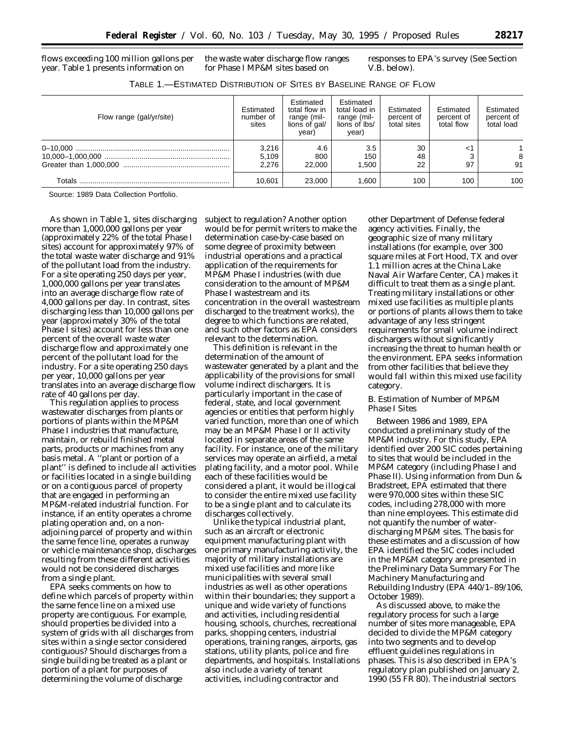flows exceeding 100 million gallons per year. Table 1 presents information on the waste water discharge flow ranges for Phase I MP&M sites based on responses to EPA's survey (See Section V.B. below).

TABLE 1.—ESTIMATED DISTRIBUTION OF SITES BY BASELINE RANGE OF FLOW

| Flow range (gal/yr/site) | Estimated number of sites | Estimated total flow in range (millions of gal/year) | Estimated total load in range (millions of lbs/year) | Estimated percent of total sites | Estimated percent of total flow | Estimated percent of total load |
|---|---|---|---|---|---|---|
| 0–10,000 | 3,216 | 4.6 | 3.5 | 30 | <1 | 1 |
| 10,000–1,000,000 | 5,109 | 800 | 150 | 48 | 3 | 8 |
| Greater than 1,000,000 | 2,276 | 22,000 | 1,500 | 22 | 97 | 91 |
| Totals | 10,601 | 23,000 | 1,600 | 100 | 100 | 100 |

Source: 1989 Data Collection Portfolio.

As shown in Table 1, sites discharging more than 1,000,000 gallons per year (approximately 22% of the total Phase I sites) account for approximately 97% of the total waste water discharge and 91% of the pollutant load from the industry. For a site operating 250 days per year, 1,000,000 gallons per year translates into an average discharge flow rate of 4,000 gallons per day. In contrast, sites discharging less than 10,000 gallons per year (approximately 30% of the total Phase I sites) account for less than one percent of the overall waste water discharge flow and approximately one percent of the pollutant load for the industry. For a site operating 250 days per year, 10,000 gallons per year translates into an average discharge flow rate of 40 gallons per day.

This regulation applies to process wastewater discharges from plants or portions of plants within the MP&M Phase I industries that manufacture, maintain, or rebuild finished metal parts, products or machines from any basis metal. A ''plant or portion of a plant'' is defined to include all activities or facilities located in a single building or on a contiguous parcel of property that are engaged in performing an MP&M-related industrial function. For instance, if an entity operates a chrome plating operation and, on a non-adjoining parcel of property and within the same fence line, operates a runway or vehicle maintenance shop, discharges resulting from these different activities would not be considered discharges from a single plant.

EPA seeks comments on how to define which parcels of property within the same fence line on a mixed use property are contiguous. For example, should properties be divided into a system of grids with all discharges from sites within a single sector considered contiguous? Should discharges from a single building be treated as a plant or portion of a plant for purposes of determining the volume of discharge subject to regulation? Another option would be for permit writers to make the determination case-by-case based on some degree of proximity between industrial operations and a practical application of the requirements for MP&M Phase I industries (with due consideration to the amount of MP&M Phase I wastestream and its concentration in the overall wastestream discharged to the treatment works), the degree to which functions are related, and such other factors as EPA considers relevant to the determination.

This definition is relevant in the determination of the amount of wastewater generated by a plant and the applicability of the provisions for small volume indirect dischargers. It is particularly important in the case of federal, state, and local government agencies or entities that perform highly varied function, more than one of which may be an MP&M Phase I or II activity located in separate areas of the same facility. For instance, one of the military services may operate an airfield, a metal plating facility, and a motor pool. While each of these facilities would be considered a plant, it would be illogical to consider the entire mixed use facility to be a single plant and to calculate its discharges collectively.

Unlike the typical industrial plant, such as an aircraft or electronic equipment manufacturing plant with one primary manufacturing activity, the majority of military installations are mixed use facilities and more like municipalities with several small industries as well as other operations within their boundaries; they support a unique and wide variety of functions and activities, including residential housing, schools, churches, recreational parks, shopping centers, industrial operations, training ranges, airports, gas stations, utility plants, police and fire departments, and hospitals. Installations also include a variety of tenant activities, including contractor and other Department of Defense federal agency activities. Finally, the geographic size of many military installations (for example, over 300 square miles at Fort Hood, TX and over 1.1 million acres at the China Lake Naval Air Warfare Center, CA) makes it difficult to treat them as a single plant. Treating military installations or other mixed use facilities as multiple plants or portions of plants allows them to take advantage of any less stringent requirements for small volume indirect dischargers without significantly increasing the threat to human health or the environment. EPA seeks information from other facilities that believe they would fall within this mixed use facility category.

### B. Estimation of Number of MP&M Phase I Sites

Between 1986 and 1989, EPA conducted a preliminary study of the MP&M industry. For this study, EPA identified over 200 SIC codes pertaining to sites that would be included in the MP&M category (including Phase I and Phase II). Using information from Dun & Bradstreet, EPA estimated that there were 970,000 sites within these SIC codes, including 278,000 with more than nine employees. This estimate did not quantify the number of water-discharging MP&M sites. The basis for these estimates and a discussion of how EPA identified the SIC codes included in the MP&M category are presented in the Preliminary Data Summary For The Machinery Manufacturing and Rebuilding Industry (EPA 440/1–89/106, October 1989).

As discussed above, to make the regulatory process for such a large number of sites more manageable, EPA decided to divide the MP&M category into two segments and to develop effluent guidelines regulations in phases. This is also described in EPA's regulatory plan published on January 2, 1990 (55 FR 80). The industrial sectors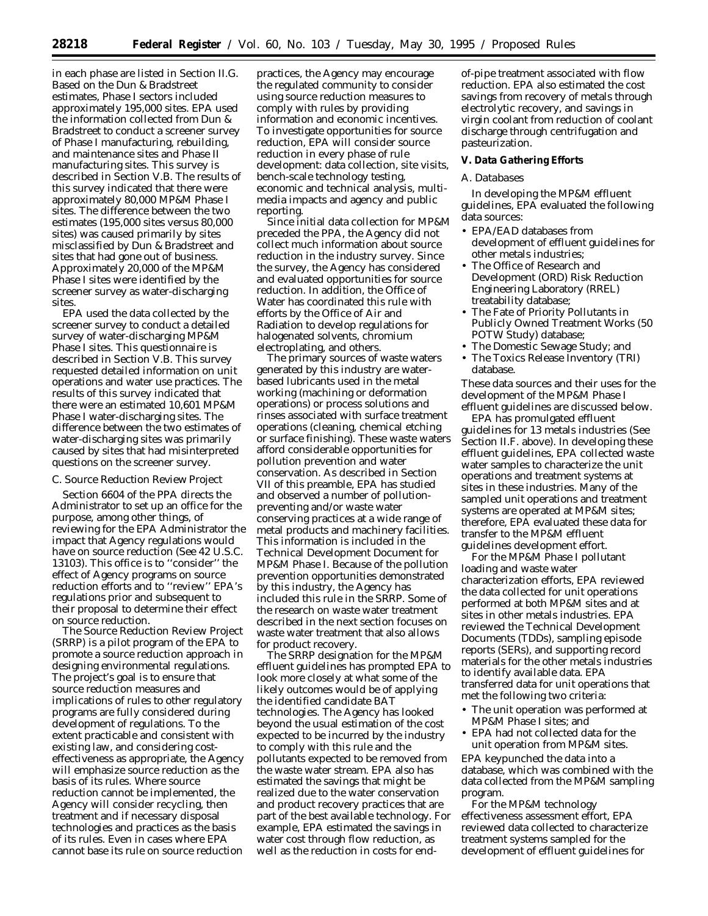in each phase are listed in Section II.G. Based on the Dun & Bradstreet estimates, Phase I sectors included approximately 195,000 sites. EPA used the information collected from Dun & Bradstreet to conduct a screener survey of Phase I manufacturing, rebuilding, and maintenance sites and Phase II manufacturing sites. This survey is described in Section V.B. The results of this survey indicated that there were approximately 80,000 MP&M Phase I sites. The difference between the two estimates (195,000 sites versus 80,000 sites) was caused primarily by sites misclassified by Dun & Bradstreet and sites that had gone out of business. Approximately 20,000 of the MP&M Phase I sites were identified by the screener survey as water-discharging sites.

EPA used the data collected by the screener survey to conduct a detailed survey of water-discharging MP&M Phase I sites. This questionnaire is described in Section V.B. This survey requested detailed information on unit operations and water use practices. The results of this survey indicated that there were an estimated 10,601 MP&M Phase I water-discharging sites. The difference between the two estimates of water-discharging sites was primarily caused by sites that had misinterpreted questions on the screener survey.

C. Source Reduction Review Project

Section 6604 of the PPA directs the Administrator to set up an office for the purpose, among other things, of reviewing for the EPA Administrator the impact that Agency regulations would have on source reduction (See 42 U.S.C. 13103). This office is to ''consider'' the effect of Agency programs on source reduction efforts and to ''review'' EPA's regulations prior and subsequent to their proposal to determine their effect on source reduction.

The Source Reduction Review Project (SRRP) is a pilot program of the EPA to promote a source reduction approach in designing environmental regulations. The project's goal is to ensure that source reduction measures and implications of rules to other regulatory programs are fully considered during development of regulations. To the extent practicable and consistent with existing law, and considering cost-effectiveness as appropriate, the Agency will emphasize source reduction as the basis of its rules. Where source reduction cannot be implemented, the Agency will consider recycling, then treatment and if necessary disposal technologies and practices as the basis of its rules. Even in cases where EPA cannot base its rule on source reduction practices, the Agency may encourage the regulated community to consider using source reduction measures to comply with rules by providing information and economic incentives. To investigate opportunities for source reduction, EPA will consider source reduction in every phase of rule development: data collection, site visits, bench-scale technology testing, economic and technical analysis, multi-media impacts and agency and public reporting.

Since initial data collection for MP&M preceded the PPA, the Agency did not collect much information about source reduction in the industry survey. Since the survey, the Agency has considered and evaluated opportunities for source reduction. In addition, the Office of Water has coordinated this rule with efforts by the Office of Air and Radiation to develop regulations for halogenated solvents, chromium electroplating, and others.

The primary sources of waste waters generated by this industry are water-based lubricants used in the metal working (machining or deformation operations) or process solutions and rinses associated with surface treatment operations (cleaning, chemical etching or surface finishing). These waste waters afford considerable opportunities for pollution prevention and water conservation. As described in Section VII of this preamble, EPA has studied and observed a number of pollution-preventing and/or waste water conserving practices at a wide range of metal products and machinery facilities. This information is included in the Technical Development Document for MP&M Phase I. Because of the pollution prevention opportunities demonstrated by this industry, the Agency has included this rule in the SRRP. Some of the research on waste water treatment described in the next section focuses on waste water treatment that also allows for product recovery.

The SRRP designation for the MP&M effluent guidelines has prompted EPA to look more closely at what some of the likely outcomes would be of applying the identified candidate BAT technologies. The Agency has looked beyond the usual estimation of the cost expected to be incurred by the industry to comply with this rule and the pollutants expected to be removed from the waste water stream. EPA also has estimated the savings that might be realized due to the water conservation and product recovery practices that are part of the best available technology. For example, EPA estimated the savings in water cost through flow reduction, as well as the reduction in costs for end-of-pipe treatment associated with flow reduction. EPA also estimated the cost savings from recovery of metals through electrolytic recovery, and savings in virgin coolant from reduction of coolant discharge through centrifugation and pasteurization.

## V. Data Gathering Efforts

A. Databases

In developing the MP&M effluent guidelines, EPA evaluated the following data sources:

- EPA/EAD databases from development of effluent guidelines for other metals industries;
- The Office of Research and Development (ORD) Risk Reduction Engineering Laboratory (RREL) treatability database;
- The Fate of Priority Pollutants in Publicly Owned Treatment Works (50 POTW Study) database;
- The Domestic Sewage Study; and
- The Toxics Release Inventory (TRI) database.

These data sources and their uses for the development of the MP&M Phase I effluent guidelines are discussed below.

EPA has promulgated effluent guidelines for 13 metals industries (See Section II.F. above). In developing these effluent guidelines, EPA collected waste water samples to characterize the unit operations and treatment systems at sites in these industries. Many of the sampled unit operations and treatment systems are operated at MP&M sites; therefore, EPA evaluated these data for transfer to the MP&M effluent guidelines development effort.

For the MP&M Phase I pollutant loading and waste water characterization efforts, EPA reviewed the data collected for unit operations performed at both MP&M sites and at sites in other metals industries. EPA reviewed the Technical Development Documents (TDDs), sampling episode reports (SERs), and supporting record materials for the other metals industries to identify available data. EPA transferred data for unit operations that met the following two criteria:

- The unit operation was performed at MP&M Phase I sites; and
- EPA had not collected data for the unit operation from MP&M sites.

EPA keypunched the data into a database, which was combined with the data collected from the MP&M sampling program.

For the MP&M technology effectiveness assessment effort, EPA reviewed data collected to characterize treatment systems sampled for the development of effluent guidelines for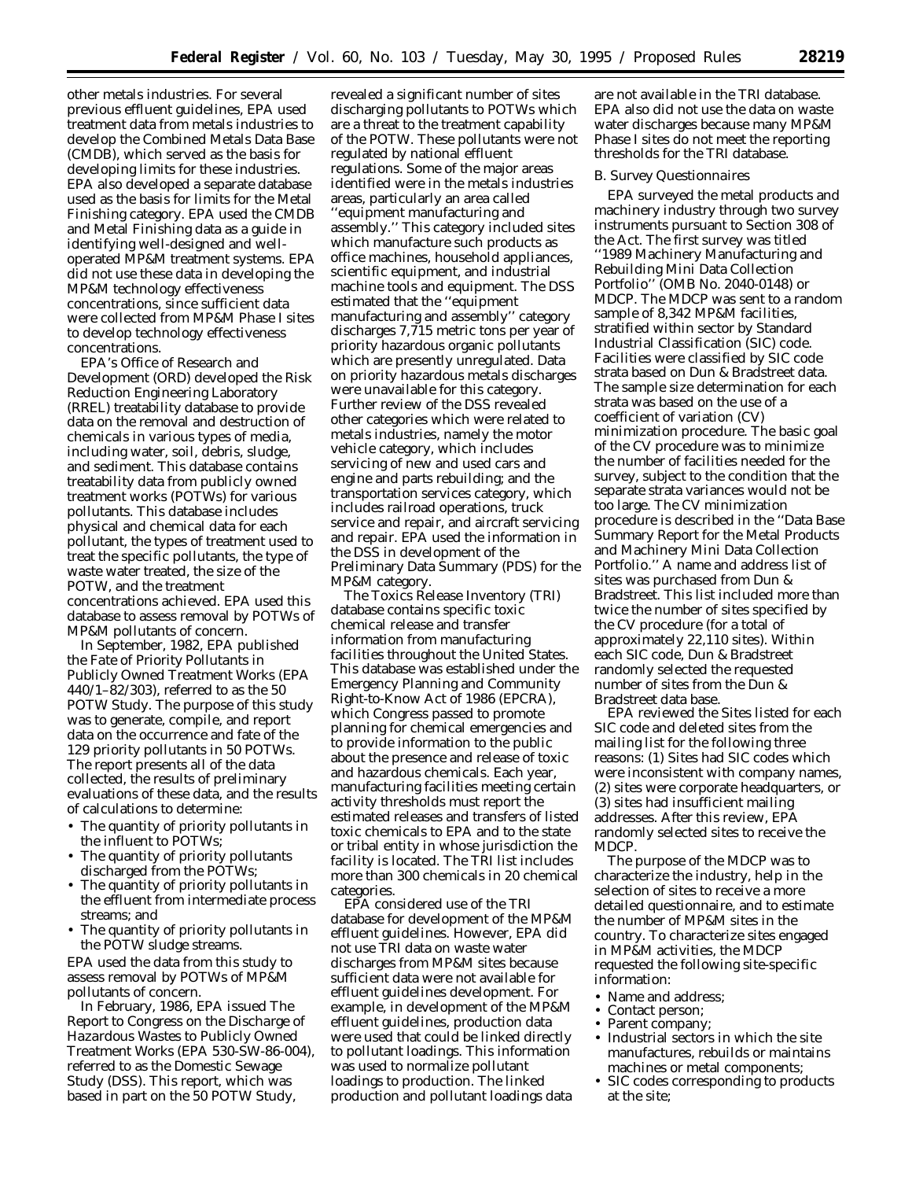other metals industries. For several previous effluent guidelines, EPA used treatment data from metals industries to develop the Combined Metals Data Base (CMDB), which served as the basis for developing limits for these industries. EPA also developed a separate database used as the basis for limits for the Metal Finishing category. EPA used the CMDB and Metal Finishing data as a guide in identifying well-designed and well-operated MP&M treatment systems. EPA did not use these data in developing the MP&M technology effectiveness concentrations, since sufficient data were collected from MP&M Phase I sites to develop technology effectiveness concentrations.

EPA's Office of Research and Development (ORD) developed the Risk Reduction Engineering Laboratory (RREL) treatability database to provide data on the removal and destruction of chemicals in various types of media, including water, soil, debris, sludge, and sediment. This database contains treatability data from publicly owned treatment works (POTWs) for various pollutants. This database includes physical and chemical data for each pollutant, the types of treatment used to treat the specific pollutants, the type of waste water treated, the size of the POTW, and the treatment concentrations achieved. EPA used this database to assess removal by POTWs of MP&M pollutants of concern.

In September, 1982, EPA published the *Fate of Priority Pollutants in Publicly Owned Treatment Works* (EPA 440/1–82/303), referred to as the 50 POTW Study. The purpose of this study was to generate, compile, and report data on the occurrence and fate of the 129 priority pollutants in 50 POTWs. The report presents all of the data collected, the results of preliminary evaluations of these data, and the results of calculations to determine:

- The quantity of priority pollutants in the influent to POTWs;
- The quantity of priority pollutants discharged from the POTWs;
- The quantity of priority pollutants in the effluent from intermediate process streams; and
- The quantity of priority pollutants in the POTW sludge streams.

EPA used the data from this study to assess removal by POTWs of MP&M pollutants of concern.

In February, 1986, EPA issued *The Report to Congress on the Discharge of Hazardous Wastes to Publicly Owned Treatment Works* (EPA 530-SW-86-004), referred to as the Domestic Sewage Study (DSS). This report, which was based in part on the 50 POTW Study, revealed a significant number of sites discharging pollutants to POTWs which are a threat to the treatment capability of the POTW. These pollutants were not regulated by national effluent regulations. Some of the major areas identified were in the metals industries areas, particularly an area called ''equipment manufacturing and assembly.'' This category included sites which manufacture such products as office machines, household appliances, scientific equipment, and industrial machine tools and equipment. The DSS estimated that the ''equipment manufacturing and assembly'' category discharges 7,715 metric tons per year of priority hazardous organic pollutants which are presently unregulated. Data on priority hazardous metals discharges were unavailable for this category. Further review of the DSS revealed other categories which were related to metals industries, namely the motor vehicle category, which includes servicing of new and used cars and engine and parts rebuilding; and the transportation services category, which includes railroad operations, truck service and repair, and aircraft servicing and repair. EPA used the information in the DSS in development of the Preliminary Data Summary (PDS) for the MP&M category.

The Toxics Release Inventory (TRI) database contains specific toxic chemical release and transfer information from manufacturing facilities throughout the United States. This database was established under the Emergency Planning and Community Right-to-Know Act of 1986 (EPCRA), which Congress passed to promote planning for chemical emergencies and to provide information to the public about the presence and release of toxic and hazardous chemicals. Each year, manufacturing facilities meeting certain activity thresholds must report the estimated releases and transfers of listed toxic chemicals to EPA and to the state or tribal entity in whose jurisdiction the facility is located. The TRI list includes more than 300 chemicals in 20 chemical categories.

EPA considered use of the TRI database for development of the MP&M effluent guidelines. However, EPA did not use TRI data on waste water discharges from MP&M sites because sufficient data were not available for effluent guidelines development. For example, in development of the MP&M effluent guidelines, production data were used that could be linked directly to pollutant loadings. This information was used to normalize pollutant loadings to production. The linked production and pollutant loadings data are not available in the TRI database. EPA also did not use the data on waste water discharges because many MP&M Phase I sites do not meet the reporting thresholds for the TRI database.

## B. Survey Questionnaires

EPA surveyed the metal products and machinery industry through two survey instruments pursuant to Section 308 of the Act. The first survey was titled ''1989 Machinery Manufacturing and Rebuilding Mini Data Collection Portfolio'' (OMB No. 2040-0148) or MDCP. The MDCP was sent to a random sample of 8,342 MP&M facilities, stratified within sector by Standard Industrial Classification (SIC) code. Facilities were classified by SIC code strata based on Dun & Bradstreet data. The sample size determination for each strata was based on the use of a coefficient of variation (CV) minimization procedure. The basic goal of the CV procedure was to minimize the number of facilities needed for the survey, subject to the condition that the separate strata variances would not be too large. The CV minimization procedure is described in the ''Data Base Summary Report for the Metal Products and Machinery Mini Data Collection Portfolio.'' A name and address list of sites was purchased from Dun & Bradstreet. This list included more than twice the number of sites specified by the CV procedure (for a total of approximately 22,110 sites). Within each SIC code, Dun & Bradstreet randomly selected the requested number of sites from the Dun & Bradstreet data base.

EPA reviewed the Sites listed for each SIC code and deleted sites from the mailing list for the following three reasons: (1) Sites had SIC codes which were inconsistent with company names, (2) sites were corporate headquarters, or (3) sites had insufficient mailing addresses. After this review, EPA randomly selected sites to receive the MDCP.

The purpose of the MDCP was to characterize the industry, help in the selection of sites to receive a more detailed questionnaire, and to estimate the number of MP&M sites in the country. To characterize sites engaged in MP&M activities, the MDCP requested the following site-specific information:

- Name and address;
- Contact person;
- Parent company;
- Industrial sectors in which the site manufactures, rebuilds or maintains machines or metal components;
- SIC codes corresponding to products at the site;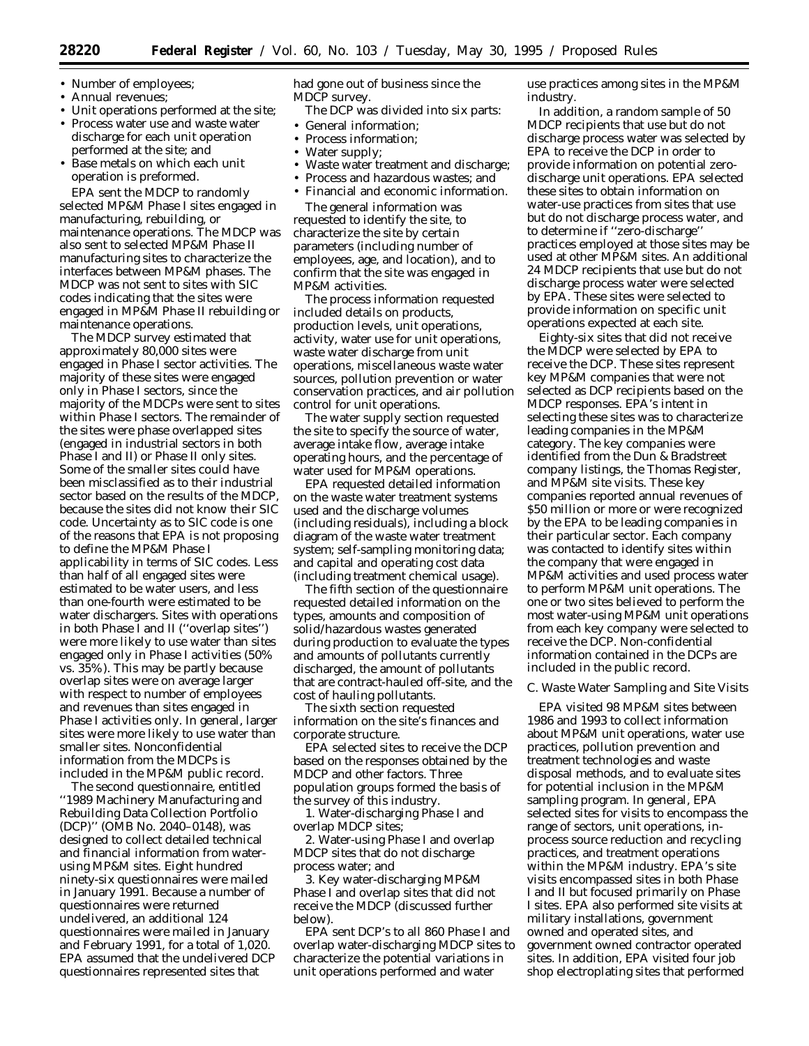- Number of employees;
- Annual revenues;
- Unit operations performed at the site;
- Process water use and waste water discharge for each unit operation performed at the site; and
- Base metals on which each unit operation is preformed.

EPA sent the MDCP to randomly selected MP&M Phase I sites engaged in manufacturing, rebuilding, or maintenance operations. The MDCP was also sent to selected MP&M Phase II manufacturing sites to characterize the interfaces between MP&M phases. The MDCP was not sent to sites with SIC codes indicating that the sites were engaged in MP&M Phase II rebuilding or maintenance operations.

The MDCP survey estimated that approximately 80,000 sites were engaged in Phase I sector activities. The majority of these sites were engaged only in Phase I sectors, since the majority of the MDCPs were sent to sites within Phase I sectors. The remainder of the sites were phase overlapped sites (engaged in industrial sectors in both Phase I and II) or Phase II only sites. Some of the smaller sites could have been misclassified as to their industrial sector based on the results of the MDCP, because the sites did not know their SIC code. Uncertainty as to SIC code is one of the reasons that EPA is not proposing to define the MP&M Phase I applicability in terms of SIC codes. Less than half of all engaged sites were estimated to be water users, and less than one-fourth were estimated to be water dischargers. Sites with operations in both Phase I and II (''overlap sites'') were more likely to use water than sites engaged only in Phase I activities (50% vs. 35%). This may be partly because overlap sites were on average larger with respect to number of employees and revenues than sites engaged in Phase I activities only. In general, larger sites were more likely to use water than smaller sites. Nonconfidential information from the MDCPs is included in the MP&M public record.

The second questionnaire, entitled ''1989 Machinery Manufacturing and Rebuilding Data Collection Portfolio (DCP)'' (OMB No. 2040–0148), was designed to collect detailed technical and financial information from water-using MP&M sites. Eight hundred ninety-six questionnaires were mailed in January 1991. Because a number of questionnaires were returned undelivered, an additional 124 questionnaires were mailed in January and February 1991, for a total of 1,020. EPA assumed that the undelivered DCP questionnaires represented sites that had gone out of business since the MDCP survey.

The DCP was divided into six parts:

- General information;
- Process information;
- Water supply;
- Waste water treatment and discharge;
- Process and hazardous wastes; and
- Financial and economic information.

The general information was requested to identify the site, to characterize the site by certain parameters (including number of employees, age, and location), and to confirm that the site was engaged in MP&M activities.

The process information requested included details on products, production levels, unit operations, activity, water use for unit operations, waste water discharge from unit operations, miscellaneous waste water sources, pollution prevention or water conservation practices, and air pollution control for unit operations.

The water supply section requested the site to specify the source of water, average intake flow, average intake operating hours, and the percentage of water used for MP&M operations.

EPA requested detailed information on the waste water treatment systems used and the discharge volumes (including residuals), including a block diagram of the waste water treatment system; self-sampling monitoring data; and capital and operating cost data (including treatment chemical usage).

The fifth section of the questionnaire requested detailed information on the types, amounts and composition of solid/hazardous wastes generated during production to evaluate the types and amounts of pollutants currently discharged, the amount of pollutants that are contract-hauled off-site, and the cost of hauling pollutants.

The sixth section requested information on the site's finances and corporate structure.

EPA selected sites to receive the DCP based on the responses obtained by the MDCP and other factors. Three population groups formed the basis of the survey of this industry.

1. Water-discharging Phase I and overlap MDCP sites;
2. Water-using Phase I and overlap MDCP sites that do not discharge process water; and
3. Key water-discharging MP&M Phase I and overlap sites that did not receive the MDCP (discussed further below).

EPA sent DCP's to all 860 Phase I and overlap water-discharging MDCP sites to characterize the potential variations in unit operations performed and water use practices among sites in the MP&M industry.

In addition, a random sample of 50 MDCP recipients that use but do not discharge process water was selected by EPA to receive the DCP in order to provide information on potential zero-discharge unit operations. EPA selected these sites to obtain information on water-use practices from sites that use but do not discharge process water, and to determine if ''zero-discharge'' practices employed at those sites may be used at other MP&M sites. An additional 24 MDCP recipients that use but do not discharge process water were selected by EPA. These sites were selected to provide information on specific unit operations expected at each site.

Eighty-six sites that did not receive the MDCP were selected by EPA to receive the DCP. These sites represent key MP&M companies that were not selected as DCP recipients based on the MDCP responses. EPA's intent in selecting these sites was to characterize leading companies in the MP&M category. The key companies were identified from the Dun & Bradstreet company listings, the Thomas Register, and MP&M site visits. These key companies reported annual revenues of $50 million or more or were recognized by the EPA to be leading companies in their particular sector. Each company was contacted to identify sites within the company that were engaged in MP&M activities and used process water to perform MP&M unit operations. The one or two sites believed to perform the most water-using MP&M unit operations from each key company were selected to receive the DCP. Non-confidential information contained in the DCPs are included in the public record.

### C. Waste Water Sampling and Site Visits

EPA visited 98 MP&M sites between 1986 and 1993 to collect information about MP&M unit operations, water use practices, pollution prevention and treatment technologies and waste disposal methods, and to evaluate sites for potential inclusion in the MP&M sampling program. In general, EPA selected sites for visits to encompass the range of sectors, unit operations, in-process source reduction and recycling practices, and treatment operations within the MP&M industry. EPA's site visits encompassed sites in both Phase I and II but focused primarily on Phase I sites. EPA also performed site visits at military installations, government owned and operated sites, and government owned contractor operated sites. In addition, EPA visited four job shop electroplating sites that performed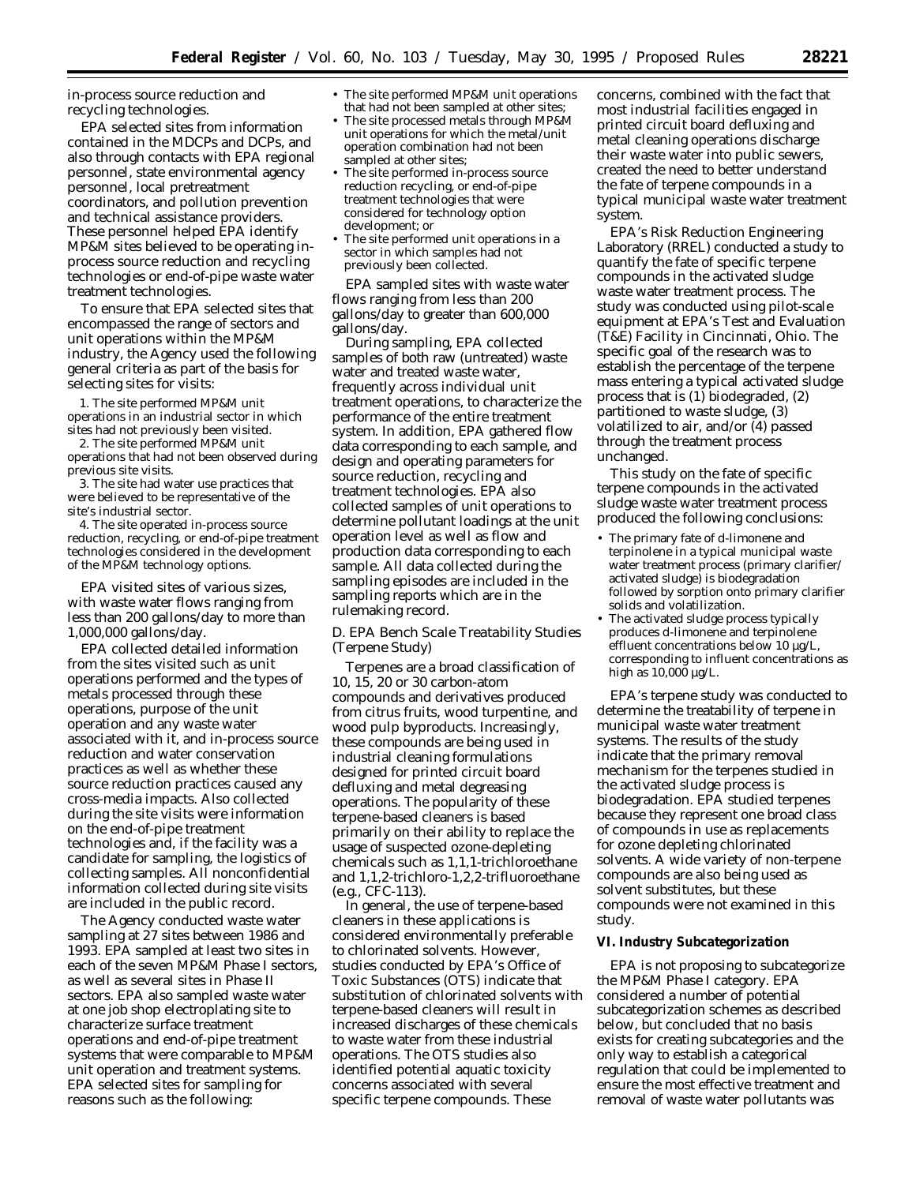in-process source reduction and recycling technologies.

EPA selected sites from information contained in the MDCPs and DCPs, and also through contacts with EPA regional personnel, state environmental agency personnel, local pretreatment coordinators, and pollution prevention and technical assistance providers. These personnel helped EPA identify MP&M sites believed to be operating in-process source reduction and recycling technologies or end-of-pipe waste water treatment technologies.

To ensure that EPA selected sites that encompassed the range of sectors and unit operations within the MP&M industry, the Agency used the following general criteria as part of the basis for selecting sites for visits:

1. The site performed MP&M unit operations in an industrial sector in which sites had not previously been visited.
2. The site performed MP&M unit operations that had not been observed during previous site visits.
3. The site had water use practices that were believed to be representative of the site's industrial sector.
4. The site operated in-process source reduction, recycling, or end-of-pipe treatment technologies considered in the development of the MP&M technology options.

EPA visited sites of various sizes, with waste water flows ranging from less than 200 gallons/day to more than 1,000,000 gallons/day.

EPA collected detailed information from the sites visited such as unit operations performed and the types of metals processed through these operations, purpose of the unit operation and any waste water associated with it, and in-process source reduction and water conservation practices as well as whether these source reduction practices caused any cross-media impacts. Also collected during the site visits were information on the end-of-pipe treatment technologies and, if the facility was a candidate for sampling, the logistics of collecting samples. All nonconfidential information collected during site visits are included in the public record.

The Agency conducted waste water sampling at 27 sites between 1986 and 1993. EPA sampled at least two sites in each of the seven MP&M Phase I sectors, as well as several sites in Phase II sectors. EPA also sampled waste water at one job shop electroplating site to characterize surface treatment operations and end-of-pipe treatment systems that were comparable to MP&M unit operation and treatment systems. EPA selected sites for sampling for reasons such as the following:

- The site performed MP&M unit operations that had not been sampled at other sites;
- The site processed metals through MP&M unit operations for which the metal/unit operation combination had not been sampled at other sites;
- The site performed in-process source reduction recycling, or end-of-pipe treatment technologies that were considered for technology option development; or
- The site performed unit operations in a sector in which samples had not previously been collected.

EPA sampled sites with waste water flows ranging from less than 200 gallons/day to greater than 600,000 gallons/day.

During sampling, EPA collected samples of both raw (untreated) waste water and treated waste water, frequently across individual unit treatment operations, to characterize the performance of the entire treatment system. In addition, EPA gathered flow data corresponding to each sample, and design and operating parameters for source reduction, recycling and treatment technologies. EPA also collected samples of unit operations to determine pollutant loadings at the unit operation level as well as flow and production data corresponding to each sample. All data collected during the sampling episodes are included in the sampling reports which are in the rulemaking record.

*D. EPA Bench Scale Treatability Studies (Terpene Study)*

Terpenes are a broad classification of 10, 15, 20 or 30 carbon-atom compounds and derivatives produced from citrus fruits, wood turpentine, and wood pulp byproducts. Increasingly, these compounds are being used in industrial cleaning formulations designed for printed circuit board defluxing and metal degreasing operations. The popularity of these terpene-based cleaners is based primarily on their ability to replace the usage of suspected ozone-depleting chemicals such as 1,1,1-trichloroethane and 1,1,2-trichloro-1,2,2-trifluoroethane (e.g., CFC-113).

In general, the use of terpene-based cleaners in these applications is considered environmentally preferable to chlorinated solvents. However, studies conducted by EPA's Office of Toxic Substances (OTS) indicate that substitution of chlorinated solvents with terpene-based cleaners will result in increased discharges of these chemicals to waste water from these industrial operations. The OTS studies also identified potential aquatic toxicity concerns associated with several specific terpene compounds. These concerns, combined with the fact that most industrial facilities engaged in printed circuit board defluxing and metal cleaning operations discharge their waste water into public sewers, created the need to better understand the fate of terpene compounds in a typical municipal waste water treatment system.

EPA's Risk Reduction Engineering Laboratory (RREL) conducted a study to quantify the fate of specific terpene compounds in the activated sludge waste water treatment process. The study was conducted using pilot-scale equipment at EPA's Test and Evaluation (T&E) Facility in Cincinnati, Ohio. The specific goal of the research was to establish the percentage of the terpene mass entering a typical activated sludge process that is (1) biodegraded, (2) partitioned to waste sludge, (3) volatilized to air, and/or (4) passed through the treatment process unchanged.

This study on the fate of specific terpene compounds in the activated sludge waste water treatment process produced the following conclusions:

- The primary fate of d-limonene and terpinolene in a typical municipal waste water treatment process (primary clarifier/activated sludge) is biodegradation followed by sorption onto primary clarifier solids and volatilization.
- The activated sludge process typically produces d-limonene and terpinolene effluent concentrations below 10 $\mu$g/L, corresponding to influent concentrations as high as 10,000 $\mu$g/L.

EPA's terpene study was conducted to determine the treatability of terpene in municipal waste water treatment systems. The results of the study indicate that the primary removal mechanism for the terpenes studied in the activated sludge process is biodegradation. EPA studied terpenes because they represent one broad class of compounds in use as replacements for ozone depleting chlorinated solvents. A wide variety of non-terpene compounds are also being used as solvent substitutes, but these compounds were not examined in this study.

## VI. Industry Subcategorization

EPA is not proposing to subcategorize the MP&M Phase I category. EPA considered a number of potential subcategorization schemes as described below, but concluded that no basis exists for creating subcategories and the only way to establish a categorical regulation that could be implemented to ensure the most effective treatment and removal of waste water pollutants was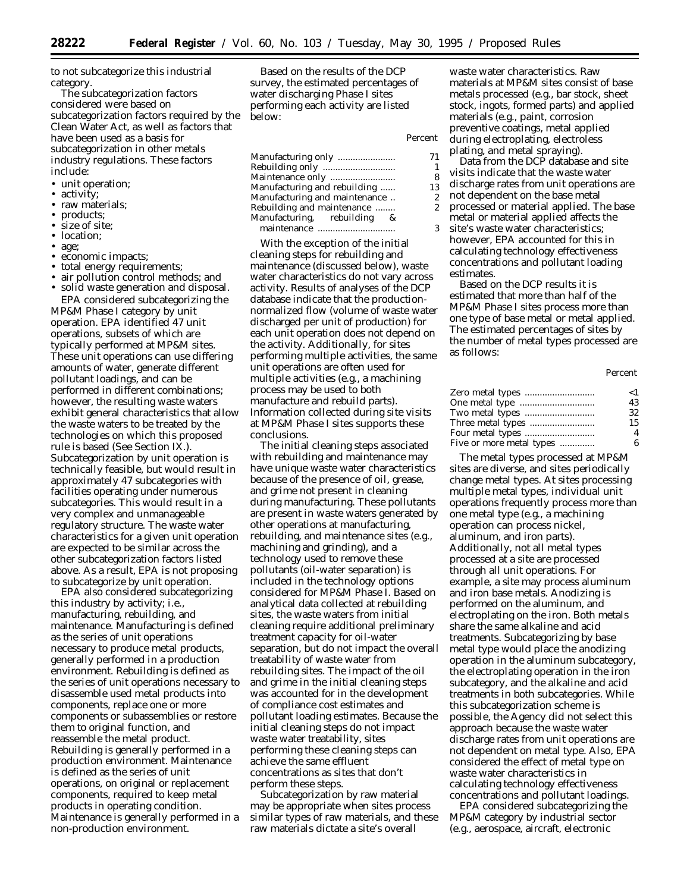to not subcategorize this industrial category.

The subcategorization factors considered were based on subcategorization factors required by the Clean Water Act, as well as factors that have been used as a basis for subcategorization in other metals industry regulations. These factors include:

- unit operation;
- activity;
- raw materials;
- products;
- size of site;
- location;
- age;
- economic impacts;
- total energy requirements;
- air pollution control methods; and
- solid waste generation and disposal.

EPA considered subcategorizing the MP&M Phase I category by unit operation. EPA identified 47 unit operations, subsets of which are typically performed at MP&M sites. These unit operations can use differing amounts of water, generate different pollutant loadings, and can be performed in different combinations; however, the resulting waste waters exhibit general characteristics that allow the waste waters to be treated by the technologies on which this proposed rule is based (See Section IX.). Subcategorization by unit operation is technically feasible, but would result in approximately 47 subcategories with facilities operating under numerous subcategories. This would result in a very complex and unmanageable regulatory structure. The waste water characteristics for a given unit operation are expected to be similar across the other subcategorization factors listed above. As a result, EPA is not proposing to subcategorize by unit operation.

EPA also considered subcategorizing this industry by activity; i.e., manufacturing, rebuilding, and maintenance. Manufacturing is defined as the series of unit operations necessary to produce metal products, generally performed in a production environment. Rebuilding is defined as the series of unit operations necessary to disassemble used metal products into components, replace one or more components or subassemblies or restore them to original function, and reassemble the metal product. Rebuilding is generally performed in a production environment. Maintenance is defined as the series of unit operations, on original or replacement components, required to keep metal products in operating condition. Maintenance is generally performed in a non-production environment.

Based on the results of the DCP survey, the estimated percentages of water discharging Phase I sites performing each activity are listed below:

| | Percent |
|---|---|
| Manufacturing only | 71 |
| Rebuilding only | 1 |
| Maintenance only | 8 |
| Manufacturing and rebuilding | 13 |
| Manufacturing and maintenance | 2 |
| Rebuilding and maintenance | 2 |
| Manufacturing, rebuilding & maintenance | 3 |

With the exception of the initial cleaning steps for rebuilding and maintenance (discussed below), waste water characteristics do not vary across activity. Results of analyses of the DCP database indicate that the production-normalized flow (volume of waste water discharged per unit of production) for each unit operation does not depend on the activity. Additionally, for sites performing multiple activities, the same unit operations are often used for multiple activities (e.g., a machining process may be used to both manufacture and rebuild parts). Information collected during site visits at MP&M Phase I sites supports these conclusions.

The initial cleaning steps associated with rebuilding and maintenance may have unique waste water characteristics because of the presence of oil, grease, and grime not present in cleaning during manufacturing. These pollutants are present in waste waters generated by other operations at manufacturing, rebuilding, and maintenance sites (e.g., machining and grinding), and a technology used to remove these pollutants (oil-water separation) is included in the technology options considered for MP&M Phase I. Based on analytical data collected at rebuilding sites, the waste waters from initial cleaning require additional preliminary treatment capacity for oil-water separation, but do not impact the overall treatability of waste water from rebuilding sites. The impact of the oil and grime in the initial cleaning steps was accounted for in the development of compliance cost estimates and pollutant loading estimates. Because the initial cleaning steps do not impact waste water treatability, sites performing these cleaning steps can achieve the same effluent concentrations as sites that don't perform these steps.

Subcategorization by raw material may be appropriate when sites process similar types of raw materials, and these raw materials dictate a site's overall waste water characteristics. Raw materials at MP&M sites consist of base metals processed (e.g., bar stock, sheet stock, ingots, formed parts) and applied materials (e.g., paint, corrosion preventive coatings, metal applied during electroplating, electroless plating, and metal spraying).

Data from the DCP database and site visits indicate that the waste water discharge rates from unit operations are not dependent on the base metal processed or material applied. The base metal or material applied affects the site's waste water characteristics; however, EPA accounted for this in calculating technology effectiveness concentrations and pollutant loading estimates.

Based on the DCP results it is estimated that more than half of the MP&M Phase I sites process more than one type of base metal or metal applied. The estimated percentages of sites by the number of metal types processed are as follows:

| | Percent |
|---|---|
| Zero metal types | <1 |
| One metal type | 43 |
| Two metal types | 32 |
| Three metal types | 15 |
| Four metal types | 4 |
| Five or more metal types | 6 |

The metal types processed at MP&M sites are diverse, and sites periodically change metal types. At sites processing multiple metal types, individual unit operations frequently process more than one metal type (e.g., a machining operation can process nickel, aluminum, and iron parts). Additionally, not all metal types processed at a site are processed through all unit operations. For example, a site may process aluminum and iron base metals. Anodizing is performed on the aluminum, and electroplating on the iron. Both metals share the same alkaline and acid treatments. Subcategorizing by base metal type would place the anodizing operation in the aluminum subcategory, the electroplating operation in the iron subcategory, and the alkaline and acid treatments in both subcategories. While this subcategorization scheme is possible, the Agency did not select this approach because the waste water discharge rates from unit operations are not dependent on metal type. Also, EPA considered the effect of metal type on waste water characteristics in calculating technology effectiveness concentrations and pollutant loadings.

EPA considered subcategorizing the MP&M category by industrial sector (e.g., aerospace, aircraft, electronic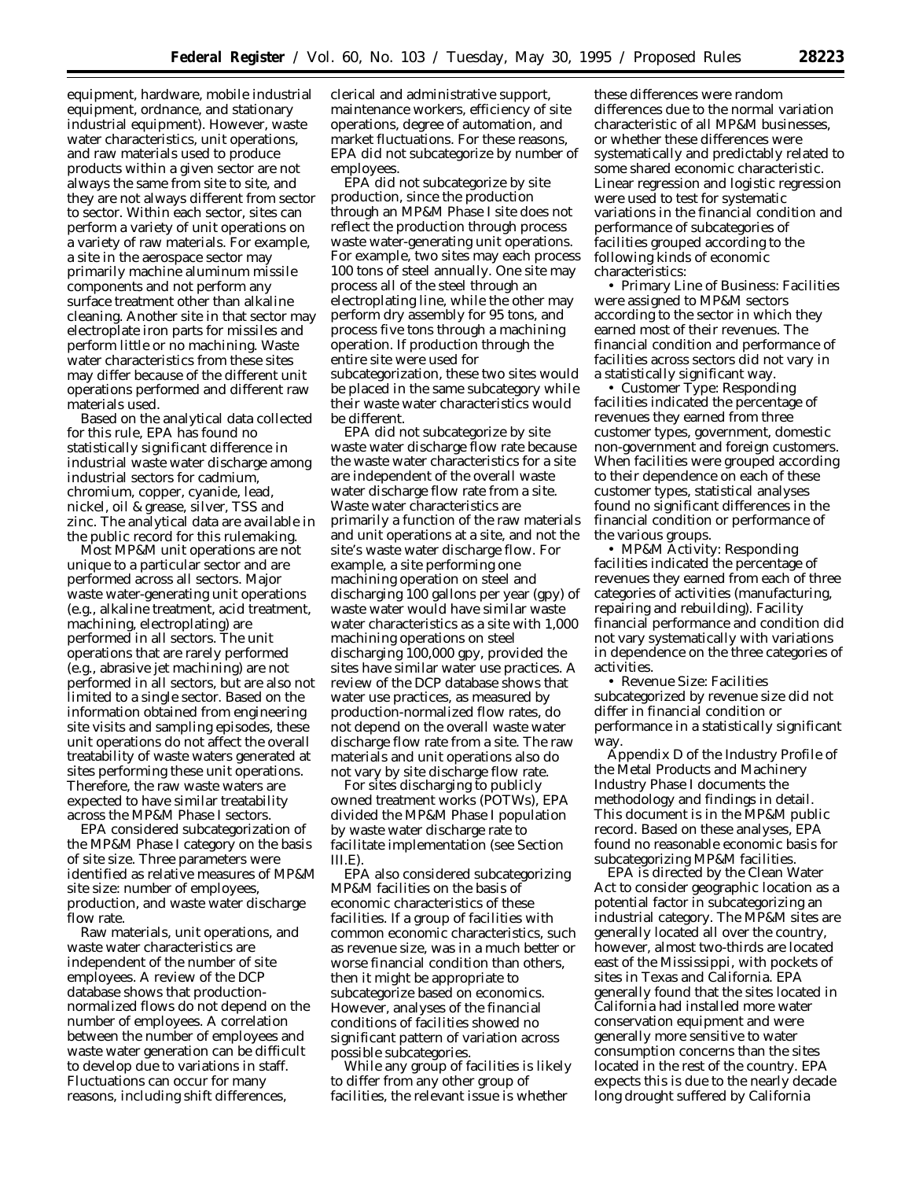equipment, hardware, mobile industrial equipment, ordnance, and stationary industrial equipment). However, waste water characteristics, unit operations, and raw materials used to produce products within a given sector are not always the same from site to site, and they are not always different from sector to sector. Within each sector, sites can perform a variety of unit operations on a variety of raw materials. For example, a site in the aerospace sector may primarily machine aluminum missile components and not perform any surface treatment other than alkaline cleaning. Another site in that sector may electroplate iron parts for missiles and perform little or no machining. Waste water characteristics from these sites may differ because of the different unit operations performed and different raw materials used.

Based on the analytical data collected for this rule, EPA has found no statistically significant difference in industrial waste water discharge among industrial sectors for cadmium, chromium, copper, cyanide, lead, nickel, oil & grease, silver, TSS and zinc. The analytical data are available in the public record for this rulemaking.

Most MP&M unit operations are not unique to a particular sector and are performed across all sectors. Major waste water-generating unit operations (e.g., alkaline treatment, acid treatment, machining, electroplating) are performed in all sectors. The unit operations that are rarely performed (e.g., abrasive jet machining) are not performed in all sectors, but are also not limited to a single sector. Based on the information obtained from engineering site visits and sampling episodes, these unit operations do not affect the overall treatability of waste waters generated at sites performing these unit operations. Therefore, the raw waste waters are expected to have similar treatability across the MP&M Phase I sectors.

EPA considered subcategorization of the MP&M Phase I category on the basis of site size. Three parameters were identified as relative measures of MP&M site size: number of employees, production, and waste water discharge flow rate.

Raw materials, unit operations, and waste water characteristics are independent of the number of site employees. A review of the DCP database shows that production-normalized flows do not depend on the number of employees. A correlation between the number of employees and waste water generation can be difficult to develop due to variations in staff. Fluctuations can occur for many reasons, including shift differences, clerical and administrative support, maintenance workers, efficiency of site operations, degree of automation, and market fluctuations. For these reasons, EPA did not subcategorize by number of employees.

EPA did not subcategorize by site production, since the production through an MP&M Phase I site does not reflect the production through process waste water-generating unit operations. For example, two sites may each process 100 tons of steel annually. One site may process all of the steel through an electroplating line, while the other may perform dry assembly for 95 tons, and process five tons through a machining operation. If production through the entire site were used for subcategorization, these two sites would be placed in the same subcategory while their waste water characteristics would be different.

EPA did not subcategorize by site waste water discharge flow rate because the waste water characteristics for a site are independent of the overall waste water discharge flow rate from a site. Waste water characteristics are primarily a function of the raw materials and unit operations at a site, and not the site's waste water discharge flow. For example, a site performing one machining operation on steel and discharging 100 gallons per year (gpy) of waste water would have similar waste water characteristics as a site with 1,000 machining operations on steel discharging 100,000 gpy, provided the sites have similar water use practices. A review of the DCP database shows that water use practices, as measured by production-normalized flow rates, do not depend on the overall waste water discharge flow rate from a site. The raw materials and unit operations also do not vary by site discharge flow rate.

For sites discharging to publicly owned treatment works (POTWs), EPA divided the MP&M Phase I population by waste water discharge rate to facilitate implementation (see Section III.E).

EPA also considered subcategorizing MP&M facilities on the basis of economic characteristics of these facilities. If a group of facilities with common economic characteristics, such as revenue size, was in a much better or worse financial condition than others, then it might be appropriate to subcategorize based on economics. However, analyses of the financial conditions of facilities showed no significant pattern of variation across possible subcategories.

While any group of facilities is likely to differ from any other group of facilities, the relevant issue is whether these differences were random differences due to the normal variation characteristic of all MP&M businesses, or whether these differences were systematically and predictably related to some shared economic characteristic. Linear regression and logistic regression were used to test for systematic variations in the financial condition and performance of subcategories of facilities grouped according to the following kinds of economic characteristics:

- Primary Line of Business: Facilities were assigned to MP&M sectors according to the sector in which they earned most of their revenues. The financial condition and performance of facilities across sectors did not vary in a statistically significant way.
- Customer Type: Responding facilities indicated the percentage of revenues they earned from three customer types, government, domestic non-government and foreign customers. When facilities were grouped according to their dependence on each of these customer types, statistical analyses found no significant differences in the financial condition or performance of the various groups.
- MP&M Activity: Responding facilities indicated the percentage of revenues they earned from each of three categories of activities (manufacturing, repairing and rebuilding). Facility financial performance and condition did not vary systematically with variations in dependence on the three categories of activities.
- Revenue Size: Facilities subcategorized by revenue size did not differ in financial condition or performance in a statistically significant way.

Appendix D of the Industry Profile of the Metal Products and Machinery Industry Phase I documents the methodology and findings in detail. This document is in the MP&M public record. Based on these analyses, EPA found no reasonable economic basis for subcategorizing MP&M facilities.

EPA is directed by the Clean Water Act to consider geographic location as a potential factor in subcategorizing an industrial category. The MP&M sites are generally located all over the country, however, almost two-thirds are located east of the Mississippi, with pockets of sites in Texas and California. EPA generally found that the sites located in California had installed more water conservation equipment and were generally more sensitive to water consumption concerns than the sites located in the rest of the country. EPA expects this is due to the nearly decade long drought suffered by California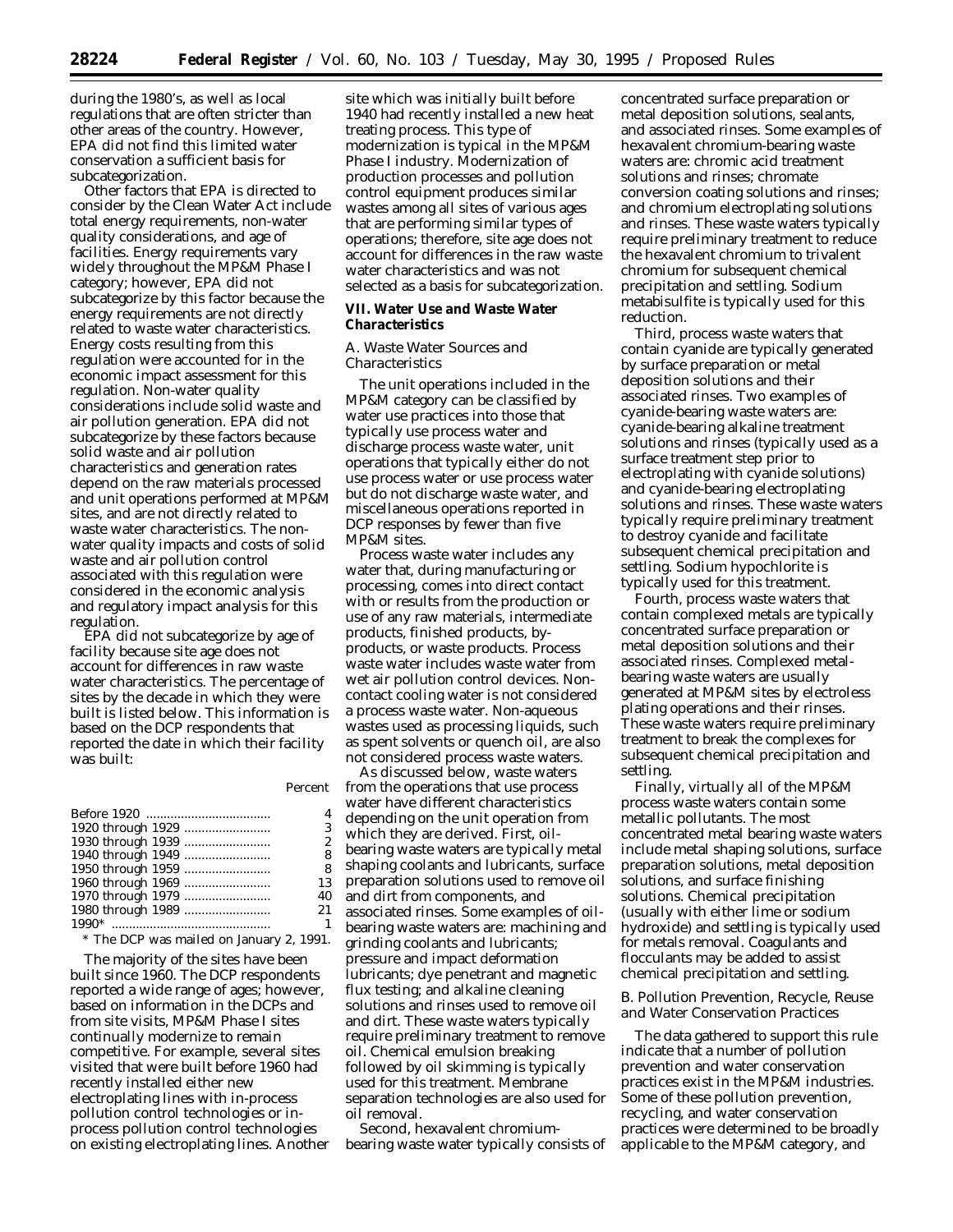during the 1980's, as well as local regulations that are often stricter than other areas of the country. However, EPA did not find this limited water conservation a sufficient basis for subcategorization.

Other factors that EPA is directed to consider by the Clean Water Act include total energy requirements, non-water quality considerations, and age of facilities. Energy requirements vary widely throughout the MP&M Phase I category; however, EPA did not subcategorize by this factor because the energy requirements are not directly related to waste water characteristics. Energy costs resulting from this regulation were accounted for in the economic impact assessment for this regulation. Non-water quality considerations include solid waste and air pollution generation. EPA did not subcategorize by these factors because solid waste and air pollution characteristics and generation rates depend on the raw materials processed and unit operations performed at MP&M sites, and are not directly related to waste water characteristics. The non-water quality impacts and costs of solid waste and air pollution control associated with this regulation were considered in the economic analysis and regulatory impact analysis for this regulation.

EPA did not subcategorize by age of facility because site age does not account for differences in raw waste water characteristics. The percentage of sites by the decade in which they were built is listed below. This information is based on the DCP respondents that reported the date in which their facility was built:

| | Percent |
|---|---|
| Before 1920 | 4 |
| 1920 through 1929 | 3 |
| 1930 through 1939 | 2 |
| 1940 through 1949 | 8 |
| 1950 through 1959 | 8 |
| 1960 through 1969 | 13 |
| 1970 through 1979 | 40 |
| 1980 through 1989 | 21 |
| 1990* | 1 |

* The DCP was mailed on January 2, 1991.

The majority of the sites have been built since 1960. The DCP respondents reported a wide range of ages; however, based on information in the DCPs and from site visits, MP&M Phase I sites continually modernize to remain competitive. For example, several sites visited that were built before 1960 had recently installed either new electroplating lines with in-process pollution control technologies or in-process pollution control technologies on existing electroplating lines. Another site which was initially built before 1940 had recently installed a new heat treating process. This type of modernization is typical in the MP&M Phase I industry. Modernization of production processes and pollution control equipment produces similar wastes among all sites of various ages that are performing similar types of operations; therefore, site age does not account for differences in the raw waste water characteristics and was not selected as a basis for subcategorization.

## VII. Water Use and Waste Water Characteristics

### A. Waste Water Sources and Characteristics

The unit operations included in the MP&M category can be classified by water use practices into those that typically use process water and discharge process waste water, unit operations that typically either do not use process water or use process water but do not discharge waste water, and miscellaneous operations reported in DCP responses by fewer than five MP&M sites.

Process waste water includes any water that, during manufacturing or processing, comes into direct contact with or results from the production or use of any raw materials, intermediate products, finished products, by-products, or waste products. Process waste water includes waste water from wet air pollution control devices. Non-contact cooling water is not considered a process waste water. Non-aqueous wastes used as processing liquids, such as spent solvents or quench oil, are also not considered process waste waters.

As discussed below, waste waters from the operations that use process water have different characteristics depending on the unit operation from which they are derived. First, oil-bearing waste waters are typically metal shaping coolants and lubricants, surface preparation solutions used to remove oil and dirt from components, and associated rinses. Some examples of oil-bearing waste waters are: machining and grinding coolants and lubricants; pressure and impact deformation lubricants; dye penetrant and magnetic flux testing; and alkaline cleaning solutions and rinses used to remove oil and dirt. These waste waters typically require preliminary treatment to remove oil. Chemical emulsion breaking followed by oil skimming is typically used for this treatment. Membrane separation technologies are also used for oil removal.

Second, hexavalent chromium-bearing waste water typically consists of concentrated surface preparation or metal deposition solutions, sealants, and associated rinses. Some examples of hexavalent chromium-bearing waste waters are: chromic acid treatment solutions and rinses; chromate conversion coating solutions and rinses; and chromium electroplating solutions and rinses. These waste waters typically require preliminary treatment to reduce the hexavalent chromium to trivalent chromium for subsequent chemical precipitation and settling. Sodium metabisulfite is typically used for this reduction.

Third, process waste waters that contain cyanide are typically generated by surface preparation or metal deposition solutions and their associated rinses. Two examples of cyanide-bearing waste waters are: cyanide-bearing alkaline treatment solutions and rinses (typically used as a surface treatment step prior to electroplating with cyanide solutions) and cyanide-bearing electroplating solutions and rinses. These waste waters typically require preliminary treatment to destroy cyanide and facilitate subsequent chemical precipitation and settling. Sodium hypochlorite is typically used for this treatment.

Fourth, process waste waters that contain complexed metals are typically concentrated surface preparation or metal deposition solutions and their associated rinses. Complexed metal-bearing waste waters are usually generated at MP&M sites by electroless plating operations and their rinses. These waste waters require preliminary treatment to break the complexes for subsequent chemical precipitation and settling.

Finally, virtually all of the MP&M process waste waters contain some metallic pollutants. The most concentrated metal bearing waste waters include metal shaping solutions, surface preparation solutions, metal deposition solutions, and surface finishing solutions. Chemical precipitation (usually with either lime or sodium hydroxide) and settling is typically used for metals removal. Coagulants and flocculants may be added to assist chemical precipitation and settling.

### B. Pollution Prevention, Recycle, Reuse and Water Conservation Practices

The data gathered to support this rule indicate that a number of pollution prevention and water conservation practices exist in the MP&M industries. Some of these pollution prevention, recycling, and water conservation practices were determined to be broadly applicable to the MP&M category, and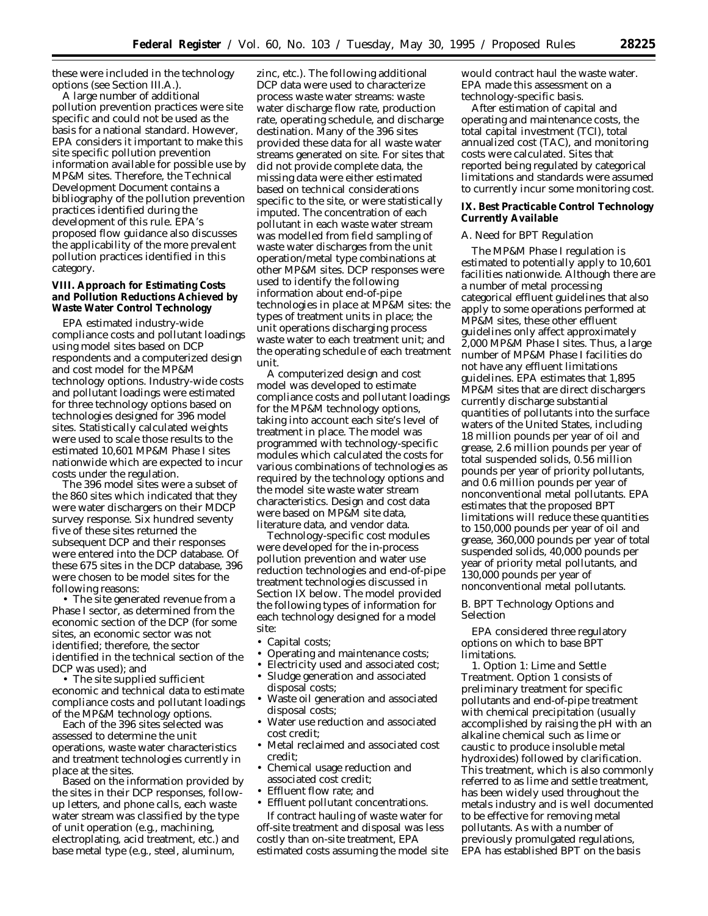these were included in the technology options (see Section III.A.).

A large number of additional pollution prevention practices were site specific and could not be used as the basis for a national standard. However, EPA considers it important to make this site specific pollution prevention information available for possible use by MP&M sites. Therefore, the Technical Development Document contains a bibliography of the pollution prevention practices identified during the development of this rule. EPA's proposed flow guidance also discusses the applicability of the more prevalent pollution practices identified in this category.

## VIII. Approach for Estimating Costs and Pollution Reductions Achieved by Waste Water Control Technology

EPA estimated industry-wide compliance costs and pollutant loadings using model sites based on DCP respondents and a computerized design and cost model for the MP&M technology options. Industry-wide costs and pollutant loadings were estimated for three technology options based on technologies designed for 396 model sites. Statistically calculated weights were used to scale those results to the estimated 10,601 MP&M Phase I sites nationwide which are expected to incur costs under the regulation.

The 396 model sites were a subset of the 860 sites which indicated that they were water dischargers on their MDCP survey response. Six hundred seventy five of these sites returned the subsequent DCP and their responses were entered into the DCP database. Of these 675 sites in the DCP database, 396 were chosen to be model sites for the following reasons:

- The site generated revenue from a Phase I sector, as determined from the economic section of the DCP (for some sites, an economic sector was not identified; therefore, the sector identified in the technical section of the DCP was used); and
- The site supplied sufficient economic and technical data to estimate compliance costs and pollutant loadings of the MP&M technology options.

Each of the 396 sites selected was assessed to determine the unit operations, waste water characteristics and treatment technologies currently in place at the sites.

Based on the information provided by the sites in their DCP responses, follow-up letters, and phone calls, each waste water stream was classified by the type of unit operation (e.g., machining, electroplating, acid treatment, etc.) and base metal type (e.g., steel, aluminum, zinc, etc.). The following additional DCP data were used to characterize process waste water streams: waste water discharge flow rate, production rate, operating schedule, and discharge destination. Many of the 396 sites provided these data for all waste water streams generated on site. For sites that did not provide complete data, the missing data were either estimated based on technical considerations specific to the site, or were statistically imputed. The concentration of each pollutant in each waste water stream was modelled from field sampling of waste water discharges from the unit operation/metal type combinations at other MP&M sites. DCP responses were used to identify the following information about end-of-pipe technologies in place at MP&M sites: the types of treatment units in place; the unit operations discharging process waste water to each treatment unit; and the operating schedule of each treatment unit.

A computerized design and cost model was developed to estimate compliance costs and pollutant loadings for the MP&M technology options, taking into account each site's level of treatment in place. The model was programmed with technology-specific modules which calculated the costs for various combinations of technologies as required by the technology options and the model site waste water stream characteristics. Design and cost data were based on MP&M site data, literature data, and vendor data.

Technology-specific cost modules were developed for the in-process pollution prevention and water use reduction technologies and end-of-pipe treatment technologies discussed in Section IX below. The model provided the following types of information for each technology designed for a model site:

- Capital costs;
- Operating and maintenance costs;
- Electricity used and associated cost;
- Sludge generation and associated disposal costs;
- Waste oil generation and associated disposal costs;
- Water use reduction and associated cost credit;
- Metal reclaimed and associated cost credit;
- Chemical usage reduction and associated cost credit;
- Effluent flow rate; and
- Effluent pollutant concentrations.

If contract hauling of waste water for off-site treatment and disposal was less costly than on-site treatment, EPA estimated costs assuming the model site would contract haul the waste water. EPA made this assessment on a technology-specific basis.

After estimation of capital and operating and maintenance costs, the total capital investment (TCI), total annualized cost (TAC), and monitoring costs were calculated. Sites that reported being regulated by categorical limitations and standards were assumed to currently incur some monitoring cost.

## IX. Best Practicable Control Technology Currently Available

### A. Need for BPT Regulation

The MP&M Phase I regulation is estimated to potentially apply to 10,601 facilities nationwide. Although there are a number of metal processing categorical effluent guidelines that also apply to some operations performed at MP&M sites, these other effluent guidelines only affect approximately 2,000 MP&M Phase I sites. Thus, a large number of MP&M Phase I facilities do not have any effluent limitations guidelines. EPA estimates that 1,895 MP&M sites that are direct dischargers currently discharge substantial quantities of pollutants into the surface waters of the United States, including 18 million pounds per year of oil and grease, 2.6 million pounds per year of total suspended solids, 0.56 million pounds per year of priority pollutants, and 0.6 million pounds per year of nonconventional metal pollutants. EPA estimates that the proposed BPT limitations will reduce these quantities to 150,000 pounds per year of oil and grease, 360,000 pounds per year of total suspended solids, 40,000 pounds per year of priority metal pollutants, and 130,000 pounds per year of nonconventional metal pollutants.

### B. BPT Technology Options and Selection

EPA considered three regulatory options on which to base BPT limitations.

1. *Option 1: Lime and Settle Treatment.* Option 1 consists of preliminary treatment for specific pollutants and end-of-pipe treatment with chemical precipitation (usually accomplished by raising the pH with an alkaline chemical such as lime or caustic to produce insoluble metal hydroxides) followed by clarification. This treatment, which is also commonly referred to as lime and settle treatment, has been widely used throughout the metals industry and is well documented to be effective for removing metal pollutants. As with a number of previously promulgated regulations, EPA has established BPT on the basis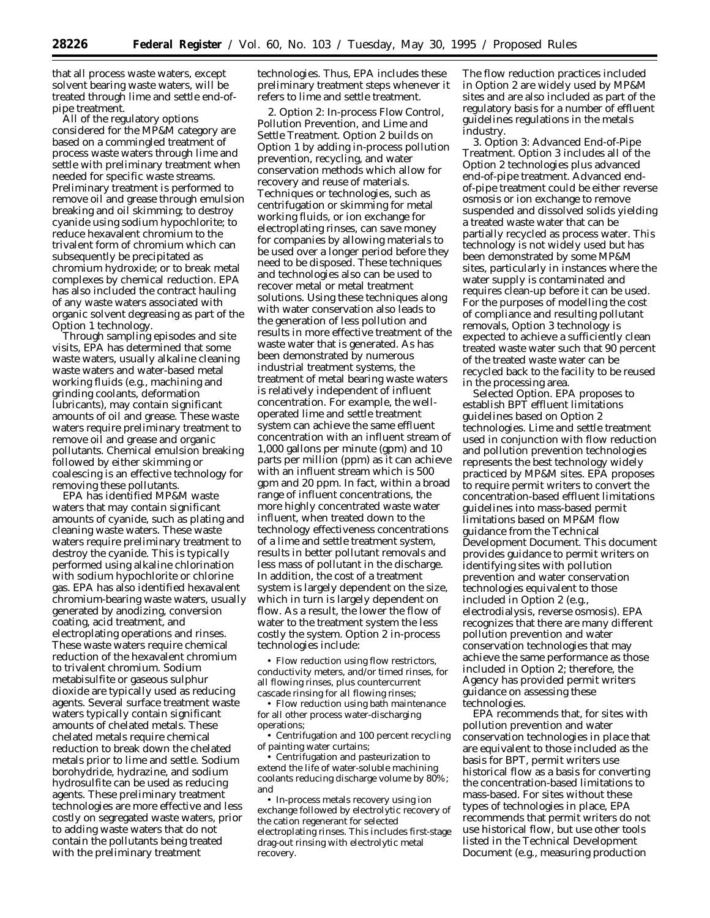that all process waste waters, except solvent bearing waste waters, will be treated through lime and settle end-of-pipe treatment.

All of the regulatory options considered for the MP&M category are based on a commingled treatment of process waste waters through lime and settle with preliminary treatment when needed for specific waste streams. Preliminary treatment is performed to remove oil and grease through emulsion breaking and oil skimming; to destroy cyanide using sodium hypochlorite; to reduce hexavalent chromium to the trivalent form of chromium which can subsequently be precipitated as chromium hydroxide; or to break metal complexes by chemical reduction. EPA has also included the contract hauling of any waste waters associated with organic solvent degreasing as part of the Option 1 technology.

Through sampling episodes and site visits, EPA has determined that some waste waters, usually alkaline cleaning waste waters and water-based metal working fluids (e.g., machining and grinding coolants, deformation lubricants), may contain significant amounts of oil and grease. These waste waters require preliminary treatment to remove oil and grease and organic pollutants. Chemical emulsion breaking followed by either skimming or coalescing is an effective technology for removing these pollutants.

EPA has identified MP&M waste waters that may contain significant amounts of cyanide, such as plating and cleaning waste waters. These waste waters require preliminary treatment to destroy the cyanide. This is typically performed using alkaline chlorination with sodium hypochlorite or chlorine gas. EPA has also identified hexavalent chromium-bearing waste waters, usually generated by anodizing, conversion coating, acid treatment, and electroplating operations and rinses. These waste waters require chemical reduction of the hexavalent chromium to trivalent chromium. Sodium metabisulfite or gaseous sulphur dioxide are typically used as reducing agents. Several surface treatment waste waters typically contain significant amounts of chelated metals. These chelated metals require chemical reduction to break down the chelated metals prior to lime and settle. Sodium borohydride, hydrazine, and sodium hydrosulfite can be used as reducing agents. These preliminary treatment technologies are more effective and less costly on segregated waste waters, prior to adding waste waters that do not contain the pollutants being treated with the preliminary treatment technologies. Thus, EPA includes these preliminary treatment steps whenever it refers to lime and settle treatment.

2. *Option 2: In-process Flow Control, Pollution Prevention, and Lime and Settle Treatment.* Option 2 builds on Option 1 by adding in-process pollution prevention, recycling, and water conservation methods which allow for recovery and reuse of materials. Techniques or technologies, such as centrifugation or skimming for metal working fluids, or ion exchange for electroplating rinses, can save money for companies by allowing materials to be used over a longer period before they need to be disposed. These techniques and technologies also can be used to recover metal or metal treatment solutions. Using these techniques along with water conservation also leads to the generation of less pollution and results in more effective treatment of the waste water that is generated. As has been demonstrated by numerous industrial treatment systems, the treatment of metal bearing waste waters is relatively independent of influent concentration. For example, the well-operated lime and settle treatment system can achieve the same effluent concentration with an influent stream of 1,000 gallons per minute (gpm) and 10 parts per million (ppm) as it can achieve with an influent stream which is 500 gpm and 20 ppm. In fact, within a broad range of influent concentrations, the more highly concentrated waste water influent, when treated down to the technology effectiveness concentrations of a lime and settle treatment system, results in better pollutant removals and less mass of pollutant in the discharge. In addition, the cost of a treatment system is largely dependent on the size, which in turn is largely dependent on flow. As a result, the lower the flow of water to the treatment system the less costly the system. Option 2 in-process technologies include:

- Flow reduction using flow restrictors, conductivity meters, and/or timed rinses, for all flowing rinses, plus countercurrent cascade rinsing for all flowing rinses;
- Flow reduction using bath maintenance for all other process water-discharging operations;
- Centrifugation and 100 percent recycling of painting water curtains;
- Centrifugation and pasteurization to extend the life of water-soluble machining coolants reducing discharge volume by 80%; and
- In-process metals recovery using ion exchange followed by electrolytic recovery of the cation regenerant for selected electroplating rinses. This includes first-stage drag-out rinsing with electrolytic metal recovery.

The flow reduction practices included in Option 2 are widely used by MP&M sites and are also included as part of the regulatory basis for a number of effluent guidelines regulations in the metals industry.

3. *Option 3: Advanced End-of-Pipe Treatment.* Option 3 includes all of the Option 2 technologies plus advanced end-of-pipe treatment. Advanced end-of-pipe treatment could be either reverse osmosis or ion exchange to remove suspended and dissolved solids yielding a treated waste water that can be partially recycled as process water. This technology is not widely used but has been demonstrated by some MP&M sites, particularly in instances where the water supply is contaminated and requires clean-up before it can be used. For the purposes of modelling the cost of compliance and resulting pollutant removals, Option 3 technology is expected to achieve a sufficiently clean treated waste water such that 90 percent of the treated waste water can be recycled back to the facility to be reused in the processing area.

*Selected Option.* EPA proposes to establish BPT effluent limitations guidelines based on Option 2 technologies. Lime and settle treatment used in conjunction with flow reduction and pollution prevention technologies represents the best technology widely practiced by MP&M sites. EPA proposes to require permit writers to convert the concentration-based effluent limitations guidelines into mass-based permit limitations based on MP&M flow guidance from the Technical Development Document. This document provides guidance to permit writers on identifying sites with pollution prevention and water conservation technologies equivalent to those included in Option 2 (e.g., electrodialysis, reverse osmosis). EPA recognizes that there are many different pollution prevention and water conservation technologies that may achieve the same performance as those included in Option 2; therefore, the Agency has provided permit writers guidance on assessing these technologies.

EPA recommends that, for sites with pollution prevention and water conservation technologies in place that are equivalent to those included as the basis for BPT, permit writers use historical flow as a basis for converting the concentration-based limitations to mass-based. For sites without these types of technologies in place, EPA recommends that permit writers do not use historical flow, but use other tools listed in the Technical Development Document (e.g., measuring production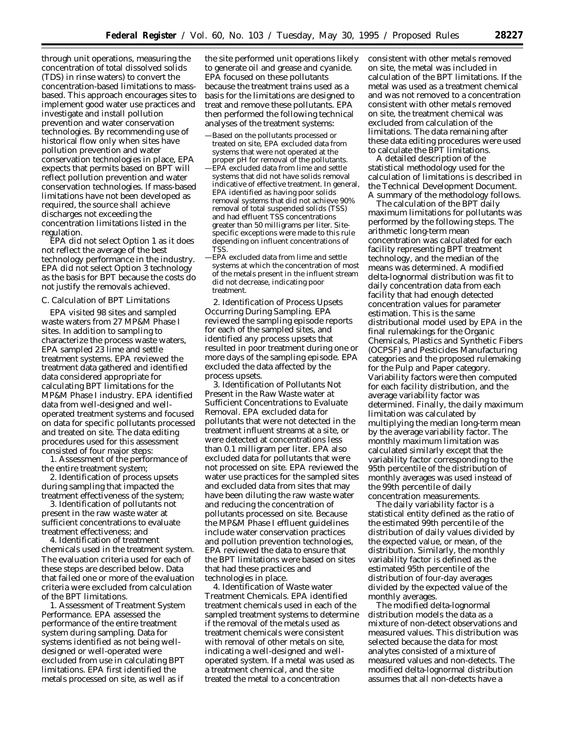through unit operations, measuring the concentration of total dissolved solids (TDS) in rinse waters) to convert the concentration-based limitations to mass-based. This approach encourages sites to implement good water use practices and investigate and install pollution prevention and water conservation technologies. By recommending use of historical flow only when sites have pollution prevention and water conservation technologies in place, EPA expects that permits based on BPT will reflect pollution prevention and water conservation technologies. If mass-based limitations have not been developed as required, the source shall achieve discharges not exceeding the concentration limitations listed in the regulation.

EPA did not select Option 1 as it does not reflect the average of the best technology performance in the industry. EPA did not select Option 3 technology as the basis for BPT because the costs do not justify the removals achieved.

### C. Calculation of BPT Limitations

EPA visited 98 sites and sampled waste waters from 27 MP&M Phase I sites. In addition to sampling to characterize the process waste waters, EPA sampled 23 lime and settle treatment systems. EPA reviewed the treatment data gathered and identified data considered appropriate for calculating BPT limitations for the MP&M Phase I industry. EPA identified data from well-designed and well-operated treatment systems and focused on data for specific pollutants processed and treated on site. The data editing procedures used for this assessment consisted of four major steps:

1. Assessment of the performance of the entire treatment system;
2. Identification of process upsets during sampling that impacted the treatment effectiveness of the system;
3. Identification of pollutants not present in the raw waste water at sufficient concentrations to evaluate treatment effectiveness; and
4. Identification of treatment chemicals used in the treatment system.

The evaluation criteria used for each of these steps are described below. Data that failed one or more of the evaluation criteria were excluded from calculation of the BPT limitations.

1. *Assessment of Treatment System Performance.* EPA assessed the performance of the entire treatment system during sampling. Data for systems identified as not being well-designed or well-operated were excluded from use in calculating BPT limitations. EPA first identified the metals processed on site, as well as if the site performed unit operations likely to generate oil and grease and cyanide. EPA focused on these pollutants because the treatment trains used as a basis for the limitations are designed to treat and remove these pollutants. EPA then performed the following technical analyses of the treatment systems:

—Based on the pollutants processed or treated on site, EPA excluded data from systems that were not operated at the proper pH for removal of the pollutants.

—EPA excluded data from lime and settle systems that did not have solids removal indicative of effective treatment. In general, EPA identified as having poor solids removal systems that did not achieve 90% removal of total suspended solids (TSS) and had effluent TSS concentrations greater than 50 milligrams per liter. Site-specific exceptions were made to this rule depending on influent concentrations of TSS.

—EPA excluded data from lime and settle systems at which the concentration of most of the metals present in the influent stream did not decrease, indicating poor treatment.

2. *Identification of Process Upsets Occurring During Sampling.* EPA reviewed the sampling episode reports for each of the sampled sites, and identified any process upsets that resulted in poor treatment during one or more days of the sampling episode. EPA excluded the data affected by the process upsets.

3. *Identification of Pollutants Not Present in the Raw Waste water at Sufficient Concentrations to Evaluate Removal.* EPA excluded data for pollutants that were not detected in the treatment influent streams at a site, or were detected at concentrations less than 0.1 milligram per liter. EPA also excluded data for pollutants that were not processed on site. EPA reviewed the water use practices for the sampled sites and excluded data from sites that may have been diluting the raw waste water and reducing the concentration of pollutants processed on site. Because the MP&M Phase I effluent guidelines include water conservation practices and pollution prevention technologies, EPA reviewed the data to ensure that the BPT limitations were based on sites that had these practices and technologies in place.

4. *Identification of Waste water Treatment Chemicals.* EPA identified treatment chemicals used in each of the sampled treatment systems to determine if the removal of the metals used as treatment chemicals were consistent with removal of other metals on site, indicating a well-designed and well-operated system. If a metal was used as a treatment chemical, and the site treated the metal to a concentration consistent with other metals removed on site, the metal was included in calculation of the BPT limitations. If the metal was used as a treatment chemical and was not removed to a concentration consistent with other metals removed on site, the treatment chemical was excluded from calculation of the limitations. The data remaining after these data editing procedures were used to calculate the BPT limitations.

A detailed description of the statistical methodology used for the calculation of limitations is described in the Technical Development Document. A summary of the methodology follows.

The calculation of the BPT daily maximum limitations for pollutants was performed by the following steps. The arithmetic long-term mean concentration was calculated for each facility representing BPT treatment technology, and the median of the means was determined. A modified delta-lognormal distribution was fit to daily concentration data from each facility that had enough detected concentration values for parameter estimation. This is the same distributional model used by EPA in the final rulemakings for the Organic Chemicals, Plastics and Synthetic Fibers (OCPSF) and Pesticides Manufacturing categories and the proposed rulemaking for the Pulp and Paper category. Variability factors were then computed for each facility distribution, and the average variability factor was determined. Finally, the daily maximum limitation was calculated by multiplying the median long-term mean by the average variability factor. The monthly maximum limitation was calculated similarly except that the variability factor corresponding to the 95th percentile of the distribution of monthly averages was used instead of the 99th percentile of daily concentration measurements.

The daily variability factor is a statistical entity defined as the ratio of the estimated 99th percentile of the distribution of daily values divided by the expected value, or mean, of the distribution. Similarly, the monthly variability factor is defined as the estimated 95th percentile of the distribution of four-day averages divided by the expected value of the monthly averages.

The modified delta-lognormal distribution models the data as a mixture of non-detect observations and measured values. This distribution was selected because the data for most analytes consisted of a mixture of measured values and non-detects. The modified delta-lognormal distribution assumes that all non-detects have a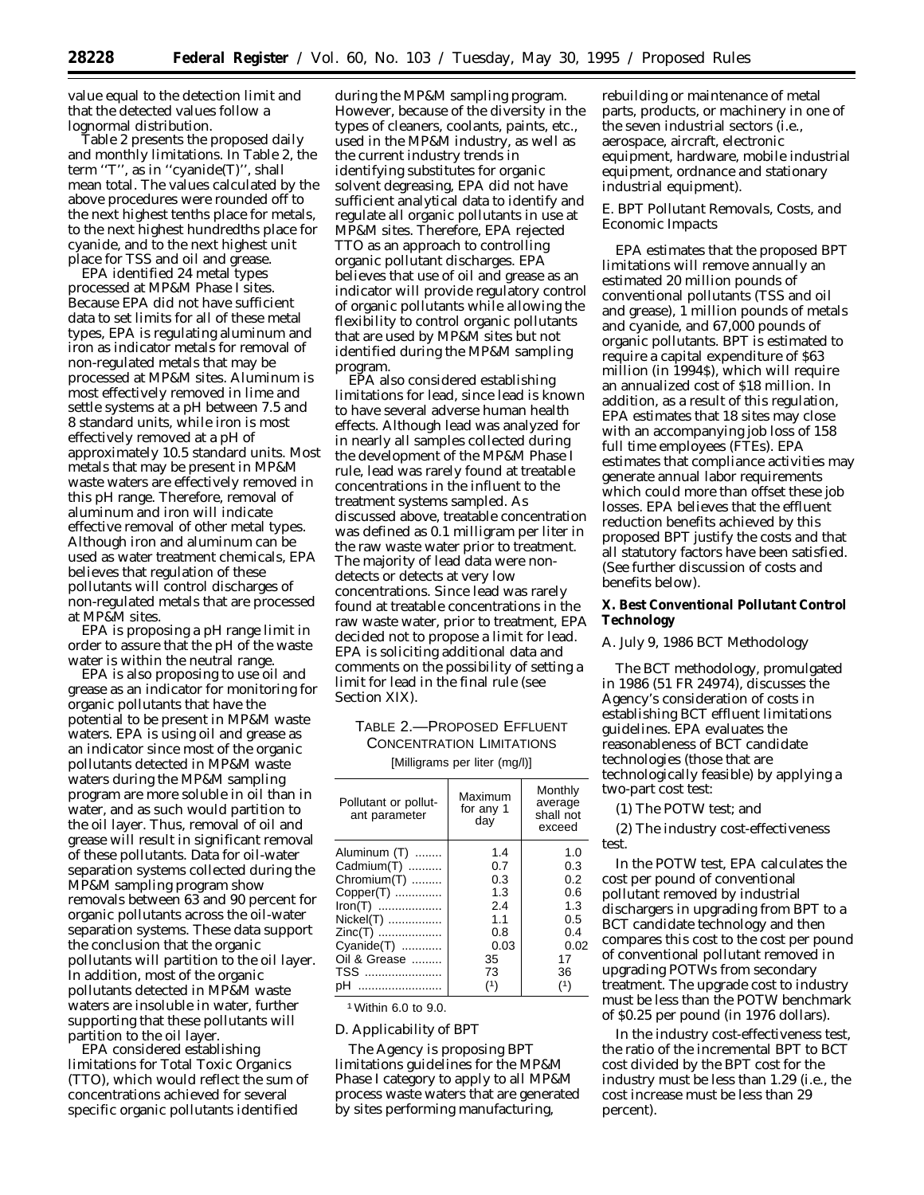value equal to the detection limit and that the detected values follow a lognormal distribution.

Table 2 presents the proposed daily and monthly limitations. In Table 2, the term ''T'', as in ''cyanide(T)'', shall mean total. The values calculated by the above procedures were rounded off to the next highest tenths place for metals, to the next highest hundredths place for cyanide, and to the next highest unit place for TSS and oil and grease.

EPA identified 24 metal types processed at MP&M Phase I sites. Because EPA did not have sufficient data to set limits for all of these metal types, EPA is regulating aluminum and iron as indicator metals for removal of non-regulated metals that may be processed at MP&M sites. Aluminum is most effectively removed in lime and settle systems at a pH between 7.5 and 8 standard units, while iron is most effectively removed at a pH of approximately 10.5 standard units. Most metals that may be present in MP&M waste waters are effectively removed in this pH range. Therefore, removal of aluminum and iron will indicate effective removal of other metal types. Although iron and aluminum can be used as water treatment chemicals, EPA believes that regulation of these pollutants will control discharges of non-regulated metals that are processed at MP&M sites.

EPA is proposing a pH range limit in order to assure that the pH of the waste water is within the neutral range.

EPA is also proposing to use oil and grease as an indicator for monitoring for organic pollutants that have the potential to be present in MP&M waste waters. EPA is using oil and grease as an indicator since most of the organic pollutants detected in MP&M waste waters during the MP&M sampling program are more soluble in oil than in water, and as such would partition to the oil layer. Thus, removal of oil and grease will result in significant removal of these pollutants. Data for oil-water separation systems collected during the MP&M sampling program show removals between 63 and 90 percent for organic pollutants across the oil-water separation systems. These data support the conclusion that the organic pollutants will partition to the oil layer. In addition, most of the organic pollutants detected in MP&M waste waters are insoluble in water, further supporting that these pollutants will partition to the oil layer.

EPA considered establishing limitations for Total Toxic Organics (TTO), which would reflect the sum of concentrations achieved for several specific organic pollutants identified during the MP&M sampling program. However, because of the diversity in the types of cleaners, coolants, paints, etc., used in the MP&M industry, as well as the current industry trends in identifying substitutes for organic solvent degreasing, EPA did not have sufficient analytical data to identify and regulate all organic pollutants in use at MP&M sites. Therefore, EPA rejected TTO as an approach to controlling organic pollutant discharges. EPA believes that use of oil and grease as an indicator will provide regulatory control of organic pollutants while allowing the flexibility to control organic pollutants that are used by MP&M sites but not identified during the MP&M sampling program.

EPA also considered establishing limitations for lead, since lead is known to have several adverse human health effects. Although lead was analyzed for in nearly all samples collected during the development of the MP&M Phase I rule, lead was rarely found at treatable concentrations in the influent to the treatment systems sampled. As discussed above, treatable concentration was defined as 0.1 milligram per liter in the raw waste water prior to treatment. The majority of lead data were non-detects or detects at very low concentrations. Since lead was rarely found at treatable concentrations in the raw waste water, prior to treatment, EPA decided not to propose a limit for lead. EPA is soliciting additional data and comments on the possibility of setting a limit for lead in the final rule (see Section XIX).

TABLE 2.—PROPOSED EFFLUENT CONCENTRATION LIMITATIONS

[Milligrams per liter (mg/l)]

| Pollutant or pollutant parameter | Maximum for any 1 day | Monthly average shall not exceed |
|---|---|---|
| Aluminum (T) | 1.4 | 1.0 |
| Cadmium(T) | 0.7 | 0.3 |
| Chromium(T) | 0.3 | 0.2 |
| Copper(T) | 1.3 | 0.6 |
| Iron(T) | 2.4 | 1.3 |
| Nickel(T) | 1.1 | 0.5 |
| Zinc(T) | 0.8 | 0.4 |
| Cyanide(T) | 0.03 | 0.02 |
| Oil & Grease | 35 | 17 |
| TSS | 73 | 36 |
| pH | (1) | (1) |

[1] Within 6.0 to 9.0.

D. Applicability of BPT

The Agency is proposing BPT limitations guidelines for the MP&M Phase I category to apply to all MP&M process waste waters that are generated by sites performing manufacturing, rebuilding or maintenance of metal parts, products, or machinery in one of the seven industrial sectors (i.e., aerospace, aircraft, electronic equipment, hardware, mobile industrial equipment, ordnance and stationary industrial equipment).

E. BPT Pollutant Removals, Costs, and Economic Impacts

EPA estimates that the proposed BPT limitations will remove annually an estimated 20 million pounds of conventional pollutants (TSS and oil and grease), 1 million pounds of metals and cyanide, and 67,000 pounds of organic pollutants. BPT is estimated to require a capital expenditure of $63 million (in 1994$), which will require an annualized cost of $18 million. In addition, as a result of this regulation, EPA estimates that 18 sites may close with an accompanying job loss of 158 full time employees (FTEs). EPA estimates that compliance activities may generate annual labor requirements which could more than offset these job losses. EPA believes that the effluent reduction benefits achieved by this proposed BPT justify the costs and that all statutory factors have been satisfied. (See further discussion of costs and benefits below).

## X. Best Conventional Pollutant Control Technology

A. July 9, 1986 BCT Methodology

The BCT methodology, promulgated in 1986 (51 FR 24974), discusses the Agency's consideration of costs in establishing BCT effluent limitations guidelines. EPA evaluates the reasonableness of BCT candidate technologies (those that are technologically feasible) by applying a two-part cost test:

(1) The POTW test; and

(2) The industry cost-effectiveness test.

In the POTW test, EPA calculates the cost per pound of conventional pollutant removed by industrial dischargers in upgrading from BPT to a BCT candidate technology and then compares this cost to the cost per pound of conventional pollutant removed in upgrading POTWs from secondary treatment. The upgrade cost to industry must be less than the POTW benchmark of $0.25 per pound (in 1976 dollars).

In the industry cost-effectiveness test, the ratio of the incremental BPT to BCT cost divided by the BPT cost for the industry must be less than 1.29 (i.e., the cost increase must be less than 29 percent).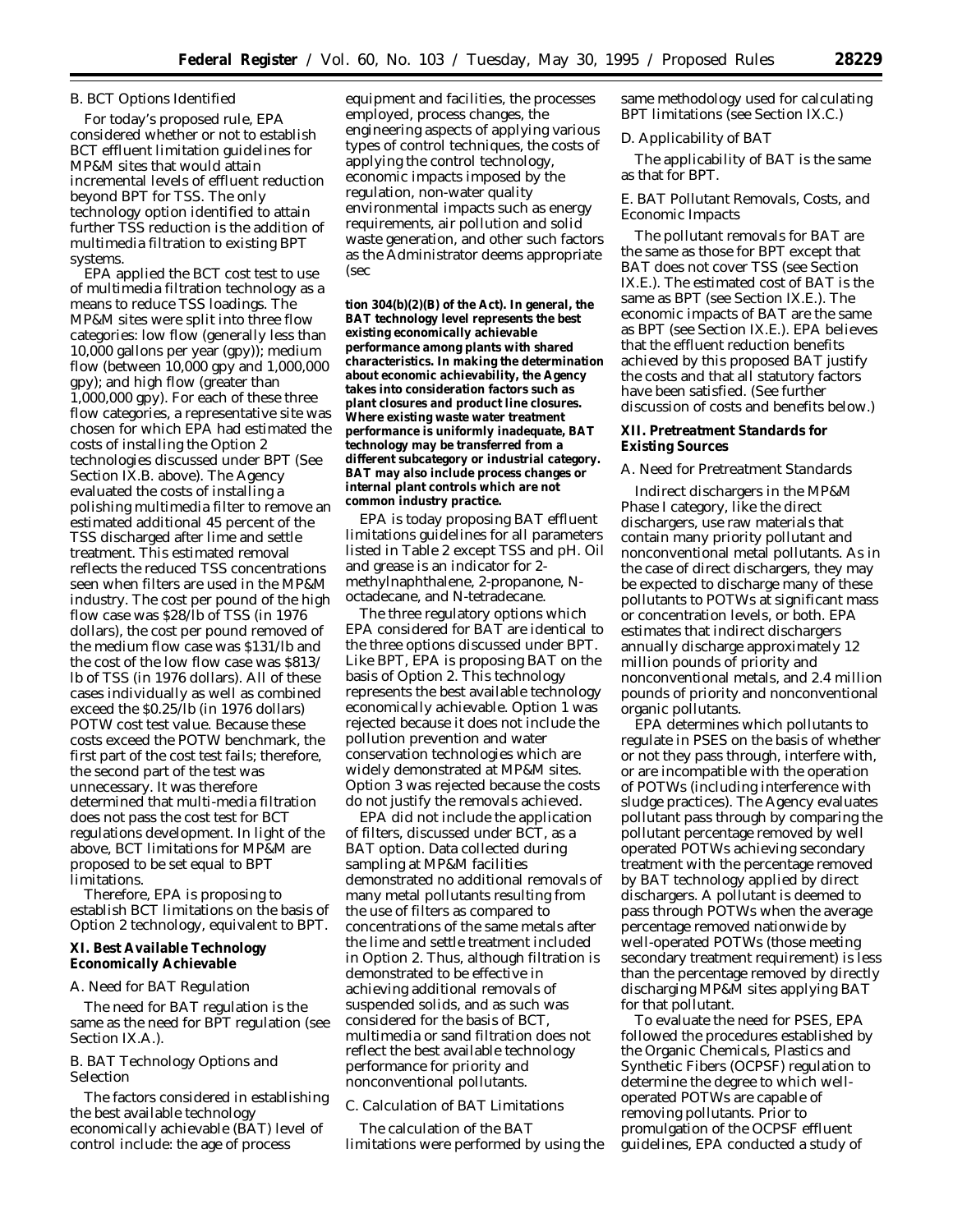### B. BCT Options Identified

For today's proposed rule, EPA considered whether or not to establish BCT effluent limitation guidelines for MP&M sites that would attain incremental levels of effluent reduction beyond BPT for TSS. The only technology option identified to attain further TSS reduction is the addition of multimedia filtration to existing BPT systems.

EPA applied the BCT cost test to use of multimedia filtration technology as a means to reduce TSS loadings. The MP&M sites were split into three flow categories: low flow (generally less than 10,000 gallons per year (gpy)); medium flow (between 10,000 gpy and 1,000,000 gpy); and high flow (greater than 1,000,000 gpy). For each of these three flow categories, a representative site was chosen for which EPA had estimated the costs of installing the Option 2 technologies discussed under BPT (See Section IX.B. above). The Agency evaluated the costs of installing a polishing multimedia filter to remove an estimated additional 45 percent of the TSS discharged after lime and settle treatment. This estimated removal reflects the reduced TSS concentrations seen when filters are used in the MP&M industry. The cost per pound of the high flow case was $28/lb of TSS (in 1976 dollars), the cost per pound removed of the medium flow case was $131/lb and the cost of the low flow case was $813/lb of TSS (in 1976 dollars). All of these cases individually as well as combined exceed the $0.25/lb (in 1976 dollars) POTW cost test value. Because these costs exceed the POTW benchmark, the first part of the cost test fails; therefore, the second part of the test was unnecessary. It was therefore determined that multi-media filtration does not pass the cost test for BCT regulations development. In light of the above, BCT limitations for MP&M are proposed to be set equal to BPT limitations.

Therefore, EPA is proposing to establish BCT limitations on the basis of Option 2 technology, equivalent to BPT.

## XI. Best Available Technology Economically Achievable

### A. Need for BAT Regulation

The need for BAT regulation is the same as the need for BPT regulation (see Section IX.A.).

### B. BAT Technology Options and Selection

The factors considered in establishing the best available technology economically achievable (BAT) level of control include: the age of process equipment and facilities, the processes employed, process changes, the engineering aspects of applying various types of control techniques, the costs of applying the control technology, economic impacts imposed by the regulation, non-water quality environmental impacts such as energy requirements, air pollution and solid waste generation, and other such factors as the Administrator deems appropriate (section 304(b)(2)(B) of the Act). In general, the BAT technology level represents the best existing economically achievable performance among plants with shared characteristics. In making the determination about economic achievability, the Agency takes into consideration factors such as plant closures and product line closures. Where existing waste water treatment performance is uniformly inadequate, BAT technology may be transferred from a different subcategory or industrial category. BAT may also include process changes or internal plant controls which are not common industry practice.

EPA is today proposing BAT effluent limitations guidelines for all parameters listed in Table 2 except TSS and pH. Oil and grease is an indicator for 2-methylnaphthalene, 2-propanone, N-octadecane, and N-tetradecane.

The three regulatory options which EPA considered for BAT are identical to the three options discussed under BPT. Like BPT, EPA is proposing BAT on the basis of Option 2. This technology represents the best available technology economically achievable. Option 1 was rejected because it does not include the pollution prevention and water conservation technologies which are widely demonstrated at MP&M sites. Option 3 was rejected because the costs do not justify the removals achieved.

EPA did not include the application of filters, discussed under BCT, as a BAT option. Data collected during sampling at MP&M facilities demonstrated no additional removals of many metal pollutants resulting from the use of filters as compared to concentrations of the same metals after the lime and settle treatment included in Option 2. Thus, although filtration is demonstrated to be effective in achieving additional removals of suspended solids, and as such was considered for the basis of BCT, multimedia or sand filtration does not reflect the best available technology performance for priority and nonconventional pollutants.

### C. Calculation of BAT Limitations

The calculation of the BAT limitations were performed by using the same methodology used for calculating BPT limitations (see Section IX.C.)

### D. Applicability of BAT

The applicability of BAT is the same as that for BPT.

### E. BAT Pollutant Removals, Costs, and Economic Impacts

The pollutant removals for BAT are the same as those for BPT except that BAT does not cover TSS (see Section IX.E.). The estimated cost of BAT is the same as BPT (see Section IX.E.). The economic impacts of BAT are the same as BPT (see Section IX.E.). EPA believes that the effluent reduction benefits achieved by this proposed BAT justify the costs and that all statutory factors have been satisfied. (See further discussion of costs and benefits below.)

## XII. Pretreatment Standards for Existing Sources

### A. Need for Pretreatment Standards

Indirect dischargers in the MP&M Phase I category, like the direct dischargers, use raw materials that contain many priority pollutant and nonconventional metal pollutants. As in the case of direct dischargers, they may be expected to discharge many of these pollutants to POTWs at significant mass or concentration levels, or both. EPA estimates that indirect dischargers annually discharge approximately 12 million pounds of priority and nonconventional metals, and 2.4 million pounds of priority and nonconventional organic pollutants.

EPA determines which pollutants to regulate in PSES on the basis of whether or not they pass through, interfere with, or are incompatible with the operation of POTWs (including interference with sludge practices). The Agency evaluates pollutant pass through by comparing the pollutant percentage removed by well operated POTWs achieving secondary treatment with the percentage removed by BAT technology applied by direct dischargers. A pollutant is deemed to pass through POTWs when the average percentage removed nationwide by well-operated POTWs (those meeting secondary treatment requirement) is less than the percentage removed by directly discharging MP&M sites applying BAT for that pollutant.

To evaluate the need for PSES, EPA followed the procedures established by the Organic Chemicals, Plastics and Synthetic Fibers (OCPSF) regulation to determine the degree to which well-operated POTWs are capable of removing pollutants. Prior to promulgation of the OCPSF effluent guidelines, EPA conducted a study of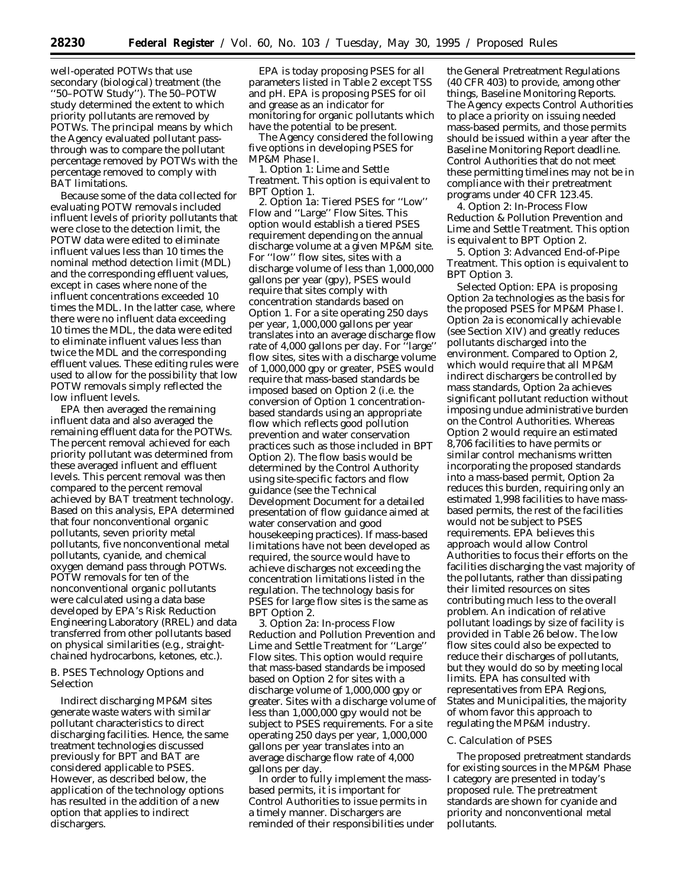well-operated POTWs that use secondary (biological) treatment (the ''50–POTW Study''). The 50–POTW study determined the extent to which priority pollutants are removed by POTWs. The principal means by which the Agency evaluated pollutant pass-through was to compare the pollutant percentage removed by POTWs with the percentage removed to comply with BAT limitations.

Because some of the data collected for evaluating POTW removals included influent levels of priority pollutants that were close to the detection limit, the POTW data were edited to eliminate influent values less than 10 times the nominal method detection limit (MDL) and the corresponding effluent values, except in cases where none of the influent concentrations exceeded 10 times the MDL. In the latter case, where there were no influent data exceeding 10 times the MDL, the data were edited to eliminate influent values less than twice the MDL and the corresponding effluent values. These editing rules were used to allow for the possibility that low POTW removals simply reflected the low influent levels.

EPA then averaged the remaining influent data and also averaged the remaining effluent data for the POTWs. The percent removal achieved for each priority pollutant was determined from these averaged influent and effluent levels. This percent removal was then compared to the percent removal achieved by BAT treatment technology. Based on this analysis, EPA determined that four nonconventional organic pollutants, seven priority metal pollutants, five nonconventional metal pollutants, cyanide, and chemical oxygen demand pass through POTWs. POTW removals for ten of the nonconventional organic pollutants were calculated using a data base developed by EPA's Risk Reduction Engineering Laboratory (RREL) and data transferred from other pollutants based on physical similarities (e.g., straight-chained hydrocarbons, ketones, etc.).

*B. PSES Technology Options and Selection*

Indirect discharging MP&M sites generate waste waters with similar pollutant characteristics to direct discharging facilities. Hence, the same treatment technologies discussed previously for BPT and BAT are considered applicable to PSES. However, as described below, the application of the technology options has resulted in the addition of a new option that applies to indirect dischargers.

EPA is today proposing PSES for all parameters listed in Table 2 except TSS and pH. EPA is proposing PSES for oil and grease as an indicator for monitoring for organic pollutants which have the potential to be present.

The Agency considered the following five options in developing PSES for MP&M Phase I.

1. *Option 1: Lime and Settle Treatment.* This option is equivalent to BPT Option 1.

2. *Option 1a: Tiered PSES for ''Low'' Flow and ''Large'' Flow Sites.* This option would establish a tiered PSES requirement depending on the annual discharge volume at a given MP&M site. For ''low'' flow sites, sites with a discharge volume of less than 1,000,000 gallons per year (gpy), PSES would require that sites comply with concentration standards based on Option 1. For a site operating 250 days per year, 1,000,000 gallons per year translates into an average discharge flow rate of 4,000 gallons per day. For ''large'' flow sites, sites with a discharge volume of 1,000,000 gpy or greater, PSES would require that mass-based standards be imposed based on Option 2 (i.e. the conversion of Option 1 concentration-based standards using an appropriate flow which reflects good pollution prevention and water conservation practices such as those included in BPT Option 2). The flow basis would be determined by the Control Authority using site-specific factors and flow guidance (see the Technical Development Document for a detailed presentation of flow guidance aimed at water conservation and good housekeeping practices). If mass-based limitations have not been developed as required, the source would have to achieve discharges not exceeding the concentration limitations listed in the regulation. The technology basis for PSES for large flow sites is the same as BPT Option 2.

3. *Option 2a: In-process Flow Reduction and Pollution Prevention and Lime and Settle Treatment for ''Large'' Flow sites.* This option would require that mass-based standards be imposed based on Option 2 for sites with a discharge volume of 1,000,000 gpy or greater. Sites with a discharge volume of less than 1,000,000 gpy would not be subject to PSES requirements. For a site operating 250 days per year translates into an average discharge flow rate of 4,000 gallons per day.

In order to fully implement the mass-based permits, it is important for Control Authorities to issue permits in a timely manner. Dischargers are reminded of their responsibilities under the General Pretreatment Regulations (40 CFR 403) to provide, among other things, Baseline Monitoring Reports. The Agency expects Control Authorities to place a priority on issuing needed mass-based permits, and those permits should be issued within a year after the Baseline Monitoring Report deadline. Control Authorities that do not meet these permitting timelines may not be in compliance with their pretreatment programs under 40 CFR 123.45.

4. *Option 2: In-Process Flow Reduction & Pollution Prevention and Lime and Settle Treatment.* This option is equivalent to BPT Option 2.

5. *Option 3: Advanced End-of-Pipe Treatment.* This option is equivalent to BPT Option 3.

*Selected Option:* EPA is proposing Option 2a technologies as the basis for the proposed PSES for MP&M Phase I. Option 2a is economically achievable (see Section XIV) and greatly reduces pollutants discharged into the environment. Compared to Option 2, which would require that all MP&M indirect dischargers be controlled by mass standards, Option 2a achieves significant pollutant reduction without imposing undue administrative burden on the Control Authorities. Whereas Option 2 would require an estimated 8,706 facilities to have permits or similar control mechanisms written incorporating the proposed standards into a mass-based permit, Option 2a reduces this burden, requiring only an estimated 1,998 facilities to have mass-based permits, the rest of the facilities would not be subject to PSES requirements. EPA believes this approach would allow Control Authorities to focus their efforts on the facilities discharging the vast majority of the pollutants, rather than dissipating their limited resources on sites contributing much less to the overall problem. An indication of relative pollutant loadings by size of facility is provided in Table 26 below. The low flow sites could also be expected to reduce their discharges of pollutants, but they would do so by meeting local limits. EPA has consulted with representatives from EPA Regions, States and Municipalities, the majority of whom favor this approach to regulating the MP&M industry.

*C. Calculation of PSES*

The proposed pretreatment standards for existing sources in the MP&M Phase I category are presented in today's proposed rule. The pretreatment standards are shown for cyanide and priority and nonconventional metal pollutants.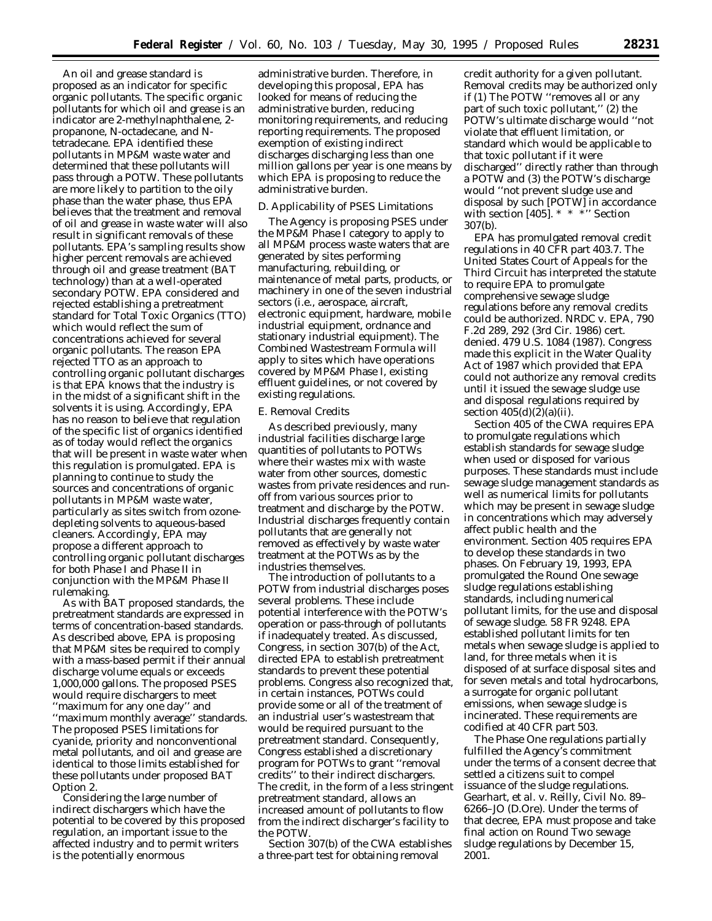An oil and grease standard is proposed as an indicator for specific organic pollutants. The specific organic pollutants for which oil and grease is an indicator are 2-methylnaphthalene, 2-propanone, N-octadecane, and N-tetradecane. EPA identified these pollutants in MP&M waste water and determined that these pollutants will pass through a POTW. These pollutants are more likely to partition to the oily phase than the water phase, thus EPA believes that the treatment and removal of oil and grease in waste water will also result in significant removals of these pollutants. EPA's sampling results show higher percent removals are achieved through oil and grease treatment (BAT technology) than at a well-operated secondary POTW. EPA considered and rejected establishing a pretreatment standard for Total Toxic Organics (TTO) which would reflect the sum of concentrations achieved for several organic pollutants. The reason EPA rejected TTO as an approach to controlling organic pollutant discharges is that EPA knows that the industry is in the midst of a significant shift in the solvents it is using. Accordingly, EPA has no reason to believe that regulation of the specific list of organics identified as of today would reflect the organics that will be present in waste water when this regulation is promulgated. EPA is planning to continue to study the sources and concentrations of organic pollutants in MP&M waste water, particularly as sites switch from ozone-depleting solvents to aqueous-based cleaners. Accordingly, EPA may propose a different approach to controlling organic pollutant discharges for both Phase I and Phase II in conjunction with the MP&M Phase II rulemaking.

As with BAT proposed standards, the pretreatment standards are expressed in terms of concentration-based standards. As described above, EPA is proposing that MP&M sites be required to comply with a mass-based permit if their annual discharge volume equals or exceeds 1,000,000 gallons. The proposed PSES would require dischargers to meet ''maximum for any one day'' and ''maximum monthly average'' standards. The proposed PSES limitations for cyanide, priority and nonconventional metal pollutants, and oil and grease are identical to those limits established for these pollutants under proposed BAT Option 2.

Considering the large number of indirect dischargers which have the potential to be covered by this proposed regulation, an important issue to the affected industry and to permit writers is the potentially enormous administrative burden. Therefore, in developing this proposal, EPA has looked for means of reducing the administrative burden, reducing monitoring requirements, and reducing reporting requirements. The proposed exemption of existing indirect discharges discharging less than one million gallons per year is one means by which EPA is proposing to reduce the administrative burden.

*D. Applicability of PSES Limitations*

The Agency is proposing PSES under the MP&M Phase I category to apply to all MP&M process waste waters that are generated by sites performing manufacturing, rebuilding, or maintenance of metal parts, products, or machinery in one of the seven industrial sectors (i.e., aerospace, aircraft, electronic equipment, hardware, mobile industrial equipment, ordnance and stationary industrial equipment). The Combined Wastestream Formula will apply to sites which have operations covered by MP&M Phase I, existing effluent guidelines, or not covered by existing regulations.

*E. Removal Credits*

As described previously, many industrial facilities discharge large quantities of pollutants to POTWs where their wastes mix with waste water from other sources, domestic wastes from private residences and run-off from various sources prior to treatment and discharge by the POTW. Industrial discharges frequently contain pollutants that are generally not removed as effectively by waste water treatment at the POTWs as by the industries themselves.

The introduction of pollutants to a POTW from industrial discharges poses several problems. These include potential interference with the POTW's operation or pass-through of pollutants if inadequately treated. As discussed, Congress, in section 307(b) of the Act, directed EPA to establish pretreatment standards to prevent these potential problems. Congress also recognized that, in certain instances, POTWs could provide some or all of the treatment of an industrial user's wastestream that would be required pursuant to the pretreatment standard. Consequently, Congress established a discretionary program for POTWs to grant ''removal credits'' to their indirect dischargers. The credit, in the form of a less stringent pretreatment standard, allows an increased amount of pollutants to flow from the indirect discharger's facility to the POTW.

Section 307(b) of the CWA establishes a three-part test for obtaining removal credit authority for a given pollutant. Removal credits may be authorized only if (1) The POTW ''removes all or any part of such toxic pollutant,'' (2) the POTW's ultimate discharge would ''not violate that effluent limitation, or standard which would be applicable to that toxic pollutant if it were discharged'' directly rather than through a POTW and (3) the POTW's discharge would ''not prevent sludge use and disposal by such [POTW] in accordance with section [405]. * * *'' Section 307(b).

EPA has promulgated removal credit regulations in 40 CFR part 403.7. The United States Court of Appeals for the Third Circuit has interpreted the statute to require EPA to promulgate comprehensive sewage sludge regulations before any removal credits could be authorized. *NRDC* v. *EPA*, 790 F.2d 289, 292 (3rd Cir. 1986) *cert. denied*. 479 U.S. 1084 (1987). Congress made this explicit in the Water Quality Act of 1987 which provided that EPA could not authorize any removal credits until it issued the sewage sludge use and disposal regulations required by section 405(d)(2)(a)(ii).

Section 405 of the CWA requires EPA to promulgate regulations which establish standards for sewage sludge when used or disposed for various purposes. These standards must include sewage sludge management standards as well as numerical limits for pollutants which may be present in sewage sludge in concentrations which may adversely affect public health and the environment. Section 405 requires EPA to develop these standards in two phases. On February 19, 1993, EPA promulgated the Round One sewage sludge regulations establishing standards, including numerical pollutant limits, for the use and disposal of sewage sludge. 58 FR 9248. EPA established pollutant limits for ten metals when sewage sludge is applied to land, for three metals when it is disposed of at surface disposal sites and for seven metals and total hydrocarbons, a surrogate for organic pollutant emissions, when sewage sludge is incinerated. These requirements are codified at 40 CFR part 503.

The Phase One regulations partially fulfilled the Agency's commitment under the terms of a consent decree that settled a citizens suit to compel issuance of the sludge regulations. *Gearhart, et al.* v. *Reilly*, Civil No. 89–6266–JO (D.Ore). Under the terms of that decree, EPA must propose and take final action on Round Two sewage sludge regulations by December 15, 2001.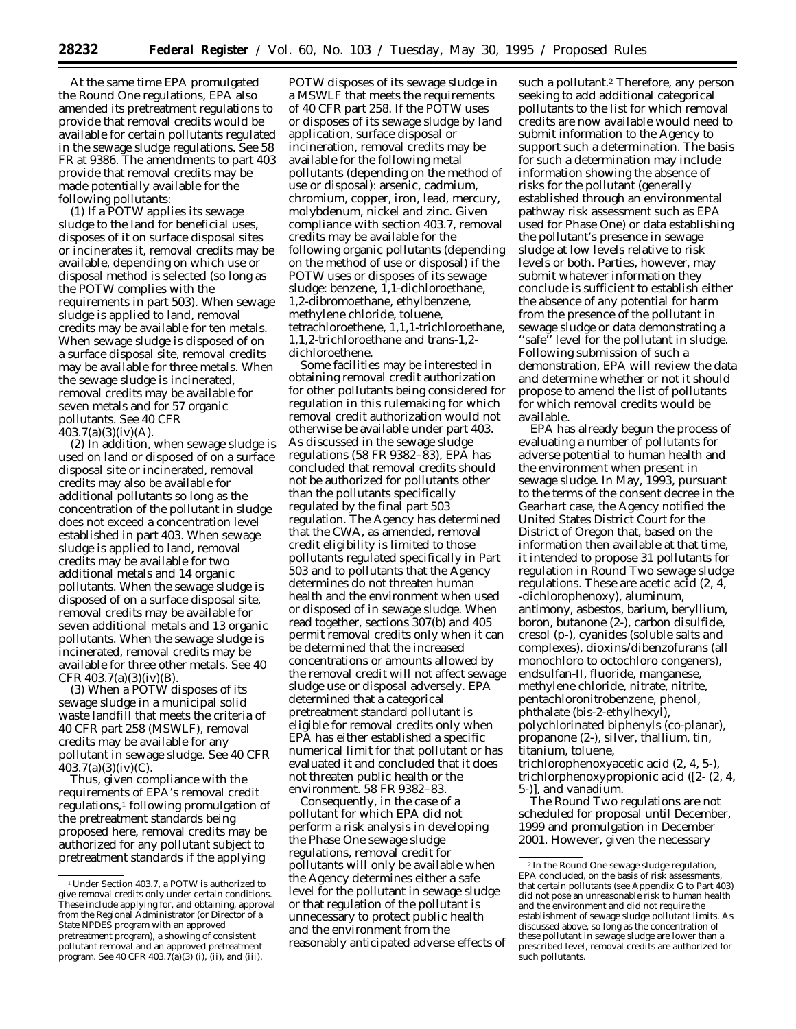At the same time EPA promulgated the Round One regulations, EPA also amended its pretreatment regulations to provide that removal credits would be available for certain pollutants regulated in the sewage sludge regulations. See 58 FR at 9386. The amendments to part 403 provide that removal credits may be made potentially available for the following pollutants:

(1) If a POTW applies its sewage sludge to the land for beneficial uses, disposes of it on surface disposal sites or incinerates it, removal credits may be available, depending on which use or disposal method is selected (so long as the POTW complies with the requirements in part 503). When sewage sludge is applied to land, removal credits may be available for ten metals. When sewage sludge is disposed of on a surface disposal site, removal credits may be available for three metals. When the sewage sludge is incinerated, removal credits may be available for seven metals and for 57 organic pollutants. See 40 CFR 403.7(a)(3)(iv)(A).

(2) In addition, when sewage sludge is used on land or disposed of on a surface disposal site or incinerated, removal credits may also be available for additional pollutants so long as the concentration of the pollutant in sludge does not exceed a concentration level established in part 403. When sewage sludge is applied to land, removal credits may be available for two additional metals and 14 organic pollutants. When the sewage sludge is disposed of on a surface disposal site, removal credits may be available for seven additional metals and 13 organic pollutants. When the sewage sludge is incinerated, removal credits may be available for three other metals. See 40 CFR 403.7(a)(3)(iv)(B).

(3) When a POTW disposes of its sewage sludge in a municipal solid waste landfill that meets the criteria of 40 CFR part 258 (MSWLF), removal credits may be available for any pollutant in sewage sludge. See 40 CFR 403.7(a)(3)(iv)(C).

Thus, given compliance with the requirements of EPA's removal credit regulations,[1] following promulgation of the pretreatment standards being proposed here, removal credits may be authorized for any pollutant subject to pretreatment standards if the applying POTW disposes of its sewage sludge in a MSWLF that meets the requirements of 40 CFR part 258. If the POTW uses or disposes of its sewage sludge by land application, surface disposal or incineration, removal credits may be available for the following metal pollutants (depending on the method of use or disposal): arsenic, cadmium, chromium, copper, iron, lead, mercury, molybdenum, nickel and zinc. Given compliance with section 403.7, removal credits may be available for the following organic pollutants (depending on the method of use or disposal) if the POTW uses or disposes of its sewage sludge: benzene, 1,1-dichloroethane, 1,2-dibromoethane, ethylbenzene, methylene chloride, toluene, tetrachloroethene, 1,1,1-trichloroethane, 1,1,2-trichloroethane and trans-1,2-dichloroethene.

Some facilities may be interested in obtaining removal credit authorization for other pollutants being considered for regulation in this rulemaking for which removal credit authorization would not otherwise be available under part 403. As discussed in the sewage sludge regulations (58 FR 9382–83), EPA has concluded that removal credits should not be authorized for pollutants other than the pollutants specifically regulated by the final part 503 regulation. The Agency has determined that the CWA, as amended, removal credit eligibility is limited to those pollutants regulated specifically in Part 503 and to pollutants that the Agency determines do not threaten human health and the environment when used or disposed of in sewage sludge. When read together, sections 307(b) and 405 permit removal credits only when it can be determined that the increased concentrations or amounts allowed by the removal credit will not affect sewage sludge use or disposal adversely. EPA determined that a categorical pretreatment standard pollutant is eligible for removal credits only when EPA has either established a specific numerical limit for that pollutant or has evaluated it and concluded that it does not threaten public health or the environment. 58 FR 9382–83.

Consequently, in the case of a pollutant for which EPA did not perform a risk analysis in developing the Phase One sewage sludge regulations, removal credit for pollutants will only be available when the Agency determines either a safe level for the pollutant in sewage sludge or that regulation of the pollutant is unnecessary to protect public health and the environment from the reasonably anticipated adverse effects of such a pollutant.[2] Therefore, any person seeking to add additional categorical pollutants to the list for which removal credits are now available would need to submit information to the Agency to support such a determination. The basis for such a determination may include information showing the absence of risks for the pollutant (generally established through an environmental pathway risk assessment such as EPA used for Phase One) or data establishing the pollutant's presence in sewage sludge at low levels relative to risk levels or both. Parties, however, may submit whatever information they conclude is sufficient to establish either the absence of any potential for harm from the presence of the pollutant in sewage sludge or data demonstrating a "safe" level for the pollutant in sludge. Following submission of such a demonstration, EPA will review the data and determine whether or not it should propose to amend the list of pollutants for which removal credits would be available.

EPA has already begun the process of evaluating a number of pollutants for adverse potential to human health and the environment when present in sewage sludge. In May, 1993, pursuant to the terms of the consent decree in the Gearhart case, the Agency notified the United States District Court for the District of Oregon that, based on the information then available at that time, it intended to propose 31 pollutants for regulation in Round Two sewage sludge regulations. These are acetic acid (2, 4, -dichlorophenoxy), aluminum, antimony, asbestos, barium, beryllium, boron, butanone (2-), carbon disulfide, cresol (p-), cyanides (soluble salts and complexes), dioxins/dibenzofurans (all monochloro to octochloro congeners), endsulfan-II, fluoride, manganese, methylene chloride, nitrate, nitrite, pentachloronitrobenzene, phenol, phthalate (bis-2-ethylhexyl), polychlorinated biphenyls (co-planar), propanone (2-), silver, thallium, tin, titanium, toluene, trichlorophenoxyacetic acid (2, 4, 5-), trichlorphenoxypropionic acid ([2- (2, 4, 5-)], and vanadium.

The Round Two regulations are not scheduled for proposal until December, 1999 and promulgation in December 2001. However, given the necessary

[1] Under Section 403.7, a POTW is authorized to give removal credits only under certain conditions. These include applying for, and obtaining, approval from the Regional Administrator (or Director of a State NPDES program with an approved pretreatment program), a showing of consistent pollutant removal and an approved pretreatment program. See 40 CFR 403.7(a)(3) (i), (ii), and (iii).

[2] In the Round One sewage sludge regulation, EPA concluded, on the basis of risk assessments, that certain pollutants (see Appendix G to Part 403) did not pose an unreasonable risk to human health and the environment and did not require the establishment of sewage sludge pollutant limits. As discussed above, so long as the concentration of these pollutant in sewage sludge are lower than a prescribed level, removal credits are authorized for such pollutants.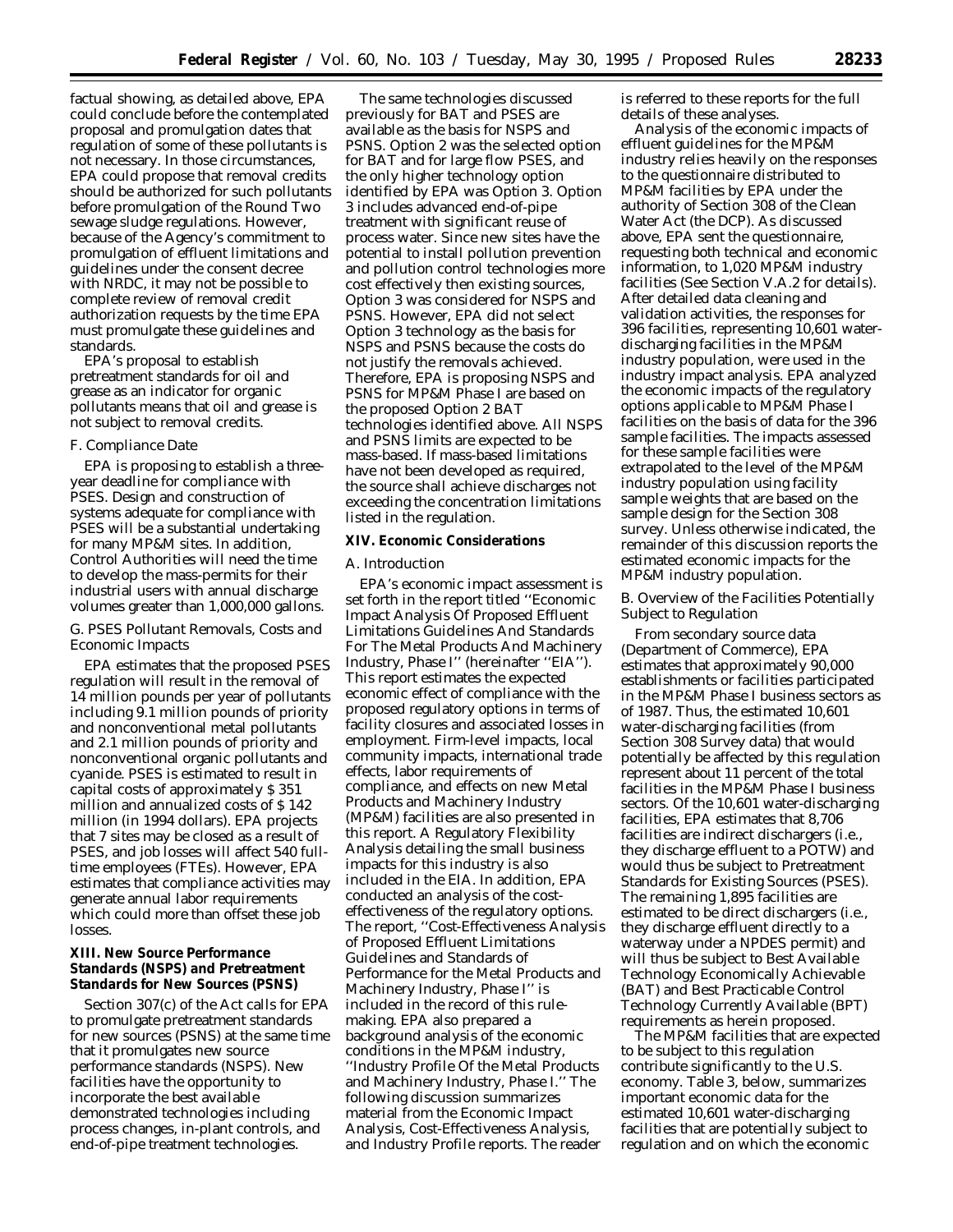factual showing, as detailed above, EPA could conclude before the contemplated proposal and promulgation dates that regulation of some of these pollutants is not necessary. In those circumstances, EPA could propose that removal credits should be authorized for such pollutants before promulgation of the Round Two sewage sludge regulations. However, because of the Agency's commitment to promulgation of effluent limitations and guidelines under the consent decree with NRDC, it may not be possible to complete review of removal credit authorization requests by the time EPA must promulgate these guidelines and standards.

EPA's proposal to establish pretreatment standards for oil and grease as an indicator for organic pollutants means that oil and grease is not subject to removal credits.

### F. Compliance Date

EPA is proposing to establish a three-year deadline for compliance with PSES. Design and construction of systems adequate for compliance with PSES will be a substantial undertaking for many MP&M sites. In addition, Control Authorities will need the time to develop the mass-permits for their industrial users with annual discharge volumes greater than 1,000,000 gallons.

### G. PSES Pollutant Removals, Costs and Economic Impacts

EPA estimates that the proposed PSES regulation will result in the removal of 14 million pounds per year of pollutants including 9.1 million pounds of priority and nonconventional metal pollutants and 2.1 million pounds of priority and nonconventional organic pollutants and cyanide. PSES is estimated to result in capital costs of approximately $ 351 million and annualized costs of $ 142 million (in 1994 dollars). EPA projects that 7 sites may be closed as a result of PSES, and job losses will affect 540 full-time employees (FTEs). However, EPA estimates that compliance activities may generate annual labor requirements which could more than offset these job losses.

## XIII. New Source Performance Standards (NSPS) and Pretreatment Standards for New Sources (PSNS)

Section 307(c) of the Act calls for EPA to promulgate pretreatment standards for new sources (PSNS) at the same time that it promulgates new source performance standards (NSPS). New facilities have the opportunity to incorporate the best available demonstrated technologies including process changes, in-plant controls, and end-of-pipe treatment technologies.

The same technologies discussed previously for BAT and PSES are available as the basis for NSPS and PSNS. Option 2 was the selected option for BAT and for large flow PSES, and the only higher technology option identified by EPA was Option 3. Option 3 includes advanced end-of-pipe treatment with significant reuse of process water. Since new sites have the potential to install pollution prevention and pollution control technologies more cost effectively then existing sources, Option 3 was considered for NSPS and PSNS. However, EPA did not select Option 3 technology as the basis for NSPS and PSNS because the costs do not justify the removals achieved. Therefore, EPA is proposing NSPS and PSNS for MP&M Phase I are based on the proposed Option 2 BAT technologies identified above. All NSPS and PSNS limits are expected to be mass-based. If mass-based limitations have not been developed as required, the source shall achieve discharges not exceeding the concentration limitations listed in the regulation.

## XIV. Economic Considerations

### A. Introduction

EPA's economic impact assessment is set forth in the report titled ''Economic Impact Analysis Of Proposed Effluent Limitations Guidelines And Standards For The Metal Products And Machinery Industry, Phase I'' (hereinafter ''EIA''). This report estimates the expected economic effect of compliance with the proposed regulatory options in terms of facility closures and associated losses in employment. Firm-level impacts, local community impacts, international trade effects, labor requirements of compliance, and effects on new Metal Products and Machinery Industry (MP&M) facilities are also presented in this report. A Regulatory Flexibility Analysis detailing the small business impacts for this industry is also included in the EIA. In addition, EPA conducted an analysis of the cost-effectiveness of the regulatory options. The report, ''Cost-Effectiveness Analysis of Proposed Effluent Limitations Guidelines and Standards of Performance for the Metal Products and Machinery Industry, Phase I'' is included in the record of this rule-making. EPA also prepared a background analysis of the economic conditions in the MP&M industry, ''Industry Profile Of the Metal Products and Machinery Industry, Phase I.'' The following discussion summarizes material from the Economic Impact Analysis, Cost-Effectiveness Analysis, and Industry Profile reports. The reader is referred to these reports for the full details of these analyses.

Analysis of the economic impacts of effluent guidelines for the MP&M industry relies heavily on the responses to the questionnaire distributed to MP&M facilities by EPA under the authority of Section 308 of the Clean Water Act (the DCP). As discussed above, EPA sent the questionnaire, requesting both technical and economic information, to 1,020 MP&M industry facilities (See Section V.A.2 for details). After detailed data cleaning and validation activities, the responses for 396 facilities, representing 10,601 water-discharging facilities in the MP&M industry population, were used in the industry impact analysis. EPA analyzed the economic impacts of the regulatory options applicable to MP&M Phase I facilities on the basis of data for the 396 sample facilities. The impacts assessed for these sample facilities were extrapolated to the level of the MP&M industry population using facility sample weights that are based on the sample design for the Section 308 survey. Unless otherwise indicated, the remainder of this discussion reports the estimated economic impacts for the MP&M industry population.

### B. Overview of the Facilities Potentially Subject to Regulation

From secondary source data (Department of Commerce), EPA estimates that approximately 90,000 establishments or facilities participated in the MP&M Phase I business sectors as of 1987. Thus, the estimated 10,601 water-discharging facilities (from Section 308 Survey data) that would potentially be affected by this regulation represent about 11 percent of the total facilities in the MP&M Phase I business sectors. Of the 10,601 water-discharging facilities, EPA estimates that 8,706 facilities are indirect dischargers (i.e., they discharge effluent to a POTW) and would thus be subject to Pretreatment Standards for Existing Sources (PSES). The remaining 1,895 facilities are estimated to be direct dischargers (i.e., they discharge effluent directly to a waterway under a NPDES permit) and will thus be subject to Best Available Technology Economically Achievable (BAT) and Best Practicable Control Technology Currently Available (BPT) requirements as herein proposed.

The MP&M facilities that are expected to be subject to this regulation contribute significantly to the U.S. economy. Table 3, below, summarizes important economic data for the estimated 10,601 water-discharging facilities that are potentially subject to regulation and on which the economic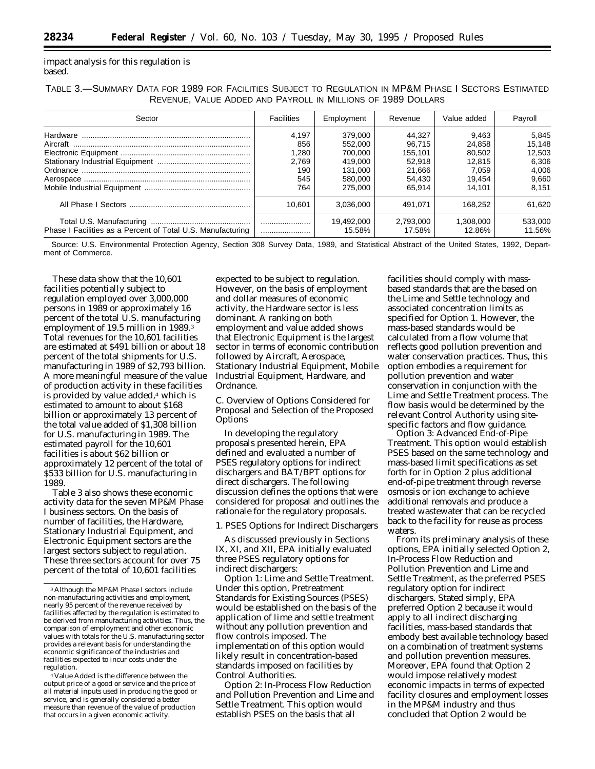impact analysis for this regulation is based.

TABLE 3.—SUMMARY DATA FOR 1989 FOR FACILITIES SUBJECT TO REGULATION IN MP&M PHASE I SECTORS ESTIMATED REVENUE, VALUE ADDED AND PAYROLL IN MILLIONS OF 1989 DOLLARS

| Sector | Facilities | Employment | Revenue | Value added | Payroll |
|---|---|---|---|---|---|
| Hardware | 4,197 | 379,000 | 44,327 | 9,463 | 5,845 |
| Aircraft | 856 | 552,000 | 96,715 | 24,858 | 15,148 |
| Electronic Equipment | 1,280 | 700,000 | 155,101 | 80,502 | 12,503 |
| Stationary Industrial Equipment | 2,769 | 419,000 | 52,918 | 12,815 | 6,306 |
| Ordnance | 190 | 131,000 | 21,666 | 7,059 | 4,006 |
| Aerospace | 545 | 580,000 | 54,430 | 19,454 | 9,660 |
| Mobile Industrial Equipment | 764 | 275,000 | 65,914 | 14,101 | 8,151 |
| All Phase I Sectors | 10,601 | 3,036,000 | 491,071 | 168,252 | 61,620 |
| Total U.S. Manufacturing | ...................... | 19,492,000 | 2,793,000 | 1,308,000 | 533,000 |
| Phase I Facilities as a Percent of Total U.S. Manufacturing | ...................... | 15.58% | 17.58% | 12.86% | 11.56% |

Source: U.S. Environmental Protection Agency, Section 308 Survey Data, 1989, and Statistical Abstract of the United States, 1992, Department of Commerce.

These data show that the 10,601 facilities potentially subject to regulation employed over 3,000,000 persons in 1989 or approximately 16 percent of the total U.S. manufacturing employment of 19.5 million in 1989.[3] Total revenues for the 10,601 facilities are estimated at $491 billion or about 18 percent of the total shipments for U.S. manufacturing in 1989 of $2,793 billion. A more meaningful measure of the value of production activity in these facilities is provided by value added,[4] which is estimated to amount to about $168 billion or approximately 13 percent of the total value added of $1,308 billion for U.S. manufacturing in 1989. The estimated payroll for the 10,601 facilities is about $62 billion or approximately 12 percent of the total of $533 billion for U.S. manufacturing in 1989.

Table 3 also shows these economic activity data for the seven MP&M Phase I business sectors. On the basis of number of facilities, the Hardware, Stationary Industrial Equipment, and Electronic Equipment sectors are the largest sectors subject to regulation. These three sectors account for over 75 percent of the total of 10,601 facilities expected to be subject to regulation. However, on the basis of employment and dollar measures of economic activity, the Hardware sector is less dominant. A ranking on both employment and value added shows that Electronic Equipment is the largest sector in terms of economic contribution followed by Aircraft, Aerospace, Stationary Industrial Equipment, Mobile Industrial Equipment, Hardware, and Ordnance.

[3] Although the MP&M Phase I sectors include non-manufacturing activities and employment, nearly 95 percent of the revenue received by facilities affected by the regulation is estimated to be derived from manufacturing activities. Thus, the comparison of employment and other economic values with totals for the U.S. manufacturing sector provides a relevant basis for understanding the economic significance of the industries and facilities expected to incur costs under the regulation.

[4] Value Added is the difference between the output price of a good or service and the price of all material inputs used in producing the good or service, and is generally considered a better measure than revenue of the value of production that occurs in a given economic activity.

### C. Overview of Options Considered for Proposal and Selection of the Proposed Options

In developing the regulatory proposals presented herein, EPA defined and evaluated a number of PSES regulatory options for indirect dischargers and BAT/BPT options for direct dischargers. The following discussion defines the options that were considered for proposal and outlines the rationale for the regulatory proposals.

#### 1. PSES Options for Indirect Dischargers

As discussed previously in Sections IX, XI, and XII, EPA initially evaluated three PSES regulatory options for indirect dischargers:

*Option 1: Lime and Settle Treatment.* Under this option, Pretreatment Standards for Existing Sources (PSES) would be established on the basis of the application of lime and settle treatment without any pollution prevention and flow controls imposed. The implementation of this option would likely result in concentration-based standards imposed on facilities by Control Authorities.

*Option 2: In-Process Flow Reduction and Pollution Prevention and Lime and Settle Treatment.* This option would establish PSES on the basis that all facilities should comply with mass-based standards that are the based on the Lime and Settle technology and associated concentration limits as specified for Option 1. However, the mass-based standards would be calculated from a flow volume that reflects good pollution prevention and water conservation practices. Thus, this option embodies a requirement for pollution prevention and water conservation in conjunction with the Lime and Settle Treatment process. The flow basis would be determined by the relevant Control Authority using site-specific factors and flow guidance.

*Option 3: Advanced End-of-Pipe Treatment.* This option would establish PSES based on the same technology and mass-based limit specifications as set forth for in Option 2 plus additional end-of-pipe treatment through reverse osmosis or ion exchange to achieve additional removals and produce a treated wastewater that can be recycled back to the facility for reuse as process waters.

From its preliminary analysis of these options, EPA initially selected Option 2, In-Process Flow Reduction and Pollution Prevention and Lime and Settle Treatment, as the preferred PSES regulatory option for indirect dischargers. Stated simply, EPA preferred Option 2 because it would apply to all indirect discharging facilities, mass-based standards that embody best available technology based on a combination of treatment systems and pollution prevention measures. Moreover, EPA found that Option 2 would impose relatively modest economic impacts in terms of expected facility closures and employment losses in the MP&M industry and thus concluded that Option 2 would be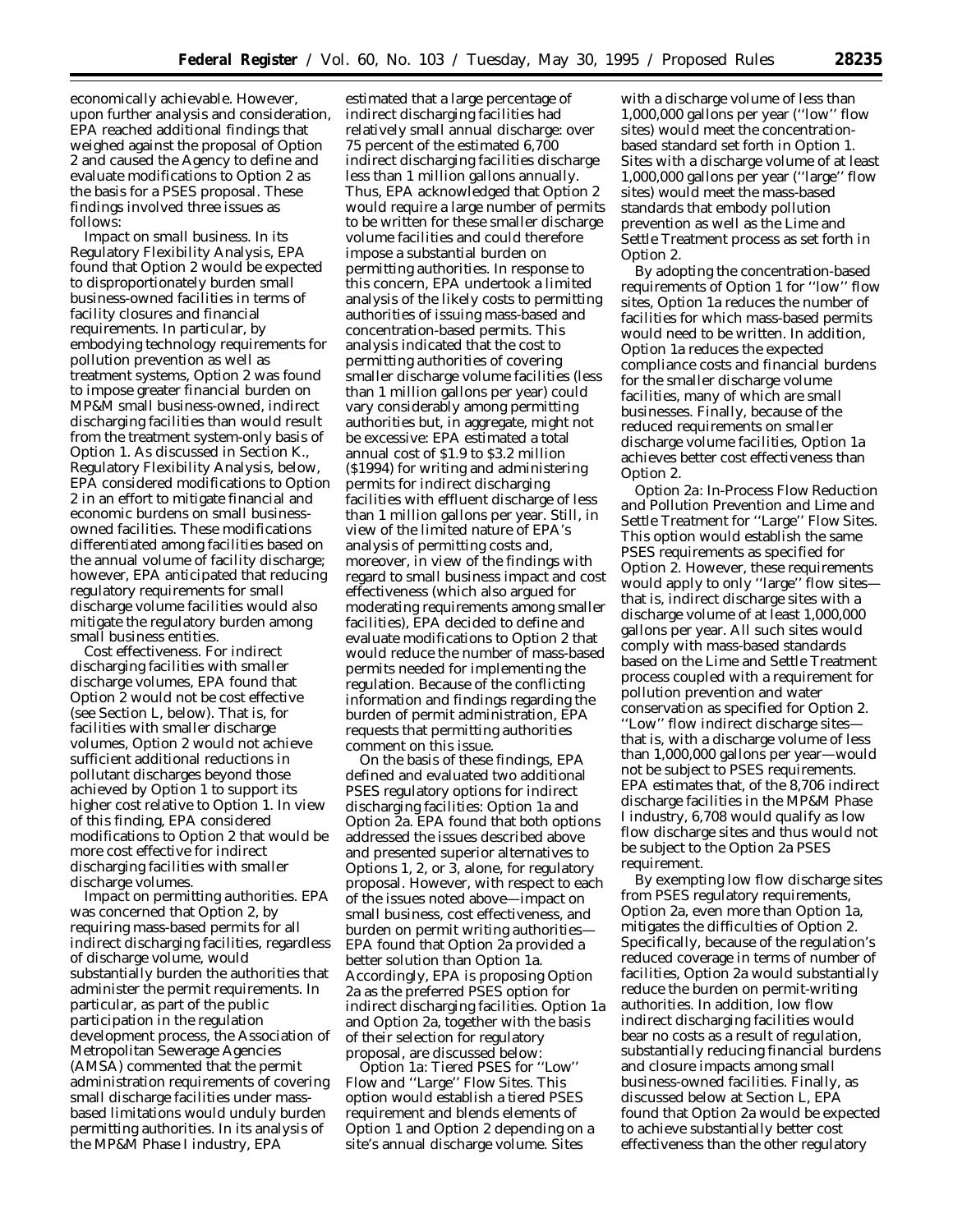economically achievable. However, upon further analysis and consideration, EPA reached additional findings that weighed against the proposal of Option 2 and caused the Agency to define and evaluate modifications to Option 2 as the basis for a PSES proposal. These findings involved three issues as follows:

*Impact on small business.* In its Regulatory Flexibility Analysis, EPA found that Option 2 would be expected to disproportionately burden small business-owned facilities in terms of facility closures and financial requirements. In particular, by embodying technology requirements for pollution prevention as well as treatment systems, Option 2 was found to impose greater financial burden on MP&M small business-owned, indirect discharging facilities than would result from the treatment system-only basis of Option 1. As discussed in Section K., Regulatory Flexibility Analysis, below, EPA considered modifications to Option 2 in an effort to mitigate financial and economic burdens on small business-owned facilities. These modifications differentiated among facilities based on the annual volume of facility discharge; however, EPA anticipated that reducing regulatory requirements for small discharge volume facilities would also mitigate the regulatory burden among small business entities.

*Cost effectiveness.* For indirect discharging facilities with smaller discharge volumes, EPA found that Option 2 would not be cost effective (see Section L, below). That is, for facilities with smaller discharge volumes, Option 2 would not achieve sufficient additional reductions in pollutant discharges beyond those achieved by Option 1 to support its higher cost relative to Option 1. In view of this finding, EPA considered modifications to Option 2 that would be more cost effective for indirect discharging facilities with smaller discharge volumes.

*Impact on permitting authorities.* EPA was concerned that Option 2, by requiring mass-based permits for all indirect discharging facilities, regardless of discharge volume, would substantially burden the authorities that administer the permit requirements. In particular, as part of the public participation in the regulation development process, the Association of Metropolitan Sewerage Agencies (AMSA) commented that the permit administration requirements of covering small discharge facilities under mass-based limitations would unduly burden permitting authorities. In its analysis of the MP&M Phase I industry, EPA estimated that a large percentage of indirect discharging facilities had relatively small annual discharge: over 75 percent of the estimated 6,700 indirect discharging facilities discharge less than 1 million gallons annually. Thus, EPA acknowledged that Option 2 would require a large number of permits to be written for these smaller discharge volume facilities and could therefore impose a substantial burden on permitting authorities. In response to this concern, EPA undertook a limited analysis of the likely costs to permitting authorities of issuing mass-based and concentration-based permits. This analysis indicated that the cost to permitting authorities of covering smaller discharge volume facilities (less than 1 million gallons per year) could vary considerably among permitting authorities but, in aggregate, might not be excessive: EPA estimated a total annual cost of $1.9 to $3.2 million ($1994) for writing and administering permits for indirect discharging facilities with effluent discharge of less than 1 million gallons per year. Still, in view of the limited nature of EPA's analysis of permitting costs and, moreover, in view of the findings with regard to small business impact and cost effectiveness (which also argued for moderating requirements among smaller facilities), EPA decided to define and evaluate modifications to Option 2 that would reduce the number of mass-based permits needed for implementing the regulation. Because of the conflicting information and findings regarding the burden of permit administration, EPA requests that permitting authorities comment on this issue.

On the basis of these findings, EPA defined and evaluated two additional PSES regulatory options for indirect discharging facilities: Option 1a and Option 2a. EPA found that both options addressed the issues described above and presented superior alternatives to Options 1, 2, or 3, alone, for regulatory proposal. However, with respect to each of the issues noted above—impact on small business, cost effectiveness, and burden on permit writing authorities—EPA found that Option 2a provided a better solution than Option 1a. Accordingly, EPA is proposing Option 2a as the preferred PSES option for indirect discharging facilities. Option 1a and Option 2a, together with the basis of their selection for regulatory proposal, are discussed below:

*Option 1a: Tiered PSES for ''Low'' Flow and ''Large'' Flow Sites.* This option would establish a tiered PSES requirement and blends elements of Option 1 and Option 2 depending on a site's annual discharge volume. Sites with a discharge volume of less than 1,000,000 gallons per year (''low'' flow sites) would meet the concentration-based standard set forth in Option 1. Sites with a discharge volume of at least 1,000,000 gallons per year (''large'' flow sites) would meet the mass-based standards that embody pollution prevention as well as the Lime and Settle Treatment process as set forth in Option 2.

By adopting the concentration-based requirements of Option 1 for ''low'' flow sites, Option 1a reduces the number of facilities for which mass-based permits would need to be written. In addition, Option 1a reduces the expected compliance costs and financial burdens for the smaller discharge volume facilities, many of which are small businesses. Finally, because of the reduced requirements on smaller discharge volume facilities, Option 1a achieves better cost effectiveness than Option 2.

*Option 2a: In-Process Flow Reduction and Pollution Prevention and Lime and Settle Treatment for ''Large'' Flow Sites.* This option would establish the same PSES requirements as specified for Option 2. However, these requirements would apply to only ''large'' flow sites—that is, indirect discharge sites with a discharge volume of at least 1,000,000 gallons per year. All such sites would comply with mass-based standards based on the Lime and Settle Treatment process coupled with a requirement for pollution prevention and water conservation as specified for Option 2. ''Low'' flow indirect discharge sites—that is, with a discharge volume of less than 1,000,000 gallons per year—would not be subject to PSES requirements. EPA estimates that, of the 8,706 indirect discharge facilities in the MP&M Phase I industry, 6,708 would qualify as low flow discharge sites and thus would not be subject to the Option 2a PSES requirement.

By exempting low flow discharge sites from PSES regulatory requirements, Option 2a, even more than Option 1a, mitigates the difficulties of Option 2. Specifically, because of the regulation's reduced coverage in terms of number of facilities, Option 2a would substantially reduce the burden on permit-writing authorities. In addition, low flow indirect discharging facilities would bear no costs as a result of regulation, substantially reducing financial burdens and closure impacts among small business-owned facilities. Finally, as discussed below at Section L, EPA found that Option 2a would be expected to achieve substantially better cost effectiveness than the other regulatory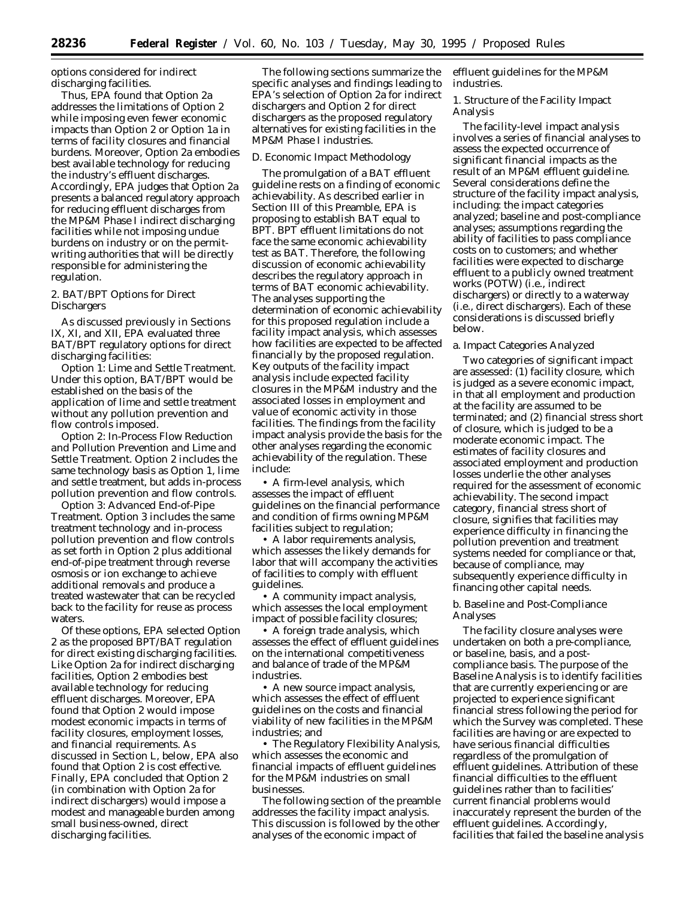options considered for indirect discharging facilities.

Thus, EPA found that Option 2a addresses the limitations of Option 2 while imposing even fewer economic impacts than Option 2 or Option 1a in terms of facility closures and financial burdens. Moreover, Option 2a embodies best available technology for reducing the industry's effluent discharges. Accordingly, EPA judges that Option 2a presents a balanced regulatory approach for reducing effluent discharges from the MP&M Phase I indirect discharging facilities while not imposing undue burdens on industry or on the permit-writing authorities that will be directly responsible for administering the regulation.

## 2. BAT/BPT Options for Direct Dischargers

As discussed previously in Sections IX, XI, and XII, EPA evaluated three BAT/BPT regulatory options for direct discharging facilities:

*Option 1: Lime and Settle Treatment.* Under this option, BAT/BPT would be established on the basis of the application of lime and settle treatment without any pollution prevention and flow controls imposed.

*Option 2: In-Process Flow Reduction and Pollution Prevention and Lime and Settle Treatment.* Option 2 includes the same technology basis as Option 1, lime and settle treatment, but adds in-process pollution prevention and flow controls.

*Option 3: Advanced End-of-Pipe Treatment.* Option 3 includes the same treatment technology and in-process pollution prevention and flow controls as set forth in Option 2 plus additional end-of-pipe treatment through reverse osmosis or ion exchange to achieve additional removals and produce a treated wastewater that can be recycled back to the facility for reuse as process waters.

Of these options, EPA selected Option 2 as the proposed BPT/BAT regulation for direct existing discharging facilities. Like Option 2a for indirect discharging facilities, Option 2 embodies best available technology for reducing effluent discharges. Moreover, EPA found that Option 2 would impose modest economic impacts in terms of facility closures, employment losses, and financial requirements. As discussed in Section L, below, EPA also found that Option 2 is cost effective. Finally, EPA concluded that Option 2 (in combination with Option 2a for indirect dischargers) would impose a modest and manageable burden among small business-owned, direct discharging facilities.

The following sections summarize the specific analyses and findings leading to EPA's selection of Option 2a for indirect dischargers and Option 2 for direct dischargers as the proposed regulatory alternatives for existing facilities in the MP&M Phase I industries.

## D. Economic Impact Methodology

The promulgation of a BAT effluent guideline rests on a finding of economic achievability. As described earlier in Section III of this Preamble, EPA is proposing to establish BAT equal to BPT. BPT effluent limitations do not face the same economic achievability test as BAT. Therefore, the following discussion of economic achievability describes the regulatory approach in terms of BAT economic achievability. The analyses supporting the determination of economic achievability for this proposed regulation include a facility impact analysis, which assesses how facilities are expected to be affected financially by the proposed regulation. Key outputs of the facility impact analysis include expected facility closures in the MP&M industry and the associated losses in employment and value of economic activity in those facilities. The findings from the facility impact analysis provide the basis for the other analyses regarding the economic achievability of the regulation. These include:

- A firm-level analysis, which assesses the impact of effluent guidelines on the financial performance and condition of firms owning MP&M facilities subject to regulation;
- A labor requirements analysis, which assesses the likely demands for labor that will accompany the activities of facilities to comply with effluent guidelines.
- A community impact analysis, which assesses the local employment impact of possible facility closures;
- A foreign trade analysis, which assesses the effect of effluent guidelines on the international competitiveness and balance of trade of the MP&M industries.
- A new source impact analysis, which assesses the effect of effluent guidelines on the costs and financial viability of new facilities in the MP&M industries; and
- The Regulatory Flexibility Analysis, which assesses the economic and financial impacts of effluent guidelines for the MP&M industries on small businesses.

The following section of the preamble addresses the facility impact analysis. This discussion is followed by the other analyses of the economic impact of effluent guidelines for the MP&M industries.

### 1. Structure of the Facility Impact Analysis

The facility-level impact analysis involves a series of financial analyses to assess the expected occurrence of significant financial impacts as the result of an MP&M effluent guideline. Several considerations define the structure of the facility impact analysis, including: the impact categories analyzed; baseline and post-compliance analyses; assumptions regarding the ability of facilities to pass compliance costs on to customers; and whether facilities were expected to discharge effluent to a publicly owned treatment works (POTW) (i.e., indirect dischargers) or directly to a waterway (i.e., direct dischargers). Each of these considerations is discussed briefly below.

#### a. Impact Categories Analyzed

Two categories of significant impact are assessed: (1) facility closure, which is judged as a severe economic impact, in that all employment and production at the facility are assumed to be terminated; and (2) financial stress short of closure, which is judged to be a moderate economic impact. The estimates of facility closures and associated employment and production losses underlie the other analyses required for the assessment of economic achievability. The second impact category, financial stress short of closure, signifies that facilities may experience difficulty in financing the pollution prevention and treatment systems needed for compliance or that, because of compliance, may subsequently experience difficulty in financing other capital needs.

#### b. Baseline and Post-Compliance Analyses

The facility closure analyses were undertaken on both a pre-compliance, or baseline, basis, and a post-compliance basis. The purpose of the Baseline Analysis is to identify facilities that are currently experiencing or are projected to experience significant financial stress following the period for which the Survey was completed. These facilities are having or are expected to have serious financial difficulties regardless of the promulgation of effluent guidelines. Attribution of these financial difficulties to the effluent guidelines rather than to facilities' current financial problems would inaccurately represent the burden of the effluent guidelines. Accordingly, facilities that failed the baseline analysis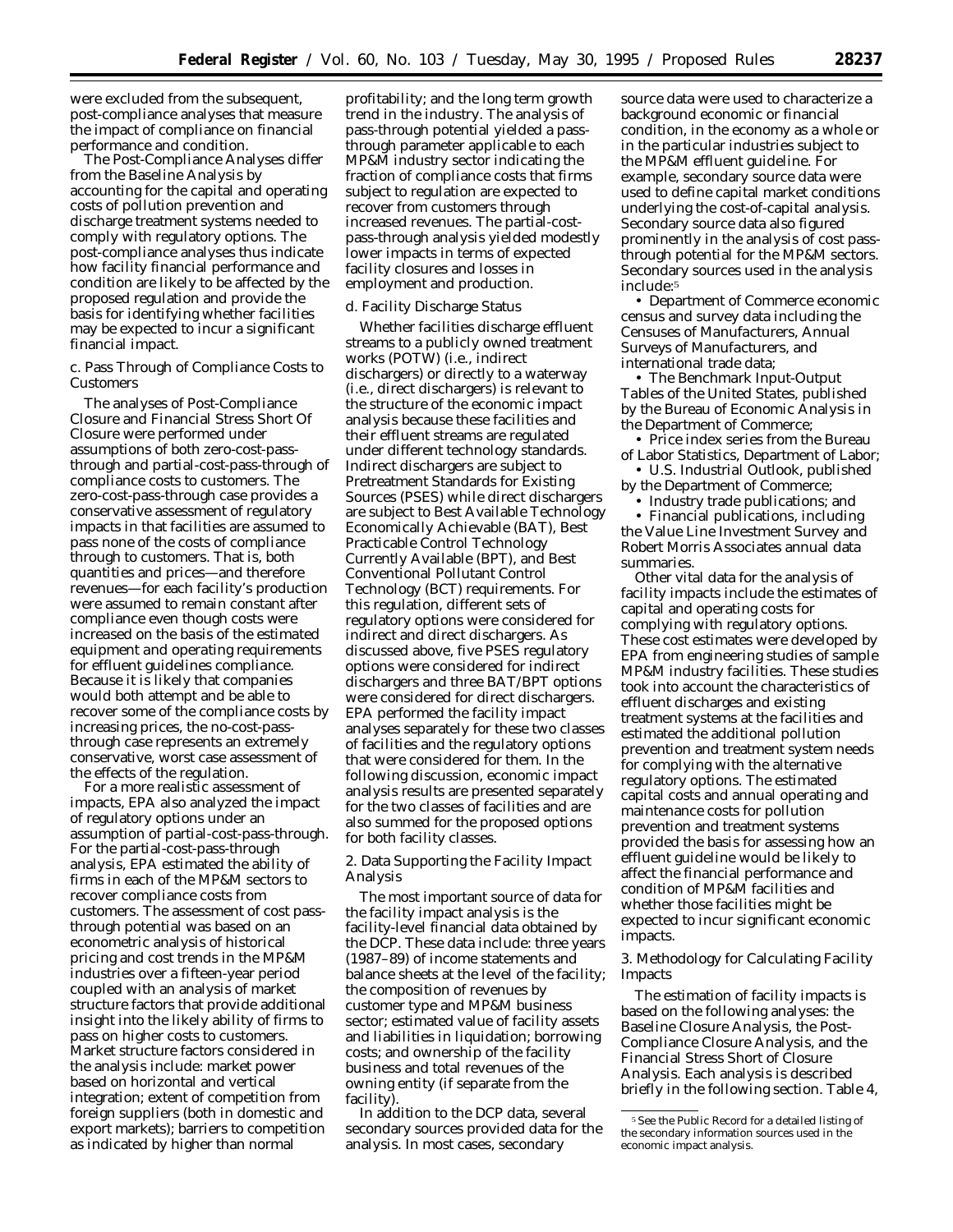were excluded from the subsequent, post-compliance analyses that measure the impact of compliance on financial performance and condition.

The Post-Compliance Analyses differ from the Baseline Analysis by accounting for the capital and operating costs of pollution prevention and discharge treatment systems needed to comply with regulatory options. The post-compliance analyses thus indicate how facility financial performance and condition are likely to be affected by the proposed regulation and provide the basis for identifying whether facilities may be expected to incur a significant financial impact.

c. Pass Through of Compliance Costs to Customers

The analyses of Post-Compliance Closure and Financial Stress Short Of Closure were performed under assumptions of both zero-cost-pass-through and partial-cost-pass-through of compliance costs to customers. The zero-cost-pass-through case provides a conservative assessment of regulatory impacts in that facilities are assumed to pass none of the costs of compliance through to customers. That is, both quantities and prices—and therefore revenues—for each facility's production were assumed to remain constant after compliance even though costs were increased on the basis of the estimated equipment and operating requirements for effluent guidelines compliance. Because it is likely that companies would both attempt and be able to recover some of the compliance costs by increasing prices, the no-cost-pass-through case represents an extremely conservative, worst case assessment of the effects of the regulation.

For a more realistic assessment of impacts, EPA also analyzed the impact of regulatory options under an assumption of partial-cost-pass-through. For the partial-cost-pass-through analysis, EPA estimated the ability of firms in each of the MP&M sectors to recover compliance costs from customers. The assessment of cost pass-through potential was based on an econometric analysis of historical pricing and cost trends in the MP&M industries over a fifteen-year period coupled with an analysis of market structure factors that provide additional insight into the likely ability of firms to pass on higher costs to customers. Market structure factors considered in the analysis include: market power based on horizontal and vertical integration; extent of competition from foreign suppliers (both in domestic and export markets); barriers to competition as indicated by higher than normal profitability; and the long term growth trend in the industry. The analysis of pass-through potential yielded a pass-through parameter applicable to each MP&M industry sector indicating the fraction of compliance costs that firms subject to regulation are expected to recover from customers through increased revenues. The partial-cost-pass-through analysis yielded modestly lower impacts in terms of expected facility closures and losses in employment and production.

d. Facility Discharge Status

Whether facilities discharge effluent streams to a publicly owned treatment works (POTW) (i.e., indirect dischargers) or directly to a waterway (i.e., direct dischargers) is relevant to the structure of the economic impact analysis because these facilities and their effluent streams are regulated under different technology standards. Indirect dischargers are subject to Pretreatment Standards for Existing Sources (PSES) while direct dischargers are subject to Best Available Technology Economically Achievable (BAT), Best Practicable Control Technology Currently Available (BPT), and Best Conventional Pollutant Control Technology (BCT) requirements. For this regulation, different sets of regulatory options were considered for indirect and direct dischargers. As discussed above, five PSES regulatory options were considered for indirect dischargers and three BAT/BPT options were considered for direct dischargers. EPA performed the facility impact analyses separately for these two classes of facilities and the regulatory options that were considered for them. In the following discussion, economic impact analysis results are presented separately for the two classes of facilities and are also summed for the proposed options for both facility classes.

2. Data Supporting the Facility Impact Analysis

The most important source of data for the facility impact analysis is the facility-level financial data obtained by the DCP. These data include: three years (1987–89) of income statements and balance sheets at the level of the facility; the composition of revenues by customer type and MP&M business sector; estimated value of facility assets and liabilities in liquidation; borrowing costs; and ownership of the facility business and total revenues of the owning entity (if separate from the facility).

In addition to the DCP data, several secondary sources provided data for the analysis. In most cases, secondary source data were used to characterize a background economic or financial condition, in the economy as a whole or in the particular industries subject to the MP&M effluent guideline. For example, secondary source data were used to define capital market conditions underlying the cost-of-capital analysis. Secondary source data also figured prominently in the analysis of cost pass-through potential for the MP&M sectors. Secondary sources used in the analysis include:[5]

- Department of Commerce economic census and survey data including the Censuses of Manufacturers, Annual Surveys of Manufacturers, and international trade data;
- The Benchmark Input-Output Tables of the United States, published by the Bureau of Economic Analysis in the Department of Commerce;
- Price index series from the Bureau of Labor Statistics, Department of Labor;
- U.S. Industrial Outlook, published by the Department of Commerce;
- Industry trade publications; and
- Financial publications, including the Value Line Investment Survey and Robert Morris Associates annual data summaries.

Other vital data for the analysis of facility impacts include the estimates of capital and operating costs for complying with regulatory options. These cost estimates were developed by EPA from engineering studies of sample MP&M industry facilities. These studies took into account the characteristics of effluent discharges and existing treatment systems at the facilities and estimated the additional pollution prevention and treatment system needs for complying with the alternative regulatory options. The estimated capital costs and annual operating and maintenance costs for pollution prevention and treatment systems provided the basis for assessing how an effluent guideline would be likely to affect the financial performance and condition of MP&M facilities and whether those facilities might be expected to incur significant economic impacts.

3. Methodology for Calculating Facility Impacts

The estimation of facility impacts is based on the following analyses: the Baseline Closure Analysis, the Post-Compliance Closure Analysis, and the Financial Stress Short of Closure Analysis. Each analysis is described briefly in the following section. Table 4,

[5] See the Public Record for a detailed listing of the secondary information sources used in the economic impact analysis.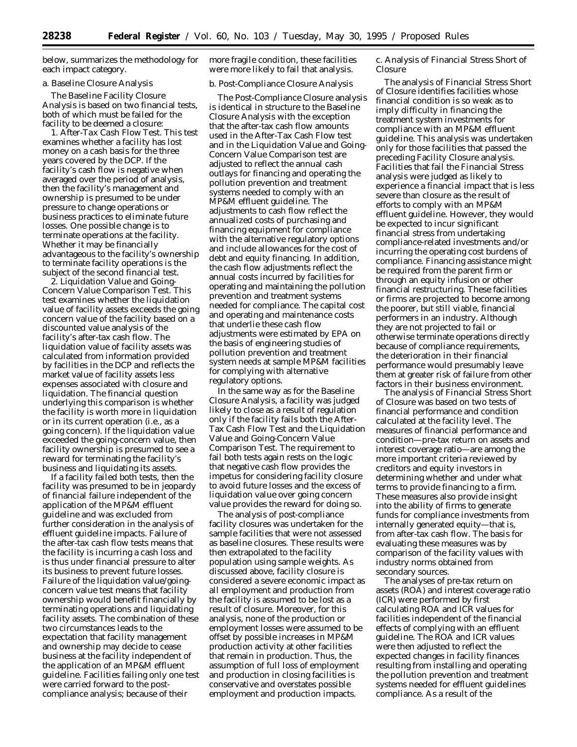below, summarizes the methodology for each impact category.

*a. Baseline Closure Analysis*

The Baseline Facility Closure Analysis is based on two financial tests, both of which must be failed for the facility to be deemed a closure:

1. *After-Tax Cash Flow Test.* This test examines whether a facility has lost money on a cash basis for the three years covered by the DCP. If the facility's cash flow is negative when averaged over the period of analysis, then the facility's management and ownership is presumed to be under pressure to change operations or business practices to eliminate future losses. One possible change is to terminate operations at the facility. Whether it may be financially advantageous to the facility's ownership to terminate facility operations is the subject of the second financial test.

2. *Liquidation Value and Going-Concern Value Comparison Test.* This test examines whether the liquidation value of facility assets exceeds the going concern value of the facility based on a discounted value analysis of the facility's after-tax cash flow. The liquidation value of facility assets was calculated from information provided by facilities in the DCP and reflects the market value of facility assets less expenses associated with closure and liquidation. The financial question underlying this comparison is whether the facility is worth more in liquidation or in its current operation (i.e., as a going concern). If the liquidation value exceeded the going-concern value, then facility ownership is presumed to see a reward for terminating the facility's business and liquidating its assets.

If a facility failed both tests, then the facility was presumed to be in jeopardy of financial failure independent of the application of the MP&M effluent guideline and was excluded from further consideration in the analysis of effluent guideline impacts. Failure of the after-tax cash flow tests means that the facility is incurring a cash loss and is thus under financial pressure to alter its business to prevent future losses. Failure of the liquidation value/going-concern value test means that facility ownership would benefit financially by terminating operations and liquidating facility assets. The combination of these two circumstances leads to the expectation that facility management and ownership may decide to cease business at the facility independent of the application of an MP&M effluent guideline. Facilities failing only one test were carried forward to the post-compliance analysis; because of their more fragile condition, these facilities were more likely to fail that analysis.

*b. Post-Compliance Closure Analysis*

The Post-Compliance Closure analysis is identical in structure to the Baseline Closure Analysis with the exception that the after-tax cash flow amounts used in the After-Tax Cash Flow test and in the Liquidation Value and Going-Concern Value Comparison test are adjusted to reflect the annual cash outlays for financing and operating the pollution prevention and treatment systems needed to comply with an MP&M effluent guideline. The adjustments to cash flow reflect the annualized costs of purchasing and financing equipment for compliance with the alternative regulatory options and include allowances for the cost of debt and equity financing. In addition, the cash flow adjustments reflect the annual costs incurred by facilities for operating and maintaining the pollution prevention and treatment systems needed for compliance. The capital cost and operating and maintenance costs that underlie these cash flow adjustments were estimated by EPA on the basis of engineering studies of pollution prevention and treatment system needs at sample MP&M facilities for complying with alternative regulatory options.

In the same way as for the Baseline Closure Analysis, a facility was judged likely to close as a result of regulation only if the facility fails both the After-Tax Cash Flow Test and the Liquidation Value and Going-Concern Value Comparison Test. The requirement to fail both tests again rests on the logic that negative cash flow provides the impetus for considering facility closure to avoid future losses and the excess of liquidation value over going concern value provides the reward for doing so.

The analysis of post-compliance facility closures was undertaken for the sample facilities that were not assessed as baseline closures. These results were then extrapolated to the facility population using sample weights. As discussed above, facility closure is considered a severe economic impact as all employment and production from the facility is assumed to be lost as a result of closure. Moreover, for this analysis, none of the production or employment losses were assumed to be offset by possible increases in MP&M production activity at other facilities that remain in production. Thus, the assumption of full loss of employment and production in closing facilities is conservative and overstates possible employment and production impacts.

*c. Analysis of Financial Stress Short of Closure*

The analysis of Financial Stress Short of Closure identifies facilities whose financial condition is so weak as to imply difficulty in financing the treatment system investments for compliance with an MP&M effluent guideline. This analysis was undertaken only for those facilities that passed the preceding Facility Closure analysis. Facilities that fail the Financial Stress analysis were judged as likely to experience a financial impact that is less severe than closure as the result of efforts to comply with an MP&M effluent guideline. However, they would be expected to incur significant financial stress from undertaking compliance-related investments and/or incurring the operating cost burdens of compliance. Financing assistance might be required from the parent firm or through an equity infusion or other financial restructuring. These facilities or firms are projected to become among the poorer, but still viable, financial performers in an industry. Although they are not projected to fail or otherwise terminate operations directly because of compliance requirements, the deterioration in their financial performance would presumably leave them at greater risk of failure from other factors in their business environment.

The analysis of Financial Stress Short of Closure was based on two tests of financial performance and condition calculated at the facility level. The measures of financial performance and condition—pre-tax return on assets and interest coverage ratio—are among the more important criteria reviewed by creditors and equity investors in determining whether and under what terms to provide financing to a firm. These measures also provide insight into the ability of firms to generate funds for compliance investments from internally generated equity—that is, from after-tax cash flow. The basis for evaluating these measures was by comparison of the facility values with industry norms obtained from secondary sources.

The analyses of pre-tax return on assets (ROA) and interest coverage ratio (ICR) were performed by first calculating ROA and ICR values for facilities independent of the financial effects of complying with an effluent guideline. The ROA and ICR values were then adjusted to reflect the expected changes in facility finances resulting from installing and operating the pollution prevention and treatment systems needed for effluent guidelines compliance. As a result of the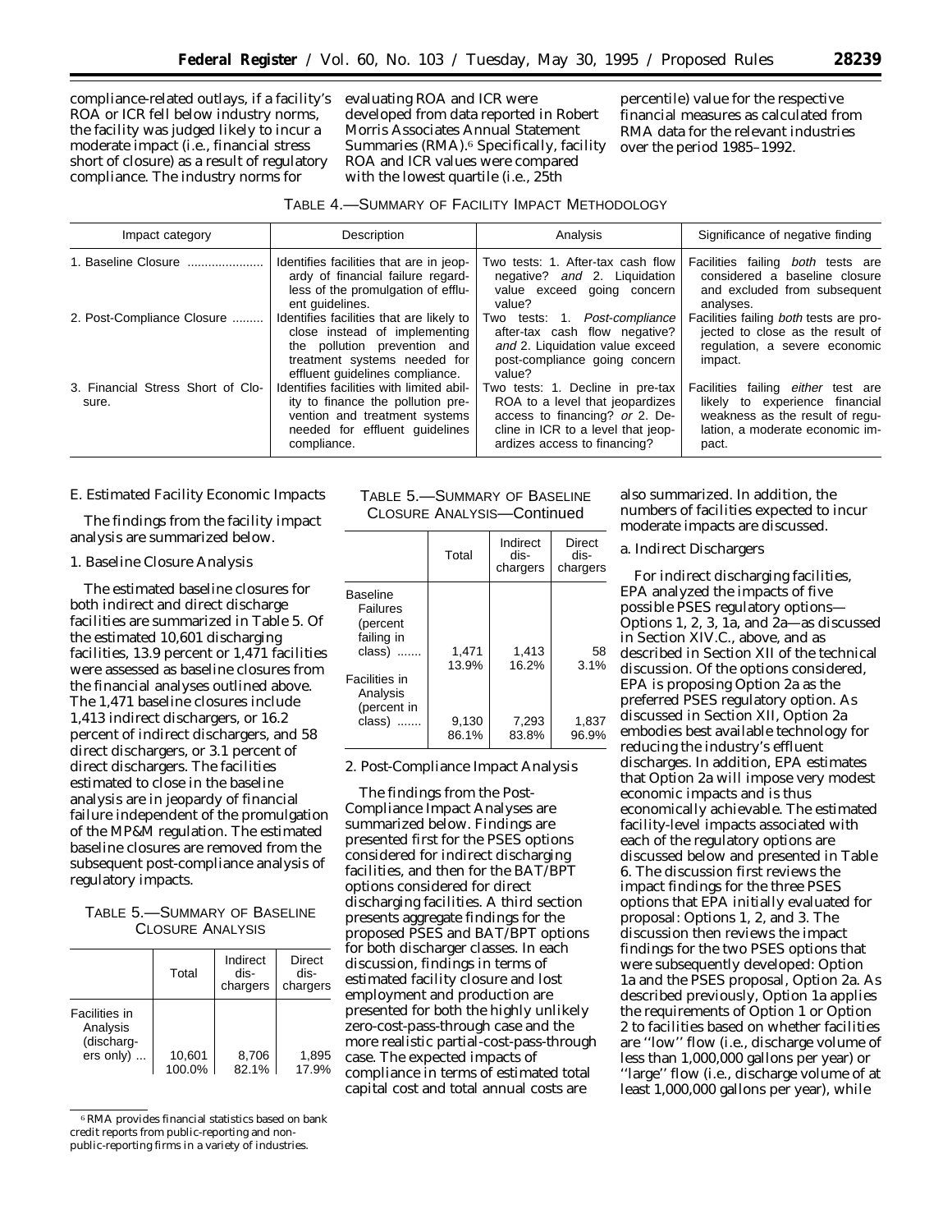compliance-related outlays, if a facility's ROA or ICR fell below industry norms, the facility was judged likely to incur a moderate impact (i.e., financial stress short of closure) as a result of regulatory compliance. The industry norms for evaluating ROA and ICR were developed from data reported in Robert Morris Associates Annual Statement Summaries (RMA).[6] Specifically, facility ROA and ICR values were compared with the lowest quartile (i.e., 25th percentile) value for the respective financial measures as calculated from RMA data for the relevant industries over the period 1985–1992.

TABLE 4.—SUMMARY OF FACILITY IMPACT METHODOLOGY

| Impact category | Description | Analysis | Significance of negative finding |
|---|---|---|---|
| 1. Baseline Closure | Identifies facilities that are in jeopardy of financial failure regardless of the promulgation of effluent guidelines. | Two tests: 1. After-tax cash flow negative? *and* 2. Liquidation value exceed going concern value? | Facilities failing *both* tests are considered a baseline closure and excluded from subsequent analyses. |
| 2. Post-Compliance Closure | Identifies facilities that are likely to close instead of implementing the pollution prevention and treatment systems needed for effluent guidelines compliance. | Two tests: 1. *Post-compliance* after-tax cash flow negative? *and* 2. Liquidation value exceed post-compliance going concern value? | Facilities failing *both* tests are projected to close as the result of regulation, a severe economic impact. |
| 3. Financial Stress Short of Closure. | Identifies facilities with limited ability to finance the pollution prevention and treatment systems needed for effluent guidelines compliance. | Two tests: 1. Decline in pre-tax ROA to a level that jeopardizes access to financing? *or* 2. Decline in ICR to a level that jeopardizes access to financing? | Facilities failing *either* test are likely to experience financial weakness as the result of regulation, a moderate economic impact. |

E. Estimated Facility Economic Impacts

The findings from the facility impact analysis are summarized below.

1. Baseline Closure Analysis

The estimated baseline closures for both indirect and direct discharge facilities are summarized in Table 5. Of the estimated 10,601 discharging facilities, 13.9 percent or 1,471 facilities were assessed as baseline closures from the financial analyses outlined above. The 1,471 baseline closures include 1,413 indirect dischargers, or 16.2 percent of indirect dischargers, and 58 direct dischargers, or 3.1 percent of direct dischargers. The facilities estimated to close in the baseline analysis are in jeopardy of financial failure independent of the promulgation of the MP&M regulation. The estimated baseline closures are removed from the subsequent post-compliance analysis of regulatory impacts.

TABLE 5.—SUMMARY OF BASELINE CLOSURE ANALYSIS

| | Total | Indirect dischargers | Direct dischargers |
|---|---|---|---|
| Facilities in Analysis (dischargers only) | 10,601<br>100.0% | 8,706<br>82.1% | 1,895<br>17.9% |
| Baseline Failures (percent failing in class) | 1,471<br>13.9% | 1,413<br>16.2% | 58<br>3.1% |
| Facilities in Analysis (percent in class) | 9,130<br>86.1% | 7,293<br>83.8% | 1,837<br>96.9% |

[6] RMA provides financial statistics based on bank credit reports from public-reporting and non-public-reporting firms in a variety of industries.

2. Post-Compliance Impact Analysis

The findings from the Post-Compliance Impact Analyses are summarized below. Findings are presented first for the PSES options considered for indirect discharging facilities, and then for the BAT/BPT options considered for direct discharging facilities. A third section presents aggregate findings for the proposed PSES and BAT/BPT options for both discharger classes. In each discussion, findings in terms of estimated facility closure and lost employment and production are presented for both the highly unlikely zero-cost-pass-through case and the more realistic partial-cost-pass-through case. The expected impacts of compliance in terms of estimated total capital cost and total annual costs are also summarized. In addition, the numbers of facilities expected to incur moderate impacts are discussed.

a. Indirect Dischargers

For indirect discharging facilities, EPA analyzed the impacts of five possible PSES regulatory options—Options 1, 2, 3, 1a, and 2a—as discussed in Section XIV.C., above, and as described in Section XII of the technical discussion. Of the options considered, EPA is proposing Option 2a as the preferred PSES regulatory option. As discussed in Section XII, Option 2a embodies best available technology for reducing the industry's effluent discharges. In addition, EPA estimates that Option 2a will impose very modest economic impacts and is thus economically achievable. The estimated facility-level impacts associated with each of the regulatory options are discussed below and presented in Table 6. The discussion first reviews the impact findings for the three PSES options that EPA initially evaluated for proposal: Options 1, 2, and 3. The discussion then reviews the impact findings for the two PSES options that were subsequently developed: Option 1a and the PSES proposal, Option 2a. As described previously, Option 1a applies the requirements of Option 1 or Option 2 to facilities based on whether facilities are ''low'' flow (i.e., discharge volume of less than 1,000,000 gallons per year) or ''large'' flow (i.e., discharge volume of at least 1,000,000 gallons per year), while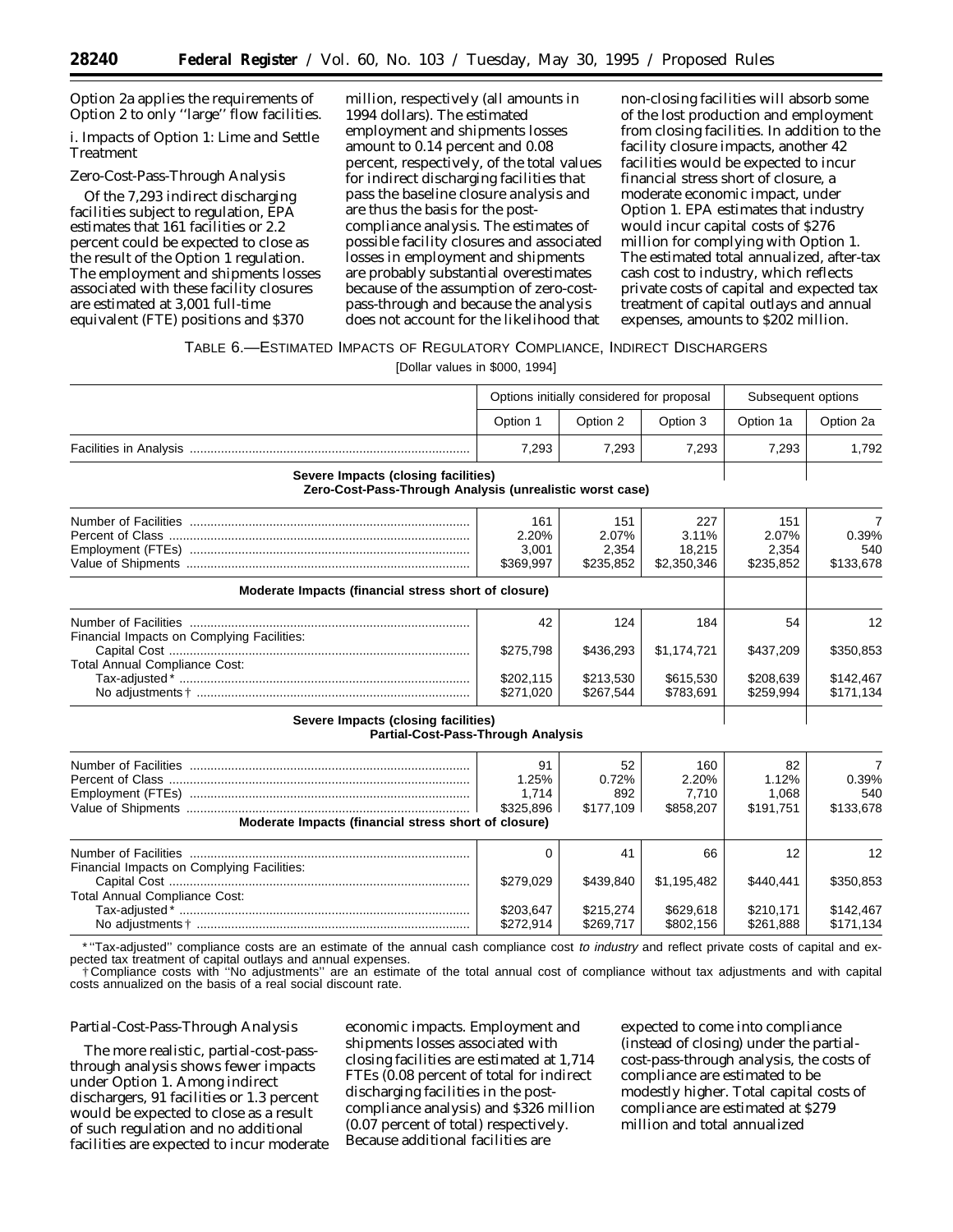Option 2a applies the requirements of Option 2 to only ''large'' flow facilities.

i. Impacts of Option 1: Lime and Settle Treatment

*Zero-Cost-Pass-Through Analysis*

Of the 7,293 indirect discharging facilities subject to regulation, EPA estimates that 161 facilities or 2.2 percent could be expected to close as the result of the Option 1 regulation. The employment and shipments losses associated with these facility closures are estimated at 3,001 full-time equivalent (FTE) positions and $370 million, respectively (all amounts in 1994 dollars). The estimated employment and shipments losses amount to 0.14 percent and 0.08 percent, respectively, of the total values for indirect discharging facilities that pass the baseline closure analysis and are thus the basis for the post-compliance analysis. The estimates of possible facility closures and associated losses in employment and shipments are probably substantial overestimates because of the assumption of zero-cost-pass-through and because the analysis does not account for the likelihood that non-closing facilities will absorb some of the lost production and employment from closing facilities. In addition to the facility closure impacts, another 42 facilities would be expected to incur financial stress short of closure, a moderate economic impact, under Option 1. EPA estimates that industry would incur capital costs of $276 million for complying with Option 1. The estimated total annualized, after-tax cash cost to industry, which reflects private costs of capital and expected tax treatment of capital outlays and annual expenses, amounts to $202 million.

TABLE 6.—ESTIMATED IMPACTS OF REGULATORY COMPLIANCE, INDIRECT DISCHARGERS

[Dollar values in $000, 1994]

| | Options initially considered for proposal | | | Subsequent options | |
|---|---|---|---|---|---|
| | Option 1 | Option 2 | Option 3 | Option 1a | Option 2a |
| Facilities in Analysis | 7,293 | 7,293 | 7,293 | 7,293 | 1,792 |
| **Severe Impacts (closing facilities) Zero-Cost-Pass-Through Analysis (unrealistic worst case)** | | | | | |
| Number of Facilities | 161 | 151 | 227 | 151 | 7 |
| Percent of Class | 2.20% | 2.07% | 3.11% | 2.07% | 0.39% |
| Employment (FTEs) | 3,001 | 2,354 | 18,215 | 2,354 | 540 |
| Value of Shipments | $369,997 | $235,852 | $2,350,346 | $235,852 | $133,678 |
| **Moderate Impacts (financial stress short of closure)** | | | | | |
| Number of Facilities | 42 | 124 | 184 | 54 | 12 |
| Financial Impacts on Complying Facilities: | | | | | |
| Capital Cost | $275,798 | $436,293 | $1,174,721 | $437,209 | $350,853 |
| Total Annual Compliance Cost: | | | | | |
| Tax-adjusted * | $202,115 | $213,530 | $615,530 | $208,639 | $142,467 |
| No adjustments † | $271,020 | $267,544 | $783,691 | $259,994 | $171,134 |
| **Severe Impacts (closing facilities) Partial-Cost-Pass-Through Analysis** | | | | | |
| Number of Facilities | 91 | 52 | 160 | 82 | 7 |
| Percent of Class | 1.25% | 0.72% | 2.20% | 1.12% | 0.39% |
| Employment (FTEs) | 1,714 | 892 | 7,710 | 1,068 | 540 |
| Value of Shipments | $325,896 | $177,109 | $858,207 | $191,751 | $133,678 |
| **Moderate Impacts (financial stress short of closure)** | | | | | |
| Number of Facilities | 0 | 41 | 66 | 12 | 12 |
| Financial Impacts on Complying Facilities: | | | | | |
| Capital Cost | $279,029 | $439,840 | $1,195,482 | $440,441 | $350,853 |
| Total Annual Compliance Cost: | | | | | |
| Tax-adjusted * | $203,647 | $215,274 | $629,618 | $210,171 | $142,467 |
| No adjustments † | $272,914 | $269,717 | $802,156 | $261,888 | $171,134 |

* ''Tax-adjusted'' compliance costs are an estimate of the annual cash compliance cost *to industry* and reflect private costs of capital and expected tax treatment of capital outlays and annual expenses.

† Compliance costs with ''No adjustments'' are an estimate of the total annual cost of compliance without tax adjustments and with capital costs annualized on the basis of a real social discount rate.

*Partial-Cost-Pass-Through Analysis*

The more realistic, partial-cost-pass-through analysis shows fewer impacts under Option 1. Among indirect dischargers, 91 facilities or 1.3 percent would be expected to close as a result of such regulation and no additional facilities are expected to incur moderate economic impacts. Employment and shipments losses associated with closing facilities are estimated at 1,714 FTEs (0.08 percent of total for indirect discharging facilities in the post-compliance analysis) and $326 million (0.07 percent of total) respectively. Because additional facilities are expected to come into compliance (instead of closing) under the partial-cost-pass-through analysis, the costs of compliance are estimated to be modestly higher. Total capital costs of compliance are estimated at $279 million and total annualized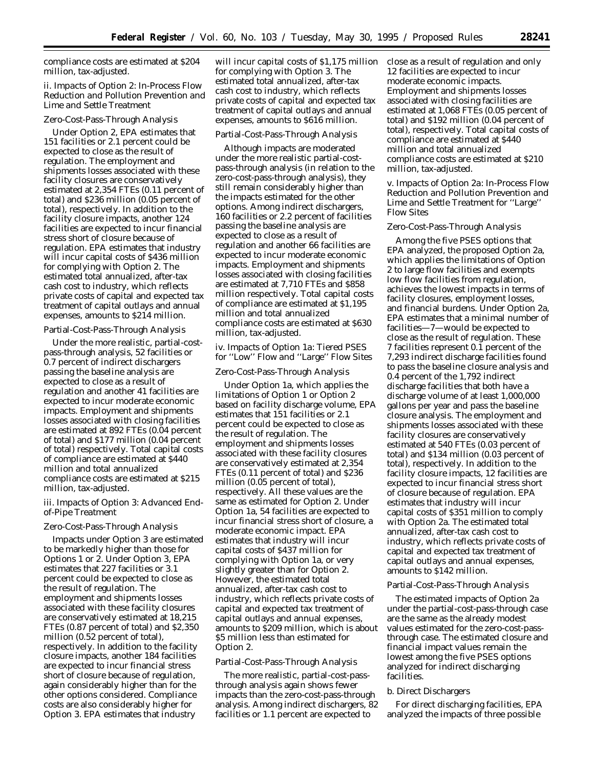compliance costs are estimated at $204 million, tax-adjusted.

*ii. Impacts of Option 2: In-Process Flow Reduction and Pollution Prevention and Lime and Settle Treatment*

*Zero-Cost-Pass-Through Analysis*

Under Option 2, EPA estimates that 151 facilities or 2.1 percent could be expected to close as the result of regulation. The employment and shipments losses associated with these facility closures are conservatively estimated at 2,354 FTEs (0.11 percent of total) and $236 million (0.05 percent of total), respectively. In addition to the facility closure impacts, another 124 facilities are expected to incur financial stress short of closure because of regulation. EPA estimates that industry will incur capital costs of $436 million for complying with Option 2. The estimated total annualized, after-tax cash cost to industry, which reflects private costs of capital and expected tax treatment of capital outlays and annual expenses, amounts to $214 million.

*Partial-Cost-Pass-Through Analysis*

Under the more realistic, partial-cost-pass-through analysis, 52 facilities or 0.7 percent of indirect dischargers passing the baseline analysis are expected to close as a result of regulation and another 41 facilities are expected to incur moderate economic impacts. Employment and shipments losses associated with closing facilities are estimated at 892 FTEs (0.04 percent of total) and $177 million (0.04 percent of total) respectively. Total capital costs of compliance are estimated at $440 million and total annualized compliance costs are estimated at $215 million, tax-adjusted.

*iii. Impacts of Option 3: Advanced End-of-Pipe Treatment*

*Zero-Cost-Pass-Through Analysis*

Impacts under Option 3 are estimated to be markedly higher than those for Options 1 or 2. Under Option 3, EPA estimates that 227 facilities or 3.1 percent could be expected to close as the result of regulation. The employment and shipments losses associated with these facility closures are conservatively estimated at 18,215 FTEs (0.87 percent of total) and $2,350 million (0.52 percent of total), respectively. In addition to the facility closure impacts, another 184 facilities are expected to incur financial stress short of closure because of regulation, again considerably higher than for the other options considered. Compliance costs are also considerably higher for Option 3. EPA estimates that industry will incur capital costs of $1,175 million for complying with Option 3. The estimated total annualized, after-tax cash cost to industry, which reflects private costs of capital and expected tax treatment of capital outlays and annual expenses, amounts to $616 million.

*Partial-Cost-Pass-Through Analysis*

Although impacts are moderated under the more realistic partial-cost-pass-through analysis (in relation to the zero-cost-pass-through analysis), they still remain considerably higher than the impacts estimated for the other options. Among indirect dischargers, 160 facilities or 2.2 percent of facilities passing the baseline analysis are expected to close as a result of regulation and another 66 facilities are expected to incur moderate economic impacts. Employment and shipments losses associated with closing facilities are estimated at 7,710 FTEs and $858 million respectively. Total capital costs of compliance are estimated at $1,195 million and total annualized compliance costs are estimated at $630 million, tax-adjusted.

*iv. Impacts of Option 1a: Tiered PSES for ''Low'' Flow and ''Large'' Flow Sites*

*Zero-Cost-Pass-Through Analysis*

Under Option 1a, which applies the limitations of Option 1 or Option 2 based on facility discharge volume, EPA estimates that 151 facilities or 2.1 percent could be expected to close as the result of regulation. The employment and shipments losses associated with these facility closures are conservatively estimated at 2,354 FTEs (0.11 percent of total) and $236 million (0.05 percent of total), respectively. All these values are the same as estimated for Option 2. Under Option 1a, 54 facilities are expected to incur financial stress short of closure, a moderate economic impact. EPA estimates that industry will incur capital costs of $437 million for complying with Option 1a, or very slightly greater than for Option 2. However, the estimated total annualized, after-tax cash cost to industry, which reflects private costs of capital and expected tax treatment of capital outlays and annual expenses, amounts to $209 million, which is about $5 million less than estimated for Option 2.

*Partial-Cost-Pass-Through Analysis*

The more realistic, partial-cost-pass-through analysis again shows fewer impacts than the zero-cost-pass-through analysis. Among indirect dischargers, 82 facilities or 1.1 percent are expected to close as a result of regulation and only 12 facilities are expected to incur moderate economic impacts. Employment and shipments losses associated with closing facilities are estimated at 1,068 FTEs (0.05 percent of total) and $192 million (0.04 percent of total), respectively. Total capital costs of compliance are estimated at $440 million and total annualized compliance costs are estimated at $210 million, tax-adjusted.

*v. Impacts of Option 2a: In-Process Flow Reduction and Pollution Prevention and Lime and Settle Treatment for ''Large'' Flow Sites*

*Zero-Cost-Pass-Through Analysis*

Among the five PSES options that EPA analyzed, the proposed Option 2a, which applies the limitations of Option 2 to large flow facilities and exempts low flow facilities from regulation, achieves the lowest impacts in terms of facility closures, employment losses, and financial burdens. Under Option 2a, EPA estimates that a minimal number of facilities—7—would be expected to close as the result of regulation. These 7 facilities represent 0.1 percent of the 7,293 indirect discharge facilities found to pass the baseline closure analysis and 0.4 percent of the 1,792 indirect discharge facilities that both have a discharge volume of at least 1,000,000 gallons per year and pass the baseline closure analysis. The employment and shipments losses associated with these facility closures are conservatively estimated at 540 FTEs (0.03 percent of total) and $134 million (0.03 percent of total), respectively. In addition to the facility closure impacts, 12 facilities are expected to incur financial stress short of closure because of regulation. EPA estimates that industry will incur capital costs of $351 million to comply with Option 2a. The estimated total annualized, after-tax cash cost to industry, which reflects private costs of capital and expected tax treatment of capital outlays and annual expenses, amounts to $142 million.

*Partial-Cost-Pass-Through Analysis*

The estimated impacts of Option 2a under the partial-cost-pass-through case are the same as the already modest values estimated for the zero-cost-pass-through case. The estimated closure and financial impact values remain the lowest among the five PSES options analyzed for indirect discharging facilities.

*b. Direct Dischargers*

For direct discharging facilities, EPA analyzed the impacts of three possible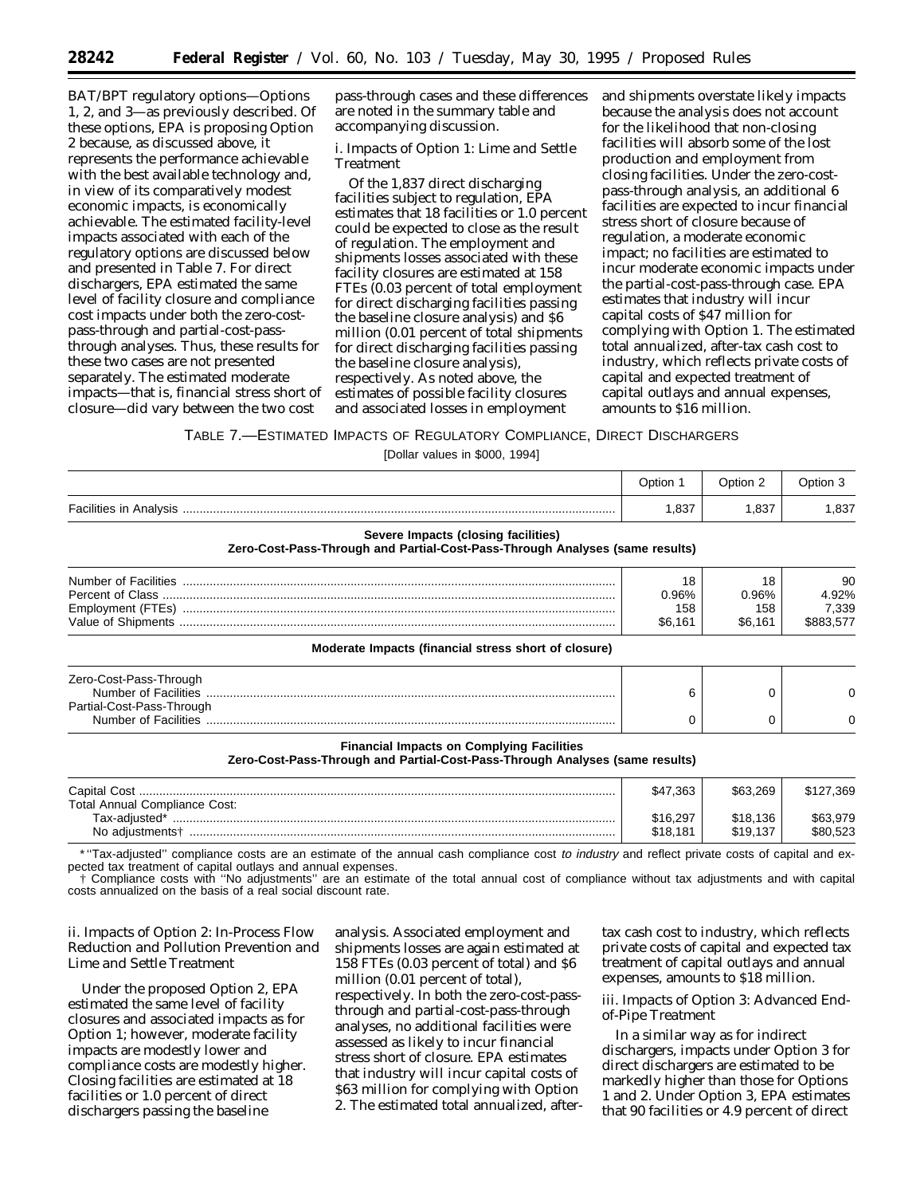BAT/BPT regulatory options—Options 1, 2, and 3—as previously described. Of these options, EPA is proposing Option 2 because, as discussed above, it represents the performance achievable with the best available technology and, in view of its comparatively modest economic impacts, is economically achievable. The estimated facility-level impacts associated with each of the regulatory options are discussed below and presented in Table 7. For direct dischargers, EPA estimated the same level of facility closure and compliance cost impacts under both the zero-cost-pass-through and partial-cost-pass-through analyses. Thus, these results for these two cases are not presented separately. The estimated moderate impacts—that is, financial stress short of closure—did vary between the two cost pass-through cases and these differences are noted in the summary table and accompanying discussion.

*i. Impacts of Option 1: Lime and Settle Treatment*

Of the 1,837 direct discharging facilities subject to regulation, EPA estimates that 18 facilities or 1.0 percent could be expected to close as the result of regulation. The employment and shipments losses associated with these facility closures are estimated at 158 FTEs (0.03 percent of total employment for direct discharging facilities passing the baseline closure analysis) and $6 million (0.01 percent of total shipments for direct discharging facilities passing the baseline closure analysis), respectively. As noted above, the estimates of possible facility closures and associated losses in employment and shipments overstate likely impacts because the analysis does not account for the likelihood that non-closing facilities will absorb some of the lost production and employment from closing facilities. Under the zero-cost-pass-through analysis, an additional 6 facilities are expected to incur financial stress short of closure because of regulation, a moderate economic impact; no facilities are estimated to incur moderate economic impacts under the partial-cost-pass-through case. EPA estimates that industry will incur capital costs of $47 million for complying with Option 1. The estimated total annualized, after-tax cash cost to industry, which reflects private costs of capital and expected treatment of capital outlays and annual expenses, amounts to $16 million.

TABLE 7.—ESTIMATED IMPACTS OF REGULATORY COMPLIANCE, DIRECT DISCHARGERS

[Dollar values in $000, 1994]

| | Option 1 | Option 2 | Option 3 |
|---|---|---|---|
| Facilities in Analysis | 1,837 | 1,837 | 1,837 |
| **Severe Impacts (closing facilities) Zero-Cost-Pass-Through and Partial-Cost-Pass-Through Analyses (same results)** | | | |
| Number of Facilities | 18 | 18 | 90 |
| Percent of Class | 0.96% | 0.96% | 4.92% |
| Employment (FTEs) | 158 | 158 | 7,339 |
| Value of Shipments | $6,161 | $6,161 | $883,577 |
| **Moderate Impacts (financial stress short of closure)** | | | |
| Zero-Cost-Pass-Through | | | |
| Number of Facilities | 6 | 0 | 0 |
| Partial-Cost-Pass-Through | | | |
| Number of Facilities | 0 | 0 | 0 |
| **Financial Impacts on Complying Facilities Zero-Cost-Pass-Through and Partial-Cost-Pass-Through Analyses (same results)** | | | |
| Capital Cost | $47,363 | $63,269 | $127,369 |
| Total Annual Compliance Cost: | | | |
| Tax-adjusted* | $16,297 | $18,136 | $63,979 |
| No adjustments† | $18,181 | $19,137 | $80,523 |

* "Tax-adjusted" compliance costs are an estimate of the annual cash compliance cost *to industry* and reflect private costs of capital and expected tax treatment of capital outlays and annual expenses.

† Compliance costs with "No adjustments" are an estimate of the total annual cost of compliance without tax adjustments and with capital costs annualized on the basis of a real social discount rate.

*ii. Impacts of Option 2: In-Process Flow Reduction and Pollution Prevention and Lime and Settle Treatment*

Under the proposed Option 2, EPA estimated the same level of facility closures and associated impacts as for Option 1; however, moderate facility impacts are modestly lower and compliance costs are modestly higher. Closing facilities are estimated at 18 facilities or 1.0 percent of direct dischargers passing the baseline analysis. Associated employment and shipments losses are again estimated at 158 FTEs (0.03 percent of total) and $6 million (0.01 percent of total), respectively. In both the zero-cost-pass-through and partial-cost-pass-through analyses, no additional facilities were assessed as likely to incur financial stress short of closure. EPA estimates that industry will incur capital costs of $63 million for complying with Option 2. The estimated total annualized, after-tax cash cost to industry, which reflects private costs of capital and expected tax treatment of capital outlays and annual expenses, amounts to $18 million.

*iii. Impacts of Option 3: Advanced End-of-Pipe Treatment*

In a similar way as for indirect dischargers, impacts under Option 3 for direct dischargers are estimated to be markedly higher than those for Options 1 and 2. Under Option 3, EPA estimates that 90 facilities or 4.9 percent of direct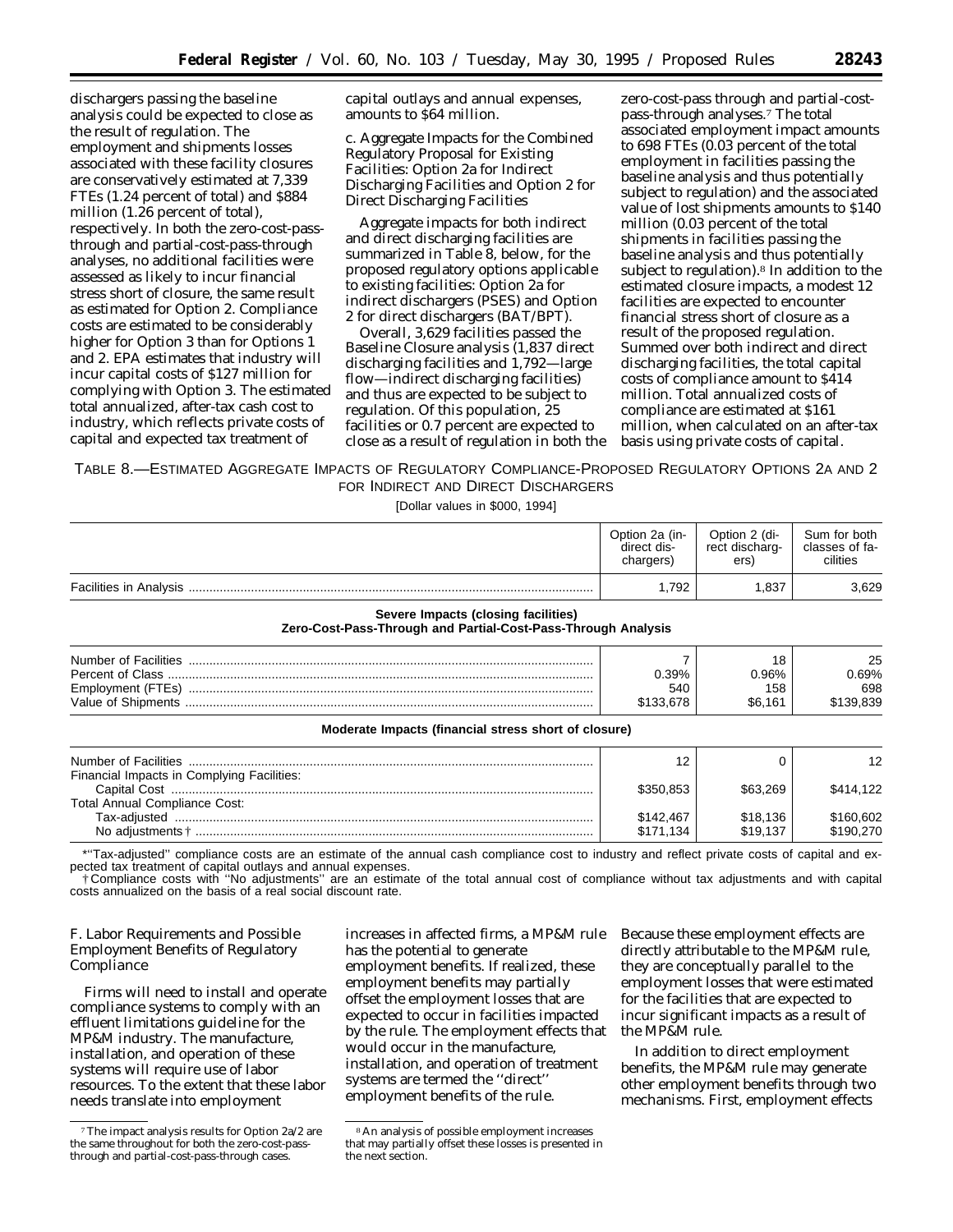dischargers passing the baseline analysis could be expected to close as the result of regulation. The employment and shipments losses associated with these facility closures are conservatively estimated at 7,339 FTEs (1.24 percent of total) and $884 million (1.26 percent of total), respectively. In both the zero-cost-pass-through and partial-cost-pass-through analyses, no additional facilities were assessed as likely to incur financial stress short of closure, the same result as estimated for Option 2. Compliance costs are estimated to be considerably higher for Option 3 than for Options 1 and 2. EPA estimates that industry will incur capital costs of $127 million for complying with Option 3. The estimated total annualized, after-tax cash cost to industry, which reflects private costs of capital and expected tax treatment of capital outlays and annual expenses, amounts to $64 million.

*c. Aggregate Impacts for the Combined Regulatory Proposal for Existing Facilities: Option 2a for Indirect Discharging Facilities and Option 2 for Direct Discharging Facilities*

Aggregate impacts for both indirect and direct discharging facilities are summarized in Table 8, below, for the proposed regulatory options applicable to existing facilities: Option 2a for indirect dischargers (PSES) and Option 2 for direct dischargers (BAT/BPT).

Overall, 3,629 facilities passed the Baseline Closure analysis (1,837 direct discharging facilities and 1,792—large flow—indirect discharging facilities) and thus are expected to be subject to regulation. Of this population, 25 facilities or 0.7 percent are expected to close as a result of regulation in both the zero-cost-pass through and partial-cost-pass-through analyses.[7] The total associated employment impact amounts to 698 FTEs (0.03 percent of the total employment in facilities passing the baseline analysis and thus potentially subject to regulation) and the associated value of lost shipments amounts to $140 million (0.03 percent of the total shipments in facilities passing the baseline analysis and thus potentially subject to regulation).[8] In addition to the estimated closure impacts, a modest 12 facilities are expected to encounter financial stress short of closure as a result of the proposed regulation. Summed over both indirect and direct discharging facilities, the total capital costs of compliance amount to $414 million. Total annualized costs of compliance are estimated at $161 million, when calculated on an after-tax basis using private costs of capital.

TABLE 8.—ESTIMATED AGGREGATE IMPACTS OF REGULATORY COMPLIANCE-PROPOSED REGULATORY OPTIONS 2A AND 2 FOR INDIRECT AND DIRECT DISCHARGERS

[Dollar values in $000, 1994]

| | Option 2a (indirect dischargers) | Option 2 (direct dischargers) | Sum for both classes of facilities |
|---|---|---|---|
| Facilities in Analysis | 1,792 | 1,837 | 3,629 |
| **Severe Impacts (closing facilities)** **Zero-Cost-Pass-Through and Partial-Cost-Pass-Through Analysis** | | | |
| Number of Facilities | 7 | 18 | 25 |
| Percent of Class | 0.39% | 0.96% | 0.69% |
| Employment (FTEs) | 540 | 158 | 698 |
| Value of Shipments | $133,678 | $6,161 | $139,839 |
| **Moderate Impacts (financial stress short of closure)** | | | |
| Number of Facilities | 12 | 0 | 12 |
| Financial Impacts in Complying Facilities: | | | |
| Capital Cost | $350,853 | $63,269 | $414,122 |
| Total Annual Compliance Cost: | | | |
| Tax-adjusted | $142,467 | $18,136 | $160,602 |
| No adjustments † | $171,134 | $19,137 | $190,270 |

*''Tax-adjusted'' compliance costs are an estimate of the annual cash compliance cost to industry and reflect private costs of capital and expected tax treatment of capital outlays and annual expenses.

† Compliance costs with ''No adjustments'' are an estimate of the total annual cost of compliance without tax adjustments and with capital costs annualized on the basis of a real social discount rate.

*F. Labor Requirements and Possible Employment Benefits of Regulatory Compliance*

Firms will need to install and operate compliance systems to comply with an effluent limitations guideline for the MP&M industry. The manufacture, installation, and operation of these systems will require use of labor resources. To the extent that these labor needs translate into employment increases in affected firms, a MP&M rule has the potential to generate employment benefits. If realized, these employment benefits may partially offset the employment losses that are expected to occur in facilities impacted by the rule. The employment effects that would occur in the manufacture, installation, and operation of treatment systems are termed the ''direct'' employment benefits of the rule. Because these employment effects are directly attributable to the MP&M rule, they are conceptually parallel to the employment losses that were estimated for the facilities that are expected to incur significant impacts as a result of the MP&M rule.

In addition to direct employment benefits, the MP&M rule may generate other employment benefits through two mechanisms. First, employment effects

[7] The impact analysis results for Option 2a/2 are the same throughout for both the zero-cost-pass-through and partial-cost-pass-through cases.

[8] An analysis of possible employment increases that may partially offset these losses is presented in the next section.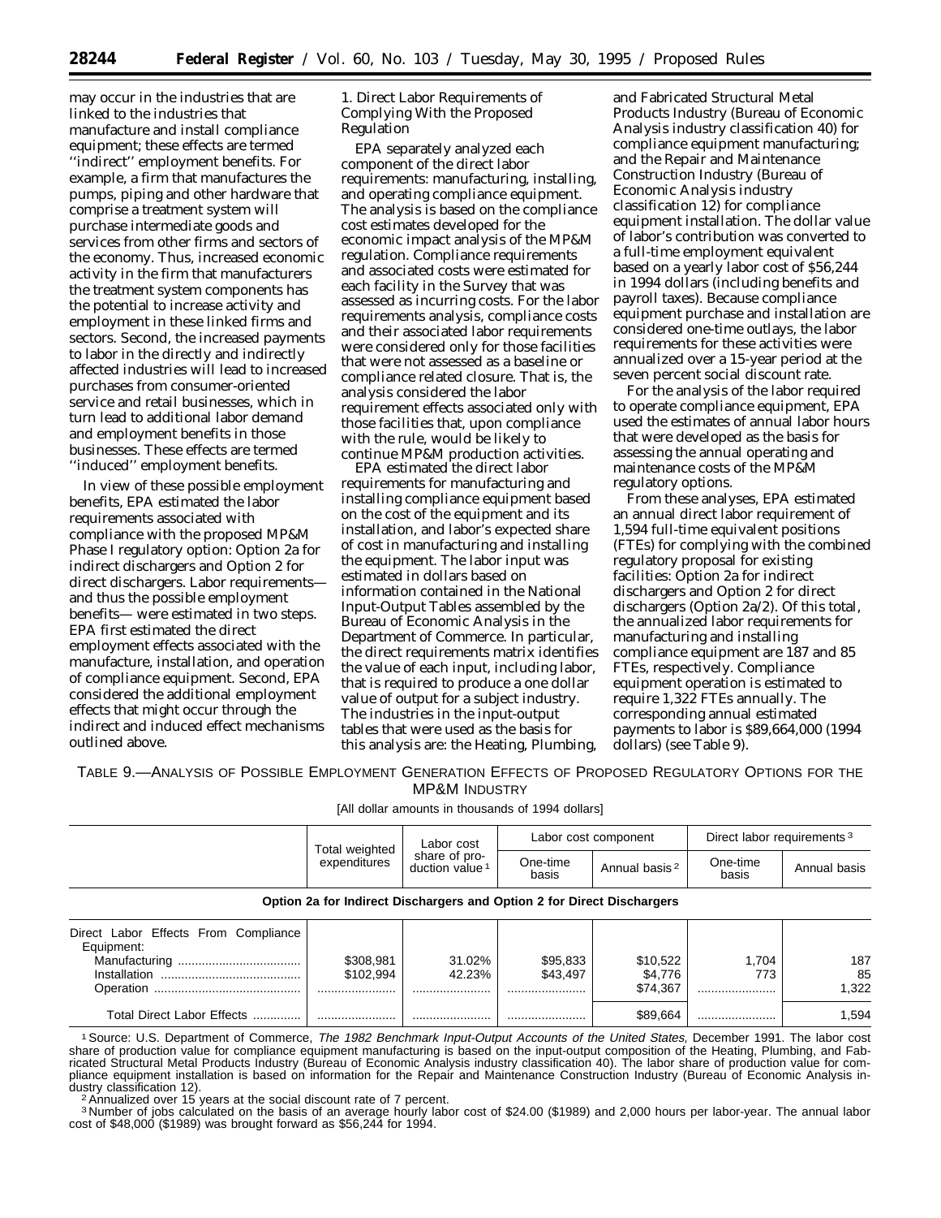may occur in the industries that are linked to the industries that manufacture and install compliance equipment; these effects are termed ''indirect'' employment benefits. For example, a firm that manufactures the pumps, piping and other hardware that comprise a treatment system will purchase intermediate goods and services from other firms and sectors of the economy. Thus, increased economic activity in the firm that manufacturers the treatment system components has the potential to increase activity and employment in these linked firms and sectors. Second, the increased payments to labor in the directly and indirectly affected industries will lead to increased purchases from consumer-oriented service and retail businesses, which in turn lead to additional labor demand and employment benefits in those businesses. These effects are termed ''induced'' employment benefits.

In view of these possible employment benefits, EPA estimated the labor requirements associated with compliance with the proposed MP&M Phase I regulatory option: Option 2a for indirect dischargers and Option 2 for direct dischargers. Labor requirements— and thus the possible employment benefits— were estimated in two steps. EPA first estimated the direct employment effects associated with the manufacture, installation, and operation of compliance equipment. Second, EPA considered the additional employment effects that might occur through the indirect and induced effect mechanisms outlined above.

1. Direct Labor Requirements of Complying With the Proposed Regulation

EPA separately analyzed each component of the direct labor requirements: manufacturing, installing, and operating compliance equipment. The analysis is based on the compliance cost estimates developed for the economic impact analysis of the MP&M regulation. Compliance requirements and associated costs were estimated for each facility in the Survey that was assessed as incurring costs. For the labor requirements analysis, compliance costs and their associated labor requirements were considered only for those facilities that were not assessed as a baseline or compliance related closure. That is, the analysis considered the labor requirement effects associated only with those facilities that, upon compliance with the rule, would be likely to continue MP&M production activities.

EPA estimated the direct labor requirements for manufacturing and installing compliance equipment based on the cost of the equipment and its installation, and labor's expected share of cost in manufacturing and installing the equipment. The labor input was estimated in dollars based on information contained in the National Input-Output Tables assembled by the Bureau of Economic Analysis in the Department of Commerce. In particular, the direct requirements matrix identifies the value of each input, including labor, that is required to produce a one dollar value of output for a subject industry. The industries in the input-output tables that were used as the basis for this analysis are: the Heating, Plumbing, and Fabricated Structural Metal Products Industry (Bureau of Economic Analysis industry classification 40) for compliance equipment manufacturing; and the Repair and Maintenance Construction Industry (Bureau of Economic Analysis industry classification 12) for compliance equipment installation. The dollar value of labor's contribution was converted to a full-time employment equivalent based on a yearly labor cost of $56,244 in 1994 dollars (including benefits and payroll taxes). Because compliance equipment purchase and installation are considered one-time outlays, the labor requirements for these activities were annualized over a 15-year period at the seven percent social discount rate.

For the analysis of the labor required to operate compliance equipment, EPA used the estimates of annual labor hours that were developed as the basis for assessing the annual operating and maintenance costs of the MP&M regulatory options.

From these analyses, EPA estimated an annual direct labor requirement of 1,594 full-time equivalent positions (FTEs) for complying with the combined regulatory proposal for existing facilities: Option 2a for indirect dischargers and Option 2 for direct dischargers (Option 2a/2). Of this total, the annualized labor requirements for manufacturing and installing compliance equipment are 187 and 85 FTEs, respectively. Compliance equipment operation is estimated to require 1,322 FTEs annually. The corresponding annual estimated payments to labor is $89,664,000 (1994 dollars) (see Table 9).

TABLE 9.—ANALYSIS OF POSSIBLE EMPLOYMENT GENERATION EFFECTS OF PROPOSED REGULATORY OPTIONS FOR THE MP&M INDUSTRY

[All dollar amounts in thousands of 1994 dollars]

| | Total weighted expenditures | Labor cost share of production value [1] | Labor cost component | | Direct labor requirements [3] | |
|---|---|---|---|---|---|---|
| | | | One-time basis | Annual basis [2] | One-time basis | Annual basis |
| **Option 2a for Indirect Dischargers and Option 2 for Direct Dischargers** | | | | | | |
| Direct Labor Effects From Compliance Equipment: | | | | | | |
| Manufacturing | $308,981 | 31.02% | $95,833 | $10,522 | 1,704 | 187 |
| Installation | $102,994 | 42.23% | $43,497 | $4,776 | 773 | 85 |
| Operation | | | | $74,367 | | 1,322 |
| Total Direct Labor Effects | | | | $89,664 | | 1,594 |

[1] Source: U.S. Department of Commerce, *The 1982 Benchmark Input-Output Accounts of the United States,* December 1991. The labor cost share of production value for compliance equipment manufacturing is based on the input-output composition of the Heating, Plumbing, and Fabricated Structural Metal Products Industry (Bureau of Economic Analysis industry classification 40). The labor share of production value for compliance equipment installation is based on information for the Repair and Maintenance Construction Industry (Bureau of Economic Analysis industry classification 12).

[2] Annualized over 15 years at the social discount rate of 7 percent.

[3] Number of jobs calculated on the basis of an average hourly labor cost of $24.00 ($1989) and 2,000 hours per labor-year. The annual labor cost of $48,000 ($1989) was brought forward as $56,244 for 1994.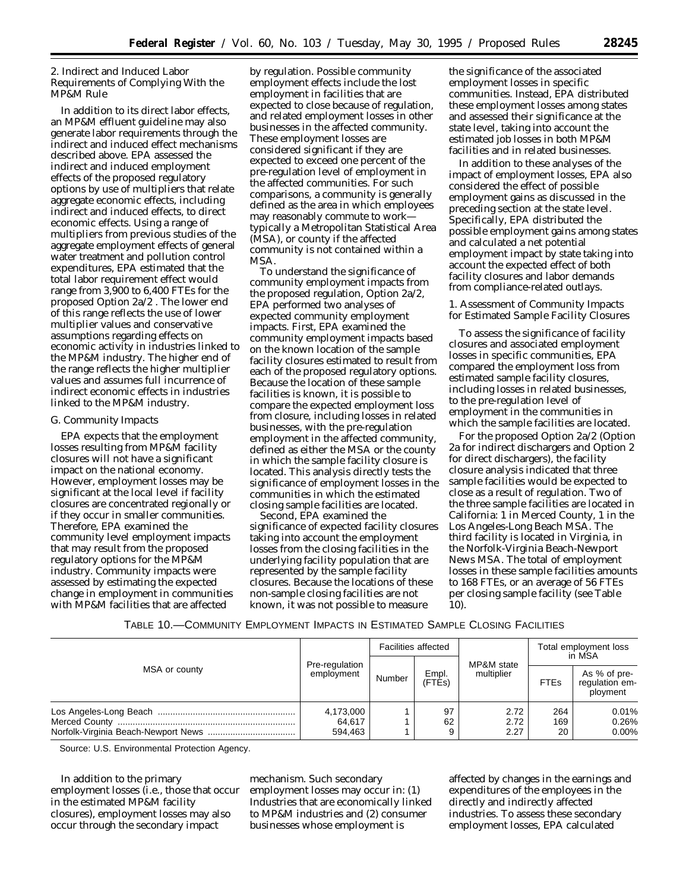2. Indirect and Induced Labor Requirements of Complying With the MP&M Rule

In addition to its direct labor effects, an MP&M effluent guideline may also generate labor requirements through the indirect and induced effect mechanisms described above. EPA assessed the indirect and induced employment effects of the proposed regulatory options by use of multipliers that relate aggregate economic effects, including indirect and induced effects, to direct economic effects. Using a range of multipliers from previous studies of the aggregate employment effects of general water treatment and pollution control expenditures, EPA estimated that the total labor requirement effect would range from 3,900 to 6,400 FTEs for the proposed Option 2a/2 . The lower end of this range reflects the use of lower multiplier values and conservative assumptions regarding effects on economic activity in industries linked to the MP&M industry. The higher end of the range reflects the higher multiplier values and assumes full incurrence of indirect economic effects in industries linked to the MP&M industry.

G. Community Impacts

EPA expects that the employment losses resulting from MP&M facility closures will not have a significant impact on the national economy. However, employment losses may be significant at the local level if facility closures are concentrated regionally or if they occur in smaller communities. Therefore, EPA examined the community level employment impacts that may result from the proposed regulatory options for the MP&M industry. Community impacts were assessed by estimating the expected change in employment in communities with MP&M facilities that are affected by regulation. Possible community employment effects include the lost employment in facilities that are expected to close because of regulation, and related employment losses in other businesses in the affected community. These employment losses are considered significant if they are expected to exceed one percent of the pre-regulation level of employment in the affected communities. For such comparisons, a community is generally defined as the area in which employees may reasonably commute to work—typically a Metropolitan Statistical Area (MSA), or county if the affected community is not contained within a MSA.

To understand the significance of community employment impacts from the proposed regulation, Option 2a/2, EPA performed two analyses of expected community employment impacts. First, EPA examined the community employment impacts based on the known location of the sample facility closures estimated to result from each of the proposed regulatory options. Because the location of these sample facilities is known, it is possible to compare the expected employment loss from closure, including losses in related businesses, with the pre-regulation employment in the affected community, defined as either the MSA or the county in which the sample facility closure is located. This analysis directly tests the significance of employment losses in the communities in which the estimated closing sample facilities are located.

Second, EPA examined the significance of expected facility closures taking into account the employment losses from the closing facilities in the underlying facility population that are represented by the sample facility closures. Because the locations of these non-sample closing facilities are not known, it was not possible to measure the significance of the associated employment losses in specific communities. Instead, EPA distributed these employment losses among states and assessed their significance at the state level, taking into account the estimated job losses in both MP&M facilities and in related businesses.

In addition to these analyses of the impact of employment losses, EPA also considered the effect of possible employment gains as discussed in the preceding section at the state level. Specifically, EPA distributed the possible employment gains among states and calculated a net potential employment impact by state taking into account the expected effect of both facility closures and labor demands from compliance-related outlays.

1. Assessment of Community Impacts for Estimated Sample Facility Closures

To assess the significance of facility closures and associated employment losses in specific communities, EPA compared the employment loss from estimated sample facility closures, including losses in related businesses, to the pre-regulation level of employment in the communities in which the sample facilities are located.

For the proposed Option 2a/2 (Option 2a for indirect dischargers and Option 2 for direct dischargers), the facility closure analysis indicated that three sample facilities would be expected to close as a result of regulation. Two of the three sample facilities are located in California: 1 in Merced County, 1 in the Los Angeles-Long Beach MSA. The third facility is located in Virginia, in the Norfolk-Virginia Beach-Newport News MSA. The total of employment losses in these sample facilities amounts to 168 FTEs, or an average of 56 FTEs per closing sample facility (see Table 10).

TABLE 10.—COMMUNITY EMPLOYMENT IMPACTS IN ESTIMATED SAMPLE CLOSING FACILITIES

| MSA or county | Pre-regulation employment | Facilities affected | | MP&M state multiplier | Total employment loss in MSA | |
|---|---|---|---|---|---|---|
| | | Number | Empl. (FTEs) | | FTEs | As % of pre-regulation employment |
| Los Angeles-Long Beach | 4,173,000 | 1 | 97 | 2.72 | 264 | 0.01% |
| Merced County | 64,617 | 1 | 62 | 2.72 | 169 | 0.26% |
| Norfolk-Virginia Beach-Newport News | 594,463 | 1 | 9 | 2.27 | 20 | 0.00% |

Source: U.S. Environmental Protection Agency.

In addition to the primary employment losses (i.e., those that occur in the estimated MP&M facility closures), employment losses may also occur through the secondary impact mechanism. Such secondary employment losses may occur in: (1) Industries that are economically linked to MP&M industries and (2) consumer businesses whose employment is affected by changes in the earnings and expenditures of the employees in the directly and indirectly affected industries. To assess these secondary employment losses, EPA calculated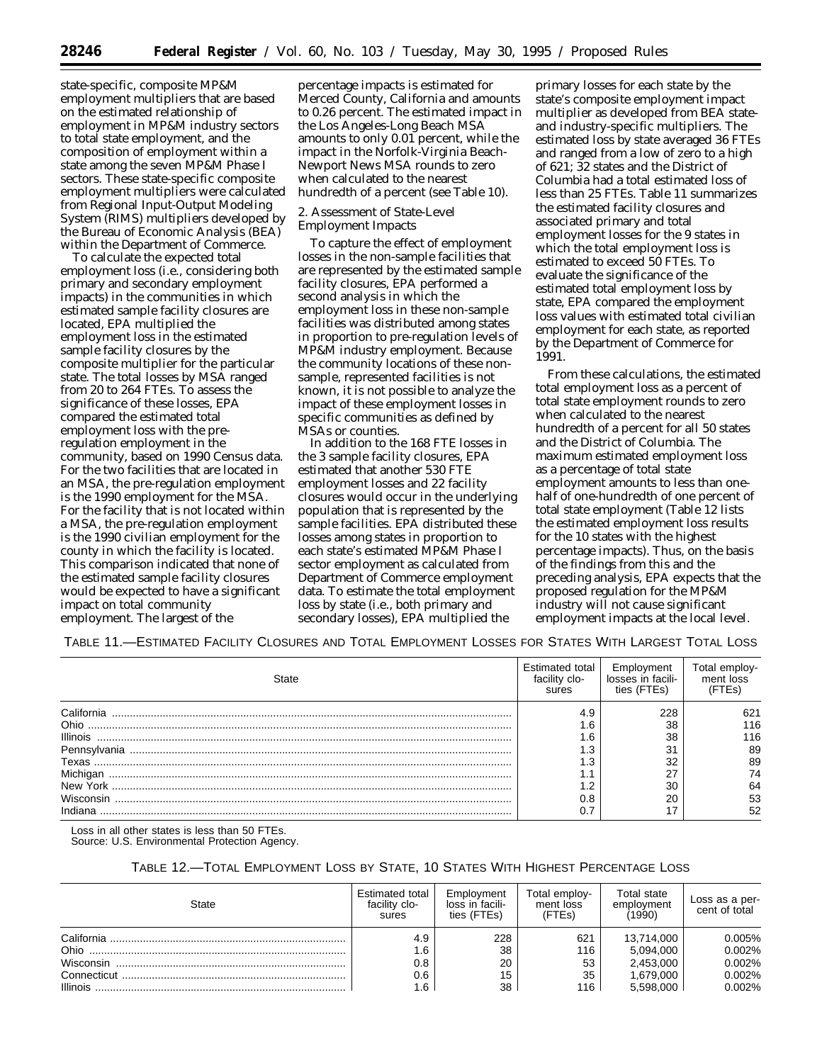state-specific, composite MP&M employment multipliers that are based on the estimated relationship of employment in MP&M industry sectors to total state employment, and the composition of employment within a state among the seven MP&M Phase I sectors. These state-specific composite employment multipliers were calculated from Regional Input-Output Modeling System (RIMS) multipliers developed by the Bureau of Economic Analysis (BEA) within the Department of Commerce.

To calculate the expected total employment loss (i.e., considering both primary and secondary employment impacts) in the communities in which estimated sample facility closures are located, EPA multiplied the employment loss in the estimated sample facility closures by the composite multiplier for the particular state. The total losses by MSA ranged from 20 to 264 FTEs. To assess the significance of these losses, EPA compared the estimated total employment loss with the pre-regulation employment in the community, based on 1990 Census data. For the two facilities that are located in an MSA, the pre-regulation employment is the 1990 employment for the MSA. For the facility that is not located within a MSA, the pre-regulation employment is the 1990 civilian employment for the county in which the facility is located. This comparison indicated that none of the estimated sample facility closures would be expected to have a significant impact on total community employment. The largest of the percentage impacts is estimated for Merced County, California and amounts to 0.26 percent. The estimated impact in the Los Angeles-Long Beach MSA amounts to only 0.01 percent, while the impact in the Norfolk-Virginia Beach-Newport News MSA rounds to zero when calculated to the nearest hundredth of a percent (see Table 10).

2. Assessment of State-Level Employment Impacts

To capture the effect of employment losses in the non-sample facilities that are represented by the estimated sample facility closures, EPA performed a second analysis in which the employment loss in these non-sample facilities was distributed among states in proportion to pre-regulation levels of MP&M industry employment. Because the community locations of these non-sample, represented facilities is not known, it is not possible to analyze the impact of these employment losses in specific communities as defined by MSAs or counties.

In addition to the 168 FTE losses in the 3 sample facility closures, EPA estimated that another 530 FTE employment losses and 22 facility closures would occur in the underlying population that is represented by the sample facilities. EPA distributed these losses among states in proportion to each state's estimated MP&M Phase I sector employment as calculated from Department of Commerce employment data. To estimate the total employment loss by state (i.e., both primary and secondary losses), EPA multiplied the primary losses for each state by the state's composite employment impact multiplier as developed from BEA state- and industry-specific multipliers. The estimated loss by state averaged 36 FTEs and ranged from a low of zero to a high of 621; 32 states and the District of Columbia had a total estimated loss of less than 25 FTEs. Table 11 summarizes the estimated facility closures and associated primary and total employment losses for the 9 states in which the total employment loss is estimated to exceed 50 FTEs. To evaluate the significance of the estimated total employment loss by state, EPA compared the employment loss values with estimated total civilian employment for each state, as reported by the Department of Commerce for 1991.

From these calculations, the estimated total employment loss as a percent of total state employment rounds to zero when calculated to the nearest hundredth of a percent for all 50 states and the District of Columbia. The maximum estimated employment loss as a percentage of total state employment amounts to less than one-half of one-hundredth of one percent of total state employment (Table 12 lists the estimated employment loss results for the 10 states with the highest percentage impacts). Thus, on the basis of the findings from this and the preceding analysis, EPA expects that the proposed regulation for the MP&M industry will not cause significant employment impacts at the local level.

TABLE 11.—ESTIMATED FACILITY CLOSURES AND TOTAL EMPLOYMENT LOSSES FOR STATES WITH LARGEST TOTAL LOSS

| State | Estimated total facility closures | Employment losses in facilities (FTEs) | Total employment loss (FTEs) |
|---|---|---|---|
| California | 4.9 | 228 | 621 |
| Ohio | 1.6 | 38 | 116 |
| Illinois | 1.6 | 38 | 116 |
| Pennsylvania | 1.3 | 31 | 89 |
| Texas | 1.3 | 32 | 89 |
| Michigan | 1.1 | 27 | 74 |
| New York | 1.2 | 30 | 64 |
| Wisconsin | 0.8 | 20 | 53 |
| Indiana | 0.7 | 17 | 52 |

Loss in all other states is less than 50 FTEs.
Source: U.S. Environmental Protection Agency.

TABLE 12.—TOTAL EMPLOYMENT LOSS BY STATE, 10 STATES WITH HIGHEST PERCENTAGE LOSS

| State | Estimated total facility closures | Employment loss in facilities (FTEs) | Total employment loss (FTEs) | Total state employment (1990) | Loss as a percent of total |
|---|---|---|---|---|---|
| California | 4.9 | 228 | 621 | 13,714,000 | 0.005% |
| Ohio | 1.6 | 38 | 116 | 5,094,000 | 0.002% |
| Wisconsin | 0.8 | 20 | 53 | 2,453,000 | 0.002% |
| Connecticut | 0.6 | 15 | 35 | 1,679,000 | 0.002% |
| Illinois | 1.6 | 38 | 116 | 5,598,000 | 0.002% |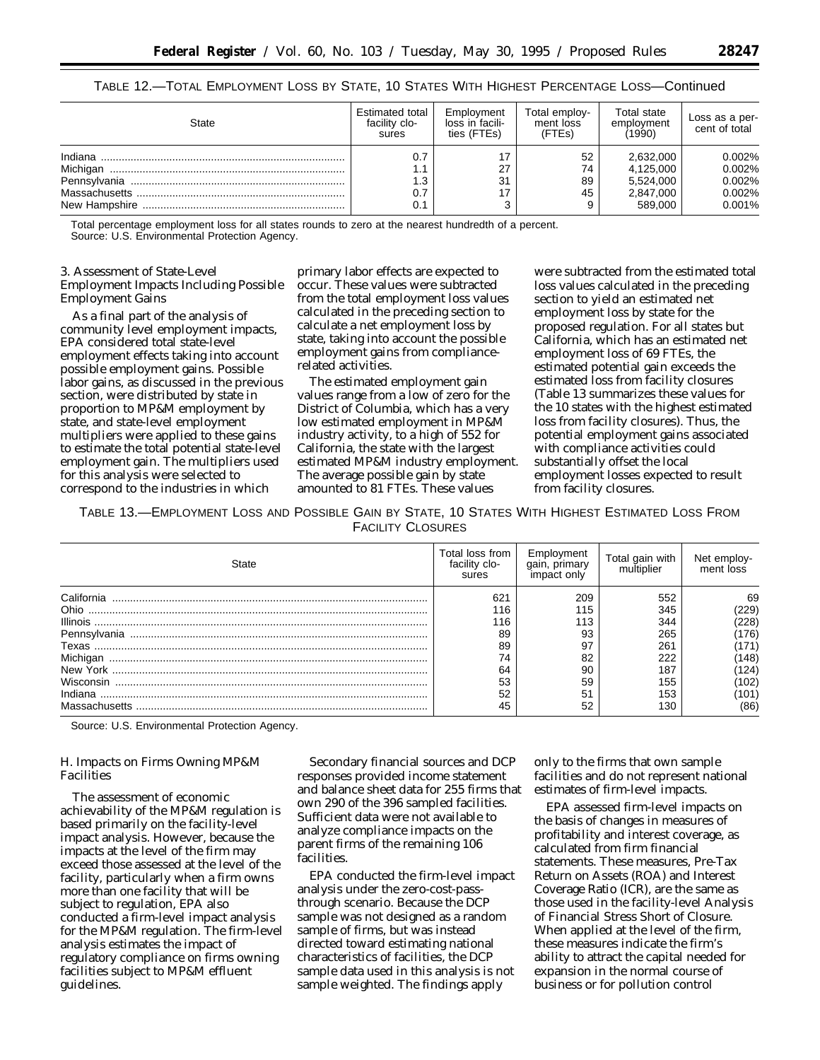TABLE 12.—TOTAL EMPLOYMENT LOSS BY STATE, 10 STATES WITH HIGHEST PERCENTAGE LOSS—Continued

| State | Estimated total facility closures | Employment loss in facilities (FTEs) | Total employment loss (FTEs) | Total state employment (1990) | Loss as a percent of total |
|---|---|---|---|---|---|
| Indiana | 0.7 | 17 | 52 | 2,632,000 | 0.002% |
| Michigan | 1.1 | 27 | 74 | 4,125,000 | 0.002% |
| Pennsylvania | 1.3 | 31 | 89 | 5,524,000 | 0.002% |
| Massachusetts | 0.7 | 17 | 45 | 2,847,000 | 0.002% |
| New Hampshire | 0.1 | 3 | 9 | 589,000 | 0.001% |

Total percentage employment loss for all states rounds to zero at the nearest hundredth of a percent.
Source: U.S. Environmental Protection Agency.

3. Assessment of State-Level Employment Impacts Including Possible Employment Gains

As a final part of the analysis of community level employment impacts, EPA considered total state-level employment effects taking into account possible employment gains. Possible labor gains, as discussed in the previous section, were distributed by state in proportion to MP&M employment by state, and state-level employment multipliers were applied to these gains to estimate the total potential state-level employment gain. The multipliers used for this analysis were selected to correspond to the industries in which primary labor effects are expected to occur. These values were subtracted from the total employment loss values calculated in the preceding section to calculate a net employment loss by state, taking into account the possible employment gains from compliance-related activities.

The estimated employment gain values range from a low of zero for the District of Columbia, which has a very low estimated employment in MP&M industry activity, to a high of 552 for California, the state with the largest estimated MP&M industry employment. The average possible gain by state amounted to 81 FTEs. These values were subtracted from the estimated total loss values calculated in the preceding section to yield an estimated net employment loss by state for the proposed regulation. For all states but California, which has an estimated net employment loss of 69 FTEs, the estimated potential gain exceeds the estimated loss from facility closures (Table 13 summarizes these values for the 10 states with the highest estimated loss from facility closures). Thus, the potential employment gains associated with compliance activities could substantially offset the local employment losses expected to result from facility closures.

TABLE 13.—EMPLOYMENT LOSS AND POSSIBLE GAIN BY STATE, 10 STATES WITH HIGHEST ESTIMATED LOSS FROM FACILITY CLOSURES

| State | Total loss from facility closures | Employment gain, primary impact only | Total gain with multiplier | Net employment loss |
|---|---|---|---|---|
| California | 621 | 209 | 552 | 69 |
| Ohio | 116 | 115 | 345 | (229) |
| Illinois | 116 | 113 | 344 | (228) |
| Pennsylvania | 89 | 93 | 265 | (176) |
| Texas | 89 | 97 | 261 | (171) |
| Michigan | 74 | 82 | 222 | (148) |
| New York | 64 | 90 | 187 | (124) |
| Wisconsin | 53 | 59 | 155 | (102) |
| Indiana | 52 | 51 | 153 | (101) |
| Massachusetts | 45 | 52 | 130 | (86) |

Source: U.S. Environmental Protection Agency.

H. Impacts on Firms Owning MP&M Facilities

The assessment of economic achievability of the MP&M regulation is based primarily on the facility-level impact analysis. However, because the impacts at the level of the firm may exceed those assessed at the level of the facility, particularly when a firm owns more than one facility that will be subject to regulation, EPA also conducted a firm-level impact analysis for the MP&M regulation. The firm-level analysis estimates the impact of regulatory compliance on firms owning facilities subject to MP&M effluent guidelines.

Secondary financial sources and DCP responses provided income statement and balance sheet data for 255 firms that own 290 of the 396 sampled facilities. Sufficient data were not available to analyze compliance impacts on the parent firms of the remaining 106 facilities.

EPA conducted the firm-level impact analysis under the zero-cost-pass-through scenario. Because the DCP sample was not designed as a random sample of firms, but was instead directed toward estimating national characteristics of facilities, the DCP sample data used in this analysis is not sample weighted. The findings apply only to the firms that own sample facilities and do not represent national estimates of firm-level impacts.

EPA assessed firm-level impacts on the basis of changes in measures of profitability and interest coverage, as calculated from firm financial statements. These measures, Pre-Tax Return on Assets (ROA) and Interest Coverage Ratio (ICR), are the same as those used in the facility-level Analysis of Financial Stress Short of Closure. When applied at the level of the firm, these measures indicate the firm's ability to attract the capital needed for expansion in the normal course of business or for pollution control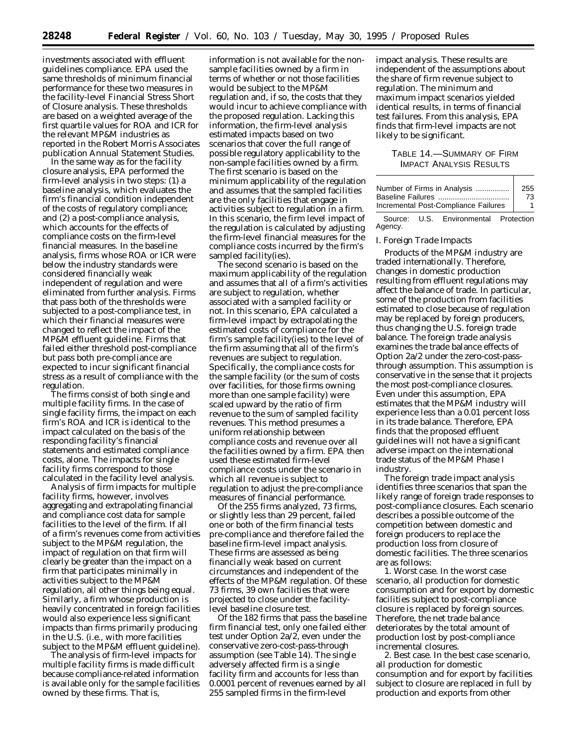investments associated with effluent guidelines compliance. EPA used the same thresholds of minimum financial performance for these two measures in the facility-level Financial Stress Short of Closure analysis. These thresholds are based on a weighted average of the first quartile values for ROA and ICR for the relevant MP&M industries as reported in the Robert Morris Associates publication Annual Statement Studies.

In the same way as for the facility closure analysis, EPA performed the firm-level analysis in two steps: (1) a baseline analysis, which evaluates the firm's financial condition independent of the costs of regulatory compliance; and (2) a post-compliance analysis, which accounts for the effects of compliance costs on the firm-level financial measures. In the baseline analysis, firms whose ROA or ICR were below the industry standards were considered financially weak independent of regulation and were eliminated from further analysis. Firms that pass both of the thresholds were subjected to a post-compliance test, in which their financial measures were changed to reflect the impact of the MP&M effluent guideline. Firms that failed either threshold post-compliance but pass both pre-compliance are expected to incur significant financial stress as a result of compliance with the regulation.

The firms consist of both single and multiple facility firms. In the case of single facility firms, the impact on each firm's ROA and ICR is identical to the impact calculated on the basis of the responding facility's financial statements and estimated compliance costs, alone. The impacts for single facility firms correspond to those calculated in the facility level analysis.

Analysis of firm impacts for multiple facility firms, however, involves aggregating and extrapolating financial and compliance cost data for sample facilities to the level of the firm. If all of a firm's revenues come from activities subject to the MP&M regulation, the impact of regulation on that firm will clearly be greater than the impact on a firm that participates minimally in activities subject to the MP&M regulation, all other things being equal. Similarly, a firm whose production is heavily concentrated in foreign facilities would also experience less significant impacts than firms primarily producing in the U.S. (i.e., with more facilities subject to the MP&M effluent guideline).

The analysis of firm-level impacts for multiple facility firms is made difficult because compliance-related information is available only for the sample facilities owned by these firms. That is, information is not available for the non-sample facilities owned by a firm in terms of whether or not those facilities would be subject to the MP&M regulation and, if so, the costs that they would incur to achieve compliance with the proposed regulation. Lacking this information, the firm-level analysis estimated impacts based on two scenarios that cover the full range of possible regulatory applicability to the non-sample facilities owned by a firm. The first scenario is based on the minimum applicability of the regulation and assumes that the sampled facilities are the only facilities that engage in activities subject to regulation in a firm. In this scenario, the firm level impact of the regulation is calculated by adjusting the firm-level financial measures for the compliance costs incurred by the firm's sampled facility(ies).

The second scenario is based on the maximum applicability of the regulation and assumes that all of a firm's activities are subject to regulation, whether associated with a sampled facility or not. In this scenario, EPA calculated a firm-level impact by extrapolating the estimated costs of compliance for the firm's sample facility(ies) to the level of the firm assuming that all of the firm's revenues are subject to regulation. Specifically, the compliance costs for the sample facility (or the sum of costs over facilities, for those firms owning more than one sample facility) were scaled upward by the ratio of firm revenue to the sum of sampled facility revenues. This method presumes a uniform relationship between compliance costs and revenue over all the facilities owned by a firm. EPA then used these estimated firm-level compliance costs under the scenario in which all revenue is subject to regulation to adjust the pre-compliance measures of financial performance.

Of the 255 firms analyzed, 73 firms, or slightly less than 29 percent, failed one or both of the firm financial tests pre-compliance and therefore failed the baseline firm-level impact analysis. These firms are assessed as being financially weak based on current circumstances and independent of the effects of the MP&M regulation. Of these 73 firms, 39 own facilities that were projected to close under the facility-level baseline closure test.

Of the 182 firms that pass the baseline firm financial test, only one failed either test under Option 2a/2, even under the conservative zero-cost-pass-through assumption (see Table 14). The single adversely affected firm is a single facility firm and accounts for less than 0.0001 percent of revenues earned by all 255 sampled firms in the firm-level impact analysis. These results are independent of the assumptions about the share of firm revenue subject to regulation. The minimum and maximum impact scenarios yielded identical results, in terms of financial test failures. From this analysis, EPA finds that firm-level impacts are not likely to be significant.

TABLE 14.—SUMMARY OF FIRM IMPACT ANALYSIS RESULTS

| | |
|---|---|
| Number of Firms in Analysis | 255 |
| Baseline Failures | 73 |
| Incremental Post-Compliance Failures | 1 |

Source: U.S. Environmental Protection Agency.

*I. Foreign Trade Impacts*

Products of the MP&M industry are traded internationally. Therefore, changes in domestic production resulting from effluent regulations may affect the balance of trade. In particular, some of the production from facilities estimated to close because of regulation may be replaced by foreign producers, thus changing the U.S. foreign trade balance. The foreign trade analysis examines the trade balance effects of Option 2a/2 under the zero-cost-pass-through assumption. This assumption is conservative in the sense that it projects the most post-compliance closures. Even under this assumption, EPA estimates that the MP&M industry will experience less than a 0.01 percent loss in its trade balance. Therefore, EPA finds that the proposed effluent guidelines will not have a significant adverse impact on the international trade status of the MP&M Phase I industry.

The foreign trade impact analysis identifies three scenarios that span the likely range of foreign trade responses to post-compliance closures. Each scenario describes a possible outcome of the competition between domestic and foreign producers to replace the production loss from closure of domestic facilities. The three scenarios are as follows:

1. Worst case. In the worst case scenario, all production for domestic consumption and for export by domestic facilities subject to post-compliance closure is replaced by foreign sources. Therefore, the net trade balance deteriorates by the total amount of production lost by post-compliance incremental closures.

2. Best case. In the best case scenario, all production for domestic consumption and for export by facilities subject to closure are replaced in full by production and exports from other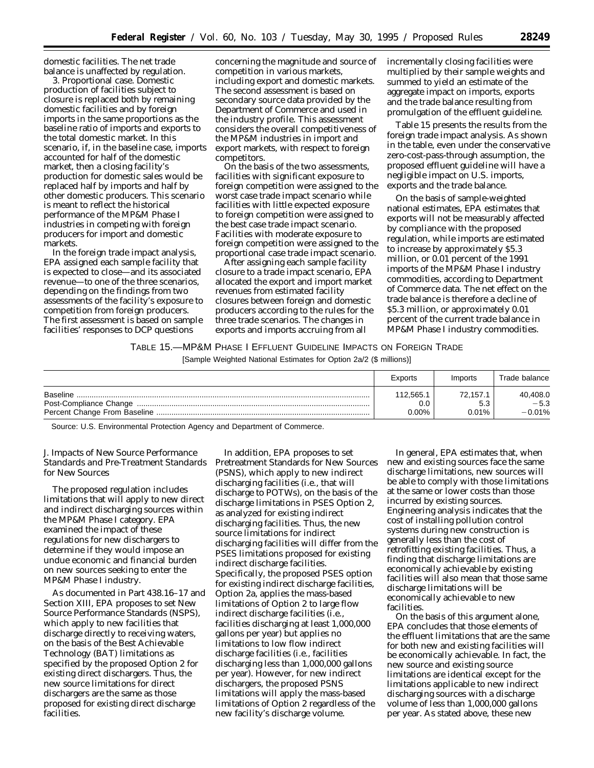domestic facilities. The net trade balance is unaffected by regulation.

3. Proportional case. Domestic production of facilities subject to closure is replaced both by remaining domestic facilities and by foreign imports in the same proportions as the baseline ratio of imports and exports to the total domestic market. In this scenario, if, in the baseline case, imports accounted for half of the domestic market, then a closing facility's production for domestic sales would be replaced half by imports and half by other domestic producers. This scenario is meant to reflect the historical performance of the MP&M Phase I industries in competing with foreign producers for import and domestic markets.

In the foreign trade impact analysis, EPA assigned each sample facility that is expected to close—and its associated revenue—to one of the three scenarios, depending on the findings from two assessments of the facility's exposure to competition from foreign producers. The first assessment is based on sample facilities' responses to DCP questions concerning the magnitude and source of competition in various markets, including export and domestic markets. The second assessment is based on secondary source data provided by the Department of Commerce and used in the industry profile. This assessment considers the overall competitiveness of the MP&M industries in import and export markets, with respect to foreign competitors.

On the basis of the two assessments, facilities with significant exposure to foreign competition were assigned to the worst case trade impact scenario while facilities with little expected exposure to foreign competition were assigned to the best case trade impact scenario. Facilities with moderate exposure to foreign competition were assigned to the proportional case trade impact scenario.

After assigning each sample facility closure to a trade impact scenario, EPA allocated the export and import market revenues from estimated facility closures between foreign and domestic producers according to the rules for the three trade scenarios. The changes in exports and imports accruing from all incrementally closing facilities were multiplied by their sample weights and summed to yield an estimate of the aggregate impact on imports, exports and the trade balance resulting from promulgation of the effluent guideline.

Table 15 presents the results from the foreign trade impact analysis. As shown in the table, even under the conservative zero-cost-pass-through assumption, the proposed effluent guideline will have a negligible impact on U.S. imports, exports and the trade balance.

On the basis of sample-weighted national estimates, EPA estimates that exports will not be measurably affected by compliance with the proposed regulation, while imports are estimated to increase by approximately $5.3 million, or 0.01 percent of the 1991 imports of the MP&M Phase I industry commodities, according to Department of Commerce data. The net effect on the trade balance is therefore a decline of $5.3 million, or approximately 0.01 percent of the current trade balance in MP&M Phase I industry commodities.

TABLE 15.—MP&M PHASE I EFFLUENT GUIDELINE IMPACTS ON FOREIGN TRADE

[Sample Weighted National Estimates for Option 2a/2 ($ millions)]

| | Exports | Imports | Trade balance |
|---|---|---|---|
| Baseline | 112,565.1 | 72,157.1 | 40,408.0 |
| Post-Compliance Change | 0.0 | 5.3 | −5.3 |
| Percent Change From Baseline | 0.00% | 0.01% | −0.01% |

Source: U.S. Environmental Protection Agency and Department of Commerce.

## J. Impacts of New Source Performance Standards and Pre-Treatment Standards for New Sources

The proposed regulation includes limitations that will apply to new direct and indirect discharging sources within the MP&M Phase I category. EPA examined the impact of these regulations for new dischargers to determine if they would impose an undue economic and financial burden on new sources seeking to enter the MP&M Phase I industry.

As documented in Part 438.16–17 and Section XIII, EPA proposes to set New Source Performance Standards (NSPS), which apply to new facilities that discharge directly to receiving waters, on the basis of the Best Achievable Technology (BAT) limitations as specified by the proposed Option 2 for existing direct dischargers. Thus, the new source limitations for direct dischargers are the same as those proposed for existing direct discharge facilities.

In addition, EPA proposes to set Pretreatment Standards for New Sources (PSNS), which apply to new indirect discharging facilities (i.e., that will discharge to POTWs), on the basis of the discharge limitations in PSES Option 2, as analyzed for existing indirect discharging facilities. Thus, the new source limitations for indirect discharging facilities will differ from the PSES limitations proposed for existing indirect discharge facilities. Specifically, the proposed PSES option for existing indirect discharge facilities, Option 2a, applies the mass-based limitations of Option 2 to large flow indirect discharge facilities (i.e., facilities discharging at least 1,000,000 gallons per year) but applies no limitations to low flow indirect discharge facilities (i.e., facilities discharging less than 1,000,000 gallons per year). However, for new indirect dischargers, the proposed PSNS limitations will apply the mass-based limitations of Option 2 regardless of the new facility's discharge volume.

In general, EPA estimates that, when new and existing sources face the same discharge limitations, new sources will be able to comply with those limitations at the same or lower costs than those incurred by existing sources. Engineering analysis indicates that the cost of installing pollution control systems during new construction is generally less than the cost of retrofitting existing facilities. Thus, a finding that discharge limitations are economically achievable by existing facilities will also mean that those same discharge limitations will be economically achievable to new facilities.

On the basis of this argument alone, EPA concludes that those elements of the effluent limitations that are the same for both new and existing facilities will be economically achievable. In fact, the new source and existing source limitations are identical except for the limitations applicable to new indirect discharging sources with a discharge volume of less than 1,000,000 gallons per year. As stated above, these new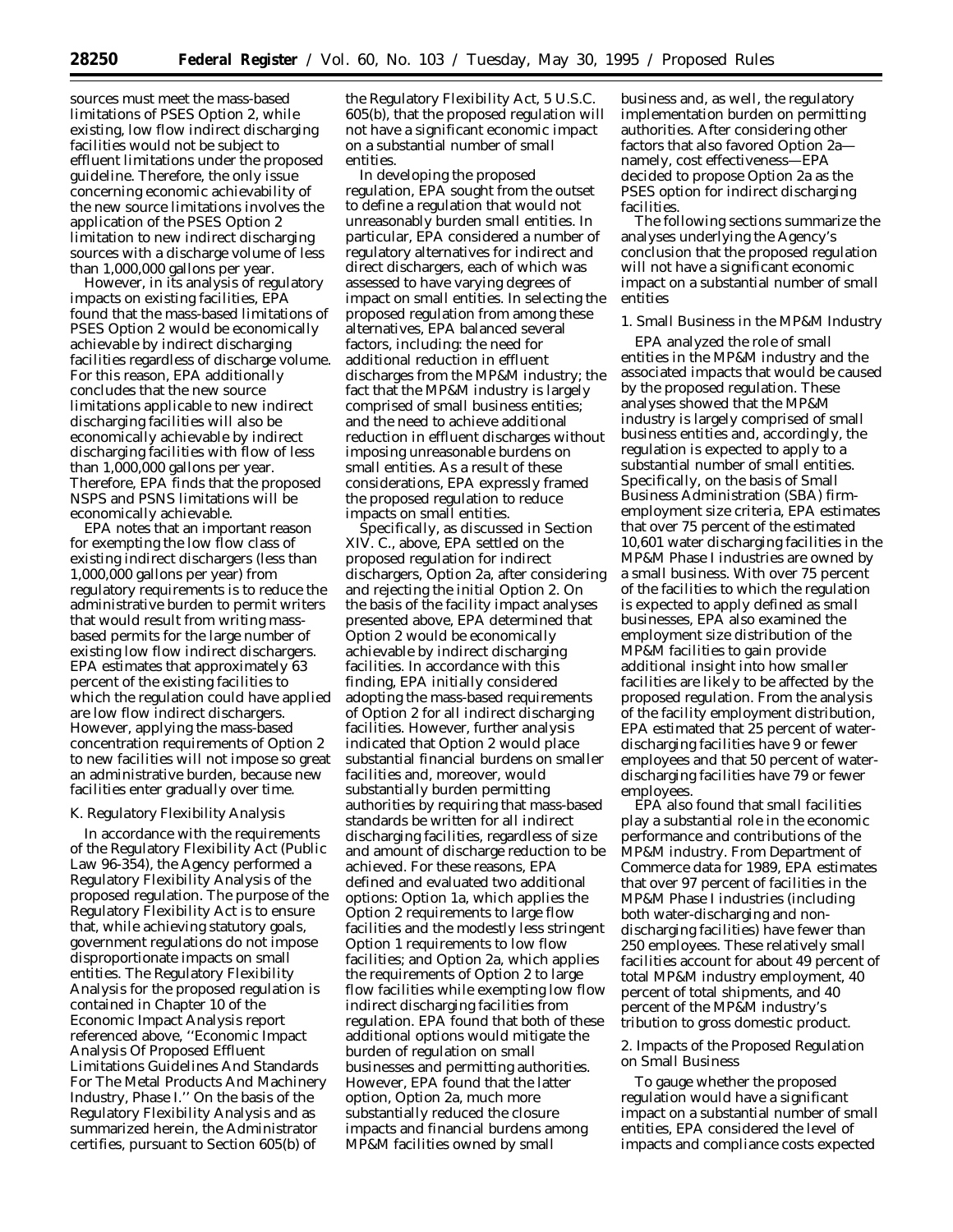sources must meet the mass-based limitations of PSES Option 2, while existing, low flow indirect discharging facilities would not be subject to effluent limitations under the proposed guideline. Therefore, the only issue concerning economic achievability of the new source limitations involves the application of the PSES Option 2 limitation to new indirect discharging sources with a discharge volume of less than 1,000,000 gallons per year.

However, in its analysis of regulatory impacts on existing facilities, EPA found that the mass-based limitations of PSES Option 2 would be economically achievable by indirect discharging facilities regardless of discharge volume. For this reason, EPA additionally concludes that the new source limitations applicable to new indirect discharging facilities will also be economically achievable by indirect discharging facilities with flow of less than 1,000,000 gallons per year. Therefore, EPA finds that the proposed NSPS and PSNS limitations will be economically achievable.

EPA notes that an important reason for exempting the low flow class of existing indirect dischargers (less than 1,000,000 gallons per year) from regulatory requirements is to reduce the administrative burden to permit writers that would result from writing mass-based permits for the large number of existing low flow indirect dischargers. EPA estimates that approximately 63 percent of the existing facilities to which the regulation could have applied are low flow indirect dischargers. However, applying the mass-based concentration requirements of Option 2 to new facilities will not impose so great an administrative burden, because new facilities enter gradually over time.

### K. Regulatory Flexibility Analysis

In accordance with the requirements of the Regulatory Flexibility Act (Public Law 96-354), the Agency performed a Regulatory Flexibility Analysis of the proposed regulation. The purpose of the Regulatory Flexibility Act is to ensure that, while achieving statutory goals, government regulations do not impose disproportionate impacts on small entities. The Regulatory Flexibility Analysis for the proposed regulation is contained in Chapter 10 of the Economic Impact Analysis report referenced above, ''Economic Impact Analysis Of Proposed Effluent Limitations Guidelines And Standards For The Metal Products And Machinery Industry, Phase I.'' On the basis of the Regulatory Flexibility Analysis and as summarized herein, the Administrator certifies, pursuant to Section 605(b) of the Regulatory Flexibility Act, 5 U.S.C. 605(b), that the proposed regulation will not have a significant economic impact on a substantial number of small entities.

In developing the proposed regulation, EPA sought from the outset to define a regulation that would not unreasonably burden small entities. In particular, EPA considered a number of regulatory alternatives for indirect and direct dischargers, each of which was assessed to have varying degrees of impact on small entities. In selecting the proposed regulation from among these alternatives, EPA balanced several factors, including: the need for additional reduction in effluent discharges from the MP&M industry; the fact that the MP&M industry is largely comprised of small business entities; and the need to achieve additional reduction in effluent discharges without imposing unreasonable burdens on small entities. As a result of these considerations, EPA expressly framed the proposed regulation to reduce impacts on small entities.

Specifically, as discussed in Section XIV. C., above, EPA settled on the proposed regulation for indirect dischargers, Option 2a, after considering and rejecting the initial Option 2. On the basis of the facility impact analyses presented above, EPA determined that Option 2 would be economically achievable by indirect discharging facilities. In accordance with this finding, EPA initially considered adopting the mass-based requirements of Option 2 for all indirect discharging facilities. However, further analysis indicated that Option 2 would place substantial financial burdens on smaller facilities and, moreover, would substantially burden permitting authorities by requiring that mass-based standards be written for all indirect discharging facilities, regardless of size and amount of discharge reduction to be achieved. For these reasons, EPA defined and evaluated two additional options: Option 1a, which applies the Option 2 requirements to large flow facilities and the modestly less stringent Option 1 requirements to low flow facilities; and Option 2a, which applies the requirements of Option 2 to large flow facilities while exempting low flow indirect discharging facilities from regulation. EPA found that both of these additional options would mitigate the burden of regulation on small businesses and permitting authorities. However, EPA found that the latter option, Option 2a, much more substantially reduced the closure impacts and financial burdens among MP&M facilities owned by small business and, as well, the regulatory implementation burden on permitting authorities. After considering other factors that also favored Option 2a—namely, cost effectiveness—EPA decided to propose Option 2a as the PSES option for indirect discharging facilities.

The following sections summarize the analyses underlying the Agency's conclusion that the proposed regulation will not have a significant economic impact on a substantial number of small entities

#### 1. Small Business in the MP&M Industry

EPA analyzed the role of small entities in the MP&M industry and the associated impacts that would be caused by the proposed regulation. These analyses showed that the MP&M industry is largely comprised of small business entities and, accordingly, the regulation is expected to apply to a substantial number of small entities. Specifically, on the basis of Small Business Administration (SBA) firm-employment size criteria, EPA estimates that over 75 percent of the estimated 10,601 water discharging facilities in the MP&M Phase I industries are owned by a small business. With over 75 percent of the facilities to which the regulation is expected to apply defined as small businesses, EPA also examined the employment size distribution of the MP&M facilities to gain provide additional insight into how smaller facilities are likely to be affected by the proposed regulation. From the analysis of the facility employment distribution, EPA estimated that 25 percent of water-discharging facilities have 9 or fewer employees and that 50 percent of water-discharging facilities have 79 or fewer employees.

EPA also found that small facilities play a substantial role in the economic performance and contributions of the MP&M industry. From Department of Commerce data for 1989, EPA estimates that over 97 percent of facilities in the MP&M Phase I industries (including both water-discharging and non-discharging facilities) have fewer than 250 employees. These relatively small facilities account for about 49 percent of total MP&M industry employment, 40 percent of total shipments, and 40 percent of the MP&M industry's tribution to gross domestic product.

#### 2. Impacts of the Proposed Regulation on Small Business

To gauge whether the proposed regulation would have a significant impact on a substantial number of small entities, EPA considered the level of impacts and compliance costs expected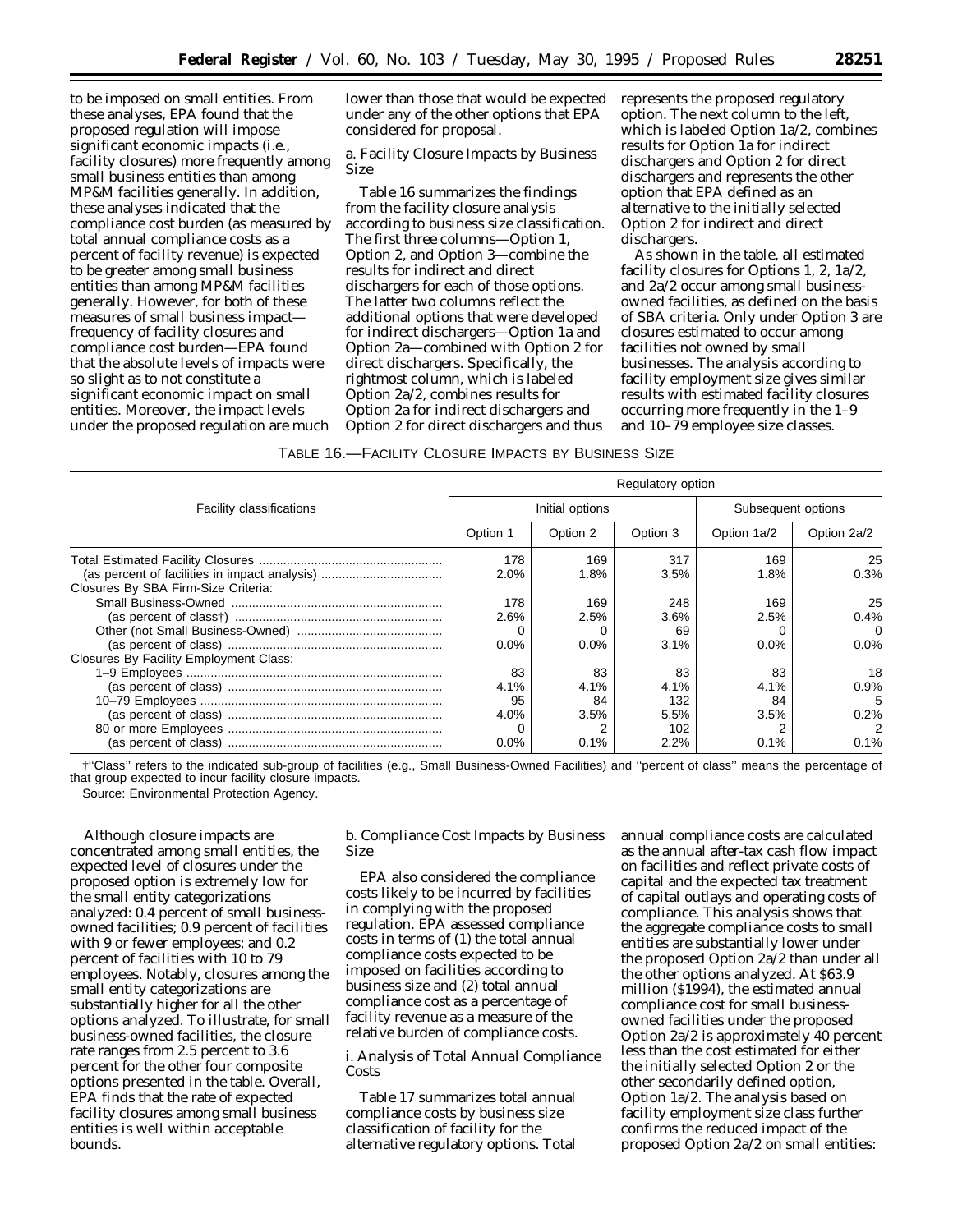to be imposed on small entities. From these analyses, EPA found that the proposed regulation will impose significant economic impacts (i.e., facility closures) more frequently among small business entities than among MP&M facilities generally. In addition, these analyses indicated that the compliance cost burden (as measured by total annual compliance costs as a percent of facility revenue) is expected to be greater among small business entities than among MP&M facilities generally. However, for both of these measures of small business impact—frequency of facility closures and compliance cost burden—EPA found that the absolute levels of impacts were so slight as to not constitute a significant economic impact on small entities. Moreover, the impact levels under the proposed regulation are much lower than those that would be expected under any of the other options that EPA considered for proposal.

*a. Facility Closure Impacts by Business Size*

Table 16 summarizes the findings from the facility closure analysis according to business size classification. The first three columns—Option 1, Option 2, and Option 3—combine the results for indirect and direct dischargers for each of those options. The latter two columns reflect the additional options that were developed for indirect dischargers—Option 1a and Option 2a—combined with Option 2 for direct dischargers. Specifically, the rightmost column, which is labeled Option 2a/2, combines results for Option 2a for indirect dischargers and Option 2 for direct dischargers and thus represents the proposed regulatory option. The next column to the left, which is labeled Option 1a/2, combines results for Option 1a for indirect dischargers and Option 2 for direct dischargers and represents the other option that EPA defined as an alternative to the initially selected Option 2 for indirect and direct dischargers.

As shown in the table, all estimated facility closures for Options 1, 2, 1a/2, and 2a/2 occur among small business-owned facilities, as defined on the basis of SBA criteria. Only under Option 3 are closures estimated to occur among facilities not owned by small businesses. The analysis according to facility employment size gives similar results with estimated facility closures occurring more frequently in the 1–9 and 10–79 employee size classes.

TABLE 16.—FACILITY CLOSURE IMPACTS BY BUSINESS SIZE

| Facility classifications | Regulatory option | | | | |
|---|---|---|---|---|---|
| | Initial options | | | Subsequent options | |
| | Option 1 | Option 2 | Option 3 | Option 1a/2 | Option 2a/2 |
| Total Estimated Facility Closures | 178 | 169 | 317 | 169 | 25 |
| (as percent of facilities in impact analysis) | 2.0% | 1.8% | 3.5% | 1.8% | 0.3% |
| Closures By SBA Firm-Size Criteria: | | | | | |
| Small Business-Owned | 178 | 169 | 248 | 169 | 25 |
| (as percent of class†) | 2.6% | 2.5% | 3.6% | 2.5% | 0.4% |
| Other (not Small Business-Owned) | 0 | 0 | 69 | 0 | 0 |
| (as percent of class) | 0.0% | 0.0% | 3.1% | 0.0% | 0.0% |
| Closures By Facility Employment Class: | | | | | |
| 1–9 Employees | 83 | 83 | 83 | 83 | 18 |
| (as percent of class) | 4.1% | 4.1% | 4.1% | 4.1% | 0.9% |
| 10–79 Employees | 95 | 84 | 132 | 84 | 5 |
| (as percent of class) | 4.0% | 3.5% | 5.5% | 3.5% | 0.2% |
| 80 or more Employees | 0 | 2 | 102 | 2 | 2 |
| (as percent of class) | 0.0% | 0.1% | 2.2% | 0.1% | 0.1% |

†"Class" refers to the indicated sub-group of facilities (e.g., Small Business-Owned Facilities) and "percent of class" means the percentage of that group expected to incur facility closure impacts.

Source: Environmental Protection Agency.

Although closure impacts are concentrated among small entities, the expected level of closures under the proposed option is extremely low for the small entity categorizations analyzed: 0.4 percent of small business-owned facilities; 0.9 percent of facilities with 9 or fewer employees; and 0.2 percent of facilities with 10 to 79 employees. Notably, closures among the small entity categorizations are substantially higher for all the other options analyzed. To illustrate, for small business-owned facilities, the closure rate ranges from 2.5 percent to 3.6 percent for the other four composite options presented in the table. Overall, EPA finds that the rate of expected facility closures among small business entities is well within acceptable bounds.

*b. Compliance Cost Impacts by Business Size*

EPA also considered the compliance costs likely to be incurred by facilities in complying with the proposed regulation. EPA assessed compliance costs in terms of (1) the total annual compliance costs expected to be imposed on facilities according to business size and (2) total annual compliance cost as a percentage of facility revenue as a measure of the relative burden of compliance costs.

*i. Analysis of Total Annual Compliance Costs*

Table 17 summarizes total annual compliance costs by business size classification of facility for the alternative regulatory options. Total annual compliance costs are calculated as the annual after-tax cash flow impact on facilities and reflect private costs of capital and the expected tax treatment of capital outlays and operating costs of compliance. This analysis shows that the aggregate compliance costs to small entities are substantially lower under the proposed Option 2a/2 than under all the other options analyzed. At $63.9 million ($1994), the estimated annual compliance cost for small business-owned facilities under the proposed Option 2a/2 is approximately 40 percent less than the cost estimated for either the initially selected Option 2 or the other secondarily defined option, Option 1a/2. The analysis based on facility employment size class further confirms the reduced impact of the proposed Option 2a/2 on small entities: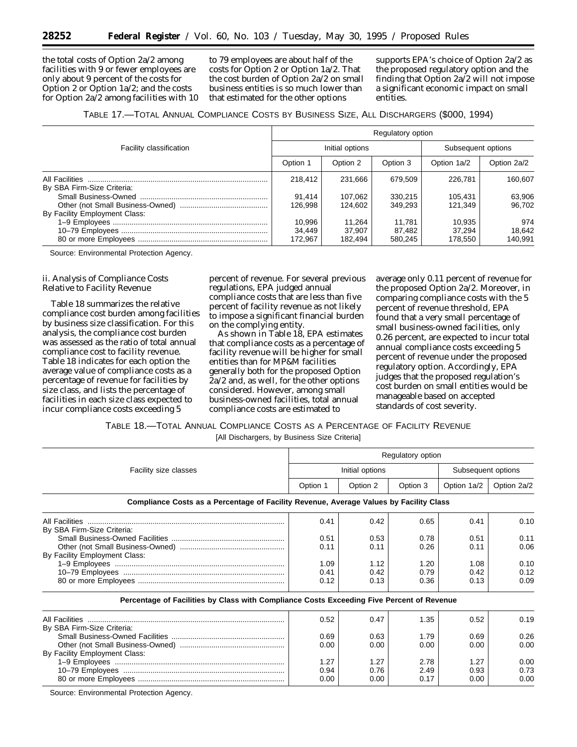the total costs of Option 2a/2 among facilities with 9 or fewer employees are only about 9 percent of the costs for Option 2 or Option 1a/2; and the costs for Option 2a/2 among facilities with 10 to 79 employees are about half of the costs for Option 2 or Option 1a/2. That the cost burden of Option 2a/2 on small business entities is so much lower than that estimated for the other options supports EPA's choice of Option 2a/2 as the proposed regulatory option and the finding that Option 2a/2 will not impose a significant economic impact on small entities.

TABLE 17.—TOTAL ANNUAL COMPLIANCE COSTS BY BUSINESS SIZE, ALL DISCHARGERS ($000, 1994)

| Facility classification | Regulatory option | | | | |
|---|---|---|---|---|---|
| | Initial options | | | Subsequent options | |
| | Option 1 | Option 2 | Option 3 | Option 1a/2 | Option 2a/2 |
| All Facilities | 218,412 | 231,666 | 679,509 | 226,781 | 160,607 |
| By SBA Firm-Size Criteria: | | | | | |
| Small Business-Owned | 91,414 | 107,062 | 330,215 | 105,431 | 63,906 |
| Other (not Small Business-Owned) | 126,998 | 124,602 | 349,293 | 121,349 | 96,702 |
| By Facility Employment Class: | | | | | |
| 1–9 Employees | 10,996 | 11,264 | 11,781 | 10,935 | 974 |
| 10–79 Employees | 34,449 | 37,907 | 87,482 | 37,294 | 18,642 |
| 80 or more Employees | 172,967 | 182,494 | 580,245 | 178,550 | 140,991 |

Source: Environmental Protection Agency.

ii. Analysis of Compliance Costs Relative to Facility Revenue

Table 18 summarizes the relative compliance cost burden among facilities by business size classification. For this analysis, the compliance cost burden was assessed as the ratio of total annual compliance cost to facility revenue. Table 18 indicates for each option the average value of compliance costs as a percentage of revenue for facilities by size class, and lists the percentage of facilities in each size class expected to incur compliance costs exceeding 5 percent of revenue. For several previous regulations, EPA judged annual compliance costs that are less than five percent of facility revenue as not likely to impose a significant financial burden on the complying entity.

As shown in Table 18, EPA estimates that compliance costs as a percentage of facility revenue will be higher for small entities than for MP&M facilities generally both for the proposed Option 2a/2 and, as well, for the other options considered. However, among small business-owned facilities, total annual compliance costs are estimated to average only 0.11 percent of revenue for the proposed Option 2a/2. Moreover, in comparing compliance costs with the 5 percent of revenue threshold, EPA found that a very small percentage of small business-owned facilities, only 0.26 percent, are expected to incur total annual compliance costs exceeding 5 percent of revenue under the proposed regulatory option. Accordingly, EPA judges that the proposed regulation's cost burden on small entities would be manageable based on accepted standards of cost severity.

TABLE 18.—TOTAL ANNUAL COMPLIANCE COSTS AS A PERCENTAGE OF FACILITY REVENUE

[All Dischargers, by Business Size Criteria]

| Facility size classes | Regulatory option | | | | |
|---|---|---|---|---|---|
| | Initial options | | | Subsequent options | |
| | Option 1 | Option 2 | Option 3 | Option 1a/2 | Option 2a/2 |
| **Compliance Costs as a Percentage of Facility Revenue, Average Values by Facility Class** | | | | | |
| All Facilities | 0.41 | 0.42 | 0.65 | 0.41 | 0.10 |
| By SBA Firm-Size Criteria: | | | | | |
| Small Business-Owned Facilities | 0.51 | 0.53 | 0.78 | 0.51 | 0.11 |
| Other (not Small Business-Owned) | 0.11 | 0.11 | 0.26 | 0.11 | 0.06 |
| By Facility Employment Class: | | | | | |
| 1–9 Employees | 1.09 | 1.12 | 1.20 | 1.08 | 0.10 |
| 10–79 Employees | 0.41 | 0.42 | 0.79 | 0.42 | 0.12 |
| 80 or more Employees | 0.12 | 0.13 | 0.36 | 0.13 | 0.09 |
| **Percentage of Facilities by Class with Compliance Costs Exceeding Five Percent of Revenue** | | | | | |
| All Facilities | 0.52 | 0.47 | 1.35 | 0.52 | 0.19 |
| By SBA Firm-Size Criteria: | | | | | |
| Small Business-Owned Facilities | 0.69 | 0.63 | 1.79 | 0.69 | 0.26 |
| Other (not Small Business-Owned) | 0.00 | 0.00 | 0.00 | 0.00 | 0.00 |
| By Facility Employment Class: | | | | | |
| 1–9 Employees | 1.27 | 1.27 | 2.78 | 1.27 | 0.00 |
| 10–79 Employees | 0.94 | 0.76 | 2.49 | 0.93 | 0.73 |
| 80 or more Employees | 0.00 | 0.00 | 0.17 | 0.00 | 0.00 |

Source: Environmental Protection Agency.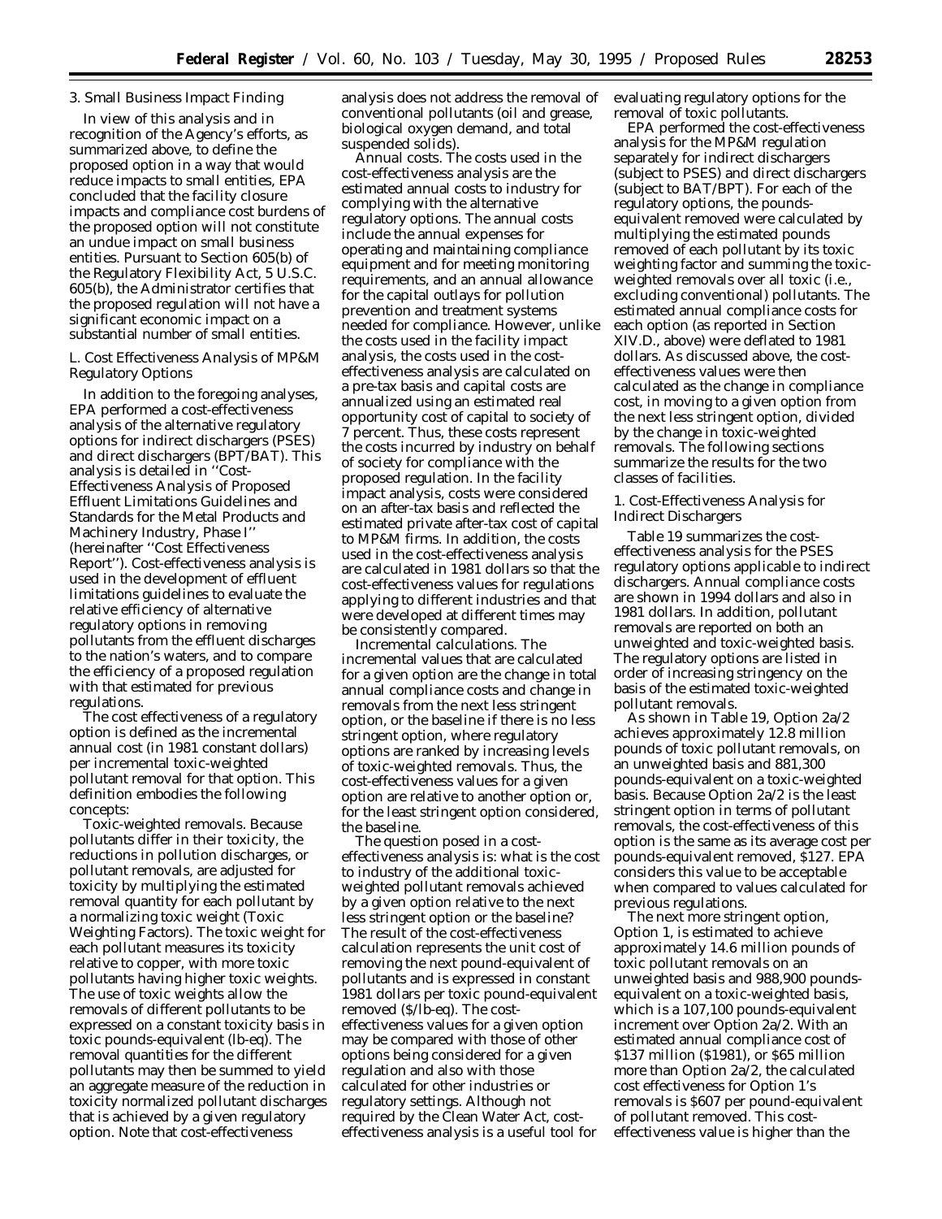### 3. Small Business Impact Finding

In view of this analysis and in recognition of the Agency's efforts, as summarized above, to define the proposed option in a way that would reduce impacts to small entities, EPA concluded that the facility closure impacts and compliance cost burdens of the proposed option will not constitute an undue impact on small business entities. Pursuant to Section 605(b) of the Regulatory Flexibility Act, 5 U.S.C. 605(b), the Administrator certifies that the proposed regulation will not have a significant economic impact on a substantial number of small entities.

## L. Cost Effectiveness Analysis of MP&M Regulatory Options

In addition to the foregoing analyses, EPA performed a cost-effectiveness analysis of the alternative regulatory options for indirect dischargers (PSES) and direct dischargers (BPT/BAT). This analysis is detailed in ''Cost-Effectiveness Analysis of Proposed Effluent Limitations Guidelines and Standards for the Metal Products and Machinery Industry, Phase I'' (hereinafter ''Cost Effectiveness Report''). Cost-effectiveness analysis is used in the development of effluent limitations guidelines to evaluate the relative efficiency of alternative regulatory options in removing pollutants from the effluent discharges to the nation's waters, and to compare the efficiency of a proposed regulation with that estimated for previous regulations.

The cost effectiveness of a regulatory option is defined as the incremental annual cost (in 1981 constant dollars) per incremental toxic-weighted pollutant removal for that option. This definition embodies the following concepts:

*Toxic-weighted removals.* Because pollutants differ in their toxicity, the reductions in pollution discharges, or pollutant removals, are adjusted for toxicity by multiplying the estimated removal quantity for each pollutant by a normalizing toxic weight (Toxic Weighting Factors). The toxic weight for each pollutant measures its toxicity relative to copper, with more toxic pollutants having higher toxic weights. The use of toxic weights allow the removals of different pollutants to be expressed on a constant toxicity basis in toxic pounds-equivalent (lb-eq). The removal quantities for the different pollutants may then be summed to yield an aggregate measure of the reduction in toxicity normalized pollutant discharges that is achieved by a given regulatory option. Note that cost-effectiveness analysis does not address the removal of conventional pollutants (oil and grease, biological oxygen demand, and total suspended solids).

*Annual costs.* The costs used in the cost-effectiveness analysis are the estimated annual costs to industry for complying with the alternative regulatory options. The annual costs include the annual expenses for operating and maintaining compliance equipment and for meeting monitoring requirements, and an annual allowance for the capital outlays for pollution prevention and treatment systems needed for compliance. However, unlike the costs used in the facility impact analysis, the costs used in the cost-effectiveness analysis are calculated on a pre-tax basis and capital costs are annualized using an estimated real opportunity cost of capital to society of 7 percent. Thus, these costs represent the costs incurred by industry on behalf of society for compliance with the proposed regulation. In the facility impact analysis, costs were considered on an after-tax basis and reflected the estimated private after-tax cost of capital to MP&M firms. In addition, the costs used in the cost-effectiveness analysis are calculated in 1981 dollars so that the cost-effectiveness values for regulations applying to different industries and that were developed at different times may be consistently compared.

*Incremental calculations.* The incremental values that are calculated for a given option are the change in total annual compliance costs and change in removals from the next less stringent option, or the baseline if there is no less stringent option, where regulatory options are ranked by increasing levels of toxic-weighted removals. Thus, the cost-effectiveness values for a given option are relative to another option or, for the least stringent option considered, the baseline.

The question posed in a cost-effectiveness analysis is: what is the cost to industry of the additional toxic-weighted pollutant removals achieved by a given option relative to the next less stringent option or the baseline? The result of the cost-effectiveness calculation represents the unit cost of removing the next pound-equivalent of pollutants and is expressed in constant 1981 dollars per toxic pound-equivalent removed ($/lb-eq). The cost-effectiveness values for a given option may be compared with those of other options being considered for a given regulation and also with those calculated for other industries or regulatory settings. Although not required by the Clean Water Act, cost-effectiveness analysis is a useful tool for evaluating regulatory options for the removal of toxic pollutants.

EPA performed the cost-effectiveness analysis for the MP&M regulation separately for indirect dischargers (subject to PSES) and direct dischargers (subject to BAT/BPT). For each of the regulatory options, the pounds-equivalent removed were calculated by multiplying the estimated pounds removed of each pollutant by its toxic weighting factor and summing the toxic-weighted removals over all toxic (i.e., excluding conventional) pollutants. The estimated annual compliance costs for each option (as reported in Section XIV.D., above) were deflated to 1981 dollars. As discussed above, the cost-effectiveness values were then calculated as the change in compliance cost, in moving to a given option from the next less stringent option, divided by the change in toxic-weighted removals. The following sections summarize the results for the two classes of facilities.

### 1. Cost-Effectiveness Analysis for Indirect Dischargers

Table 19 summarizes the cost-effectiveness analysis for the PSES regulatory options applicable to indirect dischargers. Annual compliance costs are shown in 1994 dollars and also in 1981 dollars. In addition, pollutant removals are reported on both an unweighted and toxic-weighted basis. The regulatory options are listed in order of increasing stringency on the basis of the estimated toxic-weighted pollutant removals.

As shown in Table 19, Option 2a/2 achieves approximately 12.8 million pounds of toxic pollutant removals, on an unweighted basis and 881,300 pounds-equivalent on a toxic-weighted basis. Because Option 2a/2 is the least stringent option in terms of pollutant removals, the cost-effectiveness of this option is the same as its average cost per pounds-equivalent removed, $127. EPA considers this value to be acceptable when compared to values calculated for previous regulations.

The next more stringent option, Option 1, is estimated to achieve approximately 14.6 million pounds of toxic pollutant removals on an unweighted basis and 988,900 pounds-equivalent on a toxic-weighted basis, which is a 107,100 pounds-equivalent increment over Option 2a/2. With an estimated annual compliance cost of $137 million ($1981), or $65 million more than Option 2a/2, the calculated cost effectiveness for Option 1's removals is $607 per pound-equivalent of pollutant removed. This cost-effectiveness value is higher than the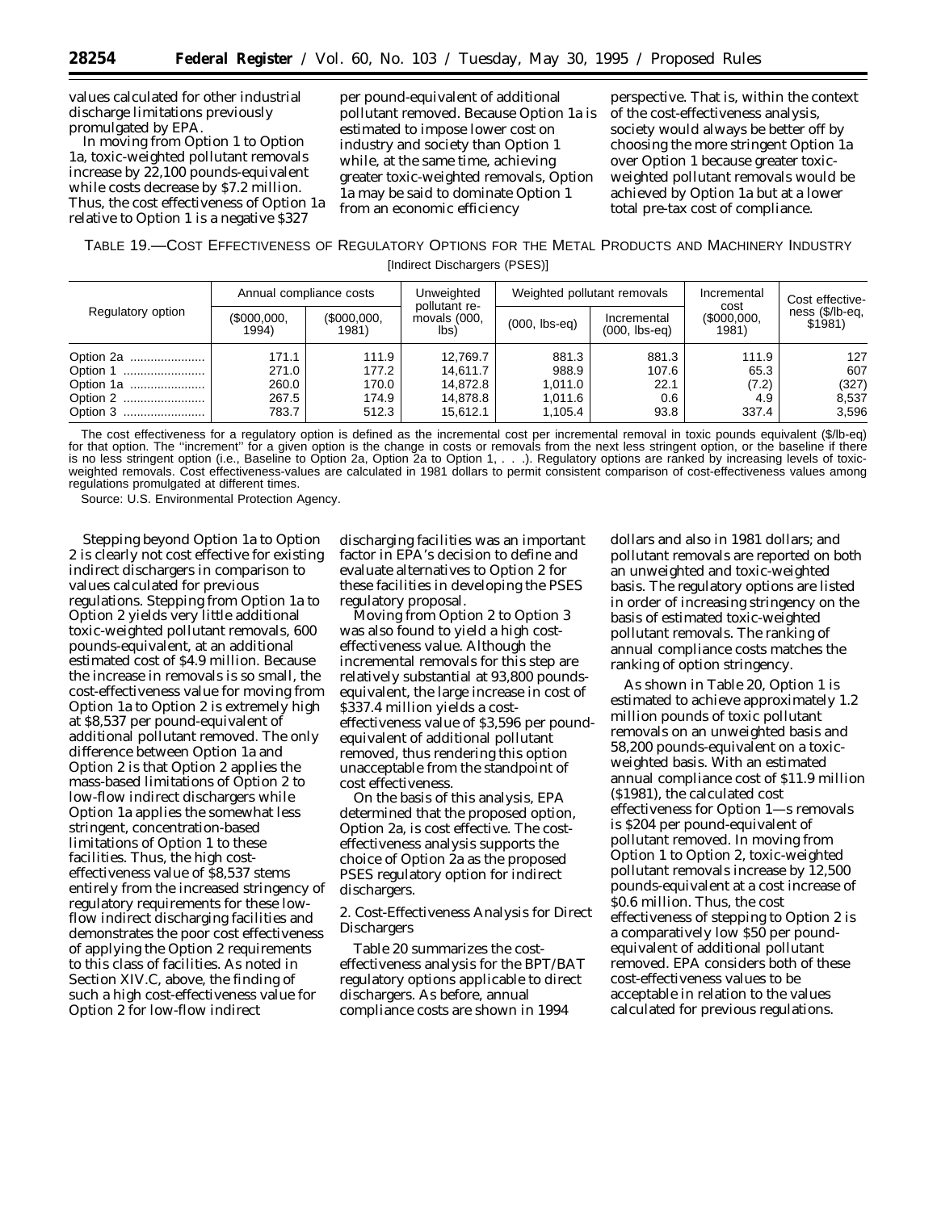values calculated for other industrial discharge limitations previously promulgated by EPA.

In moving from Option 1 to Option 1a, toxic-weighted pollutant removals increase by 22,100 pounds-equivalent while costs decrease by $7.2 million. Thus, the cost effectiveness of Option 1a relative to Option 1 is a negative $327 per pound-equivalent of additional pollutant removed. Because Option 1a is estimated to impose lower cost on industry and society than Option 1 while, at the same time, achieving greater toxic-weighted removals, Option 1a may be said to dominate Option 1 from an economic efficiency perspective. That is, within the context of the cost-effectiveness analysis, society would always be better off by choosing the more stringent Option 1a over Option 1 because greater toxic-weighted pollutant removals would be achieved by Option 1a but at a lower total pre-tax cost of compliance.

TABLE 19.—COST EFFECTIVENESS OF REGULATORY OPTIONS FOR THE METAL PRODUCTS AND MACHINERY INDUSTRY

[Indirect Dischargers (PSES)]

| Regulatory option | Annual compliance costs | | Unweighted pollutant removals (000, lbs) | Weighted pollutant removals | | Incremental cost ($000,000, 1981) | Cost effectiveness ($/lb-eq, $1981) |
|---|---|---|---|---|---|---|---|
| | ($000,000, 1994) | ($000,000, 1981) | | (000, lbs-eq) | Incremental (000, lbs-eq) | | |
| Option 2a | 171.1 | 111.9 | 12,769.7 | 881.3 | 881.3 | 111.9 | 127 |
| Option 1 | 271.0 | 177.2 | 14,611.7 | 988.9 | 107.6 | 65.3 | 607 |
| Option 1a | 260.0 | 170.0 | 14,872.8 | 1,011.0 | 22.1 | (7.2) | (327) |
| Option 2 | 267.5 | 174.9 | 14,878.8 | 1,011.6 | 0.6 | 4.9 | 8,537 |
| Option 3 | 783.7 | 512.3 | 15,612.1 | 1,105.4 | 93.8 | 337.4 | 3,596 |

The cost effectiveness for a regulatory option is defined as the incremental cost per incremental removal in toxic pounds equivalent ($/lb-eq) for that option. The "increment" for a given option is the change in costs or removals from the next less stringent option, or the baseline if there is no less stringent option (i.e., Baseline to Option 2a, Option 2a to Option 1, . . .). Regulatory options are ranked by increasing levels of toxic-weighted removals. Cost effectiveness-values are calculated in 1981 dollars to permit consistent comparison of cost-effectiveness values among regulations promulgated at different times.

Source: U.S. Environmental Protection Agency.

Stepping beyond Option 1a to Option 2 is clearly not cost effective for existing indirect dischargers in comparison to values calculated for previous regulations. Stepping from Option 1a to Option 2 yields very little additional toxic-weighted pollutant removals, 600 pounds-equivalent, at an additional estimated cost of $4.9 million. Because the increase in removals is so small, the cost-effectiveness value for moving from Option 1a to Option 2 is extremely high at $8,537 per pound-equivalent of additional pollutant removed. The only difference between Option 1a and Option 2 is that Option 2 applies the mass-based limitations of Option 2 to low-flow indirect dischargers while Option 1a applies the somewhat less stringent, concentration-based limitations of Option 1 to these facilities. Thus, the high cost-effectiveness value of $8,537 stems entirely from the increased stringency of regulatory requirements for these low-flow indirect discharging facilities and demonstrates the poor cost effectiveness of applying the Option 2 requirements to this class of facilities. As noted in Section XIV.C, above, the finding of such a high cost-effectiveness value for Option 2 for low-flow indirect discharging facilities was an important factor in EPA's decision to define and evaluate alternatives to Option 2 for these facilities in developing the PSES regulatory proposal.

Moving from Option 2 to Option 3 was also found to yield a high cost-effectiveness value. Although the incremental removals for this step are relatively substantial at 93,800 pounds-equivalent, the large increase in cost of $337.4 million yields a cost-effectiveness value of $3,596 per pound-equivalent of additional pollutant removed, thus rendering this option unacceptable from the standpoint of cost effectiveness.

On the basis of this analysis, EPA determined that the proposed option, Option 2a, is cost effective. The cost-effectiveness analysis supports the choice of Option 2a as the proposed PSES regulatory option for indirect dischargers.

2. Cost-Effectiveness Analysis for Direct Dischargers

Table 20 summarizes the cost-effectiveness analysis for the BPT/BAT regulatory options applicable to direct dischargers. As before, annual compliance costs are shown in 1994 dollars and also in 1981 dollars; and pollutant removals are reported on both an unweighted and toxic-weighted basis. The regulatory options are listed in order of increasing stringency on the basis of estimated toxic-weighted pollutant removals. The ranking of annual compliance costs matches the ranking of option stringency.

As shown in Table 20, Option 1 is estimated to achieve approximately 1.2 million pounds of toxic pollutant removals on an unweighted basis and 58,200 pounds-equivalent on a toxic-weighted basis. With an estimated annual compliance cost of $11.9 million ($1981), the calculated cost effectiveness for Option 1—s removals is $204 per pound-equivalent of pollutant removed. In moving from Option 1 to Option 2, toxic-weighted pollutant removals increase by 12,500 pounds-equivalent at a cost increase of $0.6 million. Thus, the cost effectiveness of stepping to Option 2 is a comparatively low $50 per pound-equivalent of additional pollutant removed. EPA considers both of these cost-effectiveness values to be acceptable in relation to the values calculated for previous regulations.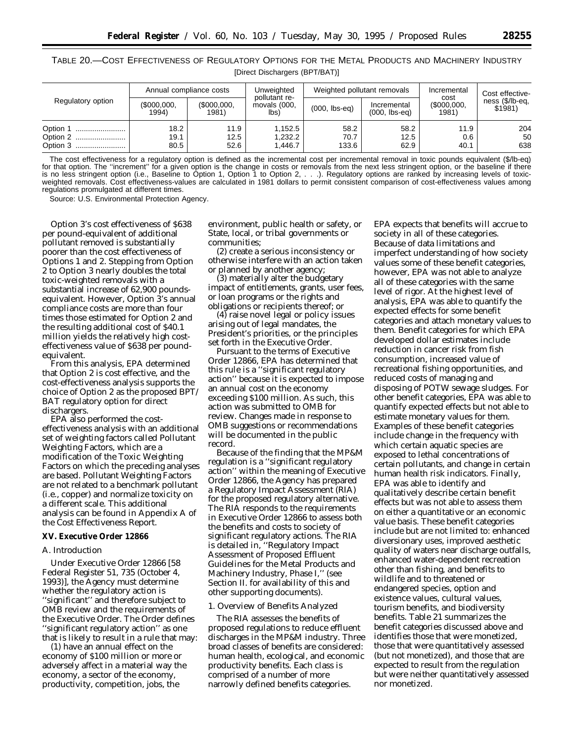TABLE 20.—COST EFFECTIVENESS OF REGULATORY OPTIONS FOR THE METAL PRODUCTS AND MACHINERY INDUSTRY

[Direct Dischargers (BPT/BAT)]

| Regulatory option | Annual compliance costs | | Unweighted pollutant removals (000, lbs) | Weighted pollutant removals | | Incremental cost ($000,000, 1981) | Cost effectiveness ($/lb-eq, $1981) |
|---|---|---|---|---|---|---|---|
| | ($000,000, 1994) | ($000,000, 1981) | | (000, lbs-eq) | Incremental (000, lbs-eq) | | |
| Option 1 | 18.2 | 11.9 | 1,152.5 | 58.2 | 58.2 | 11.9 | 204 |
| Option 2 | 19.1 | 12.5 | 1,232.2 | 70.7 | 12.5 | 0.6 | 50 |
| Option 3 | 80.5 | 52.6 | 1,446.7 | 133.6 | 62.9 | 40.1 | 638 |

The cost effectiveness for a regulatory option is defined as the incremental cost per incremental removal in toxic pounds equivalent ($/lb-eq) for that option. The ''increment'' for a given option is the change in costs or removals from the next less stringent option, or the baseline if there is no less stringent option (i.e., Baseline to Option 1, Option 1 to Option 2, . . .). Regulatory options are ranked by increasing levels of toxic-weighted removals. Cost effectiveness-values are calculated in 1981 dollars to permit consistent comparison of cost-effectiveness values among regulations promulgated at different times.

Source: U.S. Environmental Protection Agency.

Option 3's cost effectiveness of $638 per pound-equivalent of additional pollutant removed is substantially poorer than the cost effectiveness of Options 1 and 2. Stepping from Option 2 to Option 3 nearly doubles the total toxic-weighted removals with a substantial increase of 62,900 pounds-equivalent. However, Option 3's annual compliance costs are more than four times those estimated for Option 2 and the resulting additional cost of $40.1 million yields the relatively high cost-effectiveness value of $638 per pound-equivalent.

From this analysis, EPA determined that Option 2 is cost effective, and the cost-effectiveness analysis supports the choice of Option 2 as the proposed BPT/BAT regulatory option for direct dischargers.

EPA also performed the cost-effectiveness analysis with an additional set of weighting factors called Pollutant Weighting Factors, which are a modification of the Toxic Weighting Factors on which the preceding analyses are based. Pollutant Weighting Factors are not related to a benchmark pollutant (i.e., copper) and normalize toxicity on a different scale. This additional analysis can be found in Appendix A of the Cost Effectiveness Report.

## XV. Executive Order 12866

### A. Introduction

Under Executive Order 12866 [58 Federal Register 51, 735 (October 4, 1993)], the Agency must determine whether the regulatory action is ''significant'' and therefore subject to OMB review and the requirements of the Executive Order. The Order defines ''significant regulatory action'' as one that is likely to result in a rule that may:

(1) have an annual effect on the economy of $100 million or more or adversely affect in a material way the economy, a sector of the economy, productivity, competition, jobs, the environment, public health or safety, or State, local, or tribal governments or communities;

(2) create a serious inconsistency or otherwise interfere with an action taken or planned by another agency;

(3) materially alter the budgetary impact of entitlements, grants, user fees, or loan programs or the rights and obligations or recipients thereof; or

(4) raise novel legal or policy issues arising out of legal mandates, the President's priorities, or the principles set forth in the Executive Order.

Pursuant to the terms of Executive Order 12866, EPA has determined that this rule is a ''significant regulatory action'' because it is expected to impose an annual cost on the economy exceeding $100 million. As such, this action was submitted to OMB for review. Changes made in response to OMB suggestions or recommendations will be documented in the public record.

Because of the finding that the MP&M regulation is a ''significant regulatory action'' within the meaning of Executive Order 12866, the Agency has prepared a Regulatory Impact Assessment (RIA) for the proposed regulatory alternative. The RIA responds to the requirements in Executive Order 12866 to assess both the benefits and costs to society of significant regulatory actions. The RIA is detailed in, ''Regulatory Impact Assessment of Proposed Effluent Guidelines for the Metal Products and Machinery Industry, Phase I,'' (see Section II. for availability of this and other supporting documents).

### 1. Overview of Benefits Analyzed

The RIA assesses the benefits of proposed regulations to reduce effluent discharges in the MP&M industry. Three broad classes of benefits are considered: human health, ecological, and economic productivity benefits. Each class is comprised of a number of more narrowly defined benefits categories. EPA expects that benefits will accrue to society in all of these categories. Because of data limitations and imperfect understanding of how society values some of these benefit categories, however, EPA was not able to analyze all of these categories with the same level of rigor. At the highest level of analysis, EPA was able to quantify the expected effects for some benefit categories and attach monetary values to them. Benefit categories for which EPA developed dollar estimates include reduction in cancer risk from fish consumption, increased value of recreational fishing opportunities, and reduced costs of managing and disposing of POTW sewage sludges. For other benefit categories, EPA was able to quantify expected effects but not able to estimate monetary values for them. Examples of these benefit categories include change in the frequency with which certain aquatic species are exposed to lethal concentrations of certain pollutants, and change in certain human health risk indicators. Finally, EPA was able to identify and qualitatively describe certain benefit effects but was not able to assess them on either a quantitative or an economic value basis. These benefit categories include but are not limited to: enhanced diversionary uses, improved aesthetic quality of waters near discharge outfalls, enhanced water-dependent recreation other than fishing, and benefits to wildlife and to threatened or endangered species, option and existence values, cultural values, tourism benefits, and biodiversity benefits. Table 21 summarizes the benefit categories discussed above and identifies those that were monetized, those that were quantitatively assessed (but not monetized), and those that are expected to result from the regulation but were neither quantitatively assessed nor monetized.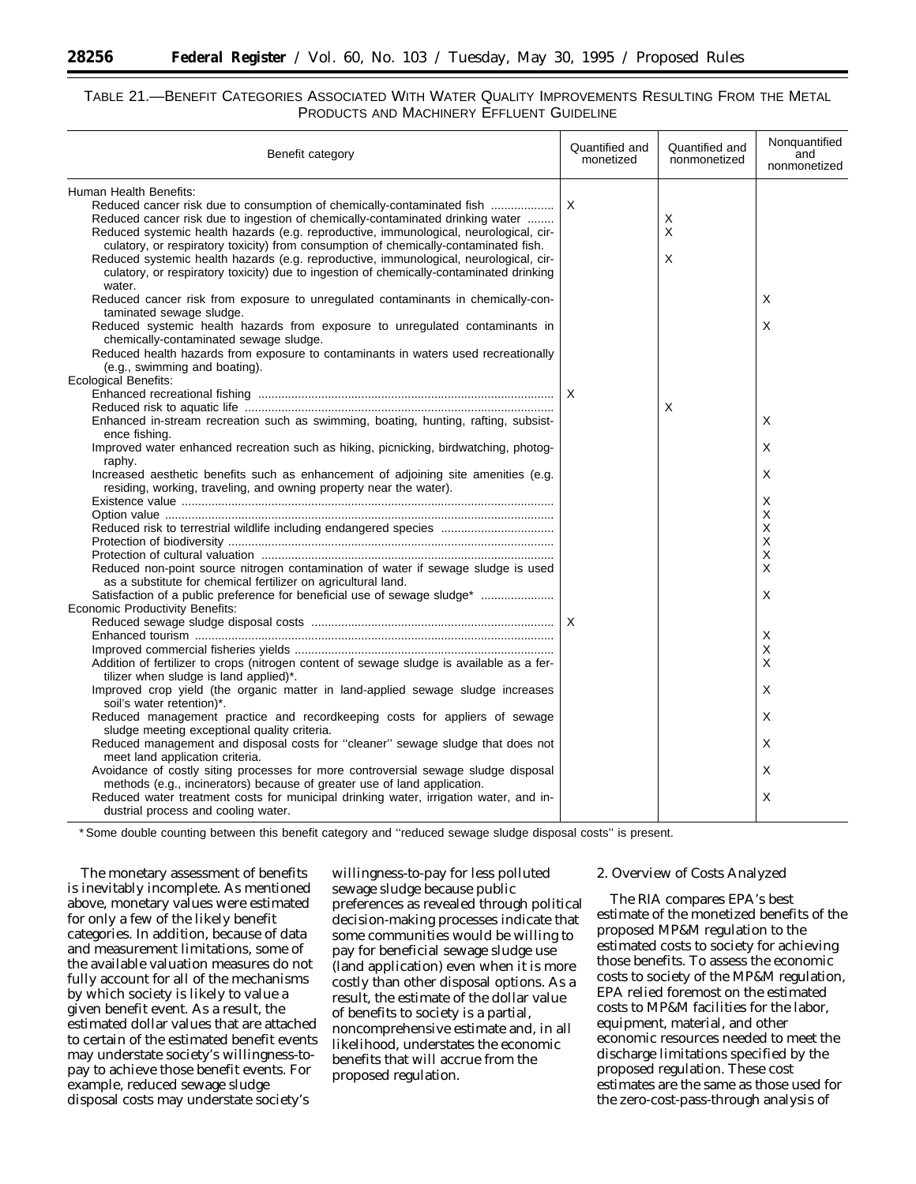TABLE 21.—BENEFIT CATEGORIES ASSOCIATED WITH WATER QUALITY IMPROVEMENTS RESULTING FROM THE METAL PRODUCTS AND MACHINERY EFFLUENT GUIDELINE

| Benefit category | Quantified and monetized | Quantified and nonmonetized | Nonquantified and nonmonetized |
|---|---|---|---|
| Human Health Benefits: | | | |
| Reduced cancer risk due to consumption of chemically-contaminated fish | X | | |
| Reduced cancer risk due to ingestion of chemically-contaminated drinking water | | X | |
| Reduced systemic health hazards (e.g. reproductive, immunological, neurological, circulatory, or respiratory toxicity) from consumption of chemically-contaminated fish. | | X | |
| Reduced systemic health hazards (e.g. reproductive, immunological, neurological, circulatory, or respiratory toxicity) due to ingestion of chemically-contaminated drinking water. | | X | |
| Reduced cancer risk from exposure to unregulated contaminants in chemically-contaminated sewage sludge. | | | X |
| Reduced systemic health hazards from exposure to unregulated contaminants in chemically-contaminated sewage sludge. | | | X |
| Reduced health hazards from exposure to contaminants in waters used recreationally (e.g., swimming and boating). | | | |
| Ecological Benefits: | | | |
| Enhanced recreational fishing | X | | |
| Reduced risk to aquatic life | | X | |
| Enhanced in-stream recreation such as swimming, boating, hunting, rafting, subsistence fishing. | | | X |
| Improved water enhanced recreation such as hiking, picnicking, birdwatching, photography. | | | X |
| Increased aesthetic benefits such as enhancement of adjoining site amenities (e.g. residing, working, traveling, and owning property near the water). | | | X |
| Existence value | | | X |
| Option value | | | X |
| Reduced risk to terrestrial wildlife including endangered species | | | X |
| Protection of biodiversity | | | X |
| Protection of cultural valuation | | | X |
| Reduced non-point source nitrogen contamination of water if sewage sludge is used as a substitute for chemical fertilizer on agricultural land. | | | X |
| Satisfaction of a public preference for beneficial use of sewage sludge* | | | X |
| Economic Productivity Benefits: | | | |
| Reduced sewage sludge disposal costs | X | | |
| Enhanced tourism | | | X |
| Improved commercial fisheries yields | | | X |
| Addition of fertilizer to crops (nitrogen content of sewage sludge is available as a fertilizer when sludge is land applied)*. | | | X |
| Improved crop yield (the organic matter in land-applied sewage sludge increases soil's water retention)*. | | | X |
| Reduced management practice and recordkeeping costs for appliers of sewage sludge meeting exceptional quality criteria. | | | X |
| Reduced management and disposal costs for "cleaner" sewage sludge that does not meet land application criteria. | | | X |
| Avoidance of costly siting processes for more controversial sewage sludge disposal methods (e.g., incinerators) because of greater use of land application. | | | X |
| Reduced water treatment costs for municipal drinking water, irrigation water, and industrial process and cooling water. | | | X |

*Some double counting between this benefit category and "reduced sewage sludge disposal costs" is present.

The monetary assessment of benefits is inevitably incomplete. As mentioned above, monetary values were estimated for only a few of the likely benefit categories. In addition, because of data and measurement limitations, some of the available valuation measures do not fully account for all of the mechanisms by which society is likely to value a given benefit event. As a result, the estimated dollar values that are attached to certain of the estimated benefit events may understate society's willingness-to-pay to achieve those benefit events. For example, reduced sewage sludge disposal costs may understate society's willingness-to-pay for less polluted sewage sludge because public preferences as revealed through political decision-making processes indicate that some communities would be willing to pay for beneficial sewage sludge use (land application) even when it is more costly than other disposal options. As a result, the estimate of the dollar value of benefits to society is a partial, noncomprehensive estimate and, in all likelihood, understates the economic benefits that will accrue from the proposed regulation.

2. Overview of Costs Analyzed

The RIA compares EPA's best estimate of the monetized benefits of the proposed MP&M regulation to the estimated costs to society for achieving those benefits. To assess the economic costs to society of the MP&M regulation, EPA relied foremost on the estimated costs to MP&M facilities for the labor, equipment, material, and other economic resources needed to meet the discharge limitations specified by the proposed regulation. These cost estimates are the same as those used for the zero-cost-pass-through analysis of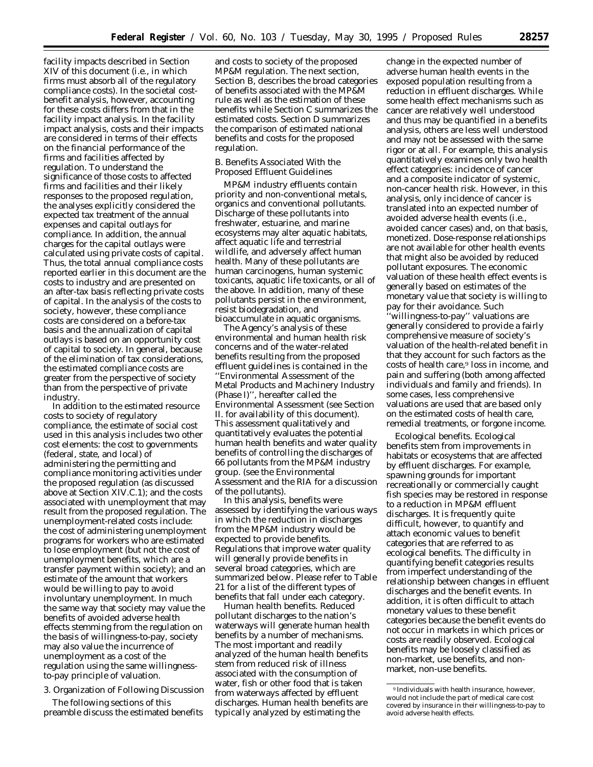facility impacts described in Section XIV of this document (i.e., in which firms must absorb all of the regulatory compliance costs). In the societal cost-benefit analysis, however, accounting for these costs differs from that in the facility impact analysis. In the facility impact analysis, costs and their impacts are considered in terms of their effects on the financial performance of the firms and facilities affected by regulation. To understand the significance of those costs to affected firms and facilities and their likely responses to the proposed regulation, the analyses explicitly considered the expected tax treatment of the annual expenses and capital outlays for compliance. In addition, the annual charges for the capital outlays were calculated using private costs of capital. Thus, the total annual compliance costs reported earlier in this document are the costs to industry and are presented on an after-tax basis reflecting private costs of capital. In the analysis of the costs to society, however, these compliance costs are considered on a before-tax basis and the annualization of capital outlays is based on an opportunity cost of capital to society. In general, because of the elimination of tax considerations, the estimated compliance costs are greater from the perspective of society than from the perspective of private industry.

In addition to the estimated resource costs to society of regulatory compliance, the estimate of social cost used in this analysis includes two other cost elements: the cost to governments (federal, state, and local) of administering the permitting and compliance monitoring activities under the proposed regulation (as discussed above at Section XIV.C.1); and the costs associated with unemployment that may result from the proposed regulation. The unemployment-related costs include: the cost of administering unemployment programs for workers who are estimated to lose employment (but not the cost of unemployment benefits, which are a transfer payment within society); and an estimate of the amount that workers would be willing to pay to avoid involuntary unemployment. In much the same way that society may value the benefits of avoided adverse health effects stemming from the regulation on the basis of willingness-to-pay, society may also value the incurrence of unemployment as a cost of the regulation using the same willingness-to-pay principle of valuation.

3. Organization of Following Discussion

The following sections of this preamble discuss the estimated benefits and costs to society of the proposed MP&M regulation. The next section, Section B, describes the broad categories of benefits associated with the MP&M rule as well as the estimation of these benefits while Section C summarizes the estimated costs. Section D summarizes the comparison of estimated national benefits and costs for the proposed regulation.

*B. Benefits Associated With the Proposed Effluent Guidelines*

MP&M industry effluents contain priority and non-conventional metals, organics and conventional pollutants. Discharge of these pollutants into freshwater, estuarine, and marine ecosystems may alter aquatic habitats, affect aquatic life and terrestrial wildlife, and adversely affect human health. Many of these pollutants are human carcinogens, human systemic toxicants, aquatic life toxicants, or all of the above. In addition, many of these pollutants persist in the environment, resist biodegradation, and bioaccumulate in aquatic organisms.

The Agency's analysis of these environmental and human health risk concerns and of the water-related benefits resulting from the proposed effluent guidelines is contained in the ''Environmental Assessment of the Metal Products and Machinery Industry (Phase I)'', hereafter called the Environmental Assessment (see Section II. for availability of this document). This assessment qualitatively and quantitatively evaluates the potential human health benefits and water quality benefits of controlling the discharges of 66 pollutants from the MP&M industry group. (see the Environmental Assessment and the RIA for a discussion of the pollutants).

In this analysis, benefits were assessed by identifying the various ways in which the reduction in discharges from the MP&M industry would be expected to provide benefits. Regulations that improve water quality will generally provide benefits in several broad categories, which are summarized below. Please refer to Table 21 for a list of the different types of benefits that fall under each category.

*Human health benefits.* Reduced pollutant discharges to the nation's waterways will generate human health benefits by a number of mechanisms. The most important and readily analyzed of the human health benefits stem from reduced risk of illness associated with the consumption of water, fish or other food that is taken from waterways affected by effluent discharges. Human health benefits are typically analyzed by estimating the change in the expected number of adverse human health events in the exposed population resulting from a reduction in effluent discharges. While some health effect mechanisms such as cancer are relatively well understood and thus may be quantified in a benefits analysis, others are less well understood and may not be assessed with the same rigor or at all. For example, this analysis quantitatively examines only two health effect categories: incidence of cancer and a composite indicator of systemic, non-cancer health risk. However, in this analysis, only incidence of cancer is translated into an expected number of avoided adverse health events (i.e., avoided cancer cases) and, on that basis, monetized. Dose-response relationships are not available for other health events that might also be avoided by reduced pollutant exposures. The economic valuation of these health effect events is generally based on estimates of the monetary value that society is willing to pay for their avoidance. Such ''willingness-to-pay'' valuations are generally considered to provide a fairly comprehensive measure of society's valuation of the health-related benefit in that they account for such factors as the costs of health care,[9] loss in income, and pain and suffering (both among affected individuals and family and friends). In some cases, less comprehensive valuations are used that are based only on the estimated costs of health care, remedial treatments, or forgone income.

*Ecological benefits.* Ecological benefits stem from improvements in habitats or ecosystems that are affected by effluent discharges. For example, spawning grounds for important recreationally or commercially caught fish species may be restored in response to a reduction in MP&M effluent discharges. It is frequently quite difficult, however, to quantify and attach economic values to benefit categories that are referred to as ecological benefits. The difficulty in quantifying benefit categories results from imperfect understanding of the relationship between changes in effluent discharges and the benefit events. In addition, it is often difficult to attach monetary values to these benefit categories because the benefit events do not occur in markets in which prices or costs are readily observed. Ecological benefits may be loosely classified as non-market, use benefits, and non-market, non-use benefits.

[9] Individuals with health insurance, however, would not include the part of medical care cost covered by insurance in their willingness-to-pay to avoid adverse health effects.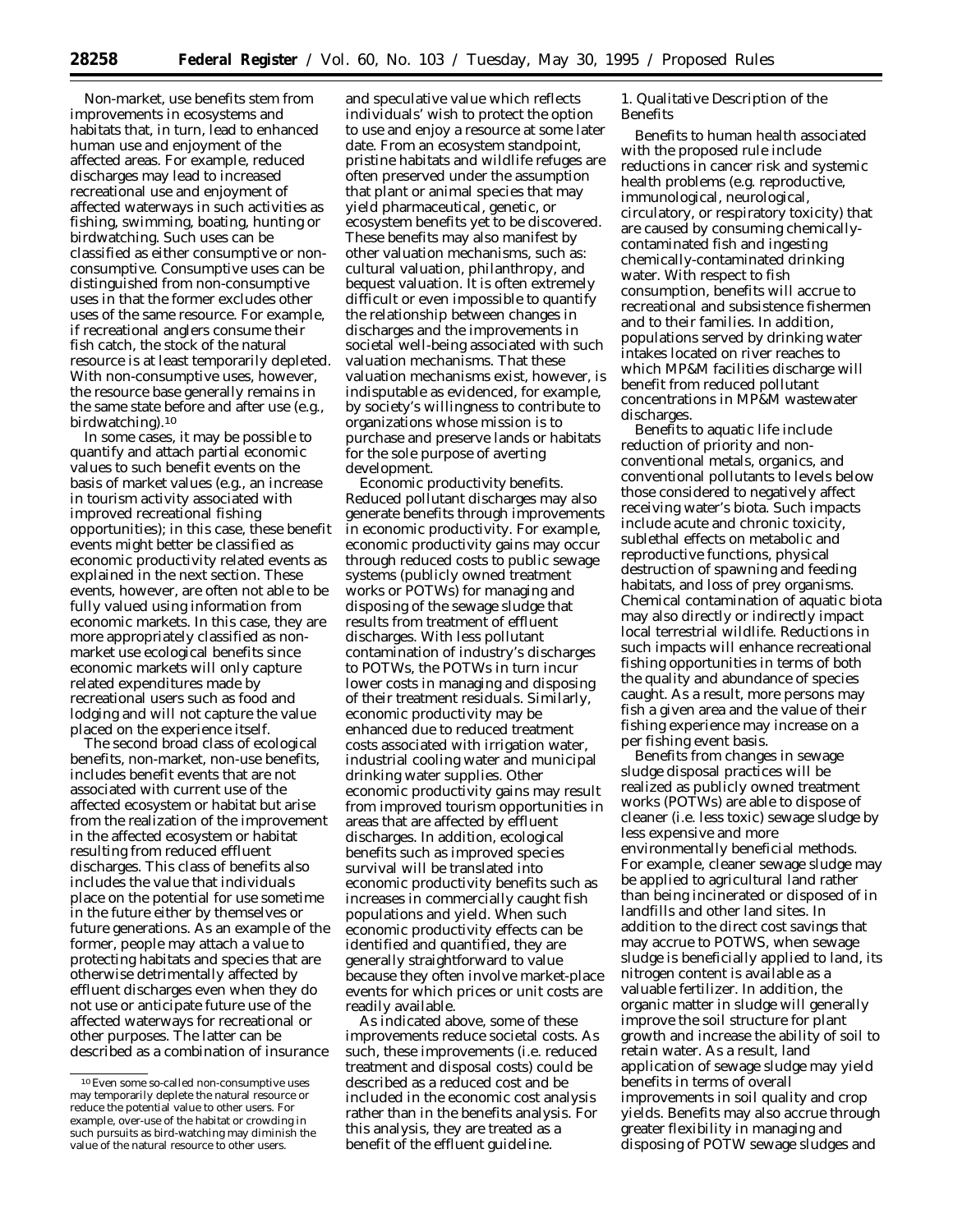Non-market, use benefits stem from improvements in ecosystems and habitats that, in turn, lead to enhanced human use and enjoyment of the affected areas. For example, reduced discharges may lead to increased recreational use and enjoyment of affected waterways in such activities as fishing, swimming, boating, hunting or birdwatching. Such uses can be classified as either consumptive or non-consumptive. Consumptive uses can be distinguished from non-consumptive uses in that the former excludes other uses of the same resource. For example, if recreational anglers consume their fish catch, the stock of the natural resource is at least temporarily depleted. With non-consumptive uses, however, the resource base generally remains in the same state before and after use (e.g., birdwatching).[10]

In some cases, it may be possible to quantify and attach partial economic values to such benefit events on the basis of market values (e.g., an increase in tourism activity associated with improved recreational fishing opportunities); in this case, these benefit events might better be classified as economic productivity related events as explained in the next section. These events, however, are often not able to be fully valued using information from economic markets. In this case, they are more appropriately classified as non-market use ecological benefits since economic markets will only capture related expenditures made by recreational users such as food and lodging and will not capture the value placed on the experience itself.

The second broad class of ecological benefits, non-market, non-use benefits, includes benefit events that are not associated with current use of the affected ecosystem or habitat but arise from the realization of the improvement in the affected ecosystem or habitat resulting from reduced effluent discharges. This class of benefits also includes the value that individuals place on the potential for use sometime in the future either by themselves or future generations. As an example of the former, people may attach a value to protecting habitats and species that are otherwise detrimentally affected by effluent discharges even when they do not use or anticipate future use of the affected waterways for recreational or other purposes. The latter can be described as a combination of insurance and speculative value which reflects individuals' wish to protect the option to use and enjoy a resource at some later date. From an ecosystem standpoint, pristine habitats and wildlife refuges are often preserved under the assumption that plant or animal species that may yield pharmaceutical, genetic, or ecosystem benefits yet to be discovered. These benefits may also manifest by other valuation mechanisms, such as: cultural valuation, philanthropy, and bequest valuation. It is often extremely difficult or even impossible to quantify the relationship between changes in discharges and the improvements in societal well-being associated with such valuation mechanisms. That these valuation mechanisms exist, however, is indisputable as evidenced, for example, by society's willingness to contribute to organizations whose mission is to purchase and preserve lands or habitats for the sole purpose of averting development.

*Economic productivity benefits.* Reduced pollutant discharges may also generate benefits through improvements in economic productivity. For example, economic productivity gains may occur through reduced costs to public sewage systems (publicly owned treatment works or POTWs) for managing and disposing of the sewage sludge that results from treatment of effluent discharges. With less pollutant contamination of industry's discharges to POTWs, the POTWs in turn incur lower costs in managing and disposing of their treatment residuals. Similarly, economic productivity may be enhanced due to reduced treatment costs associated with irrigation water, industrial cooling water and municipal drinking water supplies. Other economic productivity gains may result from improved tourism opportunities in areas that are affected by effluent discharges. In addition, ecological benefits such as improved species survival will be translated into economic productivity benefits such as increases in commercially caught fish populations and yield. When such economic productivity effects can be identified and quantified, they are generally straightforward to value because they often involve market-place events for which prices or unit costs are readily available.

As indicated above, some of these improvements reduce societal costs. As such, these improvements (i.e. reduced treatment and disposal costs) could be described as a reduced cost and be included in the economic cost analysis rather than in the benefits analysis. For this analysis, they are treated as a benefit of the effluent guideline.

1. Qualitative Description of the Benefits

Benefits to human health associated with the proposed rule include reductions in cancer risk and systemic health problems (e.g. reproductive, immunological, neurological, circulatory, or respiratory toxicity) that are caused by consuming chemically-contaminated fish and ingesting chemically-contaminated drinking water. With respect to fish consumption, benefits will accrue to recreational and subsistence fishermen and to their families. In addition, populations served by drinking water intakes located on river reaches to which MP&M facilities discharge will benefit from reduced pollutant concentrations in MP&M wastewater discharges.

Benefits to aquatic life include reduction of priority and non-conventional metals, organics, and conventional pollutants to levels below those considered to negatively affect receiving water's biota. Such impacts include acute and chronic toxicity, sublethal effects on metabolic and reproductive functions, physical destruction of spawning and feeding habitats, and loss of prey organisms. Chemical contamination of aquatic biota may also directly or indirectly impact local terrestrial wildlife. Reductions in such impacts will enhance recreational fishing opportunities in terms of both the quality and abundance of species caught. As a result, more persons may fish a given area and the value of their fishing experience may increase on a per fishing event basis.

Benefits from changes in sewage sludge disposal practices will be realized as publicly owned treatment works (POTWs) are able to dispose of cleaner (i.e. less toxic) sewage sludge by less expensive and more environmentally beneficial methods. For example, cleaner sewage sludge may be applied to agricultural land rather than being incinerated or disposed of in landfills and other land sites. In addition to the direct cost savings that may accrue to POTWS, when sewage sludge is beneficially applied to land, its nitrogen content is available as a valuable fertilizer. In addition, the organic matter in sludge will generally improve the soil structure for plant growth and increase the ability of soil to retain water. As a result, land application of sewage sludge may yield benefits in terms of overall improvements in soil quality and crop yields. Benefits may also accrue through greater flexibility in managing and disposing of POTW sewage sludges and

[10] Even some so-called non-consumptive uses may temporarily deplete the natural resource or reduce the potential value to other users. For example, over-use of the habitat or crowding in such pursuits as bird-watching may diminish the value of the natural resource to other users.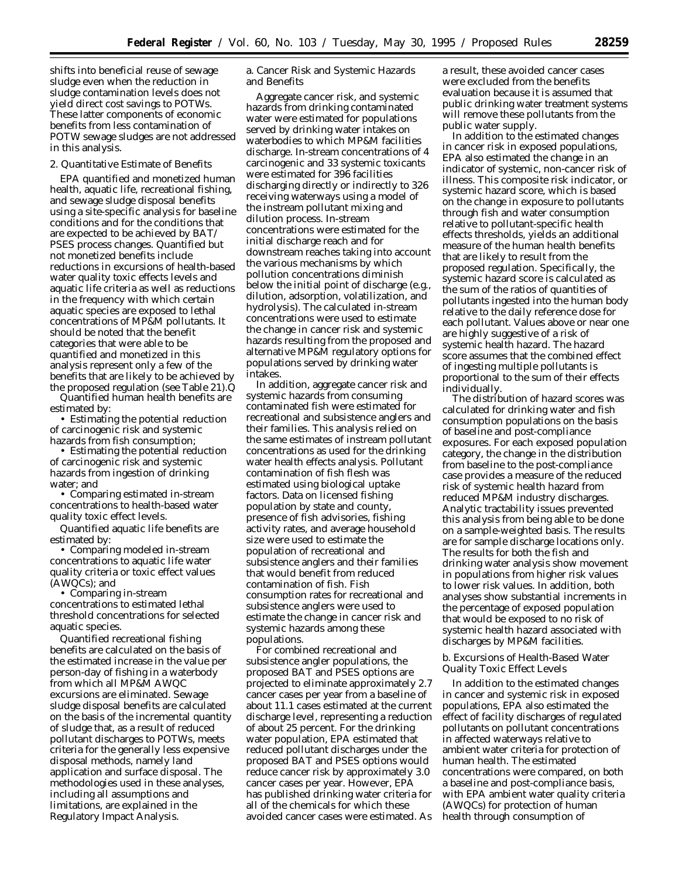shifts into beneficial reuse of sewage sludge even when the reduction in sludge contamination levels does not yield direct cost savings to POTWs. These latter components of economic benefits from less contamination of POTW sewage sludges are not addressed in this analysis.

### 2. Quantitative Estimate of Benefits

EPA quantified and monetized human health, aquatic life, recreational fishing, and sewage sludge disposal benefits using a site-specific analysis for baseline conditions and for the conditions that are expected to be achieved by BAT/PSES process changes. Quantified but not monetized benefits include reductions in excursions of health-based water quality toxic effects levels and aquatic life criteria as well as reductions in the frequency with which certain aquatic species are exposed to lethal concentrations of MP&M pollutants. It should be noted that the benefit categories that were able to be quantified and monetized in this analysis represent only a few of the benefits that are likely to be achieved by the proposed regulation (see Table 21).Q

Quantified human health benefits are estimated by:

- Estimating the potential reduction of carcinogenic risk and systemic hazards from fish consumption;
- Estimating the potential reduction of carcinogenic risk and systemic hazards from ingestion of drinking water; and
- Comparing estimated in-stream concentrations to health-based water quality toxic effect levels.

Quantified aquatic life benefits are estimated by:

- Comparing modeled in-stream concentrations to aquatic life water quality criteria or toxic effect values (AWQCs); and
- Comparing in-stream concentrations to estimated lethal threshold concentrations for selected aquatic species.

Quantified recreational fishing benefits are calculated on the basis of the estimated increase in the value per person-day of fishing in a waterbody from which all MP&M AWQC excursions are eliminated. Sewage sludge disposal benefits are calculated on the basis of the incremental quantity of sludge that, as a result of reduced pollutant discharges to POTWs, meets criteria for the generally less expensive disposal methods, namely land application and surface disposal. The methodologies used in these analyses, including all assumptions and limitations, are explained in the Regulatory Impact Analysis.

#### a. Cancer Risk and Systemic Hazards and Benefits

Aggregate cancer risk, and systemic hazards from drinking contaminated water were estimated for populations served by drinking water intakes on waterbodies to which MP&M facilities discharge. In-stream concentrations of 4 carcinogenic and 33 systemic toxicants were estimated for 396 facilities discharging directly or indirectly to 326 receiving waterways using a model of the instream pollutant mixing and dilution process. In-stream concentrations were estimated for the initial discharge reach and for downstream reaches taking into account the various mechanisms by which pollution concentrations diminish below the initial point of discharge (e.g., dilution, adsorption, volatilization, and hydrolysis). The calculated in-stream concentrations were used to estimate the change in cancer risk and systemic hazards resulting from the proposed and alternative MP&M regulatory options for populations served by drinking water intakes.

In addition, aggregate cancer risk and systemic hazards from consuming contaminated fish were estimated for recreational and subsistence anglers and their families. This analysis relied on the same estimates of instream pollutant concentrations as used for the drinking water health effects analysis. Pollutant contamination of fish flesh was estimated using biological uptake factors. Data on licensed fishing population by state and county, presence of fish advisories, fishing activity rates, and average household size were used to estimate the population of recreational and subsistence anglers and their families that would benefit from reduced contamination of fish. Fish consumption rates for recreational and subsistence anglers were used to estimate the change in cancer risk and systemic hazards among these populations.

For combined recreational and subsistence angler populations, the proposed BAT and PSES options are projected to eliminate approximately 2.7 cancer cases per year from a baseline of about 11.1 cases estimated at the current discharge level, representing a reduction of about 25 percent. For the drinking water population, EPA estimated that reduced pollutant discharges under the proposed BAT and PSES options would reduce cancer risk by approximately 3.0 cancer cases per year. However, EPA has published drinking water criteria for all of the chemicals for which these avoided cancer cases were estimated. As a result, these avoided cancer cases were excluded from the benefits evaluation because it is assumed that public drinking water treatment systems will remove these pollutants from the public water supply.

In addition to the estimated changes in cancer risk in exposed populations, EPA also estimated the change in an indicator of systemic, non-cancer risk of illness. This composite risk indicator, or systemic hazard score, which is based on the change in exposure to pollutants through fish and water consumption relative to pollutant-specific health effects thresholds, yields an additional measure of the human health benefits that are likely to result from the proposed regulation. Specifically, the systemic hazard score is calculated as the sum of the ratios of quantities of pollutants ingested into the human body relative to the daily reference dose for each pollutant. Values above or near one are highly suggestive of a risk of systemic health hazard. The hazard score assumes that the combined effect of ingesting multiple pollutants is proportional to the sum of their effects individually.

The distribution of hazard scores was calculated for drinking water and fish consumption populations on the basis of baseline and post-compliance exposures. For each exposed population category, the change in the distribution from baseline to the post-compliance case provides a measure of the reduced risk of systemic health hazard from reduced MP&M industry discharges. Analytic tractability issues prevented this analysis from being able to be done on a sample-weighted basis. The results are for sample discharge locations only. The results for both the fish and drinking water analysis show movement in populations from higher risk values to lower risk values. In addition, both analyses show substantial increments in the percentage of exposed population that would be exposed to no risk of systemic health hazard associated with discharges by MP&M facilities.

#### b. Excursions of Health-Based Water Quality Toxic Effect Levels

In addition to the estimated changes in cancer and systemic risk in exposed populations, EPA also estimated the effect of facility discharges of regulated pollutants on pollutant concentrations in affected waterways relative to ambient water criteria for protection of human health. The estimated concentrations were compared, on both a baseline and post-compliance basis, with EPA ambient water quality criteria (AWQCs) for protection of human health through consumption of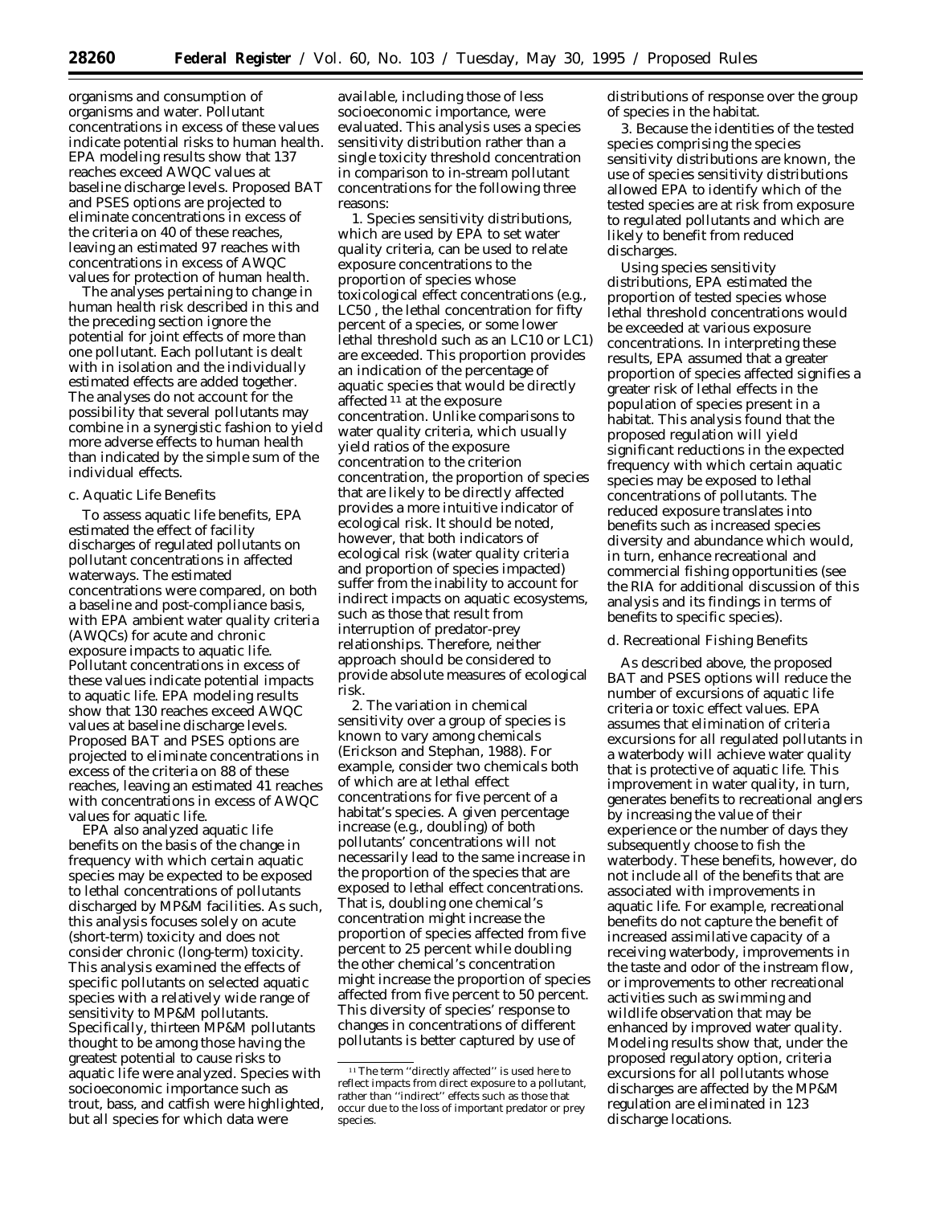organisms and consumption of organisms and water. Pollutant concentrations in excess of these values indicate potential risks to human health. EPA modeling results show that 137 reaches exceed AWQC values at baseline discharge levels. Proposed BAT and PSES options are projected to eliminate concentrations in excess of the criteria on 40 of these reaches, leaving an estimated 97 reaches with concentrations in excess of AWQC values for protection of human health.

The analyses pertaining to change in human health risk described in this and the preceding section ignore the potential for joint effects of more than one pollutant. Each pollutant is dealt with in isolation and the individually estimated effects are added together. The analyses do not account for the possibility that several pollutants may combine in a synergistic fashion to yield more adverse effects to human health than indicated by the simple sum of the individual effects.

*c. Aquatic Life Benefits*

To assess aquatic life benefits, EPA estimated the effect of facility discharges of regulated pollutants on pollutant concentrations in affected waterways. The estimated concentrations were compared, on both a baseline and post-compliance basis, with EPA ambient water quality criteria (AWQCs) for acute and chronic exposure impacts to aquatic life. Pollutant concentrations in excess of these values indicate potential impacts to aquatic life. EPA modeling results show that 130 reaches exceed AWQC values at baseline discharge levels. Proposed BAT and PSES options are projected to eliminate concentrations in excess of the criteria on 88 of these reaches, leaving an estimated 41 reaches with concentrations in excess of AWQC values for aquatic life.

EPA also analyzed aquatic life benefits on the basis of the change in frequency with which certain aquatic species may be expected to be exposed to lethal concentrations of pollutants discharged by MP&M facilities. As such, this analysis focuses solely on acute (short-term) toxicity and does not consider chronic (long-term) toxicity. This analysis examined the effects of specific pollutants on selected aquatic species with a relatively wide range of sensitivity to MP&M pollutants. Specifically, thirteen MP&M pollutants thought to be among those having the greatest potential to cause risks to aquatic life were analyzed. Species with socioeconomic importance such as trout, bass, and catfish were highlighted, but all species for which data were available, including those of less socioeconomic importance, were evaluated. This analysis uses a species sensitivity distribution rather than a single toxicity threshold concentration in comparison to in-stream pollutant concentrations for the following three reasons:

1. Species sensitivity distributions, which are used by EPA to set water quality criteria, can be used to relate exposure concentrations to the proportion of species whose toxicological effect concentrations (e.g., $LC_{50}$, the lethal concentration for fifty percent of a species, or some lower lethal threshold such as an $LC_{10}$ or $LC_1$) are exceeded. This proportion provides an indication of the percentage of aquatic species that would be directly affected [11] at the exposure concentration. Unlike comparisons to water quality criteria, which usually yield ratios of the exposure concentration to the criterion concentration, the proportion of species that are likely to be directly affected provides a more intuitive indicator of ecological risk. It should be noted, however, that both indicators of ecological risk (water quality criteria and proportion of species impacted) suffer from the inability to account for indirect impacts on aquatic ecosystems, such as those that result from interruption of predator-prey relationships. Therefore, neither approach should be considered to provide absolute measures of ecological risk.

2. The variation in chemical sensitivity over a group of species is known to vary among chemicals (Erickson and Stephan, 1988). For example, consider two chemicals both of which are at lethal effect concentrations for five percent of a habitat's species. A given percentage increase (e.g., doubling) of both pollutants' concentrations will not necessarily lead to the same increase in the proportion of the species that are exposed to lethal effect concentrations. That is, doubling one chemical's concentration might increase the proportion of species affected from five percent to 25 percent while doubling the other chemical's concentration might increase the proportion of species affected from five percent to 50 percent. This diversity of species' response to changes in concentrations of different pollutants is better captured by use of distributions of response over the group of species in the habitat.

3. Because the identities of the tested species comprising the species sensitivity distributions are known, the use of species sensitivity distributions allowed EPA to identify which of the tested species are at risk from exposure to regulated pollutants and which are likely to benefit from reduced discharges.

Using species sensitivity distributions, EPA estimated the proportion of tested species whose lethal threshold concentrations would be exceeded at various exposure concentrations. In interpreting these results, EPA assumed that a greater proportion of species affected signifies a greater risk of lethal effects in the population of species present in a habitat. This analysis found that the proposed regulation will yield significant reductions in the expected frequency with which certain aquatic species may be exposed to lethal concentrations of pollutants. The reduced exposure translates into benefits such as increased species diversity and abundance which would, in turn, enhance recreational and commercial fishing opportunities (see the RIA for additional discussion of this analysis and its findings in terms of benefits to specific species).

*d. Recreational Fishing Benefits*

As described above, the proposed BAT and PSES options will reduce the number of excursions of aquatic life criteria or toxic effect values. EPA assumes that elimination of criteria excursions for all regulated pollutants in a waterbody will achieve water quality that is protective of aquatic life. This improvement in water quality, in turn, generates benefits to recreational anglers by increasing the value of their experience or the number of days they subsequently choose to fish the waterbody. These benefits, however, do not include all of the benefits that are associated with improvements in aquatic life. For example, recreational benefits do not capture the benefit of increased assimilative capacity of a receiving waterbody, improvements in the taste and odor of the instream flow, or improvements to other recreational activities such as swimming and wildlife observation that may be enhanced by improved water quality. Modeling results show that, under the proposed regulatory option, criteria excursions for all pollutants whose discharges are affected by the MP&M regulation are eliminated in 123 discharge locations.

[11] The term "directly affected" is used here to reflect impacts from direct exposure to a pollutant, rather than "indirect" effects such as those that occur due to the loss of important predator or prey species.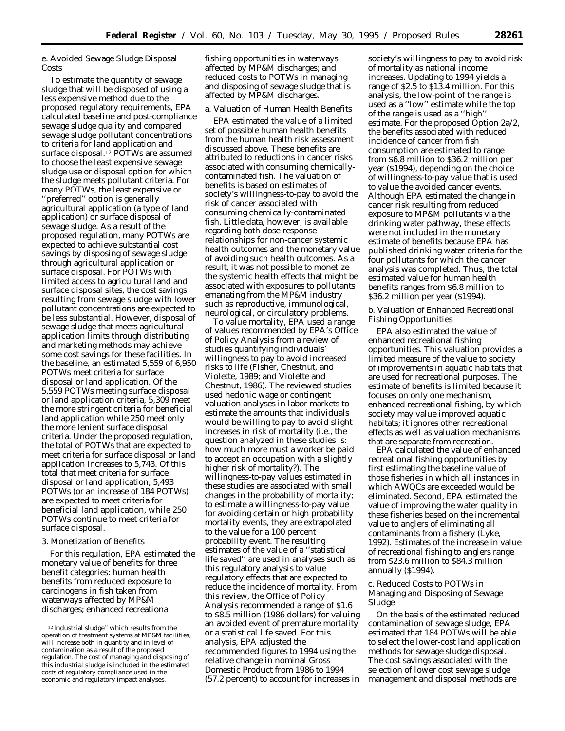e. Avoided Sewage Sludge Disposal Costs

To estimate the quantity of sewage sludge that will be disposed of using a less expensive method due to the proposed regulatory requirements, EPA calculated baseline and post-compliance sewage sludge quality and compared sewage sludge pollutant concentrations to criteria for land application and surface disposal.[12] POTWs are assumed to choose the least expensive sewage sludge use or disposal option for which the sludge meets pollutant criteria. For many POTWs, the least expensive or ''preferred'' option is generally agricultural application (a type of land application) or surface disposal of sewage sludge. As a result of the proposed regulation, many POTWs are expected to achieve substantial cost savings by disposing of sewage sludge through agricultural application or surface disposal. For POTWs with limited access to agricultural land and surface disposal sites, the cost savings resulting from sewage sludge with lower pollutant concentrations are expected to be less substantial. However, disposal of sewage sludge that meets agricultural application limits through distributing and marketing methods may achieve some cost savings for these facilities. In the baseline, an estimated 5,559 of 6,950 POTWs meet criteria for surface disposal or land application. Of the 5,559 POTWs meeting surface disposal or land application criteria, 5,309 meet the more stringent criteria for beneficial land application while 250 meet only the more lenient surface disposal criteria. Under the proposed regulation, the total of POTWs that are expected to meet criteria for surface disposal or land application increases to 5,743. Of this total that meet criteria for surface disposal or land application, 5,493 POTWs (or an increase of 184 POTWs) are expected to meet criteria for beneficial land application, while 250 POTWs continue to meet criteria for surface disposal.

3. Monetization of Benefits

For this regulation, EPA estimated the monetary value of benefits for three benefit categories: human health benefits from reduced exposure to carcinogens in fish taken from waterways affected by MP&M discharges; enhanced recreational fishing opportunities in waterways affected by MP&M discharges; and reduced costs to POTWs in managing and disposing of sewage sludge that is affected by MP&M discharges.

a. Valuation of Human Health Benefits

EPA estimated the value of a limited set of possible human health benefits from the human health risk assessment discussed above. These benefits are attributed to reductions in cancer risks associated with consuming chemically-contaminated fish. The valuation of benefits is based on estimates of society's willingness-to-pay to avoid the risk of cancer associated with consuming chemically-contaminated fish. Little data, however, is available regarding both dose-response relationships for non-cancer systemic health outcomes and the monetary value of avoiding such health outcomes. As a result, it was not possible to monetize the systemic health effects that might be associated with exposures to pollutants emanating from the MP&M industry such as reproductive, immunological, neurological, or circulatory problems.

To value mortality, EPA used a range of values recommended by EPA's Office of Policy Analysis from a review of studies quantifying individuals' willingness to pay to avoid increased risks to life (Fisher, Chestnut, and Violette, 1989; and Violette and Chestnut, 1986). The reviewed studies used hedonic wage or contingent valuation analyses in labor markets to estimate the amounts that individuals would be willing to pay to avoid slight increases in risk of mortality (i.e., the question analyzed in these studies is: how much more must a worker be paid to accept an occupation with a slightly higher risk of mortality?). The willingness-to-pay values estimated in these studies are associated with small changes in the probability of mortality; to estimate a willingness-to-pay value for avoiding certain or high probability mortality events, they are extrapolated to the value for a 100 percent probability event. The resulting estimates of the value of a ''statistical life saved'' are used in analyses such as this regulatory analysis to value regulatory effects that are expected to reduce the incidence of mortality. From this review, the Office of Policy Analysis recommended a range of \$1.6 to \$8.5 million (1986 dollars) for valuing an avoided event of premature mortality or a statistical life saved. For this analysis, EPA adjusted the recommended figures to 1994 using the relative change in nominal Gross Domestic Product from 1986 to 1994 (57.2 percent) to account for increases in society's willingness to pay to avoid risk of mortality as national income increases. Updating to 1994 yields a range of \$2.5 to \$13.4 million. For this analysis, the low-point of the range is used as a ''low'' estimate while the top of the range is used as a ''high'' estimate. For the proposed Option 2a/2, the benefits associated with reduced incidence of cancer from fish consumption are estimated to range from \$6.8 million to \$36.2 million per year (\$1994), depending on the choice of willingness-to-pay value that is used to value the avoided cancer events. Although EPA estimated the change in cancer risk resulting from reduced exposure to MP&M pollutants via the drinking water pathway, these effects were not included in the monetary estimate of benefits because EPA has published drinking water criteria for the four pollutants for which the cancer analysis was completed. Thus, the total estimated value for human health benefits ranges from \$6.8 million to \$36.2 million per year (\$1994).

b. Valuation of Enhanced Recreational Fishing Opportunities

EPA also estimated the value of enhanced recreational fishing opportunities. This valuation provides a limited measure of the value to society of improvements in aquatic habitats that are used for recreational purposes. The estimate of benefits is limited because it focuses on only one mechanism, enhanced recreational fishing, by which society may value improved aquatic habitats; it ignores other recreational effects as well as valuation mechanisms that are separate from recreation.

EPA calculated the value of enhanced recreational fishing opportunities by first estimating the baseline value of those fisheries in which all instances in which AWQCs are exceeded would be eliminated. Second, EPA estimated the value of improving the water quality in these fisheries based on the incremental value to anglers of eliminating all contaminants from a fishery (Lyke, 1992). Estimates of the increase in value of recreational fishing to anglers range from \$23.6 million to \$84.3 million annually (\$1994).

c. Reduced Costs to POTWs in Managing and Disposing of Sewage Sludge

On the basis of the estimated reduced contamination of sewage sludge, EPA estimated that 184 POTWs will be able to select the lower-cost land application methods for sewage sludge disposal. The cost savings associated with the selection of lower cost sewage sludge management and disposal methods are

[12] Industrial sludge'' which results from the operation of treatment systems at MP&M facilities, will increase both in quantity and in level of contamination as a result of the proposed regulation. The cost of managing and disposing of this industrial sludge is included in the estimated costs of regulatory compliance used in the economic and regulatory impact analyses.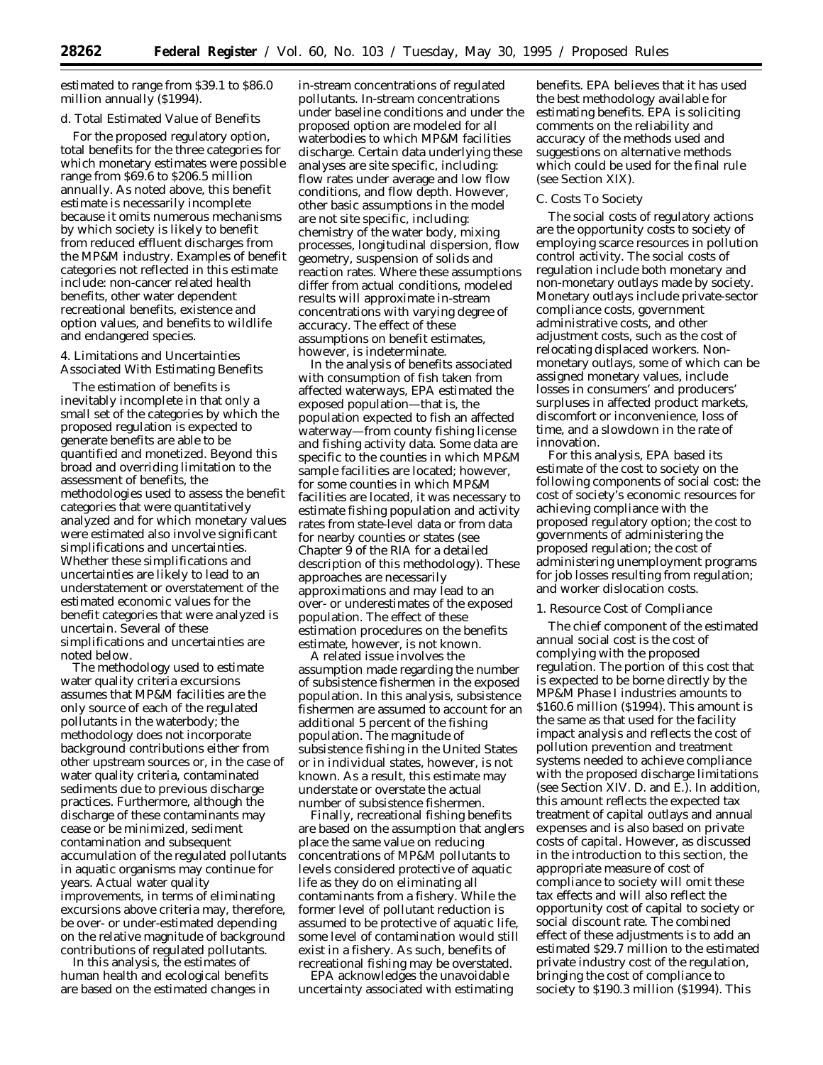estimated to range from $39.1 to $86.0 million annually ($1994).

d. Total Estimated Value of Benefits

For the proposed regulatory option, total benefits for the three categories for which monetary estimates were possible range from $69.6 to $206.5 million annually. As noted above, this benefit estimate is necessarily incomplete because it omits numerous mechanisms by which society is likely to benefit from reduced effluent discharges from the MP&M industry. Examples of benefit categories not reflected in this estimate include: non-cancer related health benefits, other water dependent recreational benefits, existence and option values, and benefits to wildlife and endangered species.

4. Limitations and Uncertainties Associated With Estimating Benefits

The estimation of benefits is inevitably incomplete in that only a small set of the categories by which the proposed regulation is expected to generate benefits are able to be quantified and monetized. Beyond this broad and overriding limitation to the assessment of benefits, the methodologies used to assess the benefit categories that were quantitatively analyzed and for which monetary values were estimated also involve significant simplifications and uncertainties. Whether these simplifications and uncertainties are likely to lead to an understatement or overstatement of the estimated economic values for the benefit categories that were analyzed is uncertain. Several of these simplifications and uncertainties are noted below.

The methodology used to estimate water quality criteria excursions assumes that MP&M facilities are the only source of each of the regulated pollutants in the waterbody; the methodology does not incorporate background contributions either from other upstream sources or, in the case of water quality criteria, contaminated sediments due to previous discharge practices. Furthermore, although the discharge of these contaminants may cease or be minimized, sediment contamination and subsequent accumulation of the regulated pollutants in aquatic organisms may continue for years. Actual water quality improvements, in terms of eliminating excursions above criteria may, therefore, be over- or under-estimated depending on the relative magnitude of background contributions of regulated pollutants.

In this analysis, the estimates of human health and ecological benefits are based on the estimated changes in in-stream concentrations of regulated pollutants. In-stream concentrations under baseline conditions and under the proposed option are modeled for all waterbodies to which MP&M facilities discharge. Certain data underlying these analyses are site specific, including: flow rates under average and low flow conditions, and flow depth. However, other basic assumptions in the model are not site specific, including: chemistry of the water body, mixing processes, longitudinal dispersion, flow geometry, suspension of solids and reaction rates. Where these assumptions differ from actual conditions, modeled results will approximate in-stream concentrations with varying degree of accuracy. The effect of these assumptions on benefit estimates, however, is indeterminate.

In the analysis of benefits associated with consumption of fish taken from affected waterways, EPA estimated the exposed population—that is, the population expected to fish an affected waterway—from county fishing license and fishing activity data. Some data are specific to the counties in which MP&M sample facilities are located; however, for some counties in which MP&M facilities are located, it was necessary to estimate fishing population and activity rates from state-level data or from data for nearby counties or states (see Chapter 9 of the RIA for a detailed description of this methodology). These approaches are necessarily approximations and may lead to an over- or underestimates of the exposed population. The effect of these estimation procedures on the benefits estimate, however, is not known.

A related issue involves the assumption made regarding the number of subsistence fishermen in the exposed population. In this analysis, subsistence fishermen are assumed to account for an additional 5 percent of the fishing population. The magnitude of subsistence fishing in the United States or in individual states, however, is not known. As a result, this estimate may understate or overstate the actual number of subsistence fishermen.

Finally, recreational fishing benefits are based on the assumption that anglers place the same value on reducing concentrations of MP&M pollutants to levels considered protective of aquatic life as they do on eliminating all contaminants from a fishery. While the former level of pollutant reduction is assumed to be protective of aquatic life, some level of contamination would still exist in a fishery. As such, benefits of recreational fishing may be overstated.

EPA acknowledges the unavoidable uncertainty associated with estimating benefits. EPA believes that it has used the best methodology available for estimating benefits. EPA is soliciting comments on the reliability and accuracy of the methods used and suggestions on alternative methods which could be used for the final rule (see Section XIX).

C. Costs To Society

The social costs of regulatory actions are the opportunity costs to society of employing scarce resources in pollution control activity. The social costs of regulation include both monetary and non-monetary outlays made by society. Monetary outlays include private-sector compliance costs, government administrative costs, and other adjustment costs, such as the cost of relocating displaced workers. Non-monetary outlays, some of which can be assigned monetary values, include losses in consumers' and producers' surpluses in affected product markets, discomfort or inconvenience, loss of time, and a slowdown in the rate of innovation.

For this analysis, EPA based its estimate of the cost to society on the following components of social cost: the cost of society's economic resources for achieving compliance with the proposed regulatory option; the cost to governments of administering the proposed regulation; the cost of administering unemployment programs for job losses resulting from regulation; and worker dislocation costs.

1. Resource Cost of Compliance

The chief component of the estimated annual social cost is the cost of complying with the proposed regulation. The portion of this cost that is expected to be borne directly by the MP&M Phase I industries amounts to $160.6 million ($1994). This amount is the same as that used for the facility impact analysis and reflects the cost of pollution prevention and treatment systems needed to achieve compliance with the proposed discharge limitations (see Section XIV. D. and E.). In addition, this amount reflects the expected tax treatment of capital outlays and annual expenses and is also based on private costs of capital. However, as discussed in the introduction to this section, the appropriate measure of cost of compliance to society will omit these tax effects and will also reflect the opportunity cost of capital to society or social discount rate. The combined effect of these adjustments is to add an estimated $29.7 million to the estimated private industry cost of the regulation, bringing the cost of compliance to society to $190.3 million ($1994). This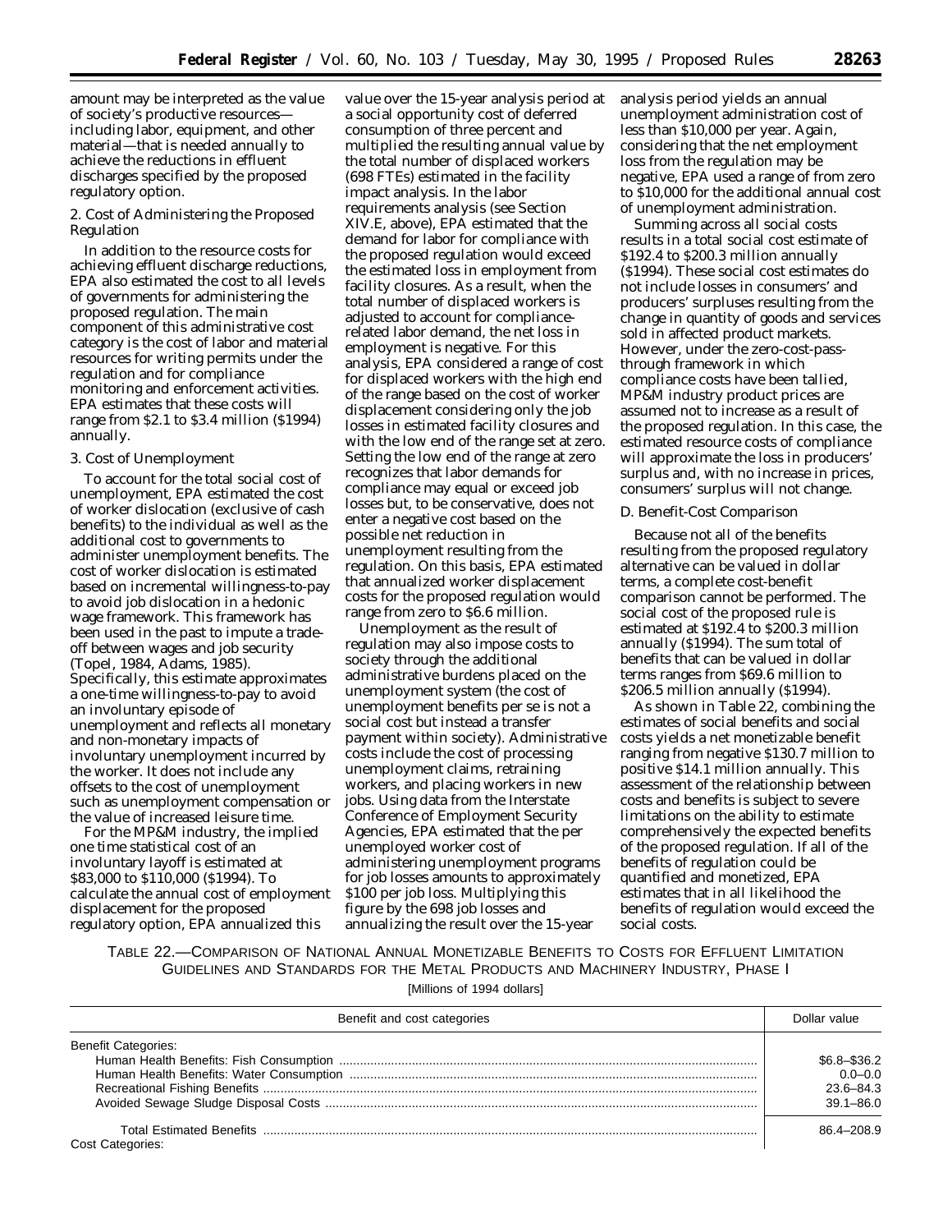amount may be interpreted as the value of society's productive resources—including labor, equipment, and other material—that is needed annually to achieve the reductions in effluent discharges specified by the proposed regulatory option.

2. Cost of Administering the Proposed Regulation

In addition to the resource costs for achieving effluent discharge reductions, EPA also estimated the cost to all levels of governments for administering the proposed regulation. The main component of this administrative cost category is the cost of labor and material resources for writing permits under the regulation and for compliance monitoring and enforcement activities. EPA estimates that these costs will range from $2.1 to $3.4 million ($1994) annually.

3. Cost of Unemployment

To account for the total social cost of unemployment, EPA estimated the cost of worker dislocation (exclusive of cash benefits) to the individual as well as the additional cost to governments to administer unemployment benefits. The cost of worker dislocation is estimated based on incremental willingness-to-pay to avoid job dislocation in a hedonic wage framework. This framework has been used in the past to impute a trade-off between wages and job security (Topel, 1984, Adams, 1985). Specifically, this estimate approximates a one-time willingness-to-pay to avoid an involuntary episode of unemployment and reflects all monetary and non-monetary impacts of involuntary unemployment incurred by the worker. It does not include any offsets to the cost of unemployment such as unemployment compensation or the value of increased leisure time.

For the MP&M industry, the implied one time statistical cost of an involuntary layoff is estimated at $83,000 to $110,000 ($1994). To calculate the annual cost of employment displacement for the proposed regulatory option, EPA annualized this value over the 15-year analysis period at a social opportunity cost of deferred consumption of three percent and multiplied the resulting annual value by the total number of displaced workers (698 FTEs) estimated in the facility impact analysis. In the labor requirements analysis (see Section XIV.E, above), EPA estimated that the demand for labor for compliance with the proposed regulation would exceed the estimated loss in employment from facility closures. As a result, when the total number of displaced workers is adjusted to account for compliance-related labor demand, the net loss in employment is negative. For this analysis, EPA considered a range of cost for displaced workers with the high end of the range based on the cost of worker displacement considering only the job losses in estimated facility closures and with the low end of the range set at zero. Setting the low end of the range at zero recognizes that labor demands for compliance may equal or exceed job losses but, to be conservative, does not enter a negative cost based on the possible net reduction in unemployment resulting from the regulation. On this basis, EPA estimated that annualized worker displacement costs for the proposed regulation would range from zero to $6.6 million.

Unemployment as the result of regulation may also impose costs to society through the additional administrative burdens placed on the unemployment system (the cost of unemployment benefits per se is not a social cost but instead a transfer payment within society). Administrative costs include the cost of processing unemployment claims, retraining workers, and placing workers in new jobs. Using data from the Interstate Conference of Employment Security Agencies, EPA estimated that the per unemployed worker cost of administering unemployment programs for job losses amounts to approximately $100 per job loss. Multiplying this figure by the 698 job losses and annualizing the result over the 15-year analysis period yields an annual unemployment administration cost of less than $10,000 per year. Again, considering that the net employment loss from the regulation may be negative, EPA used a range of from zero to $10,000 for the additional annual cost of unemployment administration.

Summing across all social costs results in a total social cost estimate of $192.4 to $200.3 million annually ($1994). These social cost estimates do not include losses in consumers' and producers' surpluses resulting from the change in quantity of goods and services sold in affected product markets. However, under the zero-cost-pass-through framework in which compliance costs have been tallied, MP&M industry product prices are assumed not to increase as a result of the proposed regulation. In this case, the estimated resource costs of compliance will approximate the loss in producers' surplus and, with no increase in prices, consumers' surplus will not change.

*D. Benefit-Cost Comparison*

Because not all of the benefits resulting from the proposed regulatory alternative can be valued in dollar terms, a complete cost-benefit comparison cannot be performed. The social cost of the proposed rule is estimated at $192.4 to $200.3 million annually ($1994). The sum total of benefits that can be valued in dollar terms ranges from $69.6 million to $206.5 million annually ($1994).

As shown in Table 22, combining the estimates of social benefits and social costs yields a net monetizable benefit ranging from negative $130.7 million to positive $14.1 million annually. This assessment of the relationship between costs and benefits is subject to severe limitations on the ability to estimate comprehensively the expected benefits of the proposed regulation. If all of the benefits of regulation could be quantified and monetized, EPA estimates that in all likelihood the benefits of regulation would exceed the social costs.

TABLE 22.—COMPARISON OF NATIONAL ANNUAL MONETIZABLE BENEFITS TO COSTS FOR EFFLUENT LIMITATION GUIDELINES AND STANDARDS FOR THE METAL PRODUCTS AND MACHINERY INDUSTRY, PHASE I

[Millions of 1994 dollars]

| Benefit and cost categories | Dollar value |
|---|---|
| Benefit Categories: | |
| Human Health Benefits: Fish Consumption | $6.8–$36.2 |
| Human Health Benefits: Water Consumption | 0.0–0.0 |
| Recreational Fishing Benefits | 23.6–84.3 |
| Avoided Sewage Sludge Disposal Costs | 39.1–86.0 |
| Total Estimated Benefits | 86.4–208.9 |
| Cost Categories: | |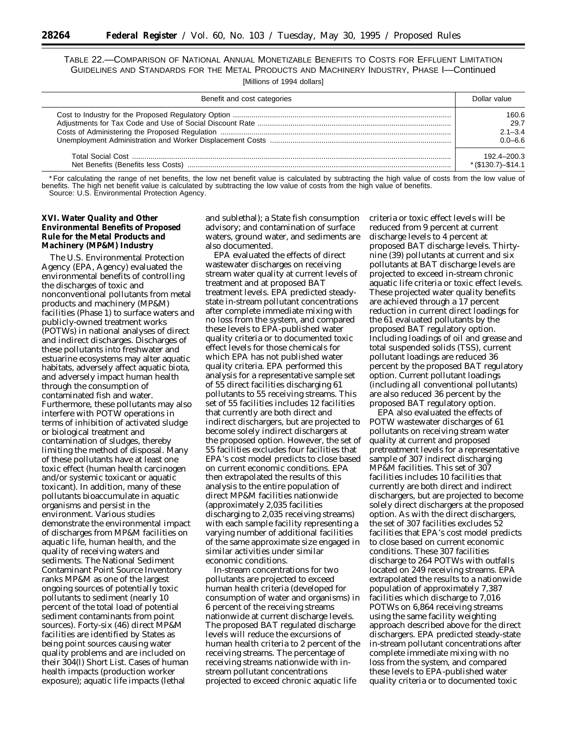TABLE 22.—COMPARISON OF NATIONAL ANNUAL MONETIZABLE BENEFITS TO COSTS FOR EFFLUENT LIMITATION GUIDELINES AND STANDARDS FOR THE METAL PRODUCTS AND MACHINERY INDUSTRY, PHASE I—Continued

[Millions of 1994 dollars]

| Benefit and cost categories | Dollar value |
|---|---|
| Cost to Industry for the Proposed Regulatory Option | 160.6 |
| Adjustments for Tax Code and Use of Social Discount Rate | 29.7 |
| Costs of Administering the Proposed Regulation | 2.1–3.4 |
| Unemployment Administration and Worker Displacement Costs | 0.0–6.6 |
| Total Social Cost | 192.4–200.3 |
| Net Benefits (Benefits less Costs) | *($130.7)–$14.1 |

*For calculating the range of net benefits, the low net benefit value is calculated by subtracting the high value of costs from the low value of benefits. The high net benefit value is calculated by subtracting the low value of costs from the high value of benefits.

Source: U.S. Environmental Protection Agency.

## XVI. Water Quality and Other Environmental Benefits of Proposed Rule for the Metal Products and Machinery (MP&M) Industry

The U.S. Environmental Protection Agency (EPA, Agency) evaluated the environmental benefits of controlling the discharges of toxic and nonconventional pollutants from metal products and machinery (MP&M) facilities (Phase 1) to surface waters and publicly-owned treatment works (POTWs) in national analyses of direct and indirect discharges. Discharges of these pollutants into freshwater and estuarine ecosystems may alter aquatic habitats, adversely affect aquatic biota, and adversely impact human health through the consumption of contaminated fish and water. Furthermore, these pollutants may also interfere with POTW operations in terms of inhibition of activated sludge or biological treatment and contamination of sludges, thereby limiting the method of disposal. Many of these pollutants have at least one toxic effect (human health carcinogen and/or systemic toxicant or aquatic toxicant). In addition, many of these pollutants bioaccumulate in aquatic organisms and persist in the environment. Various studies demonstrate the environmental impact of discharges from MP&M facilities on aquatic life, human health, and the quality of receiving waters and sediments. The National Sediment Contaminant Point Source Inventory ranks MP&M as one of the largest ongoing sources of potentially toxic pollutants to sediment (nearly 10 percent of the total load of potential sediment contaminants from point sources). Forty-six (46) direct MP&M facilities are identified by States as being point sources causing water quality problems and are included on their 304(l) Short List. Cases of human health impacts (production worker exposure); aquatic life impacts (lethal and sublethal); a State fish consumption advisory; and contamination of surface waters, ground water, and sediments are also documented.

EPA evaluated the effects of direct wastewater discharges on receiving stream water quality at current levels of treatment and at proposed BAT treatment levels. EPA predicted steady-state in-stream pollutant concentrations after complete immediate mixing with no loss from the system, and compared these levels to EPA-published water quality criteria or to documented toxic effect levels for those chemicals for which EPA has not published water quality criteria. EPA performed this analysis for a representative sample set of 55 direct facilities discharging 61 pollutants to 55 receiving streams. This set of 55 facilities includes 12 facilities that currently are both direct and indirect dischargers, but are projected to become solely indirect dischargers at the proposed option. However, the set of 55 facilities excludes four facilities that EPA's cost model predicts to close based on current economic conditions. EPA then extrapolated the results of this analysis to the entire population of direct MP&M facilities nationwide (approximately 2,035 facilities discharging to 2,035 receiving streams) with each sample facility representing a varying number of additional facilities of the same approximate size engaged in similar activities under similar economic conditions.

In-stream concentrations for two pollutants are projected to exceed human health criteria (developed for consumption of water and organisms) in 6 percent of the receiving streams nationwide at current discharge levels. The proposed BAT regulated discharge levels will reduce the excursions of human health criteria to 2 percent of the receiving streams. The percentage of receiving streams nationwide with in-stream pollutant concentrations projected to exceed chronic aquatic life criteria or toxic effect levels will be reduced from 9 percent at current discharge levels to 4 percent at proposed BAT discharge levels. Thirty-nine (39) pollutants at current and six pollutants at BAT discharge levels are projected to exceed in-stream chronic aquatic life criteria or toxic effect levels. These projected water quality benefits are achieved through a 17 percent reduction in current direct loadings for the 61 evaluated pollutants by the proposed BAT regulatory option. Including loadings of oil and grease and total suspended solids (TSS), current pollutant loadings are reduced 36 percent by the proposed BAT regulatory option. Current pollutant loadings (including all conventional pollutants) are also reduced 36 percent by the proposed BAT regulatory option.

EPA also evaluated the effects of POTW wastewater discharges of 61 pollutants on receiving stream water quality at current and proposed pretreatment levels for a representative sample of 307 indirect discharging MP&M facilities. This set of 307 facilities includes 10 facilities that currently are both direct and indirect dischargers, but are projected to become solely direct dischargers at the proposed option. As with the direct dischargers, the set of 307 facilities excludes 52 facilities that EPA's cost model predicts to close based on current economic conditions. These 307 facilities discharge to 264 POTWs with outfalls located on 249 receiving streams. EPA extrapolated the results to a nationwide population of approximately 7,387 facilities which discharge to 7,016 POTWs on 6,864 receiving streams using the same facility weighting approach described above for the direct dischargers. EPA predicted steady-state in-stream pollutant concentrations after complete immediate mixing with no loss from the system, and compared these levels to EPA-published water quality criteria or to documented toxic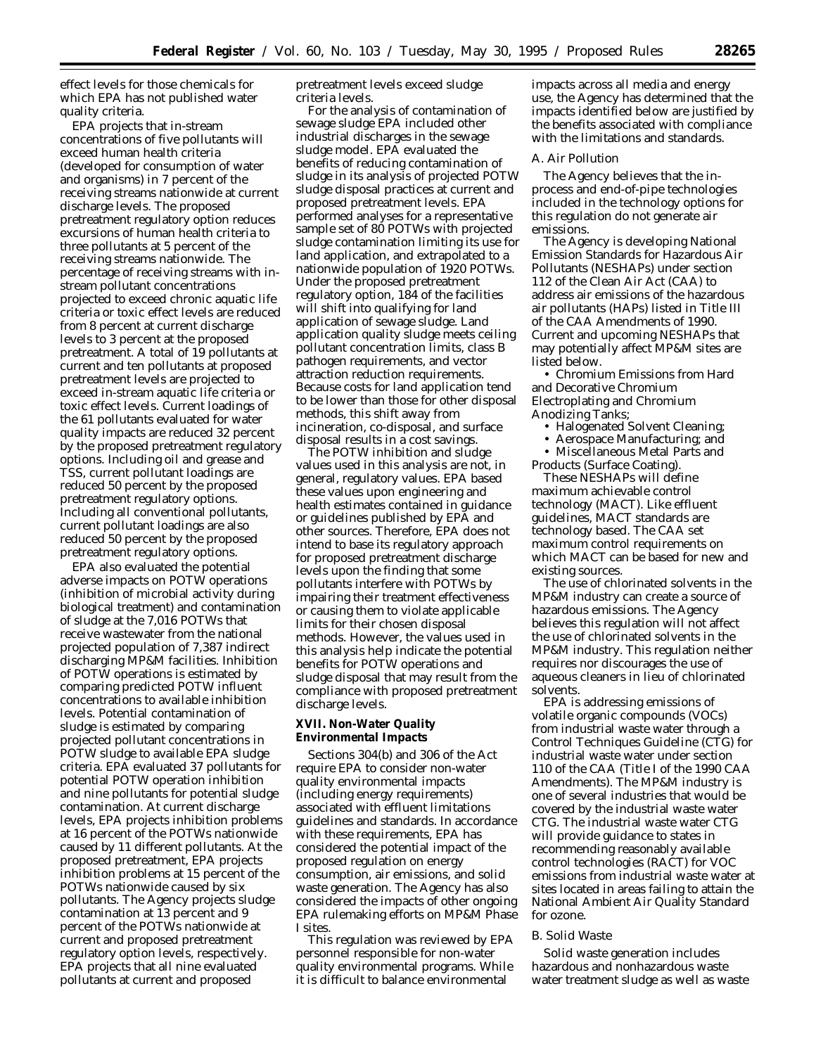effect levels for those chemicals for which EPA has not published water quality criteria.

EPA projects that in-stream concentrations of five pollutants will exceed human health criteria (developed for consumption of water and organisms) in 7 percent of the receiving streams nationwide at current discharge levels. The proposed pretreatment regulatory option reduces excursions of human health criteria to three pollutants at 5 percent of the receiving streams nationwide. The percentage of receiving streams with in-stream pollutant concentrations projected to exceed chronic aquatic life criteria or toxic effect levels are reduced from 8 percent at current discharge levels to 3 percent at the proposed pretreatment. A total of 19 pollutants at current and ten pollutants at proposed pretreatment levels are projected to exceed in-stream aquatic life criteria or toxic effect levels. Current loadings of the 61 pollutants evaluated for water quality impacts are reduced 32 percent by the proposed pretreatment regulatory options. Including oil and grease and TSS, current pollutant loadings are reduced 50 percent by the proposed pretreatment regulatory options. Including all conventional pollutants, current pollutant loadings are also reduced 50 percent by the proposed pretreatment regulatory options.

EPA also evaluated the potential adverse impacts on POTW operations (inhibition of microbial activity during biological treatment) and contamination of sludge at the 7,016 POTWs that receive wastewater from the national projected population of 7,387 indirect discharging MP&M facilities. Inhibition of POTW operations is estimated by comparing predicted POTW influent concentrations to available inhibition levels. Potential contamination of sludge is estimated by comparing projected pollutant concentrations in POTW sludge to available EPA sludge criteria. EPA evaluated 37 pollutants for potential POTW operation inhibition and nine pollutants for potential sludge contamination. At current discharge levels, EPA projects inhibition problems at 16 percent of the POTWs nationwide caused by 11 different pollutants. At the proposed pretreatment, EPA projects inhibition problems at 15 percent of the POTWs nationwide caused by six pollutants. The Agency projects sludge contamination at 13 percent and 9 percent of the POTWs nationwide at current and proposed pretreatment regulatory option levels, respectively. EPA projects that all nine evaluated pollutants at current and proposed pretreatment levels exceed sludge criteria levels.

For the analysis of contamination of sewage sludge EPA included other industrial discharges in the sewage sludge model. EPA evaluated the benefits of reducing contamination of sludge in its analysis of projected POTW sludge disposal practices at current and proposed pretreatment levels. EPA performed analyses for a representative sample set of 80 POTWs with projected sludge contamination limiting its use for land application, and extrapolated to a nationwide population of 1920 POTWs. Under the proposed pretreatment regulatory option, 184 of the facilities will shift into qualifying for land application of sewage sludge. Land application quality sludge meets ceiling pollutant concentration limits, class B pathogen requirements, and vector attraction reduction requirements. Because costs for land application tend to be lower than those for other disposal methods, this shift away from incineration, co-disposal, and surface disposal results in a cost savings.

The POTW inhibition and sludge values used in this analysis are not, in general, regulatory values. EPA based these values upon engineering and health estimates contained in guidance or guidelines published by EPA and other sources. Therefore, EPA does not intend to base its regulatory approach for proposed pretreatment discharge levels upon the finding that some pollutants interfere with POTWs by impairing their treatment effectiveness or causing them to violate applicable limits for their chosen disposal methods. However, the values used in this analysis help indicate the potential benefits for POTW operations and sludge disposal that may result from the compliance with proposed pretreatment discharge levels.

## XVII. Non-Water Quality Environmental Impacts

Sections 304(b) and 306 of the Act require EPA to consider non-water quality environmental impacts (including energy requirements) associated with effluent limitations guidelines and standards. In accordance with these requirements, EPA has considered the potential impact of the proposed regulation on energy consumption, air emissions, and solid waste generation. The Agency has also considered the impacts of other ongoing EPA rulemaking efforts on MP&M Phase I sites.

This regulation was reviewed by EPA personnel responsible for non-water quality environmental programs. While it is difficult to balance environmental impacts across all media and energy use, the Agency has determined that the impacts identified below are justified by the benefits associated with compliance with the limitations and standards.

### A. Air Pollution

The Agency believes that the in-process and end-of-pipe technologies included in the technology options for this regulation do not generate air emissions.

The Agency is developing National Emission Standards for Hazardous Air Pollutants (NESHAPs) under section 112 of the Clean Air Act (CAA) to address air emissions of the hazardous air pollutants (HAPs) listed in Title III of the CAA Amendments of 1990. Current and upcoming NESHAPs that may potentially affect MP&M sites are listed below.

- Chromium Emissions from Hard and Decorative Chromium Electroplating and Chromium Anodizing Tanks;
- Halogenated Solvent Cleaning;
- Aerospace Manufacturing; and
- Miscellaneous Metal Parts and Products (Surface Coating).

These NESHAPs will define maximum achievable control technology (MACT). Like effluent guidelines, MACT standards are technology based. The CAA set maximum control requirements on which MACT can be based for new and existing sources.

The use of chlorinated solvents in the MP&M industry can create a source of hazardous emissions. The Agency believes this regulation will not affect the use of chlorinated solvents in the MP&M industry. This regulation neither requires nor discourages the use of aqueous cleaners in lieu of chlorinated solvents.

EPA is addressing emissions of volatile organic compounds (VOCs) from industrial waste water through a Control Techniques Guideline (CTG) for industrial waste water under section 110 of the CAA (Title I of the 1990 CAA Amendments). The MP&M industry is one of several industries that would be covered by the industrial waste water CTG. The industrial waste water CTG will provide guidance to states in recommending reasonably available control technologies (RACT) for VOC emissions from industrial waste water at sites located in areas failing to attain the National Ambient Air Quality Standard for ozone.

### B. Solid Waste

Solid waste generation includes hazardous and nonhazardous waste water treatment sludge as well as waste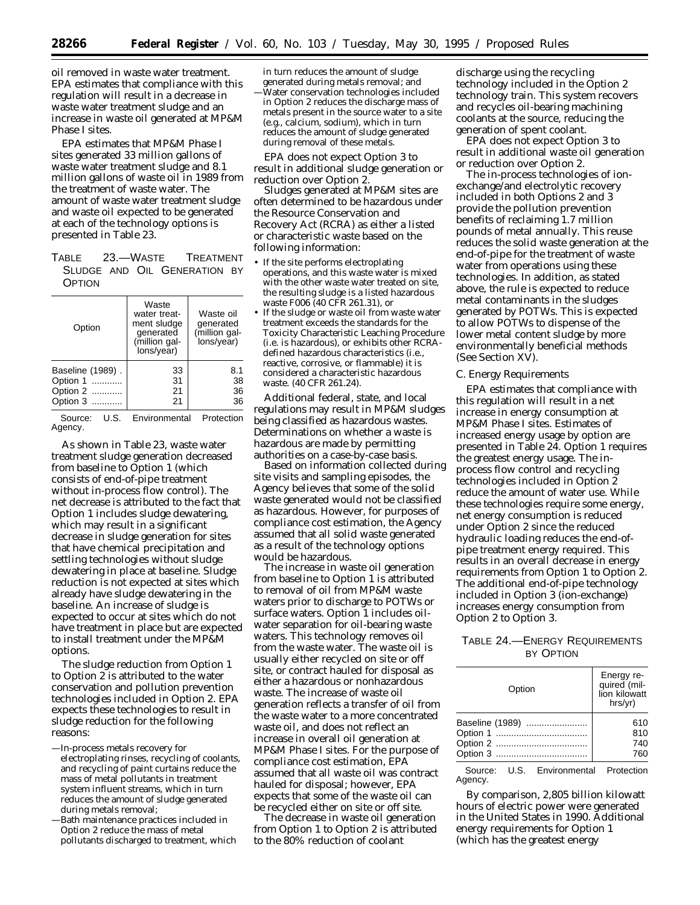oil removed in waste water treatment. EPA estimates that compliance with this regulation will result in a decrease in waste water treatment sludge and an increase in waste oil generated at MP&M Phase I sites.

EPA estimates that MP&M Phase I sites generated 33 million gallons of waste water treatment sludge and 8.1 million gallons of waste oil in 1989 from the treatment of waste water. The amount of waste water treatment sludge and waste oil expected to be generated at each of the technology options is presented in Table 23.

TABLE 23.—WASTE TREATMENT SLUDGE AND OIL GENERATION BY OPTION

| Option | Waste water treatment sludge generated (million gallons/year) | Waste oil generated (million gallons/year) |
|---|---|---|
| Baseline (1989) | 33 | 8.1 |
| Option 1 | 31 | 38 |
| Option 2 | 21 | 36 |
| Option 3 | 21 | 36 |

Source: U.S. Environmental Protection Agency.

As shown in Table 23, waste water treatment sludge generation decreased from baseline to Option 1 (which consists of end-of-pipe treatment without in-process flow control). The net decrease is attributed to the fact that Option 1 includes sludge dewatering, which may result in a significant decrease in sludge generation for sites that have chemical precipitation and settling technologies without sludge dewatering in place at baseline. Sludge reduction is not expected at sites which already have sludge dewatering in the baseline. An increase of sludge is expected to occur at sites which do not have treatment in place but are expected to install treatment under the MP&M options.

The sludge reduction from Option 1 to Option 2 is attributed to the water conservation and pollution prevention technologies included in Option 2. EPA expects these technologies to result in sludge reduction for the following reasons:

—In-process metals recovery for electroplating rinses, recycling of coolants, and recycling of paint curtains reduce the mass of metal pollutants in treatment system influent streams, which in turn reduces the amount of sludge generated during metals removal;

—Bath maintenance practices included in Option 2 reduce the mass of metal pollutants discharged to treatment, which in turn reduces the amount of sludge generated during metals removal; and

—Water conservation technologies included in Option 2 reduces the discharge mass of metals present in the source water to a site (e.g., calcium, sodium), which in turn reduces the amount of sludge generated during removal of these metals.

EPA does not expect Option 3 to result in additional sludge generation or reduction over Option 2.

Sludges generated at MP&M sites are often determined to be hazardous under the Resource Conservation and Recovery Act (RCRA) as either a listed or characteristic waste based on the following information:

- If the site performs electroplating operations, and this waste water is mixed with the other waste water treated on site, the resulting sludge is a listed hazardous waste F006 (40 CFR 261.31), or
- If the sludge or waste oil from waste water treatment exceeds the standards for the Toxicity Characteristic Leaching Procedure (i.e. is hazardous), or exhibits other RCRA-defined hazardous characteristics (i.e., reactive, corrosive, or flammable) it is considered a characteristic hazardous waste. (40 CFR 261.24).

Additional federal, state, and local regulations may result in MP&M sludges being classified as hazardous wastes. Determinations on whether a waste is hazardous are made by permitting authorities on a case-by-case basis.

Based on information collected during site visits and sampling episodes, the Agency believes that some of the solid waste generated would not be classified as hazardous. However, for purposes of compliance cost estimation, the Agency assumed that all solid waste generated as a result of the technology options would be hazardous.

The increase in waste oil generation from baseline to Option 1 is attributed to removal of oil from MP&M waste waters prior to discharge to POTWs or surface waters. Option 1 includes oil-water separation for oil-bearing waste waters. This technology removes oil from the waste water. The waste oil is usually either recycled on site or off site, or contract hauled for disposal as either a hazardous or nonhazardous waste. The increase of waste oil generation reflects a transfer of oil from the waste water to a more concentrated waste oil, and does not reflect an increase in overall oil generation at MP&M Phase I sites. For the purpose of compliance cost estimation, EPA assumed that all waste oil was contract hauled for disposal; however, EPA expects that some of the waste oil can be recycled either on site or off site.

The decrease in waste oil generation from Option 1 to Option 2 is attributed to the 80% reduction of coolant discharge using the recycling technology included in the Option 2 technology train. This system recovers and recycles oil-bearing machining coolants at the source, reducing the generation of spent coolant.

EPA does not expect Option 3 to result in additional waste oil generation or reduction over Option 2.

The in-process technologies of ion-exchange/and electrolytic recovery included in both Options 2 and 3 provide the pollution prevention benefits of reclaiming 1.7 million pounds of metal annually. This reuse reduces the solid waste generation at the end-of-pipe for the treatment of waste water from operations using these technologies. In addition, as stated above, the rule is expected to reduce metal contaminants in the sludges generated by POTWs. This is expected to allow POTWs to dispense of the lower metal content sludge by more environmentally beneficial methods (See Section XV).

*C. Energy Requirements*

EPA estimates that compliance with this regulation will result in a net increase in energy consumption at MP&M Phase I sites. Estimates of increased energy usage by option are presented in Table 24. Option 1 requires the greatest energy usage. The in-process flow control and recycling technologies included in Option 2 reduce the amount of water use. While these technologies require some energy, net energy consumption is reduced under Option 2 since the reduced hydraulic loading reduces the end-of-pipe treatment energy required. This results in an overall decrease in energy requirements from Option 1 to Option 2. The additional end-of-pipe technology included in Option 3 (ion-exchange) increases energy consumption from Option 2 to Option 3.

TABLE 24.—ENERGY REQUIREMENTS BY OPTION

| Option | Energy required (million kilowatt hrs/yr) |
|---|---|
| Baseline (1989) | 610 |
| Option 1 | 810 |
| Option 2 | 740 |
| Option 3 | 760 |

Source: U.S. Environmental Protection Agency.

By comparison, 2,805 billion kilowatt hours of electric power were generated in the United States in 1990. Additional energy requirements for Option 1 (which has the greatest energy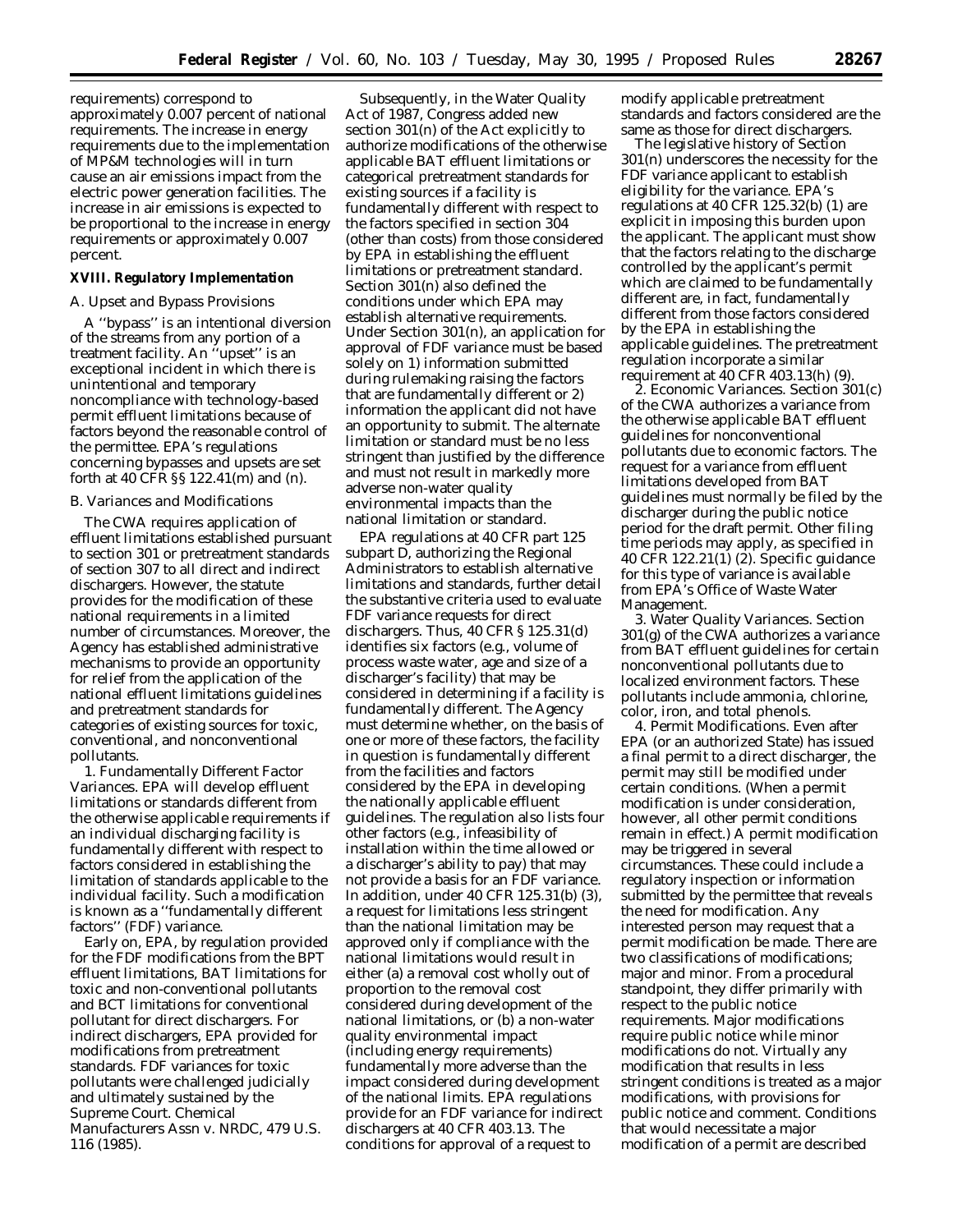requirements) correspond to approximately 0.007 percent of national requirements. The increase in energy requirements due to the implementation of MP&M technologies will in turn cause an air emissions impact from the electric power generation facilities. The increase in air emissions is expected to be proportional to the increase in energy requirements or approximately 0.007 percent.

## XVIII. Regulatory Implementation

### A. Upset and Bypass Provisions

A ''bypass'' is an intentional diversion of the streams from any portion of a treatment facility. An ''upset'' is an exceptional incident in which there is unintentional and temporary noncompliance with technology-based permit effluent limitations because of factors beyond the reasonable control of the permittee. EPA's regulations concerning bypasses and upsets are set forth at 40 CFR §§ 122.41(m) and (n).

### B. Variances and Modifications

The CWA requires application of effluent limitations established pursuant to section 301 or pretreatment standards of section 307 to all direct and indirect dischargers. However, the statute provides for the modification of these national requirements in a limited number of circumstances. Moreover, the Agency has established administrative mechanisms to provide an opportunity for relief from the application of the national effluent limitations guidelines and pretreatment standards for categories of existing sources for toxic, conventional, and nonconventional pollutants.

1. *Fundamentally Different Factor Variances.* EPA will develop effluent limitations or standards different from the otherwise applicable requirements if an individual discharging facility is fundamentally different with respect to factors considered in establishing the limitation of standards applicable to the individual facility. Such a modification is known as a ''fundamentally different factors'' (FDF) variance.

Early on, EPA, by regulation provided for the FDF modifications from the BPT effluent limitations, BAT limitations for toxic and non-conventional pollutants and BCT limitations for conventional pollutant for direct dischargers. For indirect dischargers, EPA provided for modifications from pretreatment standards. FDF variances for toxic pollutants were challenged judicially and ultimately sustained by the Supreme Court. *Chemical Manufacturers Assn* v. *NRDC,* 479 U.S. 116 (1985).

Subsequently, in the Water Quality Act of 1987, Congress added new section 301(n) of the Act explicitly to authorize modifications of the otherwise applicable BAT effluent limitations or categorical pretreatment standards for existing sources if a facility is fundamentally different with respect to the factors specified in section 304 (other than costs) from those considered by EPA in establishing the effluent limitations or pretreatment standard. Section 301(n) also defined the conditions under which EPA may establish alternative requirements. Under Section 301(n), an application for approval of FDF variance must be based solely on 1) information submitted during rulemaking raising the factors that are fundamentally different or 2) information the applicant did not have an opportunity to submit. The alternate limitation or standard must be no less stringent than justified by the difference and must not result in markedly more adverse non-water quality environmental impacts than the national limitation or standard.

EPA regulations at 40 CFR part 125 subpart D, authorizing the Regional Administrators to establish alternative limitations and standards, further detail the substantive criteria used to evaluate FDF variance requests for direct dischargers. Thus, 40 CFR § 125.31(d) identifies six factors (e.g., volume of process waste water, age and size of a discharger's facility) that may be considered in determining if a facility is fundamentally different. The Agency must determine whether, on the basis of one or more of these factors, the facility in question is fundamentally different from the facilities and factors considered by the EPA in developing the nationally applicable effluent guidelines. The regulation also lists four other factors (e.g., infeasibility of installation within the time allowed or a discharger's ability to pay) that may not provide a basis for an FDF variance. In addition, under 40 CFR 125.31(b) (3), a request for limitations less stringent than the national limitation may be approved only if compliance with the national limitations would result in either (a) a removal cost wholly out of proportion to the removal cost considered during development of the national limitations, or (b) a non-water quality environmental impact (including energy requirements) fundamentally more adverse than the impact considered during development of the national limits. EPA regulations provide for an FDF variance for indirect dischargers at 40 CFR 403.13. The conditions for approval of a request to modify applicable pretreatment standards and factors considered are the same as those for direct dischargers.

The legislative history of Section 301(n) underscores the necessity for the FDF variance applicant to establish eligibility for the variance. EPA's regulations at 40 CFR 125.32(b) (1) are explicit in imposing this burden upon the applicant. The applicant must show that the factors relating to the discharge controlled by the applicant's permit which are claimed to be fundamentally different are, in fact, fundamentally different from those factors considered by the EPA in establishing the applicable guidelines. The pretreatment regulation incorporate a similar requirement at 40 CFR 403.13(h) (9).

2. *Economic Variances.* Section 301(c) of the CWA authorizes a variance from the otherwise applicable BAT effluent guidelines for nonconventional pollutants due to economic factors. The request for a variance from effluent limitations developed from BAT guidelines must normally be filed by the discharger during the public notice period for the draft permit. Other filing time periods may apply, as specified in 40 CFR 122.21(1) (2). Specific guidance for this type of variance is available from EPA's Office of Waste Water Management.

3. *Water Quality Variances.* Section 301(g) of the CWA authorizes a variance from BAT effluent guidelines for certain nonconventional pollutants due to localized environment factors. These pollutants include ammonia, chlorine, color, iron, and total phenols.

4. *Permit Modifications.* Even after EPA (or an authorized State) has issued a final permit to a direct discharger, the permit may still be modified under certain conditions. (When a permit modification is under consideration, however, all other permit conditions remain in effect.) A permit modification may be triggered in several circumstances. These could include a regulatory inspection or information submitted by the permittee that reveals the need for modification. Any interested person may request that a permit modification be made. There are two classifications of modifications; major and minor. From a procedural standpoint, they differ primarily with respect to the public notice requirements. Major modifications require public notice while minor modifications do not. Virtually any modification that results in less stringent conditions is treated as a major modifications, with provisions for public notice and comment. Conditions that would necessitate a major modification of a permit are described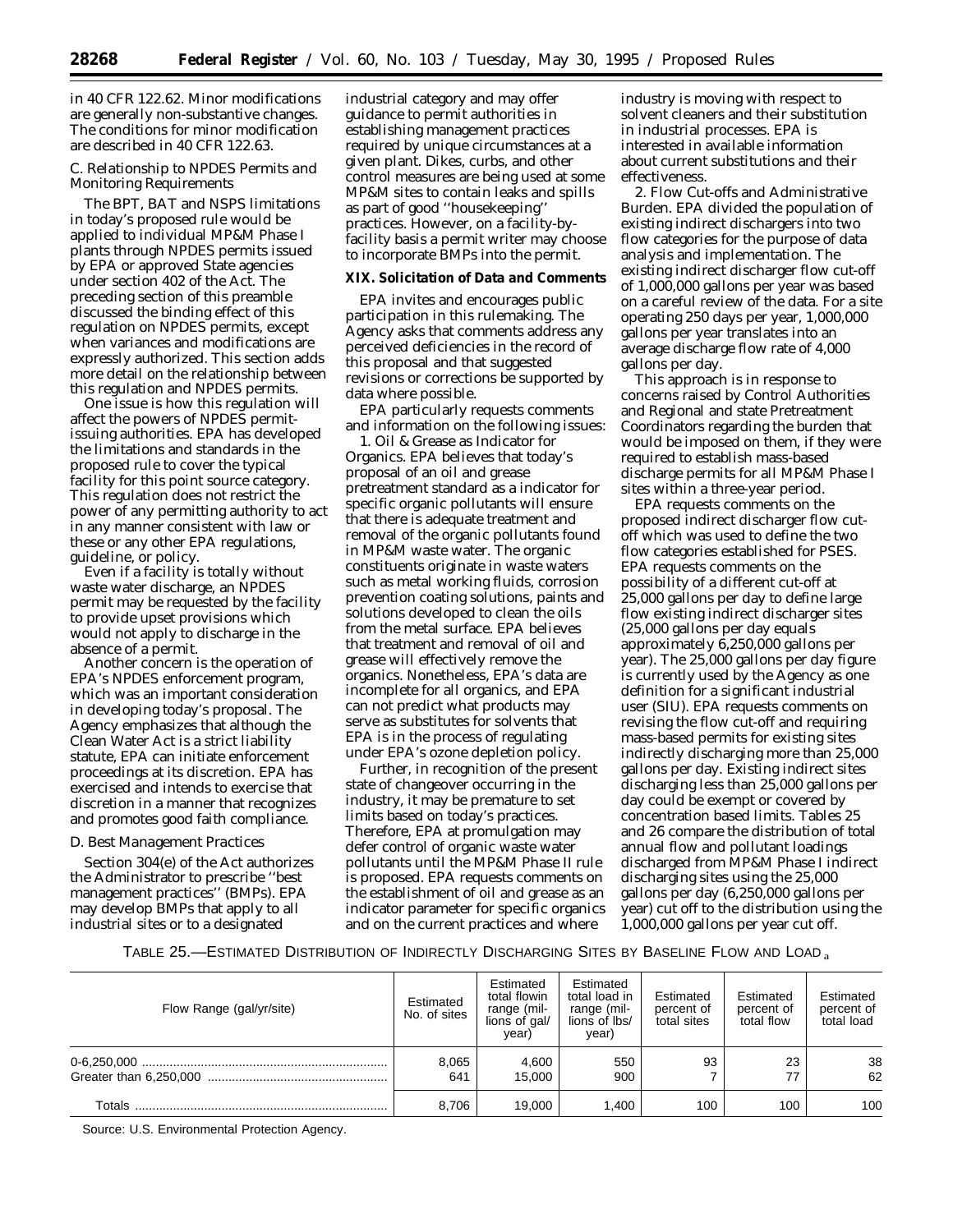in 40 CFR 122.62. Minor modifications are generally non-substantive changes. The conditions for minor modification are described in 40 CFR 122.63.

### C. Relationship to NPDES Permits and Monitoring Requirements

The BPT, BAT and NSPS limitations in today's proposed rule would be applied to individual MP&M Phase I plants through NPDES permits issued by EPA or approved State agencies under section 402 of the Act. The preceding section of this preamble discussed the binding effect of this regulation on NPDES permits, except when variances and modifications are expressly authorized. This section adds more detail on the relationship between this regulation and NPDES permits.

One issue is how this regulation will affect the powers of NPDES permit-issuing authorities. EPA has developed the limitations and standards in the proposed rule to cover the typical facility for this point source category. This regulation does not restrict the power of any permitting authority to act in any manner consistent with law or these or any other EPA regulations, guideline, or policy.

Even if a facility is totally without waste water discharge, an NPDES permit may be requested by the facility to provide upset provisions which would not apply to discharge in the absence of a permit.

Another concern is the operation of EPA's NPDES enforcement program, which was an important consideration in developing today's proposal. The Agency emphasizes that although the Clean Water Act is a strict liability statute, EPA can initiate enforcement proceedings at its discretion. EPA has exercised and intends to exercise that discretion in a manner that recognizes and promotes good faith compliance.

### D. Best Management Practices

Section 304(e) of the Act authorizes the Administrator to prescribe ''best management practices'' (BMPs). EPA may develop BMPs that apply to all industrial sites or to a designated industrial category and may offer guidance to permit authorities in establishing management practices required by unique circumstances at a given plant. Dikes, curbs, and other control measures are being used at some MP&M sites to contain leaks and spills as part of good ''housekeeping'' practices. However, on a facility-by-facility basis a permit writer may choose to incorporate BMPs into the permit.

## XIX. Solicitation of Data and Comments

EPA invites and encourages public participation in this rulemaking. The Agency asks that comments address any perceived deficiencies in the record of this proposal and that suggested revisions or corrections be supported by data where possible.

EPA particularly requests comments and information on the following issues:

1. Oil & Grease as Indicator for Organics. EPA believes that today's proposal of an oil and grease pretreatment standard as a indicator for specific organic pollutants will ensure that there is adequate treatment and removal of the organic pollutants found in MP&M waste water. The organic constituents originate in waste waters such as metal working fluids, corrosion prevention coating solutions, paints and solutions developed to clean the oils from the metal surface. EPA believes that treatment and removal of oil and grease will effectively remove the organics. Nonetheless, EPA's data are incomplete for all organics, and EPA can not predict what products may serve as substitutes for solvents that EPA is in the process of regulating under EPA's ozone depletion policy.

Further, in recognition of the present state of changeover occurring in the industry, it may be premature to set limits based on today's practices. Therefore, EPA at promulgation may defer control of organic waste water pollutants until the MP&M Phase II rule is proposed. EPA requests comments on the establishment of oil and grease as an indicator parameter for specific organics and on the current practices and where industry is moving with respect to solvent cleaners and their substitution in industrial processes. EPA is interested in available information about current substitutions and their effectiveness.

2. Flow Cut-offs and Administrative Burden. EPA divided the population of existing indirect dischargers into two flow categories for the purpose of data analysis and implementation. The existing indirect discharger flow cut-off of 1,000,000 gallons per year was based on a careful review of the data. For a site operating 250 days per year, 1,000,000 gallons per year translates into an average discharge flow rate of 4,000 gallons per day.

This approach is in response to concerns raised by Control Authorities and Regional and state Pretreatment Coordinators regarding the burden that would be imposed on them, if they were required to establish mass-based discharge permits for all MP&M Phase I sites within a three-year period.

EPA requests comments on the proposed indirect discharger flow cut-off which was used to define the two flow categories established for PSES. EPA requests comments on the possibility of a different cut-off at 25,000 gallons per day to define large flow existing indirect discharger sites (25,000 gallons per day equals approximately 6,250,000 gallons per year). The 25,000 gallons per day figure is currently used by the Agency as one definition for a significant industrial user (SIU). EPA requests comments on revising the flow cut-off and requiring mass-based permits for existing sites indirectly discharging more than 25,000 gallons per day. Existing indirect sites discharging less than 25,000 gallons per day could be exempt or covered by concentration based limits. Tables 25 and 26 compare the distribution of total annual flow and pollutant loadings discharged from MP&M Phase I indirect discharging sites using the 25,000 gallons per day (6,250,000 gallons per year) cut off to the distribution using the 1,000,000 gallons per year cut off.

TABLE 25.—ESTIMATED DISTRIBUTION OF INDIRECTLY DISCHARGING SITES BY BASELINE FLOW AND LOAD [a]

| Flow Range (gal/yr/site) | Estimated No. of sites | Estimated total flowin range (millions of gal/year) | Estimated total load in range (millions of lbs/year) | Estimated percent of total sites | Estimated percent of total flow | Estimated percent of total load |
|---|---|---|---|---|---|---|
| 0-6,250,000 | 8,065 | 4,600 | 550 | 93 | 23 | 38 |
| Greater than 6,250,000 | 641 | 15,000 | 900 | 7 | 77 | 62 |
| Totals | 8,706 | 19,000 | 1,400 | 100 | 100 | 100 |

Source: U.S. Environmental Protection Agency.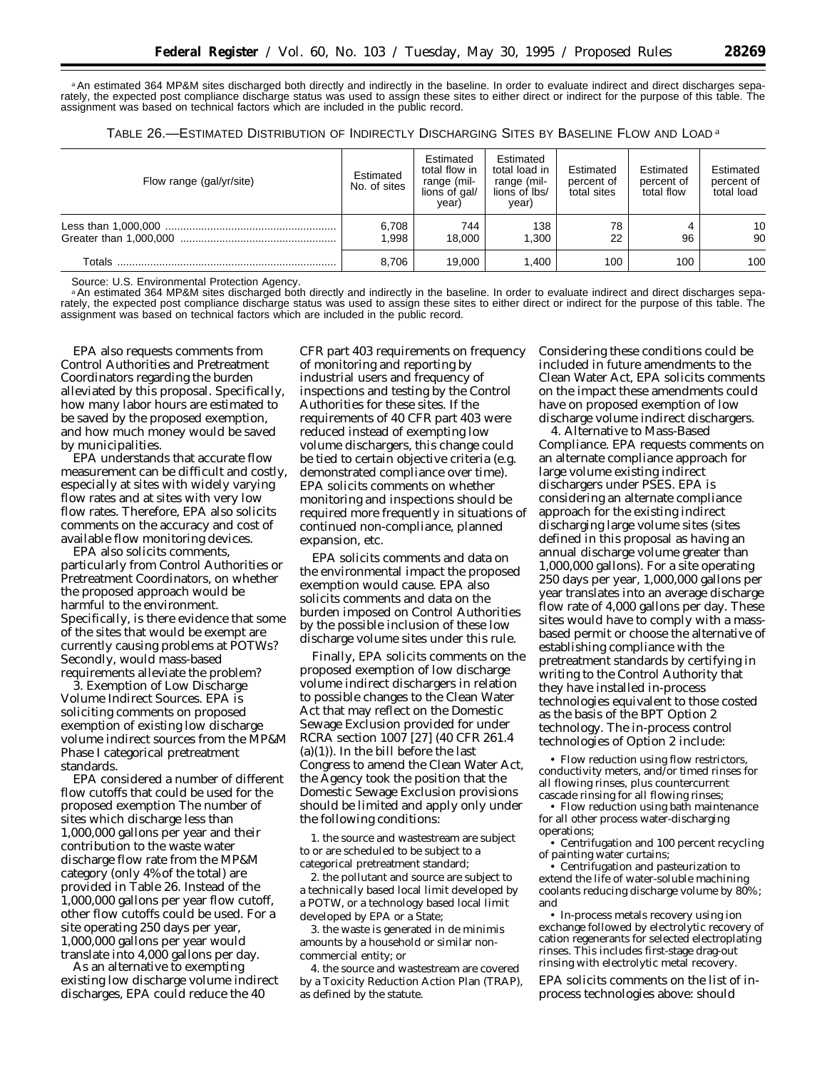[a] An estimated 364 MP&M sites discharged both directly and indirectly in the baseline. In order to evaluate indirect and direct discharges separately, the expected post compliance discharge status was used to assign these sites to either direct or indirect for the purpose of this table. The assignment was based on technical factors which are included in the public record.

TABLE 26.—ESTIMATED DISTRIBUTION OF INDIRECTLY DISCHARGING SITES BY BASELINE FLOW AND LOAD [a]

| Flow range (gal/yr/site) | Estimated No. of sites | Estimated total flow in range (millions of gal/year) | Estimated total load in range (millions of lbs/year) | Estimated percent of total sites | Estimated percent of total flow | Estimated percent of total load |
|---|---|---|---|---|---|---|
| Less than 1,000,000 | 6,708 | 744 | 138 | 78 | 4 | 10 |
| Greater than 1,000,000 | 1,998 | 18,000 | 1,300 | 22 | 96 | 90 |
| Totals | 8,706 | 19,000 | 1,400 | 100 | 100 | 100 |

Source: U.S. Environmental Protection Agency.

[a] An estimated 364 MP&M sites discharged both directly and indirectly in the baseline. In order to evaluate indirect and direct discharges separately, the expected post compliance discharge status was used to assign these sites to either direct or indirect for the purpose of this table. The assignment was based on technical factors which are included in the public record.

EPA also requests comments from Control Authorities and Pretreatment Coordinators regarding the burden alleviated by this proposal. Specifically, how many labor hours are estimated to be saved by the proposed exemption, and how much money would be saved by municipalities.

EPA understands that accurate flow measurement can be difficult and costly, especially at sites with widely varying flow rates and at sites with very low flow rates. Therefore, EPA also solicits comments on the accuracy and cost of available flow monitoring devices.

EPA also solicits comments, particularly from Control Authorities or Pretreatment Coordinators, on whether the proposed approach would be harmful to the environment. Specifically, is there evidence that some of the sites that would be exempt are currently causing problems at POTWs? Secondly, would mass-based requirements alleviate the problem?

3. Exemption of Low Discharge Volume Indirect Sources. EPA is soliciting comments on proposed exemption of existing low discharge volume indirect sources from the MP&M Phase I categorical pretreatment standards.

EPA considered a number of different flow cutoffs that could be used for the proposed exemption The number of sites which discharge less than 1,000,000 gallons per year and their contribution to the waste water discharge flow rate from the MP&M category (only 4% of the total) are provided in Table 26. Instead of the 1,000,000 gallons per year flow cutoff, other flow cutoffs could be used. For a site operating 250 days per year, 1,000,000 gallons per year would translate into 4,000 gallons per day.

As an alternative to exempting existing low discharge volume indirect discharges, EPA could reduce the 40 CFR part 403 requirements on frequency of monitoring and reporting by industrial users and frequency of inspections and testing by the Control Authorities for these sites. If the requirements of 40 CFR part 403 were reduced instead of exempting low volume dischargers, this change could be tied to certain objective criteria (e.g. demonstrated compliance over time). EPA solicits comments on whether monitoring and inspections should be required more frequently in situations of continued non-compliance, planned expansion, etc.

EPA solicits comments and data on the environmental impact the proposed exemption would cause. EPA also solicits comments and data on the burden imposed on Control Authorities by the possible inclusion of these low discharge volume sites under this rule.

Finally, EPA solicits comments on the proposed exemption of low discharge volume indirect dischargers in relation to possible changes to the Clean Water Act that may reflect on the Domestic Sewage Exclusion provided for under RCRA section 1007 [27] (40 CFR 261.4 (a)(1)). In the bill before the last Congress to amend the Clean Water Act, the Agency took the position that the Domestic Sewage Exclusion provisions should be limited and apply only under the following conditions:

1. the source and wastestream are subject to or are scheduled to be subject to a categorical pretreatment standard;
2. the pollutant and source are subject to a technically based local limit developed by a POTW, or a technology based local limit developed by EPA or a State;
3. the waste is generated in de minimis amounts by a household or similar non-commercial entity; or
4. the source and wastestream are covered by a Toxicity Reduction Action Plan (TRAP), as defined by the statute.

Considering these conditions could be included in future amendments to the Clean Water Act, EPA solicits comments on the impact these amendments could have on proposed exemption of low discharge volume indirect dischargers.

4. Alternative to Mass-Based Compliance. EPA requests comments on an alternate compliance approach for large volume existing indirect dischargers under PSES. EPA is considering an alternate compliance approach for the existing indirect discharging large volume sites (sites defined in this proposal as having an annual discharge volume greater than 1,000,000 gallons). For a site operating 250 days per year, 1,000,000 gallons per year translates into an average discharge flow rate of 4,000 gallons per day. These sites would have to comply with a mass-based permit or choose the alternative of establishing compliance with the pretreatment standards by certifying in writing to the Control Authority that they have installed in-process technologies equivalent to those costed as the basis of the BPT Option 2 technology. The in-process control technologies of Option 2 include:

- Flow reduction using flow restrictors, conductivity meters, and/or timed rinses for all flowing rinses, plus countercurrent cascade rinsing for all flowing rinses;
- Flow reduction using bath maintenance for all other process water-discharging operations;
- Centrifugation and 100 percent recycling of painting water curtains;
- Centrifugation and pasteurization to extend the life of water-soluble machining coolants reducing discharge volume by 80%; and
- In-process metals recovery using ion exchange followed by electrolytic recovery of cation regenerants for selected electroplating rinses. This includes first-stage drag-out rinsing with electrolytic metal recovery.

EPA solicits comments on the list of in-process technologies above: should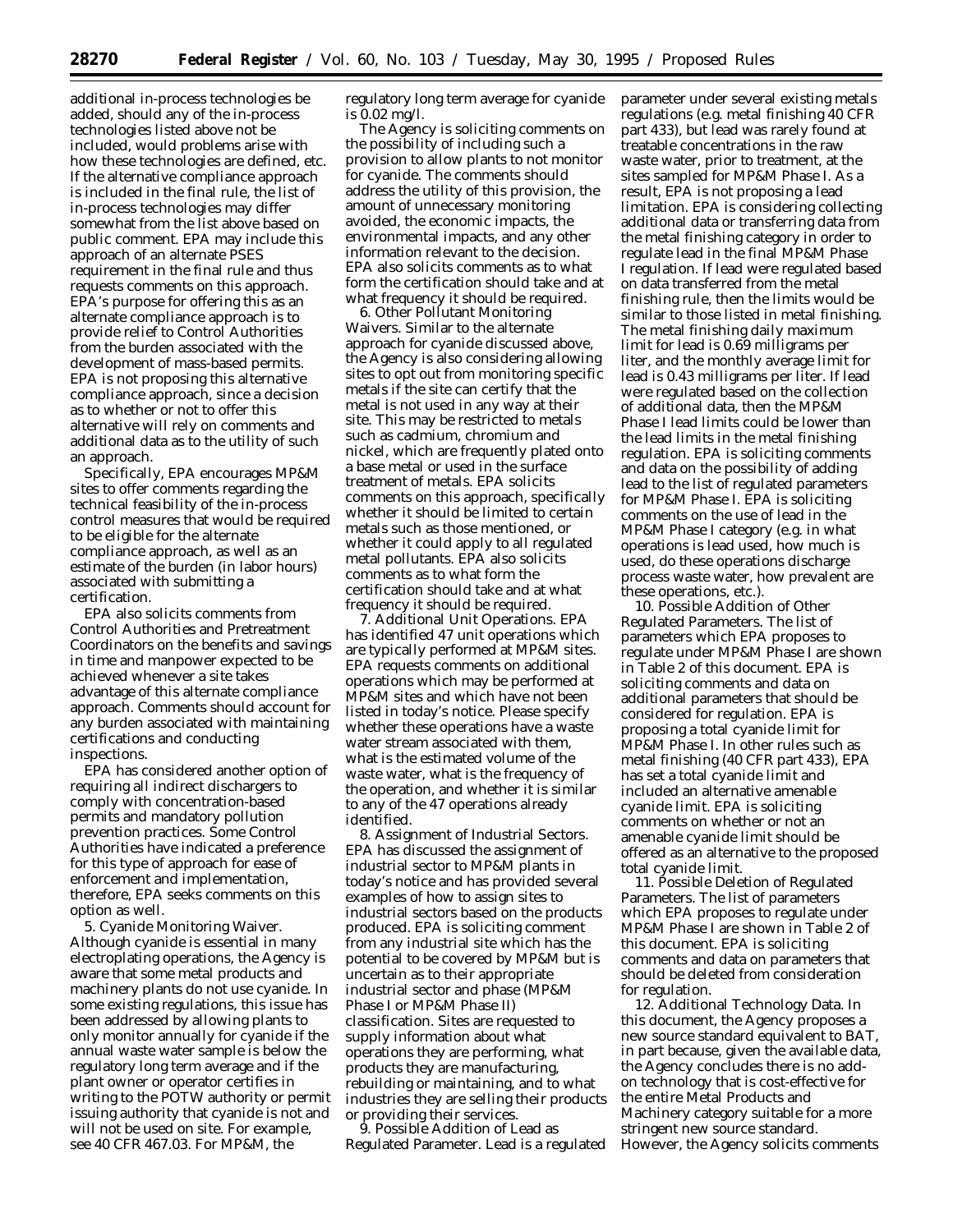additional in-process technologies be added, should any of the in-process technologies listed above not be included, would problems arise with how these technologies are defined, etc. If the alternative compliance approach is included in the final rule, the list of in-process technologies may differ somewhat from the list above based on public comment. EPA may include this approach of an alternate PSES requirement in the final rule and thus requests comments on this approach. EPA's purpose for offering this as an alternate compliance approach is to provide relief to Control Authorities from the burden associated with the development of mass-based permits. EPA is not proposing this alternative compliance approach, since a decision as to whether or not to offer this alternative will rely on comments and additional data as to the utility of such an approach.

Specifically, EPA encourages MP&M sites to offer comments regarding the technical feasibility of the in-process control measures that would be required to be eligible for the alternate compliance approach, as well as an estimate of the burden (in labor hours) associated with submitting a certification.

EPA also solicits comments from Control Authorities and Pretreatment Coordinators on the benefits and savings in time and manpower expected to be achieved whenever a site takes advantage of this alternate compliance approach. Comments should account for any burden associated with maintaining certifications and conducting inspections.

EPA has considered another option of requiring all indirect dischargers to comply with concentration-based permits and mandatory pollution prevention practices. Some Control Authorities have indicated a preference for this type of approach for ease of enforcement and implementation, therefore, EPA seeks comments on this option as well.

5. *Cyanide Monitoring Waiver.* Although cyanide is essential in many electroplating operations, the Agency is aware that some metal products and machinery plants do not use cyanide. In some existing regulations, this issue has been addressed by allowing plants to only monitor annually for cyanide if the annual waste water sample is below the regulatory long term average and if the plant owner or operator certifies in writing to the POTW authority or permit issuing authority that cyanide is not and will not be used on site. For example, see 40 CFR 467.03. For MP&M, the regulatory long term average for cyanide is 0.02 mg/l.

The Agency is soliciting comments on the possibility of including such a provision to allow plants to not monitor for cyanide. The comments should address the utility of this provision, the amount of unnecessary monitoring avoided, the economic impacts, the environmental impacts, and any other information relevant to the decision. EPA also solicits comments as to what form the certification should take and at what frequency it should be required.

6. *Other Pollutant Monitoring Waivers.* Similar to the alternate approach for cyanide discussed above, the Agency is also considering allowing sites to opt out from monitoring specific metals if the site can certify that the metal is not used in any way at their site. This may be restricted to metals such as cadmium, chromium and nickel, which are frequently plated onto a base metal or used in the surface treatment of metals. EPA solicits comments on this approach, specifically whether it should be limited to certain metals such as those mentioned, or whether it could apply to all regulated metal pollutants. EPA also solicits comments as to what form the certification should take and at what frequency it should be required.

7. *Additional Unit Operations.* EPA has identified 47 unit operations which are typically performed at MP&M sites. EPA requests comments on additional operations which may be performed at MP&M sites and which have not been listed in today's notice. Please specify whether these operations have a waste water stream associated with them, what is the estimated volume of the waste water, what is the frequency of the operation, and whether it is similar to any of the 47 operations already identified.

8. *Assignment of Industrial Sectors.* EPA has discussed the assignment of industrial sector to MP&M plants in today's notice and has provided several examples of how to assign sites to industrial sectors based on the products produced. EPA is soliciting comment from any industrial site which has the potential to be covered by MP&M but is uncertain as to their appropriate industrial sector and phase (MP&M Phase I or MP&M Phase II) classification. Sites are requested to supply information about what operations they are performing, what products they are manufacturing, rebuilding or maintaining, and to what industries they are selling their products or providing their services.

9. *Possible Addition of Lead as Regulated Parameter.* Lead is a regulated parameter under several existing metals regulations (e.g. metal finishing 40 CFR part 433), but lead was rarely found at treatable concentrations in the raw waste water, prior to treatment, at the sites sampled for MP&M Phase I. As a result, EPA is not proposing a lead limitation. EPA is considering collecting additional data or transferring data from the metal finishing category in order to regulate lead in the final MP&M Phase I regulation. If lead were regulated based on data transferred from the metal finishing rule, then the limits would be similar to those listed in metal finishing. The metal finishing daily maximum limit for lead is 0.69 milligrams per liter, and the monthly average limit for lead is 0.43 milligrams per liter. If lead were regulated based on the collection of additional data, then the MP&M Phase I lead limits could be lower than the lead limits in the metal finishing regulation. EPA is soliciting comments and data on the possibility of adding lead to the list of regulated parameters for MP&M Phase I. EPA is soliciting comments on the use of lead in the MP&M Phase I category (e.g. in what operations is lead used, how much is used, do these operations discharge process waste water, how prevalent are these operations, etc.).

10. *Possible Addition of Other Regulated Parameters.* The list of parameters which EPA proposes to regulate under MP&M Phase I are shown in Table 2 of this document. EPA is soliciting comments and data on additional parameters that should be considered for regulation. EPA is proposing a total cyanide limit for MP&M Phase I. In other rules such as metal finishing (40 CFR part 433), EPA has set a total cyanide limit and included an alternative amenable cyanide limit. EPA is soliciting comments on whether or not an amenable cyanide limit should be offered as an alternative to the proposed total cyanide limit.

11. *Possible Deletion of Regulated Parameters.* The list of parameters which EPA proposes to regulate under MP&M Phase I are shown in Table 2 of this document. EPA is soliciting comments and data on parameters that should be deleted from consideration for regulation.

12. *Additional Technology Data.* In this document, the Agency proposes a new source standard equivalent to BAT, in part because, given the available data, the Agency concludes there is no add-on technology that is cost-effective for the entire Metal Products and Machinery category suitable for a more stringent new source standard. However, the Agency solicits comments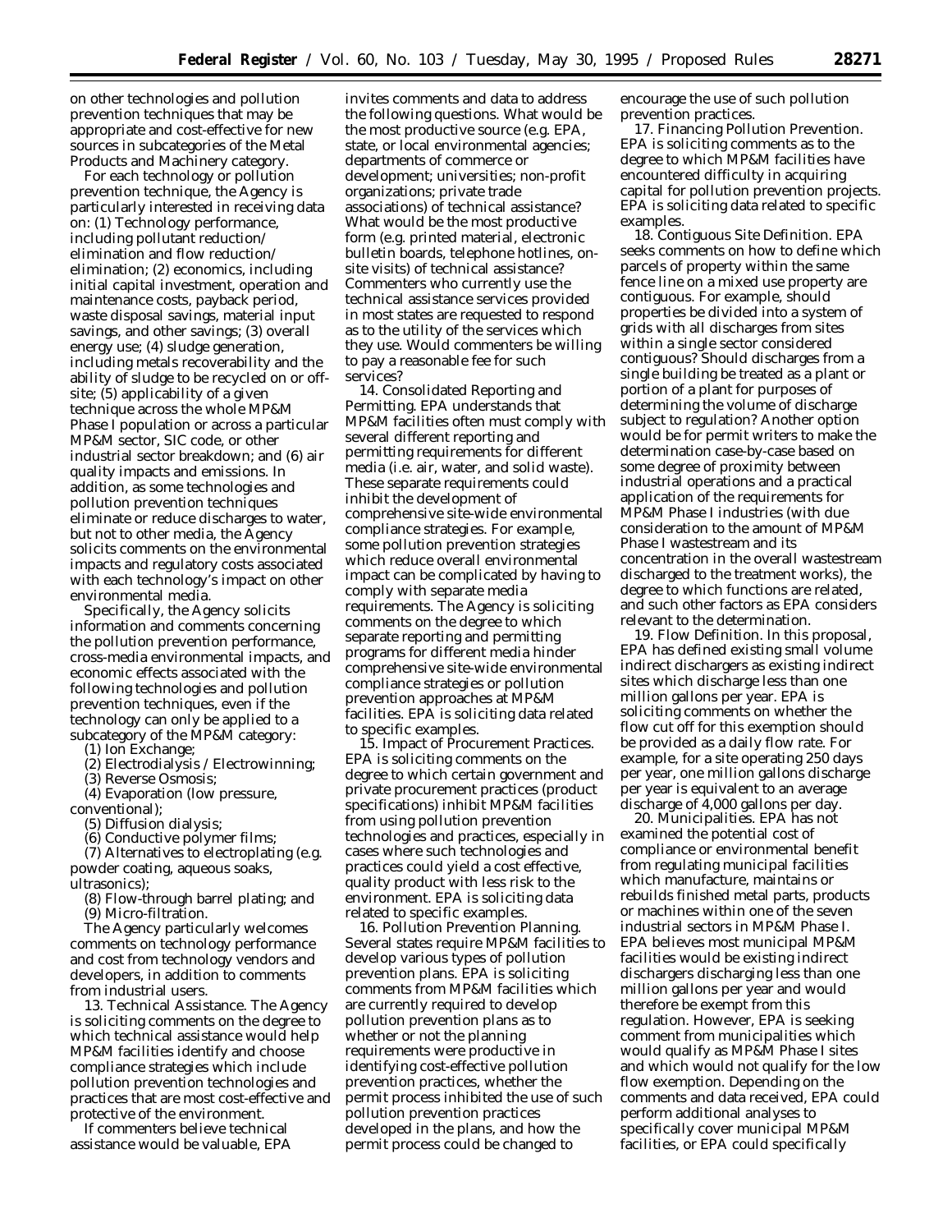on other technologies and pollution prevention techniques that may be appropriate and cost-effective for new sources in subcategories of the Metal Products and Machinery category.

For each technology or pollution prevention technique, the Agency is particularly interested in receiving data on: (1) Technology performance, including pollutant reduction/elimination and flow reduction/elimination; (2) economics, including initial capital investment, operation and maintenance costs, payback period, waste disposal savings, material input savings, and other savings; (3) overall energy use; (4) sludge generation, including metals recoverability and the ability of sludge to be recycled on or off-site; (5) applicability of a given technique across the whole MP&M Phase I population or across a particular MP&M sector, SIC code, or other industrial sector breakdown; and (6) air quality impacts and emissions. In addition, as some technologies and pollution prevention techniques eliminate or reduce discharges to water, but not to other media, the Agency solicits comments on the environmental impacts and regulatory costs associated with each technology's impact on other environmental media.

Specifically, the Agency solicits information and comments concerning the pollution prevention performance, cross-media environmental impacts, and economic effects associated with the following technologies and pollution prevention techniques, even if the technology can only be applied to a subcategory of the MP&M category:

(1) Ion Exchange;
(2) Electrodialysis / Electrowinning;
(3) Reverse Osmosis;
(4) Evaporation (low pressure, conventional);
(5) Diffusion dialysis;
(6) Conductive polymer films;
(7) Alternatives to electroplating (e.g. powder coating, aqueous soaks, ultrasonics);
(8) Flow-through barrel plating; and
(9) Micro-filtration.

The Agency particularly welcomes comments on technology performance and cost from technology vendors and developers, in addition to comments from industrial users.

13. *Technical Assistance.* The Agency is soliciting comments on the degree to which technical assistance would help MP&M facilities identify and choose compliance strategies which include pollution prevention technologies and practices that are most cost-effective and protective of the environment.

If commenters believe technical assistance would be valuable, EPA invites comments and data to address the following questions. What would be the most productive source (e.g. EPA, state, or local environmental agencies; departments of commerce or development; universities; non-profit organizations; private trade associations) of technical assistance? What would be the most productive form (e.g. printed material, electronic bulletin boards, telephone hotlines, on-site visits) of technical assistance? Commenters who currently use the technical assistance services provided in most states are requested to respond as to the utility of the services which they use. Would commenters be willing to pay a reasonable fee for such services?

14. *Consolidated Reporting and Permitting.* EPA understands that MP&M facilities often must comply with several different reporting and permitting requirements for different media (i.e. air, water, and solid waste). These separate requirements could inhibit the development of comprehensive site-wide environmental compliance strategies. For example, some pollution prevention strategies which reduce overall environmental impact can be complicated by having to comply with separate media requirements. The Agency is soliciting comments on the degree to which separate reporting and permitting programs for different media hinder comprehensive site-wide environmental compliance strategies or pollution prevention approaches at MP&M facilities. EPA is soliciting data related to specific examples.

15. *Impact of Procurement Practices.* EPA is soliciting comments on the degree to which certain government and private procurement practices (product specifications) inhibit MP&M facilities from using pollution prevention technologies and practices, especially in cases where such technologies and practices could yield a cost effective, quality product with less risk to the environment. EPA is soliciting data related to specific examples.

16. *Pollution Prevention Planning.* Several states require MP&M facilities to develop various types of pollution prevention plans. EPA is soliciting comments from MP&M facilities which are currently required to develop pollution prevention plans as to whether or not the planning requirements were productive in identifying cost-effective pollution prevention practices, whether the permit process inhibited the use of such pollution prevention practices developed in the plans, and how the permit process could be changed to encourage the use of such pollution prevention practices.

17. *Financing Pollution Prevention.* EPA is soliciting comments as to the degree to which MP&M facilities have encountered difficulty in acquiring capital for pollution prevention projects. EPA is soliciting data related to specific examples.

18. *Contiguous Site Definition.* EPA seeks comments on how to define which parcels of property within the same fence line on a mixed use property are contiguous. For example, should properties be divided into a system of grids with all discharges from sites within a single sector considered contiguous? Should discharges from a single building be treated as a plant or portion of a plant for purposes of determining the volume of discharge subject to regulation? Another option would be for permit writers to make the determination case-by-case based on some degree of proximity between industrial operations and a practical application of the requirements for MP&M Phase I industries (with due consideration to the amount of MP&M Phase I wastestream and its concentration in the overall wastestream discharged to the treatment works), the degree to which functions are related, and such other factors as EPA considers relevant to the determination.

19. *Flow Definition.* In this proposal, EPA has defined existing small volume indirect dischargers as existing indirect sites which discharge less than one million gallons per year. EPA is soliciting comments on whether the flow cut off for this exemption should be provided as a daily flow rate. For example, for a site operating 250 days per year, one million gallons discharge per year is equivalent to an average discharge of 4,000 gallons per day.

20. *Municipalities.* EPA has not examined the potential cost of compliance or environmental benefit from regulating municipal facilities which manufacture, maintains or rebuilds finished metal parts, products or machines within one of the seven industrial sectors in MP&M Phase I. EPA believes most municipal MP&M facilities would be existing indirect dischargers discharging less than one million gallons per year and would therefore be exempt from this regulation. However, EPA is seeking comment from municipalities which would qualify as MP&M Phase I sites and which would not qualify for the low flow exemption. Depending on the comments and data received, EPA could perform additional analyses to specifically cover municipal MP&M facilities, or EPA could specifically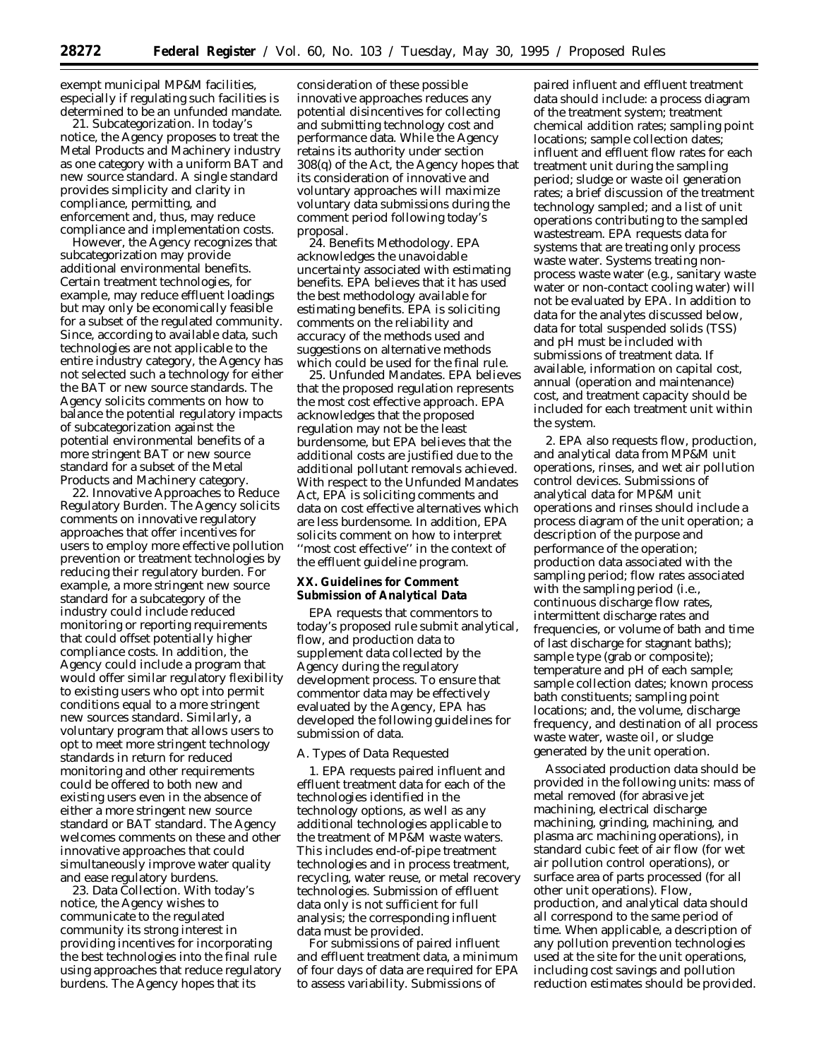exempt municipal MP&M facilities, especially if regulating such facilities is determined to be an unfunded mandate.

21. Subcategorization. In today's notice, the Agency proposes to treat the Metal Products and Machinery industry as one category with a uniform BAT and new source standard. A single standard provides simplicity and clarity in compliance, permitting, and enforcement and, thus, may reduce compliance and implementation costs.

However, the Agency recognizes that subcategorization may provide additional environmental benefits. Certain treatment technologies, for example, may reduce effluent loadings but may only be economically feasible for a subset of the regulated community. Since, according to available data, such technologies are not applicable to the entire industry category, the Agency has not selected such a technology for either the BAT or new source standards. The Agency solicits comments on how to balance the potential regulatory impacts of subcategorization against the potential environmental benefits of a more stringent BAT or new source standard for a subset of the Metal Products and Machinery category.

22. Innovative Approaches to Reduce Regulatory Burden. The Agency solicits comments on innovative regulatory approaches that offer incentives for users to employ more effective pollution prevention or treatment technologies by reducing their regulatory burden. For example, a more stringent new source standard for a subcategory of the industry could include reduced monitoring or reporting requirements that could offset potentially higher compliance costs. In addition, the Agency could include a program that would offer similar regulatory flexibility to existing users who opt into permit conditions equal to a more stringent new sources standard. Similarly, a voluntary program that allows users to opt to meet more stringent technology standards in return for reduced monitoring and other requirements could be offered to both new and existing users even in the absence of either a more stringent new source standard or BAT standard. The Agency welcomes comments on these and other innovative approaches that could simultaneously improve water quality and ease regulatory burdens.

23. Data Collection. With today's notice, the Agency wishes to communicate to the regulated community its strong interest in providing incentives for incorporating the best technologies into the final rule using approaches that reduce regulatory burdens. The Agency hopes that its consideration of these possible innovative approaches reduces any potential disincentives for collecting and submitting technology cost and performance data. While the Agency retains its authority under section 308(q) of the Act, the Agency hopes that its consideration of innovative and voluntary approaches will maximize voluntary data submissions during the comment period following today's proposal.

24. Benefits Methodology. EPA acknowledges the unavoidable uncertainty associated with estimating benefits. EPA believes that it has used the best methodology available for estimating benefits. EPA is soliciting comments on the reliability and accuracy of the methods used and suggestions on alternative methods which could be used for the final rule.

25. Unfunded Mandates. EPA believes that the proposed regulation represents the most cost effective approach. EPA acknowledges that the proposed regulation may not be the least burdensome, but EPA believes that the additional costs are justified due to the additional pollutant removals achieved. With respect to the Unfunded Mandates Act, EPA is soliciting comments and data on cost effective alternatives which are less burdensome. In addition, EPA solicits comment on how to interpret "most cost effective" in the context of the effluent guideline program.

## XX. Guidelines for Comment Submission of Analytical Data

EPA requests that commentors to today's proposed rule submit analytical, flow, and production data to supplement data collected by the Agency during the regulatory development process. To ensure that commentor data may be effectively evaluated by the Agency, EPA has developed the following guidelines for submission of data.

### A. Types of Data Requested

1. EPA requests paired influent and effluent treatment data for each of the technologies identified in the technology options, as well as any additional technologies applicable to the treatment of MP&M waste waters. This includes end-of-pipe treatment technologies and in process treatment, recycling, water reuse, or metal recovery technologies. Submission of effluent data only is not sufficient for full analysis; the corresponding influent data must be provided.

For submissions of paired influent and effluent treatment data, a minimum of four days of data are required for EPA to assess variability. Submissions of paired influent and effluent treatment data should include: a process diagram of the treatment system; treatment chemical addition rates; sampling point locations; sample collection dates; influent and effluent flow rates for each treatment unit during the sampling period; sludge or waste oil generation rates; a brief discussion of the treatment technology sampled; and a list of unit operations contributing to the sampled wastestream. EPA requests data for systems that are treating only process waste water. Systems treating non-process waste water (e.g., sanitary waste water or non-contact cooling water) will not be evaluated by EPA. In addition to data for the analytes discussed below, data for total suspended solids (TSS) and pH must be included with submissions of treatment data. If available, information on capital cost, annual (operation and maintenance) cost, and treatment capacity should be included for each treatment unit within the system.

2. EPA also requests flow, production, and analytical data from MP&M unit operations, rinses, and wet air pollution control devices. Submissions of analytical data for MP&M unit operations and rinses should include a process diagram of the unit operation; a description of the purpose and performance of the operation; production data associated with the sampling period; flow rates associated with the sampling period (i.e., continuous discharge flow rates, intermittent discharge rates and frequencies, or volume of bath and time of last discharge for stagnant baths); sample type (grab or composite); temperature and pH of each sample; sample collection dates; known process bath constituents; sampling point locations; and, the volume, discharge frequency, and destination of all process waste water, waste oil, or sludge generated by the unit operation.

Associated production data should be provided in the following units: mass of metal removed (for abrasive jet machining, electrical discharge machining, grinding, machining, and plasma arc machining operations), in standard cubic feet of air flow (for wet air pollution control operations), or surface area of parts processed (for all other unit operations). Flow, production, and analytical data should all correspond to the same period of time. When applicable, a description of any pollution prevention technologies used at the site for the unit operations, including cost savings and pollution reduction estimates should be provided.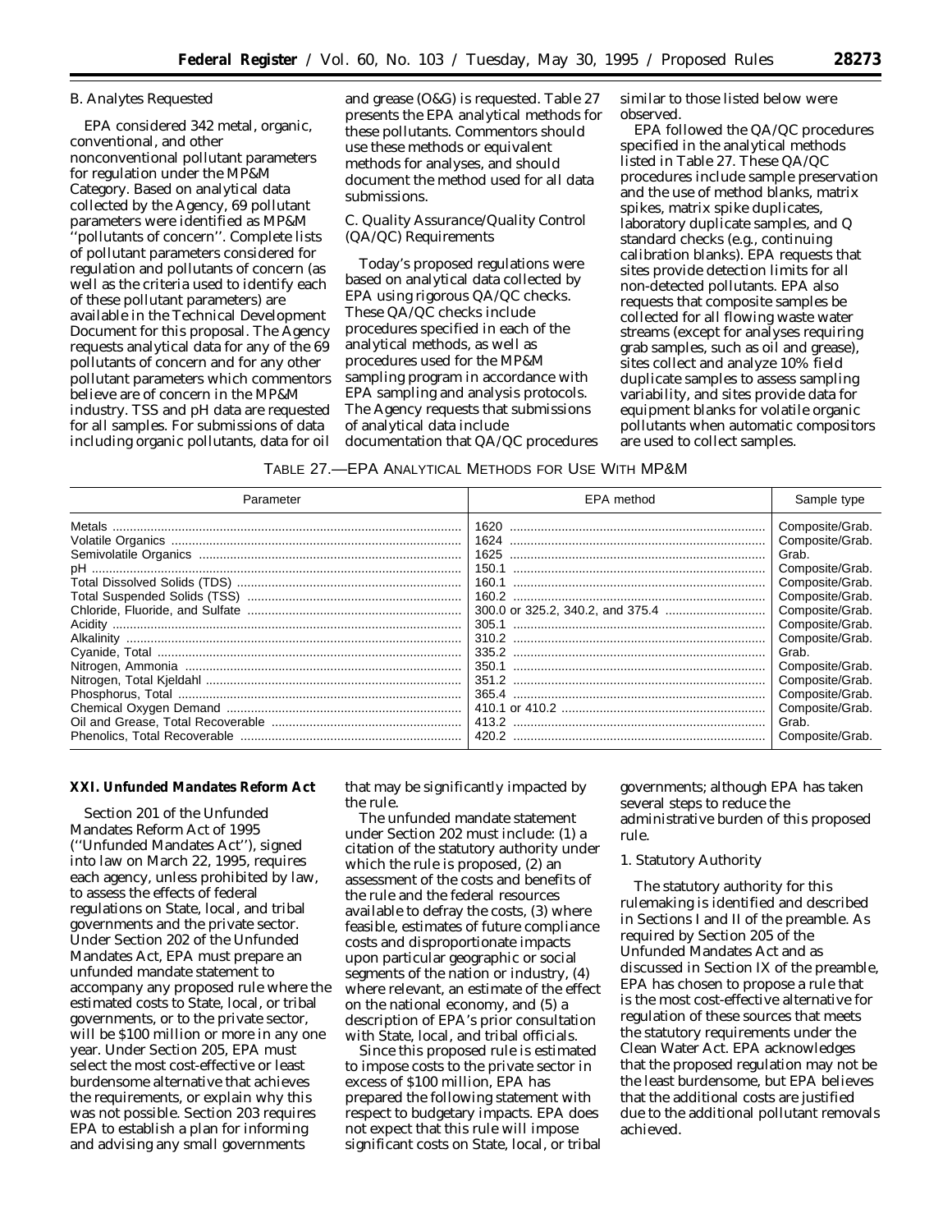B. Analytes Requested

EPA considered 342 metal, organic, conventional, and other nonconventional pollutant parameters for regulation under the MP&M Category. Based on analytical data collected by the Agency, 69 pollutant parameters were identified as MP&M ''pollutants of concern''. Complete lists of pollutant parameters considered for regulation and pollutants of concern (as well as the criteria used to identify each of these pollutant parameters) are available in the Technical Development Document for this proposal. The Agency requests analytical data for any of the 69 pollutants of concern and for any other pollutant parameters which commentors believe are of concern in the MP&M industry. TSS and pH data are requested for all samples. For submissions of data including organic pollutants, data for oil and grease (O&G) is requested. Table 27 presents the EPA analytical methods for these pollutants. Commentors should use these methods or equivalent methods for analyses, and should document the method used for all data submissions.

C. Quality Assurance/Quality Control (QA/QC) Requirements

Today's proposed regulations were based on analytical data collected by EPA using rigorous QA/QC checks. These QA/QC checks include procedures specified in each of the analytical methods, as well as procedures used for the MP&M sampling program in accordance with EPA sampling and analysis protocols. The Agency requests that submissions of analytical data include documentation that QA/QC procedures similar to those listed below were observed.

EPA followed the QA/QC procedures specified in the analytical methods listed in Table 27. These QA/QC procedures include sample preservation and the use of method blanks, matrix spikes, matrix spike duplicates, laboratory duplicate samples, and Q standard checks (e.g., continuing calibration blanks). EPA requests that sites provide detection limits for all non-detected pollutants. EPA also requests that composite samples be collected for all flowing waste water streams (except for analyses requiring grab samples, such as oil and grease), sites collect and analyze 10% field duplicate samples to assess sampling variability, and sites provide data for equipment blanks for volatile organic pollutants when automatic compositors are used to collect samples.

TABLE 27.—EPA ANALYTICAL METHODS FOR USE WITH MP&M

| Parameter | EPA method | Sample type |
|---|---|---|
| Metals | 1620 | Composite/Grab. |
| Volatile Organics | 1624 | Composite/Grab. |
| Semivolatile Organics | 1625 | Grab. |
| pH | 150.1 | Composite/Grab. |
| Total Dissolved Solids (TDS) | 160.1 | Composite/Grab. |
| Total Suspended Solids (TSS) | 160.2 | Composite/Grab. |
| Chloride, Fluoride, and Sulfate | 300.0 or 325.2, 340.2, and 375.4 | Composite/Grab. |
| Acidity | 305.1 | Composite/Grab. |
| Alkalinity | 310.2 | Composite/Grab. |
| Cyanide, Total | 335.2 | Grab. |
| Nitrogen, Ammonia | 350.1 | Composite/Grab. |
| Nitrogen, Total Kjeldahl | 351.2 | Composite/Grab. |
| Phosphorus, Total | 365.4 | Composite/Grab. |
| Chemical Oxygen Demand | 410.1 or 410.2 | Composite/Grab. |
| Oil and Grease, Total Recoverable | 413.2 | Grab. |
| Phenolics, Total Recoverable | 420.2 | Composite/Grab. |

**XXI. Unfunded Mandates Reform Act**

Section 201 of the Unfunded Mandates Reform Act of 1995 (''Unfunded Mandates Act''), signed into law on March 22, 1995, requires each agency, unless prohibited by law, to assess the effects of federal regulations on State, local, and tribal governments and the private sector. Under Section 202 of the Unfunded Mandates Act, EPA must prepare an unfunded mandate statement to accompany any proposed rule where the estimated costs to State, local, or tribal governments, or to the private sector, will be $100 million or more in any one year. Under Section 205, EPA must select the most cost-effective or least burdensome alternative that achieves the requirements, or explain why this was not possible. Section 203 requires EPA to establish a plan for informing and advising any small governments that may be significantly impacted by the rule.

The unfunded mandate statement under Section 202 must include: (1) a citation of the statutory authority under which the rule is proposed, (2) an assessment of the costs and benefits of the rule and the federal resources available to defray the costs, (3) where feasible, estimates of future compliance costs and disproportionate impacts upon particular geographic or social segments of the nation or industry, (4) where relevant, an estimate of the effect on the national economy, and (5) a description of EPA's prior consultation with State, local, and tribal officials.

Since this proposed rule is estimated to impose costs to the private sector in excess of $100 million, EPA has prepared the following statement with respect to budgetary impacts. EPA does not expect that this rule will impose significant costs on State, local, or tribal governments; although EPA has taken several steps to reduce the administrative burden of this proposed rule.

1. Statutory Authority

The statutory authority for this rulemaking is identified and described in Sections I and II of the preamble. As required by Section 205 of the Unfunded Mandates Act and as discussed in Section IX of the preamble, EPA has chosen to propose a rule that is the most cost-effective alternative for regulation of these sources that meets the statutory requirements under the Clean Water Act. EPA acknowledges that the proposed regulation may not be the least burdensome, but EPA believes that the additional costs are justified due to the additional pollutant removals achieved.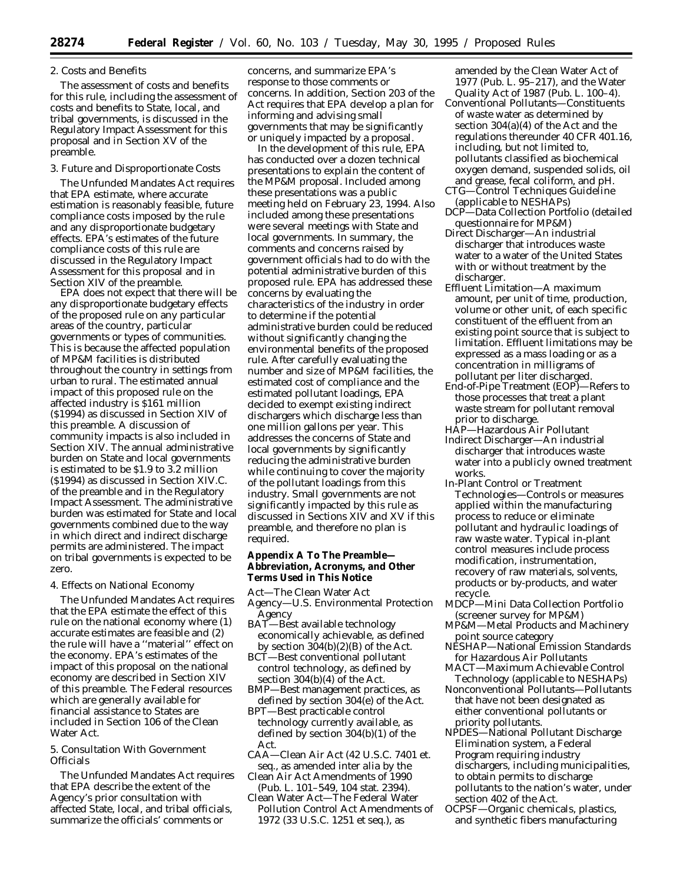2. Costs and Benefits

The assessment of costs and benefits for this rule, including the assessment of costs and benefits to State, local, and tribal governments, is discussed in the Regulatory Impact Assessment for this proposal and in Section XV of the preamble.

3. Future and Disproportionate Costs

The Unfunded Mandates Act requires that EPA estimate, where accurate estimation is reasonably feasible, future compliance costs imposed by the rule and any disproportionate budgetary effects. EPA's estimates of the future compliance costs of this rule are discussed in the Regulatory Impact Assessment for this proposal and in Section XIV of the preamble.

EPA does not expect that there will be any disproportionate budgetary effects of the proposed rule on any particular areas of the country, particular governments or types of communities. This is because the affected population of MP&M facilities is distributed throughout the country in settings from urban to rural. The estimated annual impact of this proposed rule on the affected industry is $161 million ($1994) as discussed in Section XIV of this preamble. A discussion of community impacts is also included in Section XIV. The annual administrative burden on State and local governments is estimated to be $1.9 to 3.2 million ($1994) as discussed in Section XIV.C. of the preamble and in the Regulatory Impact Assessment. The administrative burden was estimated for State and local governments combined due to the way in which direct and indirect discharge permits are administered. The impact on tribal governments is expected to be zero.

4. Effects on National Economy

The Unfunded Mandates Act requires that the EPA estimate the effect of this rule on the national economy where (1) accurate estimates are feasible and (2) the rule will have a "material" effect on the economy. EPA's estimates of the impact of this proposal on the national economy are described in Section XIV of this preamble. The Federal resources which are generally available for financial assistance to States are included in Section 106 of the Clean Water Act.

5. Consultation With Government Officials

The Unfunded Mandates Act requires that EPA describe the extent of the Agency's prior consultation with affected State, local, and tribal officials, summarize the officials' comments or concerns, and summarize EPA's response to those comments or concerns. In addition, Section 203 of the Act requires that EPA develop a plan for informing and advising small governments that may be significantly or uniquely impacted by a proposal.

In the development of this rule, EPA has conducted over a dozen technical presentations to explain the content of the MP&M proposal. Included among these presentations was a public meeting held on February 23, 1994. Also included among these presentations were several meetings with State and local governments. In summary, the comments and concerns raised by government officials had to do with the potential administrative burden of this proposed rule. EPA has addressed these concerns by evaluating the characteristics of the industry in order to determine if the potential administrative burden could be reduced without significantly changing the environmental benefits of the proposed rule. After carefully evaluating the number and size of MP&M facilities, the estimated cost of compliance and the estimated pollutant loadings, EPA decided to exempt existing indirect dischargers which discharge less than one million gallons per year. This addresses the concerns of State and local governments by significantly reducing the administrative burden while continuing to cover the majority of the pollutant loadings from this industry. Small governments are not significantly impacted by this rule as discussed in Sections XIV and XV if this preamble, and therefore no plan is required.

**Appendix A To The Preamble—Abbreviation, Acronyms, and Other Terms Used in This Notice**

Act—The Clean Water Act
Agency—U.S. Environmental Protection Agency
BAT—Best available technology economically achievable, as defined by section 304(b)(2)(B) of the Act.
BCT—Best conventional pollutant control technology, as defined by section 304(b)(4) of the Act.
BMP—Best management practices, as defined by section 304(e) of the Act.
BPT—Best practicable control technology currently available, as defined by section 304(b)(1) of the Act.
CAA—Clean Air Act (42 U.S.C. 7401 et. seq., as amended inter alia by the Clean Air Act Amendments of 1990 (Pub. L. 101–549, 104 stat. 2394).
Clean Water Act—The Federal Water Pollution Control Act Amendments of 1972 (33 U.S.C. 1251 et seq.), as amended by the Clean Water Act of 1977 (Pub. L. 95–217), and the Water Quality Act of 1987 (Pub. L. 100–4).
Conventional Pollutants—Constituents of waste water as determined by section 304(a)(4) of the Act and the regulations thereunder 40 CFR 401.16, including, but not limited to, pollutants classified as biochemical oxygen demand, suspended solids, oil and grease, fecal coliform, and pH.
CTG—Control Techniques Guideline (applicable to NESHAPs)
DCP—Data Collection Portfolio (detailed questionnaire for MP&M)
Direct Discharger—An industrial discharger that introduces waste water to a water of the United States with or without treatment by the discharger.
Effluent Limitation—A maximum amount, per unit of time, production, volume or other unit, of each specific constituent of the effluent from an existing point source that is subject to limitation. Effluent limitations may be expressed as a mass loading or as a concentration in milligrams of pollutant per liter discharged.
End-of-Pipe Treatment (EOP)—Refers to those processes that treat a plant waste stream for pollutant removal prior to discharge.
HAP—Hazardous Air Pollutant
Indirect Discharger—An industrial discharger that introduces waste water into a publicly owned treatment works.
In-Plant Control or Treatment Technologies—Controls or measures applied within the manufacturing process to reduce or eliminate pollutant and hydraulic loadings of raw waste water. Typical in-plant control measures include process modification, instrumentation, recovery of raw materials, solvents, products or by-products, and water recycle.
MDCP—Mini Data Collection Portfolio (screener survey for MP&M)
MP&M—Metal Products and Machinery point source category
NESHAP—National Emission Standards for Hazardous Air Pollutants
MACT—Maximum Achievable Control Technology (applicable to NESHAPs)
Nonconventional Pollutants—Pollutants that have not been designated as either conventional pollutants or priority pollutants.
NPDES—National Pollutant Discharge Elimination system, a Federal Program requiring industry dischargers, including municipalities, to obtain permits to discharge pollutants to the nation's water, under section 402 of the Act.
OCPSF—Organic chemicals, plastics, and synthetic fibers manufacturing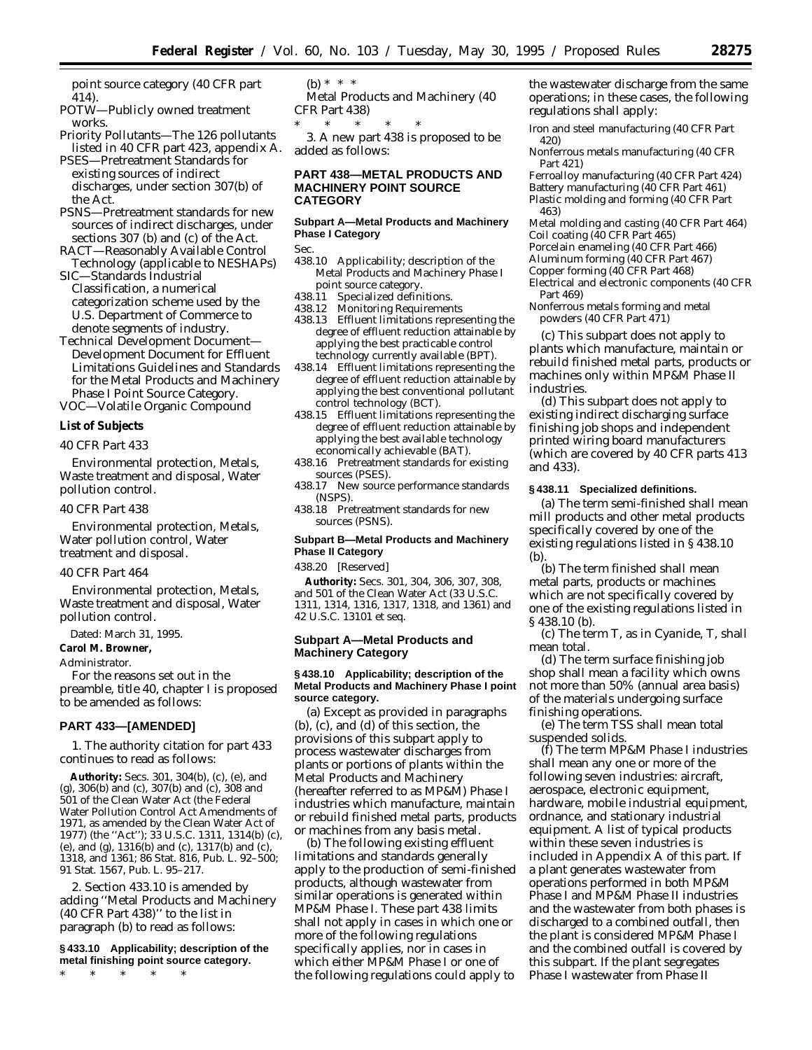point source category (40 CFR part 414).

POTW—Publicly owned treatment works.

Priority Pollutants—The 126 pollutants listed in 40 CFR part 423, appendix A.

PSES—Pretreatment Standards for existing sources of indirect discharges, under section 307(b) of the Act.

PSNS—Pretreatment standards for new sources of indirect discharges, under sections 307 (b) and (c) of the Act.

RACT—Reasonably Available Control Technology (applicable to NESHAPs)

SIC—Standards Industrial Classification, a numerical categorization scheme used by the U.S. Department of Commerce to denote segments of industry.

Technical Development Document—Development Document for Effluent Limitations Guidelines and Standards for the Metal Products and Machinery Phase I Point Source Category.

VOC—Volatile Organic Compound

**List of Subjects**

40 CFR Part 433

Environmental protection, Metals, Waste treatment and disposal, Water pollution control.

40 CFR Part 438

Environmental protection, Metals, Water pollution control, Water treatment and disposal.

40 CFR Part 464

Environmental protection, Metals, Waste treatment and disposal, Water pollution control.

Dated: March 31, 1995.

**Carol M. Browner,**

*Administrator.*

For the reasons set out in the preamble, title 40, chapter I is proposed to be amended as follows:

## PART 433—[AMENDED]

1. The authority citation for part 433 continues to read as follows:

**Authority:** Secs. 301, 304(b), (c), (e), and (g), 306(b) and (c), 307(b) and (c), 308 and 501 of the Clean Water Act (the Federal Water Pollution Control Act Amendments of 1971, as amended by the Clean Water Act of 1977) (the ''Act''); 33 U.S.C. 1311, 1314(b) (c), (e), and (g), 1316(b) and (c), 1317(b) and (c), 1318, and 1361; 86 Stat. 816, Pub. L. 92–500; 91 Stat. 1567, Pub. L. 95–217.

2. Section 433.10 is amended by adding ''Metal Products and Machinery (40 CFR Part 438)'' to the list in paragraph (b) to read as follows:

**§ 433.10 Applicability; description of the metal finishing point source category.**

\* \* \* \* \*

(b) \* \* \*

Metal Products and Machinery (40 CFR Part 438)

\* \* \* \* \*

3. A new part 438 is proposed to be added as follows:

## PART 438—METAL PRODUCTS AND MACHINERY POINT SOURCE CATEGORY

**Subpart A—Metal Products and Machinery Phase I Category**

Sec.

438.10 Applicability; description of the Metal Products and Machinery Phase I point source category.

438.11 Specialized definitions.

438.12 Monitoring Requirements

438.13 Effluent limitations representing the degree of effluent reduction attainable by applying the best practicable control technology currently available (BPT).

438.14 Effluent limitations representing the degree of effluent reduction attainable by applying the best conventional pollutant control technology (BCT).

438.15 Effluent limitations representing the degree of effluent reduction attainable by applying the best available technology economically achievable (BAT).

438.16 Pretreatment standards for existing sources (PSES).

438.17 New source performance standards (NSPS).

438.18 Pretreatment standards for new sources (PSNS).

**Subpart B—Metal Products and Machinery Phase II Category**

438.20 [Reserved]

**Authority:** Secs. 301, 304, 306, 307, 308, and 501 of the Clean Water Act (33 U.S.C. 1311, 1314, 1316, 1317, 1318, and 1361) and 42 U.S.C. 13101 et seq.

### Subpart A—Metal Products and Machinery Category

**§ 438.10 Applicability; description of the Metal Products and Machinery Phase I point source category.**

(a) Except as provided in paragraphs (b), (c), and (d) of this section, the provisions of this subpart apply to process wastewater discharges from plants or portions of plants within the Metal Products and Machinery (hereafter referred to as MP&M) Phase I industries which manufacture, maintain or rebuild finished metal parts, products or machines from any basis metal.

(b) The following existing effluent limitations and standards generally apply to the production of semi-finished products, although wastewater from similar operations is generated within MP&M Phase I. These part 438 limits shall not apply in cases in which one or more of the following regulations specifically applies, nor in cases in which either MP&M Phase I or one of the following regulations could apply to the wastewater discharge from the same operations; in these cases, the following regulations shall apply:

Iron and steel manufacturing (40 CFR Part 420)

Nonferrous metals manufacturing (40 CFR Part 421)

Ferroalloy manufacturing (40 CFR Part 424)

Battery manufacturing (40 CFR Part 461)

Plastic molding and forming (40 CFR Part 463)

Metal molding and casting (40 CFR Part 464)

Coil coating (40 CFR Part 465)

Porcelain enameling (40 CFR Part 466)

Aluminum forming (40 CFR Part 467)

Copper forming (40 CFR Part 468)

Electrical and electronic components (40 CFR Part 469)

Nonferrous metals forming and metal powders (40 CFR Part 471)

(c) This subpart does not apply to plants which manufacture, maintain or rebuild finished metal parts, products or machines only within MP&M Phase II industries.

(d) This subpart does not apply to existing indirect discharging surface finishing job shops and independent printed wiring board manufacturers (which are covered by 40 CFR parts 413 and 433).

**§ 438.11 Specialized definitions.**

(a) The term semi-finished shall mean mill products and other metal products specifically covered by one of the existing regulations listed in § 438.10 (b).

(b) The term finished shall mean metal parts, products or machines which are not specifically covered by one of the existing regulations listed in § 438.10 (b).

(c) The term T, as in Cyanide, T, shall mean total.

(d) The term surface finishing job shop shall mean a facility which owns not more than 50% (annual area basis) of the materials undergoing surface finishing operations.

(e) The term TSS shall mean total suspended solids.

(f) The term MP&M Phase I industries shall mean any one or more of the following seven industries: aircraft, aerospace, electronic equipment, hardware, mobile industrial equipment, ordnance, and stationary industrial equipment. A list of typical products within these seven industries is included in Appendix A of this part. If a plant generates wastewater from operations performed in both MP&M Phase I and MP&M Phase II industries and the wastewater from both phases is discharged to a combined outfall, then the plant is considered MP&M Phase I and the combined outfall is covered by this subpart. If the plant segregates Phase I wastewater from Phase II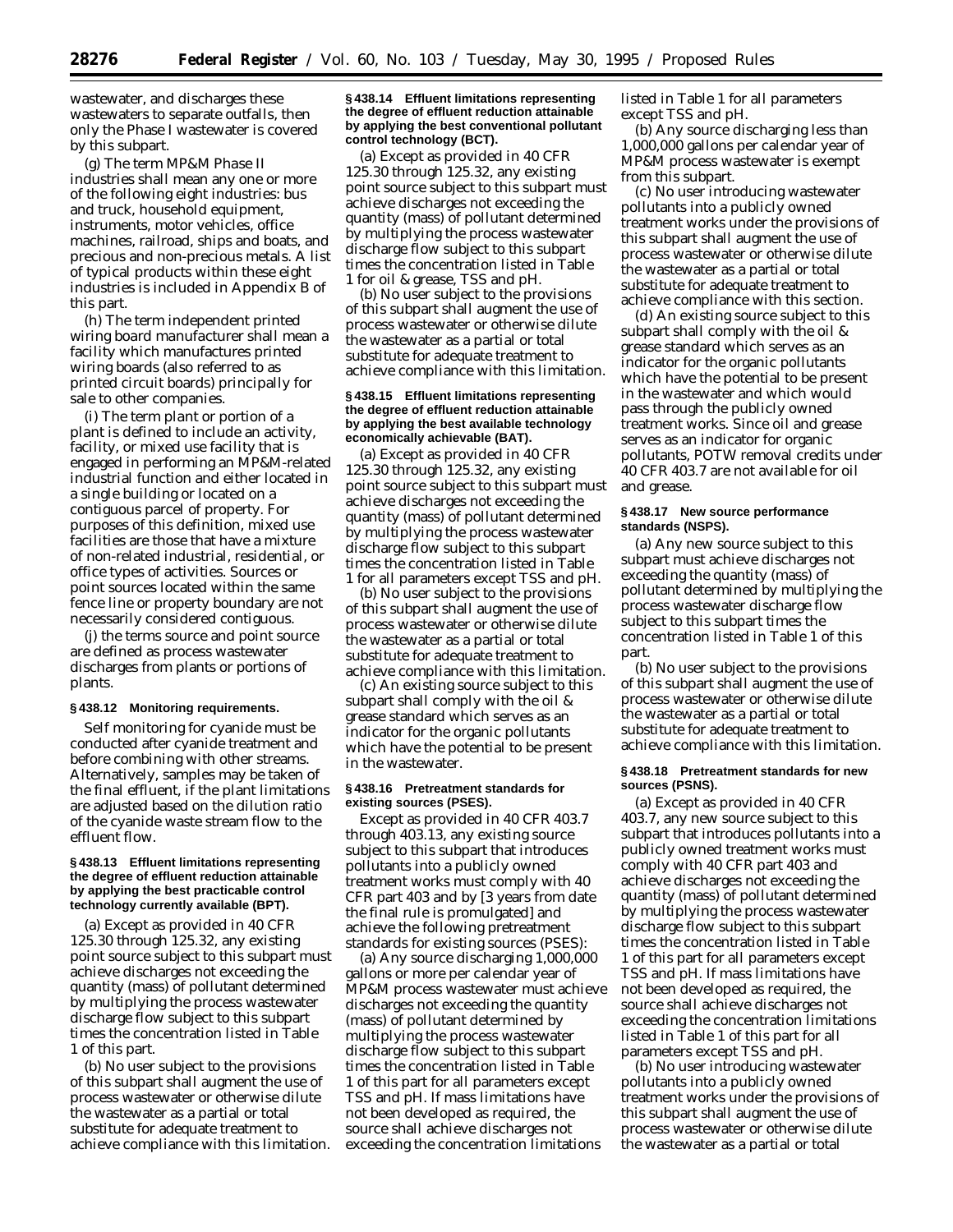wastewater, and discharges these wastewaters to separate outfalls, then only the Phase I wastewater is covered by this subpart.

(g) The term *MP&M Phase II industries* shall mean any one or more of the following eight industries: bus and truck, household equipment, instruments, motor vehicles, office machines, railroad, ships and boats, and precious and non-precious metals. A list of typical products within these eight industries is included in Appendix B of this part.

(h) The term *independent printed wiring board manufacturer* shall mean a facility which manufactures printed wiring boards (also referred to as printed circuit boards) principally for sale to other companies.

(i) The term *plant or portion of a plant* is defined to include an activity, facility, or mixed use facility that is engaged in performing an MP&M-related industrial function and either located in a single building or located on a contiguous parcel of property. For purposes of this definition, mixed use facilities are those that have a mixture of non-related industrial, residential, or office types of activities. Sources or point sources located within the same fence line or property boundary are not necessarily considered contiguous.

(j) the terms *source* and *point source* are defined as process wastewater discharges from plants or portions of plants.

**§ 438.12 Monitoring requirements.**

Self monitoring for cyanide must be conducted after cyanide treatment and before combining with other streams. Alternatively, samples may be taken of the final effluent, if the plant limitations are adjusted based on the dilution ratio of the cyanide waste stream flow to the effluent flow.

**§ 438.13 Effluent limitations representing the degree of effluent reduction attainable by applying the best practicable control technology currently available (BPT).**

(a) Except as provided in 40 CFR 125.30 through 125.32, any existing point source subject to this subpart must achieve discharges not exceeding the quantity (mass) of pollutant determined by multiplying the process wastewater discharge flow subject to this subpart times the concentration listed in Table 1 of this part.

(b) No user subject to the provisions of this subpart shall augment the use of process wastewater or otherwise dilute the wastewater as a partial or total substitute for adequate treatment to achieve compliance with this limitation.

**§ 438.14 Effluent limitations representing the degree of effluent reduction attainable by applying the best conventional pollutant control technology (BCT).**

(a) Except as provided in 40 CFR 125.30 through 125.32, any existing point source subject to this subpart must achieve discharges not exceeding the quantity (mass) of pollutant determined by multiplying the process wastewater discharge flow subject to this subpart times the concentration listed in Table 1 for oil & grease, TSS and pH.

(b) No user subject to the provisions of this subpart shall augment the use of process wastewater or otherwise dilute the wastewater as a partial or total substitute for adequate treatment to achieve compliance with this limitation.

**§ 438.15 Effluent limitations representing the degree of effluent reduction attainable by applying the best available technology economically achievable (BAT).**

(a) Except as provided in 40 CFR 125.30 through 125.32, any existing point source subject to this subpart must achieve discharges not exceeding the quantity (mass) of pollutant determined by multiplying the process wastewater discharge flow subject to this subpart times the concentration listed in Table 1 for all parameters except TSS and pH.

(b) No user subject to the provisions of this subpart shall augment the use of process wastewater or otherwise dilute the wastewater as a partial or total substitute for adequate treatment to achieve compliance with this limitation.

(c) An existing source subject to this subpart shall comply with the oil & grease standard which serves as an indicator for the organic pollutants which have the potential to be present in the wastewater.

**§ 438.16 Pretreatment standards for existing sources (PSES).**

Except as provided in 40 CFR 403.7 through 403.13, any existing source subject to this subpart that introduces pollutants into a publicly owned treatment works must comply with 40 CFR part 403 and by [3 years from date the final rule is promulgated] and achieve the following pretreatment standards for existing sources (PSES):

(a) Any source discharging 1,000,000 gallons or more per calendar year of MP&M process wastewater must achieve discharges not exceeding the quantity (mass) of pollutant determined by multiplying the process wastewater discharge flow subject to this subpart times the concentration listed in Table 1 of this part for all parameters except TSS and pH. If mass limitations have not been developed as required, the source shall achieve discharges not exceeding the concentration limitations listed in Table 1 for all parameters except TSS and pH.

(b) Any source discharging less than 1,000,000 gallons per calendar year of MP&M process wastewater is exempt from this subpart.

(c) No user introducing wastewater pollutants into a publicly owned treatment works under the provisions of this subpart shall augment the use of process wastewater or otherwise dilute the wastewater as a partial or total substitute for adequate treatment to achieve compliance with this section.

(d) An existing source subject to this subpart shall comply with the oil & grease standard which serves as an indicator for the organic pollutants which have the potential to be present in the wastewater and which would pass through the publicly owned treatment works. Since oil and grease serves as an indicator for organic pollutants, POTW removal credits under 40 CFR 403.7 are not available for oil and grease.

**§ 438.17 New source performance standards (NSPS).**

(a) Any new source subject to this subpart must achieve discharges not exceeding the quantity (mass) of pollutant determined by multiplying the process wastewater discharge flow subject to this subpart times the concentration listed in Table 1 of this part.

(b) No user subject to the provisions of this subpart shall augment the use of process wastewater or otherwise dilute the wastewater as a partial or total substitute for adequate treatment to achieve compliance with this limitation.

**§ 438.18 Pretreatment standards for new sources (PSNS).**

(a) Except as provided in 40 CFR 403.7, any new source subject to this subpart that introduces pollutants into a publicly owned treatment works must comply with 40 CFR part 403 and achieve discharges not exceeding the quantity (mass) of pollutant determined by multiplying the process wastewater discharge flow subject to this subpart times the concentration listed in Table 1 of this part for all parameters except TSS and pH. If mass limitations have not been developed as required, the source shall achieve discharges not exceeding the concentration limitations listed in Table 1 of this part for all parameters except TSS and pH.

(b) No user introducing wastewater pollutants into a publicly owned treatment works under the provisions of this subpart shall augment the use of process wastewater or otherwise dilute the wastewater as a partial or total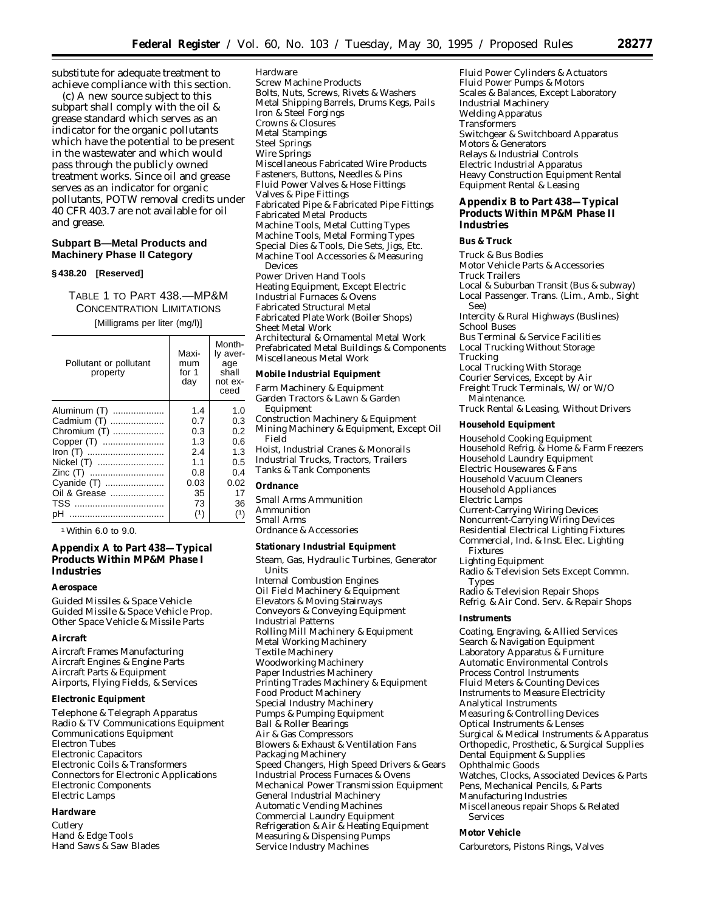substitute for adequate treatment to achieve compliance with this section.

(c) A new source subject to this subpart shall comply with the oil & grease standard which serves as an indicator for the organic pollutants which have the potential to be present in the wastewater and which would pass through the publicly owned treatment works. Since oil and grease serves as an indicator for organic pollutants, POTW removal credits under 40 CFR 403.7 are not available for oil and grease.

## Subpart B—Metal Products and Machinery Phase II Category

### § 438.20 [Reserved]

TABLE 1 TO PART 438.—MP&M CONCENTRATION LIMITATIONS

[Milligrams per liter (mg/l)]

| Pollutant or pollutant property | Maximum for 1 day | Monthly average shall not exceed |
|---|---|---|
| Aluminum (T) | 1.4 | 1.0 |
| Cadmium (T) | 0.7 | 0.3 |
| Chromium (T) | 0.3 | 0.2 |
| Copper (T) | 1.3 | 0.6 |
| Iron (T) | 2.4 | 1.3 |
| Nickel (T) | 1.1 | 0.5 |
| Zinc (T) | 0.8 | 0.4 |
| Cyanide (T) | 0.03 | 0.02 |
| Oil & Grease | 35 | 17 |
| TSS | 73 | 36 |
| pH | [1] | [1] |

[1] Within 6.0 to 9.0.

## Appendix A to Part 438—Typical Products Within MP&M Phase I Industries

**Aerospace**

Guided Missiles & Space Vehicle
Guided Missile & Space Vehicle Prop.
Other Space Vehicle & Missile Parts

**Aircraft**

Aircraft Frames Manufacturing
Aircraft Engines & Engine Parts
Aircraft Parts & Equipment
Airports, Flying Fields, & Services

**Electronic Equipment**

Telephone & Telegraph Apparatus
Radio & TV Communications Equipment
Communications Equipment
Electron Tubes
Electronic Capacitors
Electronic Coils & Transformers
Connectors for Electronic Applications
Electronic Components
Electric Lamps

**Hardware**

Cutlery
Hand & Edge Tools
Hand Saws & Saw Blades
Hardware
Screw Machine Products
Bolts, Nuts, Screws, Rivets & Washers
Metal Shipping Barrels, Drums Kegs, Pails
Iron & Steel Forgings
Crowns & Closures
Metal Stampings
Steel Springs
Wire Springs
Miscellaneous Fabricated Wire Products
Fasteners, Buttons, Needles & Pins
Fluid Power Valves & Hose Fittings
Valves & Pipe Fittings
Fabricated Pipe & Fabricated Pipe Fittings
Fabricated Metal Products
Machine Tools, Metal Cutting Types
Machine Tools, Metal Forming Types
Special Dies & Tools, Die Sets, Jigs, Etc.
Machine Tool Accessories & Measuring Devices
Power Driven Hand Tools
Heating Equipment, Except Electric
Industrial Furnaces & Ovens
Fabricated Structural Metal
Fabricated Plate Work (Boiler Shops)
Sheet Metal Work
Architectural & Ornamental Metal Work
Prefabricated Metal Buildings & Components
Miscellaneous Metal Work

**Mobile Industrial Equipment**

Farm Machinery & Equipment
Garden Tractors & Lawn & Garden Equipment
Construction Machinery & Equipment
Mining Machinery & Equipment, Except Oil Field
Hoist, Industrial Cranes & Monorails
Industrial Trucks, Tractors, Trailers
Tanks & Tank Components

**Ordnance**

Small Arms Ammunition
Ammunition
Small Arms
Ordnance & Accessories

**Stationary Industrial Equipment**

Steam, Gas, Hydraulic Turbines, Generator Units
Internal Combustion Engines
Oil Field Machinery & Equipment
Elevators & Moving Stairways
Conveyors & Conveying Equipment
Industrial Patterns
Rolling Mill Machinery & Equipment
Metal Working Machinery
Textile Machinery
Woodworking Machinery
Paper Industries Machinery
Printing Trades Machinery & Equipment
Food Product Machinery
Special Industry Machinery
Pumps & Pumping Equipment
Ball & Roller Bearings
Air & Gas Compressors
Blowers & Exhaust & Ventilation Fans
Packaging Machinery
Speed Changers, High Speed Drivers & Gears
Industrial Process Furnaces & Ovens
Mechanical Power Transmission Equipment
General Industrial Machinery
Automatic Vending Machines
Commercial Laundry Equipment
Refrigeration & Air & Heating Equipment
Measuring & Dispensing Pumps
Service Industry Machines
Fluid Power Cylinders & Actuators
Fluid Power Pumps & Motors
Scales & Balances, Except Laboratory
Industrial Machinery
Welding Apparatus
Transformers
Switchgear & Switchboard Apparatus
Motors & Generators
Relays & Industrial Controls
Electric Industrial Apparatus
Heavy Construction Equipment Rental
Equipment Rental & Leasing

## Appendix B to Part 438—Typical Products Within MP&M Phase II Industries

**Bus & Truck**

Truck & Bus Bodies
Motor Vehicle Parts & Accessories
Truck Trailers
Local & Suburban Transit (Bus & subway)
Local Passenger. Trans. (Lim., Amb., Sight See)
Intercity & Rural Highways (Buslines)
School Buses
Bus Terminal & Service Facilities
Local Trucking Without Storage
Trucking
Local Trucking With Storage
Courier Services, Except by Air
Freight Truck Terminals, W/ or W/O Maintenance.
Truck Rental & Leasing, Without Drivers

**Household Equipment**

Household Cooking Equipment
Household Refrig. & Home & Farm Freezers
Household Laundry Equipment
Electric Housewares & Fans
Household Vacuum Cleaners
Household Appliances
Electric Lamps
Current-Carrying Wiring Devices
Noncurrent-Carrying Wiring Devices
Residential Electrical Lighting Fixtures
Commercial, Ind. & Inst. Elec. Lighting Fixtures
Lighting Equipment
Radio & Television Sets Except Commn. Types
Radio & Television Repair Shops
Refrig. & Air Cond. Serv. & Repair Shops

**Instruments**

Coating, Engraving, & Allied Services
Search & Navigation Equipment
Laboratory Apparatus & Furniture
Automatic Environmental Controls
Process Control Instruments
Fluid Meters & Counting Devices
Instruments to Measure Electricity
Analytical Instruments
Measuring & Controlling Devices
Optical Instruments & Lenses
Surgical & Medical Instruments & Apparatus
Orthopedic, Prosthetic, & Surgical Supplies
Dental Equipment & Supplies
Ophthalmic Goods
Watches, Clocks, Associated Devices & Parts
Pens, Mechanical Pencils, & Parts
Manufacturing Industries
Miscellaneous repair Shops & Related Services

**Motor Vehicle**

Carburetors, Pistons Rings, Valves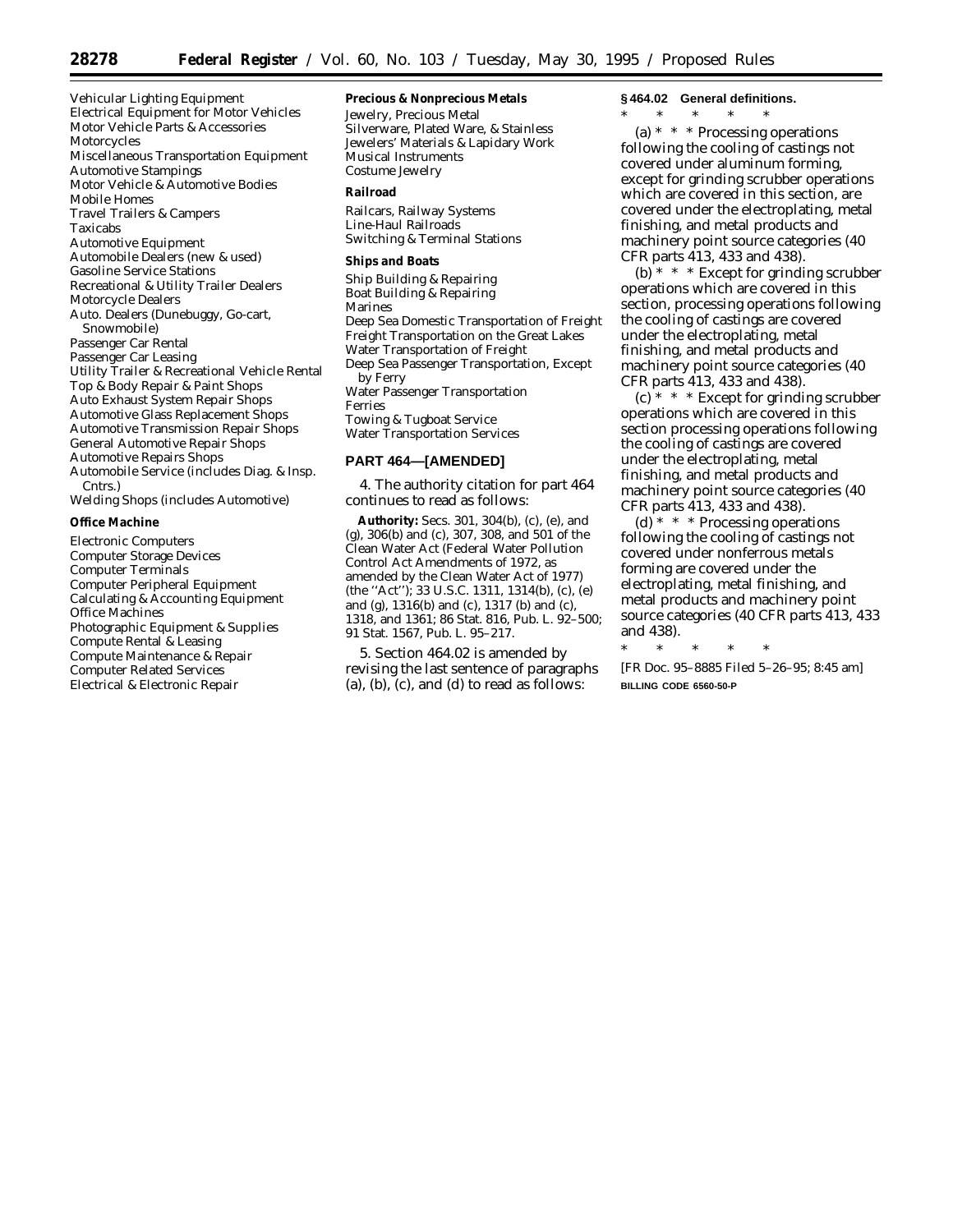Vehicular Lighting Equipment
Electrical Equipment for Motor Vehicles
Motor Vehicle Parts & Accessories
Motorcycles
Miscellaneous Transportation Equipment
Automotive Stampings
Motor Vehicle & Automotive Bodies
Mobile Homes
Travel Trailers & Campers
Taxicabs
Automotive Equipment
Automobile Dealers (new & used)
Gasoline Service Stations
Recreational & Utility Trailer Dealers
Motorcycle Dealers
Auto. Dealers (Dunebuggy, Go-cart, Snowmobile)
Passenger Car Rental
Passenger Car Leasing
Utility Trailer & Recreational Vehicle Rental
Top & Body Repair & Paint Shops
Auto Exhaust System Repair Shops
Automotive Glass Replacement Shops
Automotive Transmission Repair Shops
General Automotive Repair Shops
Automotive Repairs Shops
Automobile Service (includes Diag. & Insp. Cntrs.)
Welding Shops (includes Automotive)

**Office Machine**

Electronic Computers
Computer Storage Devices
Computer Terminals
Computer Peripheral Equipment
Calculating & Accounting Equipment
Office Machines
Photographic Equipment & Supplies
Compute Rental & Leasing
Compute Maintenance & Repair
Computer Related Services
Electrical & Electronic Repair

**Precious & Nonprecious Metals**

Jewelry, Precious Metal
Silverware, Plated Ware, & Stainless
Jewelers' Materials & Lapidary Work
Musical Instruments
Costume Jewelry

**Railroad**

Railcars, Railway Systems
Line-Haul Railroads
Switching & Terminal Stations

**Ships and Boats**

Ship Building & Repairing
Boat Building & Repairing
Marines
Deep Sea Domestic Transportation of Freight
Freight Transportation on the Great Lakes
Water Transportation of Freight
Deep Sea Passenger Transportation, Except by Ferry
Water Passenger Transportation
Ferries
Towing & Tugboat Service
Water Transportation Services

## PART 464—[AMENDED]

4. The authority citation for part 464 continues to read as follows:

**Authority:** Secs. 301, 304(b), (c), (e), and (g), 306(b) and (c), 307, 308, and 501 of the Clean Water Act (Federal Water Pollution Control Act Amendments of 1972, as amended by the Clean Water Act of 1977) (the ''Act''); 33 U.S.C. 1311, 1314(b), (c), (e) and (g), 1316(b) and (c), 1317 (b) and (c), 1318, and 1361; 86 Stat. 816, Pub. L. 92–500; 91 Stat. 1567, Pub. L. 95–217.

5. Section 464.02 is amended by revising the last sentence of paragraphs (a), (b), (c), and (d) to read as follows:

**§ 464.02 General definitions.**

\* \* \* \* \*

(a) \* \* \* Processing operations following the cooling of castings not covered under aluminum forming, except for grinding scrubber operations which are covered in this section, are covered under the electroplating, metal finishing, and metal products and machinery point source categories (40 CFR parts 413, 433 and 438).

(b) \* \* \* Except for grinding scrubber operations which are covered in this section, processing operations following the cooling of castings are covered under the electroplating, metal finishing, and metal products and machinery point source categories (40 CFR parts 413, 433 and 438).

(c) \* \* \* Except for grinding scrubber operations which are covered in this section processing operations following the cooling of castings are covered under the electroplating, metal finishing, and metal products and machinery point source categories (40 CFR parts 413, 433 and 438).

(d) \* \* \* Processing operations following the cooling of castings not covered under nonferrous metals forming are covered under the electroplating, metal finishing, and metal products and machinery point source categories (40 CFR parts 413, 433 and 438).

\* \* \* \* \*

[FR Doc. 95–8885 Filed 5–26–95; 8:45 am]

BILLING CODE 6560-50-P